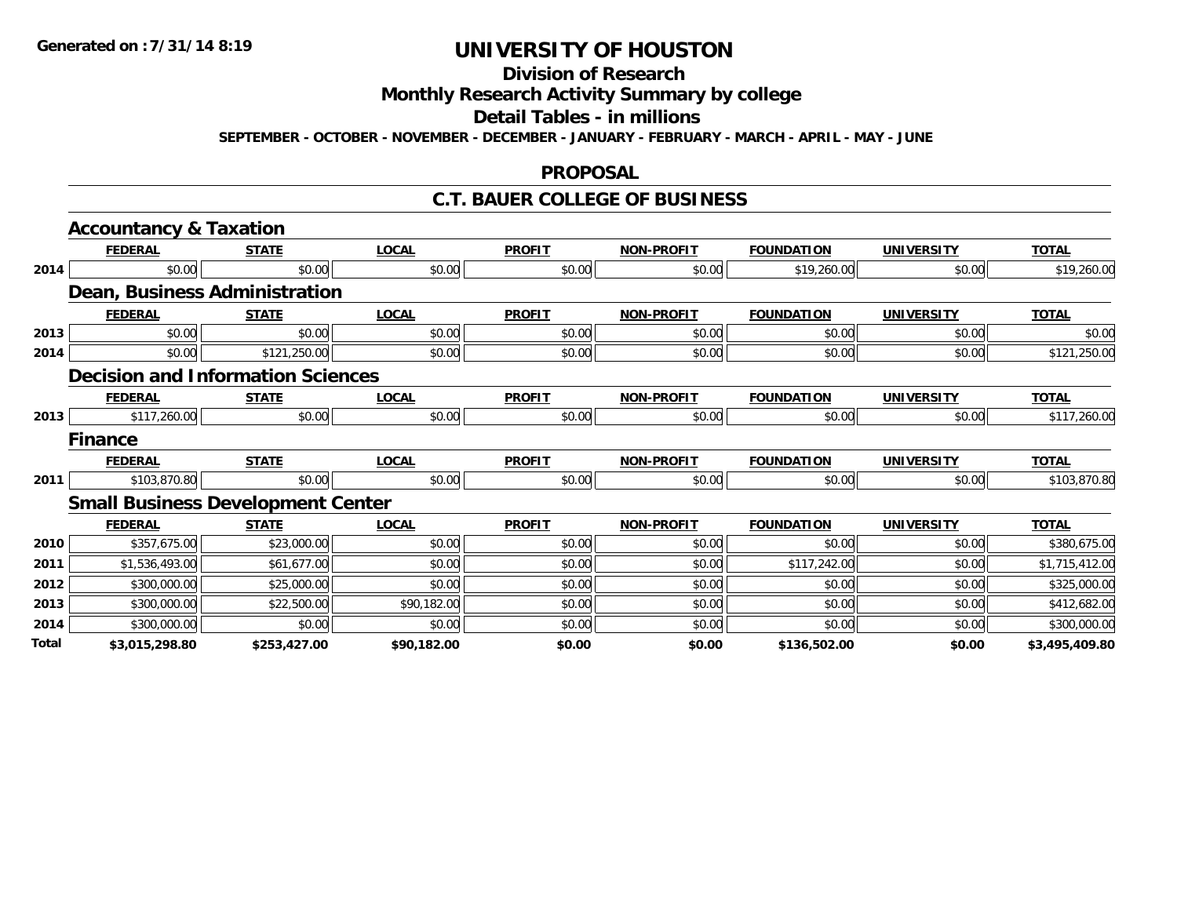# UNIVERSITY OF HOUSTON

## Division of Research

## Monthly Research Activity Summary by college

## Detail Tables - in millions

**SEPTEMBER - OCTOBER - NOVEMBER - DECEMBER - JANUARY - FEBRUARY - MARCH - APRIL - MAY - JUNE**

Generated on : 7/31/14 8:19

## PROPOSAL

## C.T. BAUER COLLEGE OF BUSINESS

### Accountancy & Taxation

| | FEDERAL | STATE | LOCAL | PROFIT | NON-PROFIT | FOUNDATION | UNIVERSITY | TOTAL |
|---|---|---|---|---|---|---|---|---|
| 2014 | $0.00 | $0.00 | $0.00 | $0.00 | $0.00 | $19,260.00 | $0.00 | $19,260.00 |

### Dean, Business Administration

| | FEDERAL | STATE | LOCAL | PROFIT | NON-PROFIT | FOUNDATION | UNIVERSITY | TOTAL |
|---|---|---|---|---|---|---|---|---|
| 2013 | $0.00 | $0.00 | $0.00 | $0.00 | $0.00 | $0.00 | $0.00 | $0.00 |
| 2014 | $0.00 | $121,250.00 | $0.00 | $0.00 | $0.00 | $0.00 | $0.00 | $121,250.00 |

### Decision and Information Sciences

| | FEDERAL | STATE | LOCAL | PROFIT | NON-PROFIT | FOUNDATION | UNIVERSITY | TOTAL |
|---|---|---|---|---|---|---|---|---|
| 2013 | $117,260.00 | $0.00 | $0.00 | $0.00 | $0.00 | $0.00 | $0.00 | $117,260.00 |

### Finance

| | FEDERAL | STATE | LOCAL | PROFIT | NON-PROFIT | FOUNDATION | UNIVERSITY | TOTAL |
|---|---|---|---|---|---|---|---|---|
| 2011 | $103,870.80 | $0.00 | $0.00 | $0.00 | $0.00 | $0.00 | $0.00 | $103,870.80 |

### Small Business Development Center

| | FEDERAL | STATE | LOCAL | PROFIT | NON-PROFIT | FOUNDATION | UNIVERSITY | TOTAL |
|---|---|---|---|---|---|---|---|---|
| 2010 | $357,675.00 | $23,000.00 | $0.00 | $0.00 | $0.00 | $0.00 | $0.00 | $380,675.00 |
| 2011 | $1,536,493.00 | $61,677.00 | $0.00 | $0.00 | $0.00 | $117,242.00 | $0.00 | $1,715,412.00 |
| 2012 | $300,000.00 | $25,000.00 | $0.00 | $0.00 | $0.00 | $0.00 | $0.00 | $325,000.00 |
| 2013 | $300,000.00 | $22,500.00 | $90,182.00 | $0.00 | $0.00 | $0.00 | $0.00 | $412,682.00 |
| 2014 | $300,000.00 | $0.00 | $0.00 | $0.00 | $0.00 | $0.00 | $0.00 | $300,000.00 |
| **Total** | **$3,015,298.80** | **$253,427.00** | **$90,182.00** | **$0.00** | **$0.00** | **$136,502.00** | **$0.00** | **$3,495,409.80** |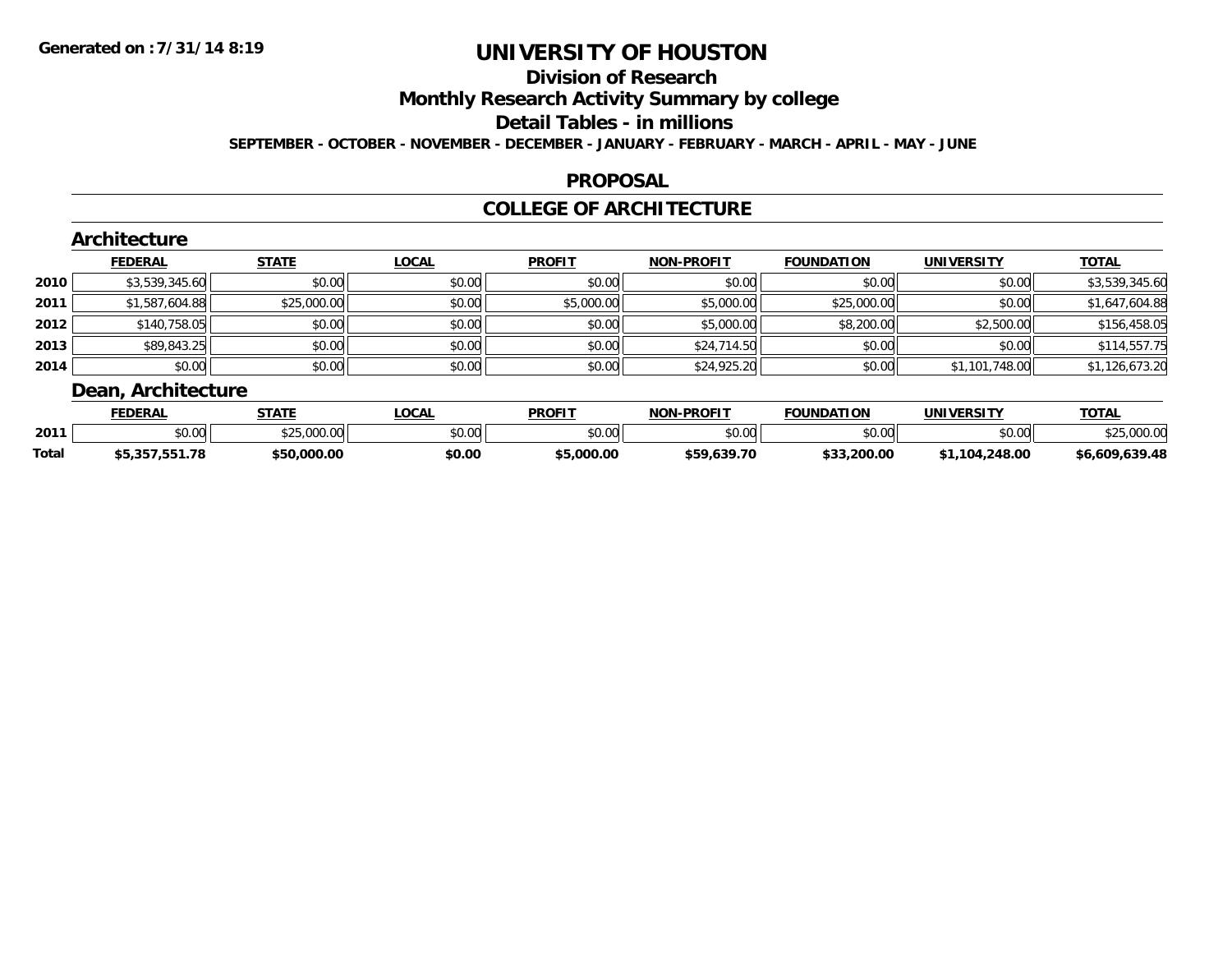# UNIVERSITY OF HOUSTON

## Division of Research

## Monthly Research Activity Summary by college

## Detail Tables - in millions

**SEPTEMBER - OCTOBER - NOVEMBER - DECEMBER - JANUARY - FEBRUARY - MARCH - APRIL - MAY - JUNE**

## PROPOSAL

## COLLEGE OF ARCHITECTURE

### Architecture

| | FEDERAL | STATE | LOCAL | PROFIT | NON-PROFIT | FOUNDATION | UNIVERSITY | TOTAL |
|---|---|---|---|---|---|---|---|---|
| 2010 | $3,539,345.60 | $0.00 | $0.00 | $0.00 | $0.00 | $0.00 | $0.00 | $3,539,345.60 |
| 2011 | $1,587,604.88 | $25,000.00 | $0.00 | $5,000.00 | $5,000.00 | $25,000.00 | $0.00 | $1,647,604.88 |
| 2012 | $140,758.05 | $0.00 | $0.00 | $0.00 | $5,000.00 | $8,200.00 | $2,500.00 | $156,458.05 |
| 2013 | $89,843.25 | $0.00 | $0.00 | $0.00 | $24,714.50 | $0.00 | $0.00 | $114,557.75 |
| 2014 | $0.00 | $0.00 | $0.00 | $0.00 | $24,925.20 | $0.00 | $1,101,748.00 | $1,126,673.20 |

### Dean, Architecture

| | FEDERAL | STATE | LOCAL | PROFIT | NON-PROFIT | FOUNDATION | UNIVERSITY | TOTAL |
|---|---|---|---|---|---|---|---|---|
| 2011 | $0.00 | $25,000.00 | $0.00 | $0.00 | $0.00 | $0.00 | $0.00 | $25,000.00 |
| **Total** | **$5,357,551.78** | **$50,000.00** | **$0.00** | **$5,000.00** | **$59,639.70** | **$33,200.00** | **$1,104,248.00** | **$6,609,639.48** |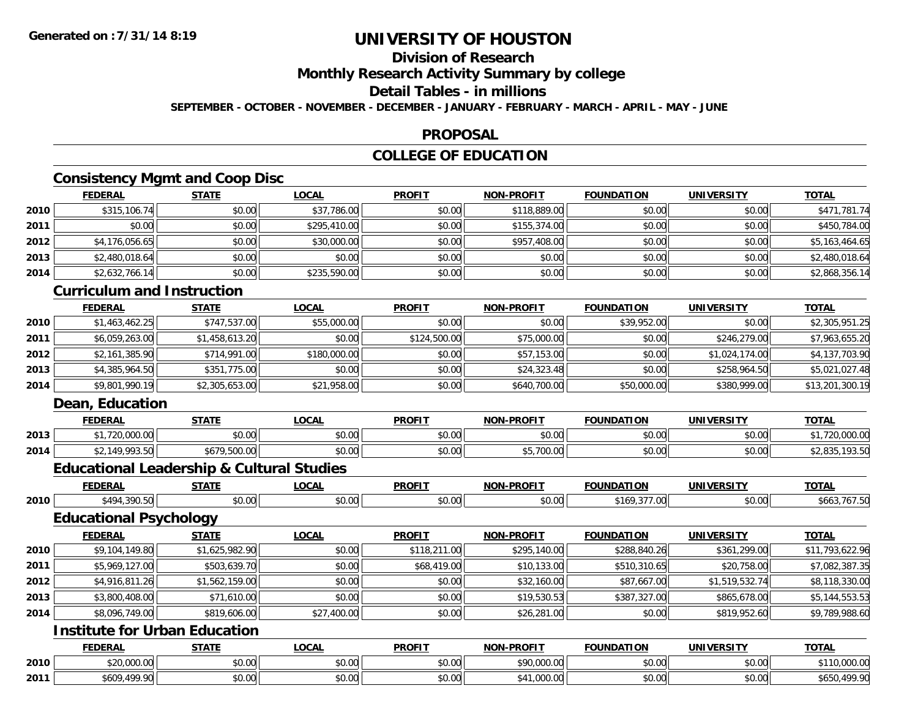# UNIVERSITY OF HOUSTON

## Division of Research

## Monthly Research Activity Summary by college

## Detail Tables - in millions

**SEPTEMBER - OCTOBER - NOVEMBER - DECEMBER - JANUARY - FEBRUARY - MARCH - APRIL - MAY - JUNE**

## PROPOSAL

## COLLEGE OF EDUCATION

### Consistency Mgmt and Coop Disc

| | FEDERAL | STATE | LOCAL | PROFIT | NON-PROFIT | FOUNDATION | UNIVERSITY | TOTAL |
|---|---|---|---|---|---|---|---|---|
| 2010 | $315,106.74 | $0.00 | $37,786.00 | $0.00 | $118,889.00 | $0.00 | $0.00 | $471,781.74 |
| 2011 | $0.00 | $0.00 | $295,410.00 | $0.00 | $155,374.00 | $0.00 | $0.00 | $450,784.00 |
| 2012 | $4,176,056.65 | $0.00 | $30,000.00 | $0.00 | $957,408.00 | $0.00 | $0.00 | $5,163,464.65 |
| 2013 | $2,480,018.64 | $0.00 | $0.00 | $0.00 | $0.00 | $0.00 | $0.00 | $2,480,018.64 |
| 2014 | $2,632,766.14 | $0.00 | $235,590.00 | $0.00 | $0.00 | $0.00 | $0.00 | $2,868,356.14 |

### Curriculum and Instruction

| | FEDERAL | STATE | LOCAL | PROFIT | NON-PROFIT | FOUNDATION | UNIVERSITY | TOTAL |
|---|---|---|---|---|---|---|---|---|
| 2010 | $1,463,462.25 | $747,537.00 | $55,000.00 | $0.00 | $0.00 | $39,952.00 | $0.00 | $2,305,951.25 |
| 2011 | $6,059,263.00 | $1,458,613.20 | $0.00 | $124,500.00 | $75,000.00 | $0.00 | $246,279.00 | $7,963,655.20 |
| 2012 | $2,161,385.90 | $714,991.00 | $180,000.00 | $0.00 | $57,153.00 | $0.00 | $1,024,174.00 | $4,137,703.90 |
| 2013 | $4,385,964.50 | $351,775.00 | $0.00 | $0.00 | $24,323.48 | $0.00 | $258,964.50 | $5,021,027.48 |
| 2014 | $9,801,990.19 | $2,305,653.00 | $21,958.00 | $0.00 | $640,700.00 | $50,000.00 | $380,999.00 | $13,201,300.19 |

### Dean, Education

| | FEDERAL | STATE | LOCAL | PROFIT | NON-PROFIT | FOUNDATION | UNIVERSITY | TOTAL |
|---|---|---|---|---|---|---|---|---|
| 2013 | $1,720,000.00 | $0.00 | $0.00 | $0.00 | $0.00 | $0.00 | $0.00 | $1,720,000.00 |
| 2014 | $2,149,993.50 | $679,500.00 | $0.00 | $0.00 | $5,700.00 | $0.00 | $0.00 | $2,835,193.50 |

### Educational Leadership & Cultural Studies

| | FEDERAL | STATE | LOCAL | PROFIT | NON-PROFIT | FOUNDATION | UNIVERSITY | TOTAL |
|---|---|---|---|---|---|---|---|---|
| 2010 | $494,390.50 | $0.00 | $0.00 | $0.00 | $0.00 | $169,377.00 | $0.00 | $663,767.50 |

### Educational Psychology

| | FEDERAL | STATE | LOCAL | PROFIT | NON-PROFIT | FOUNDATION | UNIVERSITY | TOTAL |
|---|---|---|---|---|---|---|---|---|
| 2010 | $9,104,149.80 | $1,625,982.90 | $0.00 | $118,211.00 | $295,140.00 | $288,840.26 | $361,299.00 | $11,793,622.96 |
| 2011 | $5,969,127.00 | $503,639.70 | $0.00 | $68,419.00 | $10,133.00 | $510,310.65 | $20,758.00 | $7,082,387.35 |
| 2012 | $4,916,811.26 | $1,562,159.00 | $0.00 | $0.00 | $32,160.00 | $87,667.00 | $1,519,532.74 | $8,118,330.00 |
| 2013 | $3,800,408.00 | $71,610.00 | $0.00 | $0.00 | $19,530.53 | $387,327.00 | $865,678.00 | $5,144,553.53 |
| 2014 | $8,096,749.00 | $819,606.00 | $27,400.00 | $0.00 | $26,281.00 | $0.00 | $819,952.60 | $9,789,988.60 |

### Institute for Urban Education

| | FEDERAL | STATE | LOCAL | PROFIT | NON-PROFIT | FOUNDATION | UNIVERSITY | TOTAL |
|---|---|---|---|---|---|---|---|---|
| 2010 | $20,000.00 | $0.00 | $0.00 | $0.00 | $90,000.00 | $0.00 | $0.00 | $110,000.00 |
| 2011 | $609,499.90 | $0.00 | $0.00 | $0.00 | $41,000.00 | $0.00 | $0.00 | $650,499.90 |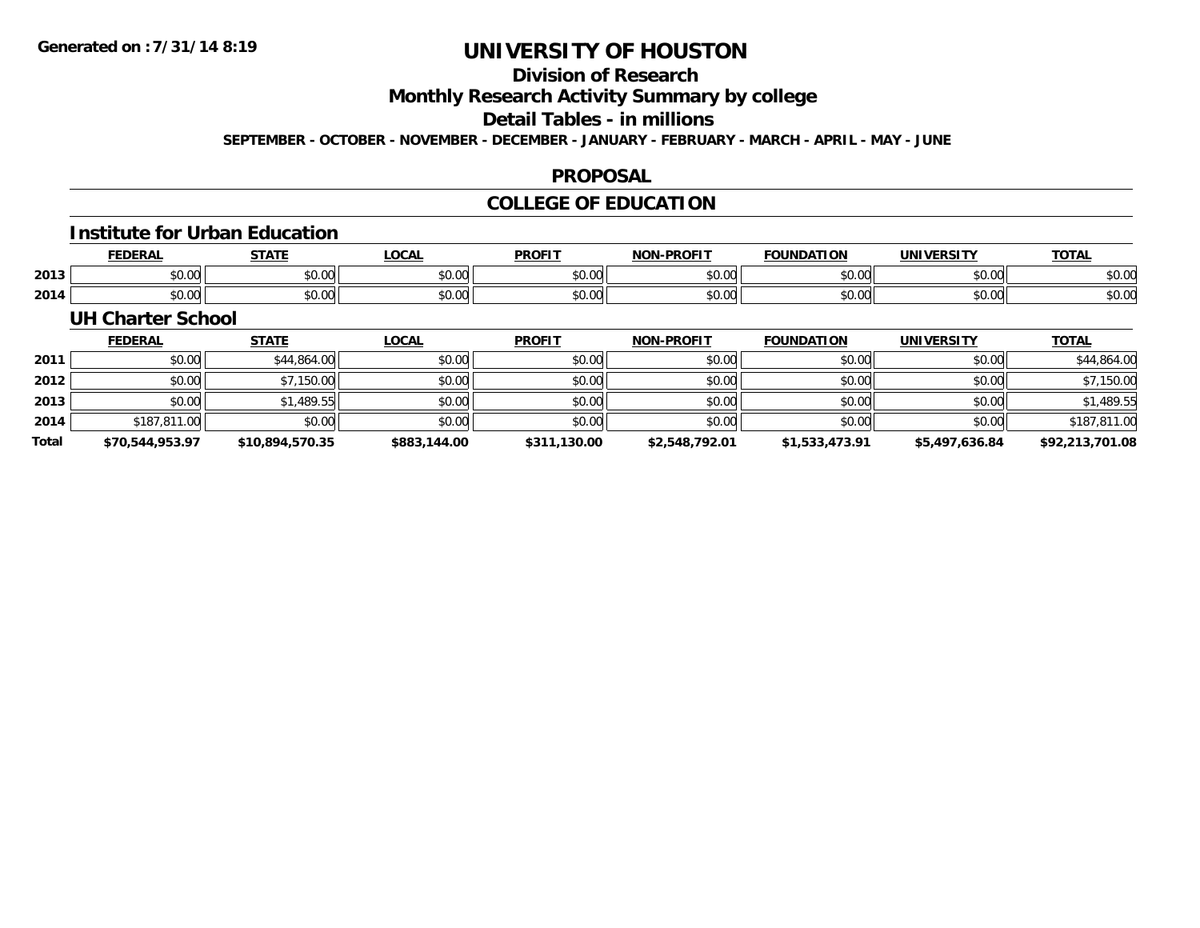# UNIVERSITY OF HOUSTON

## Division of Research

## Monthly Research Activity Summary by college

## Detail Tables - in millions

**SEPTEMBER - OCTOBER - NOVEMBER - DECEMBER - JANUARY - FEBRUARY - MARCH - APRIL - MAY - JUNE**

## PROPOSAL

## COLLEGE OF EDUCATION

### Institute for Urban Education

| | FEDERAL | STATE | LOCAL | PROFIT | NON-PROFIT | FOUNDATION | UNIVERSITY | TOTAL |
|---|---|---|---|---|---|---|---|---|
| 2013 | $0.00 | $0.00 | $0.00 | $0.00 | $0.00 | $0.00 | $0.00 | $0.00 |
| 2014 | $0.00 | $0.00 | $0.00 | $0.00 | $0.00 | $0.00 | $0.00 | $0.00 |

### UH Charter School

| | FEDERAL | STATE | LOCAL | PROFIT | NON-PROFIT | FOUNDATION | UNIVERSITY | TOTAL |
|---|---|---|---|---|---|---|---|---|
| 2011 | $0.00 | $44,864.00 | $0.00 | $0.00 | $0.00 | $0.00 | $0.00 | $44,864.00 |
| 2012 | $0.00 | $7,150.00 | $0.00 | $0.00 | $0.00 | $0.00 | $0.00 | $7,150.00 |
| 2013 | $0.00 | $1,489.55 | $0.00 | $0.00 | $0.00 | $0.00 | $0.00 | $1,489.55 |
| 2014 | $187,811.00 | $0.00 | $0.00 | $0.00 | $0.00 | $0.00 | $0.00 | $187,811.00 |
| **Total** | **$70,544,953.97** | **$10,894,570.35** | **$883,144.00** | **$311,130.00** | **$2,548,792.01** | **$1,533,473.91** | **$5,497,636.84** | **$92,213,701.08** |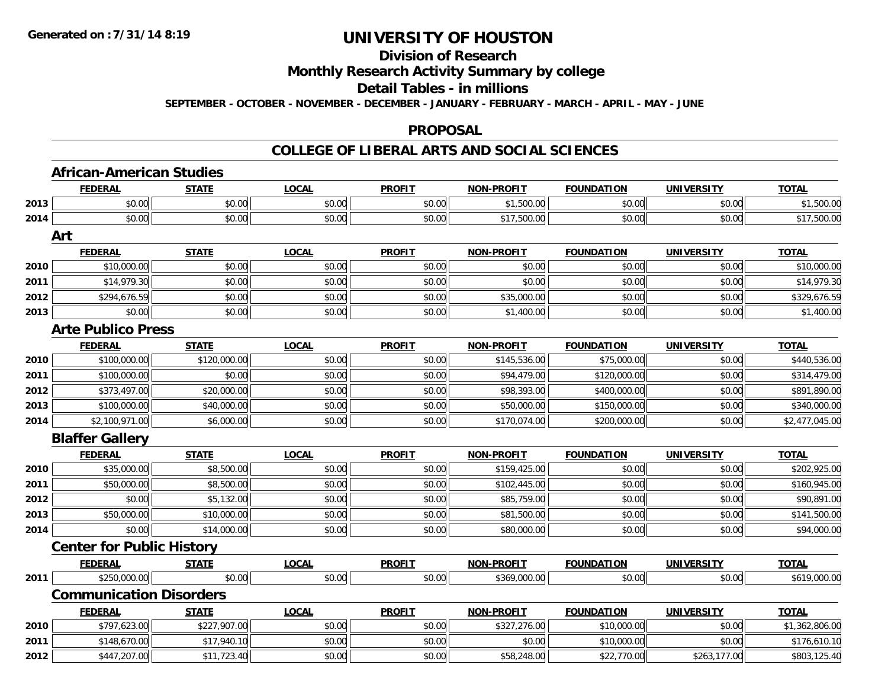# UNIVERSITY OF HOUSTON

## Division of Research

## Monthly Research Activity Summary by college

## Detail Tables - in millions

**SEPTEMBER - OCTOBER - NOVEMBER - DECEMBER - JANUARY - FEBRUARY - MARCH - APRIL - MAY - JUNE**

## PROPOSAL

## COLLEGE OF LIBERAL ARTS AND SOCIAL SCIENCES

### African-American Studies

| | FEDERAL | STATE | LOCAL | PROFIT | NON-PROFIT | FOUNDATION | UNIVERSITY | TOTAL |
|---|---|---|---|---|---|---|---|---|
| 2013 | $0.00 | $0.00 | $0.00 | $0.00 | $1,500.00 | $0.00 | $0.00 | $1,500.00 |
| 2014 | $0.00 | $0.00 | $0.00 | $0.00 | $17,500.00 | $0.00 | $0.00 | $17,500.00 |

### Art

| | FEDERAL | STATE | LOCAL | PROFIT | NON-PROFIT | FOUNDATION | UNIVERSITY | TOTAL |
|---|---|---|---|---|---|---|---|---|
| 2010 | $10,000.00 | $0.00 | $0.00 | $0.00 | $0.00 | $0.00 | $0.00 | $10,000.00 |
| 2011 | $14,979.30 | $0.00 | $0.00 | $0.00 | $0.00 | $0.00 | $0.00 | $14,979.30 |
| 2012 | $294,676.59 | $0.00 | $0.00 | $0.00 | $35,000.00 | $0.00 | $0.00 | $329,676.59 |
| 2013 | $0.00 | $0.00 | $0.00 | $0.00 | $1,400.00 | $0.00 | $0.00 | $1,400.00 |

### Arte Publico Press

| | FEDERAL | STATE | LOCAL | PROFIT | NON-PROFIT | FOUNDATION | UNIVERSITY | TOTAL |
|---|---|---|---|---|---|---|---|---|
| 2010 | $100,000.00 | $120,000.00 | $0.00 | $0.00 | $145,536.00 | $75,000.00 | $0.00 | $440,536.00 |
| 2011 | $100,000.00 | $0.00 | $0.00 | $0.00 | $94,479.00 | $120,000.00 | $0.00 | $314,479.00 |
| 2012 | $373,497.00 | $20,000.00 | $0.00 | $0.00 | $98,393.00 | $400,000.00 | $0.00 | $891,890.00 |
| 2013 | $100,000.00 | $40,000.00 | $0.00 | $0.00 | $50,000.00 | $150,000.00 | $0.00 | $340,000.00 |
| 2014 | $2,100,971.00 | $6,000.00 | $0.00 | $0.00 | $170,074.00 | $200,000.00 | $0.00 | $2,477,045.00 |

### Blaffer Gallery

| | FEDERAL | STATE | LOCAL | PROFIT | NON-PROFIT | FOUNDATION | UNIVERSITY | TOTAL |
|---|---|---|---|---|---|---|---|---|
| 2010 | $35,000.00 | $8,500.00 | $0.00 | $0.00 | $159,425.00 | $0.00 | $0.00 | $202,925.00 |
| 2011 | $50,000.00 | $8,500.00 | $0.00 | $0.00 | $102,445.00 | $0.00 | $0.00 | $160,945.00 |
| 2012 | $0.00 | $5,132.00 | $0.00 | $0.00 | $85,759.00 | $0.00 | $0.00 | $90,891.00 |
| 2013 | $50,000.00 | $10,000.00 | $0.00 | $0.00 | $81,500.00 | $0.00 | $0.00 | $141,500.00 |
| 2014 | $0.00 | $14,000.00 | $0.00 | $0.00 | $80,000.00 | $0.00 | $0.00 | $94,000.00 |

### Center for Public History

| | FEDERAL | STATE | LOCAL | PROFIT | NON-PROFIT | FOUNDATION | UNIVERSITY | TOTAL |
|---|---|---|---|---|---|---|---|---|
| 2011 | $250,000.00 | $0.00 | $0.00 | $0.00 | $369,000.00 | $0.00 | $0.00 | $619,000.00 |

### Communication Disorders

| | FEDERAL | STATE | LOCAL | PROFIT | NON-PROFIT | FOUNDATION | UNIVERSITY | TOTAL |
|---|---|---|---|---|---|---|---|---|
| 2010 | $797,623.00 | $227,907.00 | $0.00 | $0.00 | $327,276.00 | $10,000.00 | $0.00 | $1,362,806.00 |
| 2011 | $148,670.00 | $17,940.10 | $0.00 | $0.00 | $0.00 | $10,000.00 | $0.00 | $176,610.10 |
| 2012 | $447,207.00 | $11,723.40 | $0.00 | $0.00 | $58,248.00 | $22,770.00 | $263,177.00 | $803,125.40 |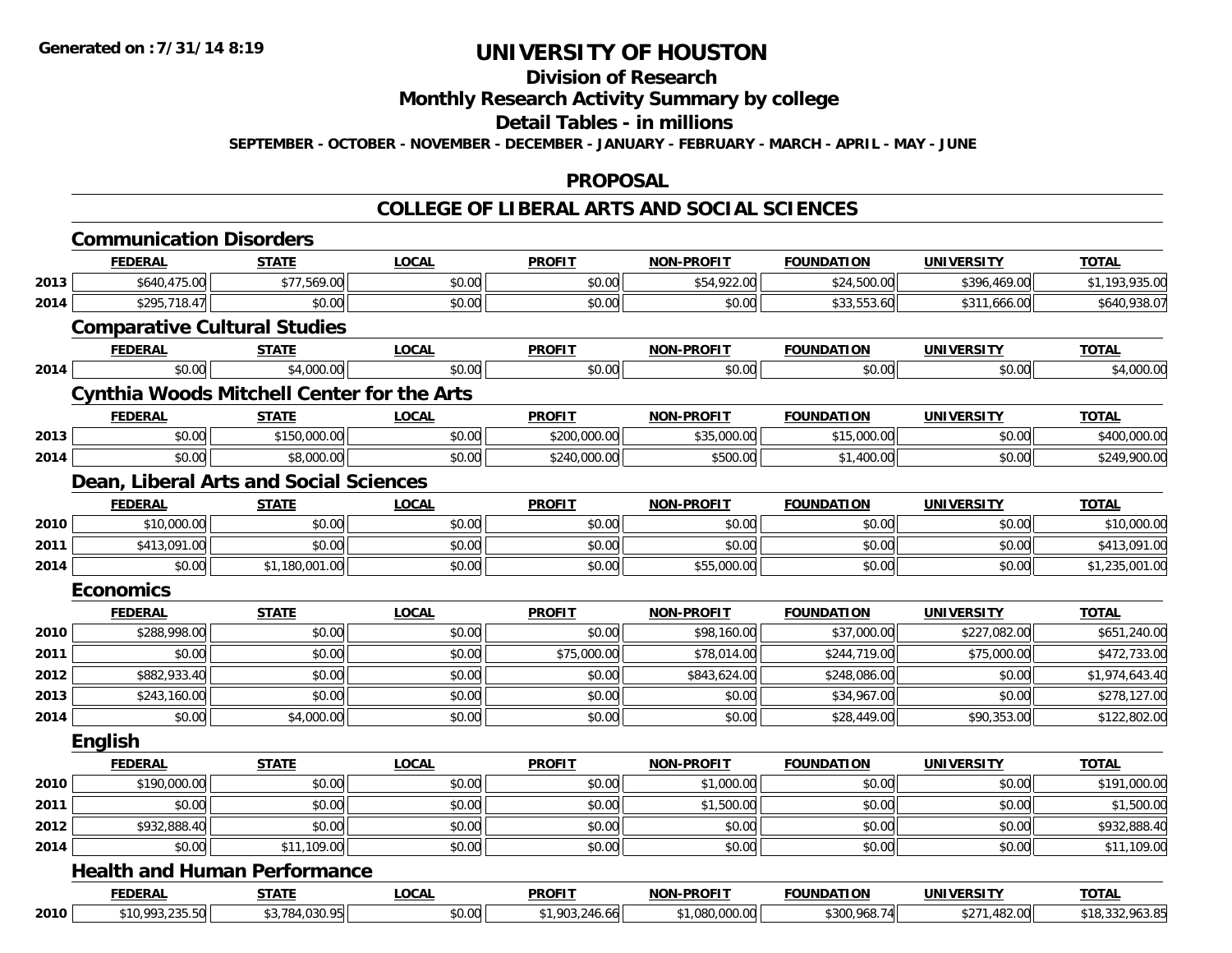# UNIVERSITY OF HOUSTON

## Division of Research

## Monthly Research Activity Summary by college

## Detail Tables - in millions

**SEPTEMBER - OCTOBER - NOVEMBER - DECEMBER - JANUARY - FEBRUARY - MARCH - APRIL - MAY - JUNE**

## PROPOSAL

## COLLEGE OF LIBERAL ARTS AND SOCIAL SCIENCES

### Communication Disorders

| | FEDERAL | STATE | LOCAL | PROFIT | NON-PROFIT | FOUNDATION | UNIVERSITY | TOTAL |
|---|---|---|---|---|---|---|---|---|
| 2013 | $640,475.00 | $77,569.00 | $0.00 | $0.00 | $54,922.00 | $24,500.00 | $396,469.00 | $1,193,935.00 |
| 2014 | $295,718.47 | $0.00 | $0.00 | $0.00 | $0.00 | $33,553.60 | $311,666.00 | $640,938.07 |

### Comparative Cultural Studies

| | FEDERAL | STATE | LOCAL | PROFIT | NON-PROFIT | FOUNDATION | UNIVERSITY | TOTAL |
|---|---|---|---|---|---|---|---|---|
| 2014 | $0.00 | $4,000.00 | $0.00 | $0.00 | $0.00 | $0.00 | $0.00 | $4,000.00 |

### Cynthia Woods Mitchell Center for the Arts

| | FEDERAL | STATE | LOCAL | PROFIT | NON-PROFIT | FOUNDATION | UNIVERSITY | TOTAL |
|---|---|---|---|---|---|---|---|---|
| 2013 | $0.00 | $150,000.00 | $0.00 | $200,000.00 | $35,000.00 | $15,000.00 | $0.00 | $400,000.00 |
| 2014 | $0.00 | $8,000.00 | $0.00 | $240,000.00 | $500.00 | $1,400.00 | $0.00 | $249,900.00 |

### Dean, Liberal Arts and Social Sciences

| | FEDERAL | STATE | LOCAL | PROFIT | NON-PROFIT | FOUNDATION | UNIVERSITY | TOTAL |
|---|---|---|---|---|---|---|---|---|
| 2010 | $10,000.00 | $0.00 | $0.00 | $0.00 | $0.00 | $0.00 | $0.00 | $10,000.00 |
| 2011 | $413,091.00 | $0.00 | $0.00 | $0.00 | $0.00 | $0.00 | $0.00 | $413,091.00 |
| 2014 | $0.00 | $1,180,001.00 | $0.00 | $0.00 | $55,000.00 | $0.00 | $0.00 | $1,235,001.00 |

### Economics

| | FEDERAL | STATE | LOCAL | PROFIT | NON-PROFIT | FOUNDATION | UNIVERSITY | TOTAL |
|---|---|---|---|---|---|---|---|---|
| 2010 | $288,998.00 | $0.00 | $0.00 | $0.00 | $98,160.00 | $37,000.00 | $227,082.00 | $651,240.00 |
| 2011 | $0.00 | $0.00 | $0.00 | $75,000.00 | $78,014.00 | $244,719.00 | $75,000.00 | $472,733.00 |
| 2012 | $882,933.40 | $0.00 | $0.00 | $0.00 | $843,624.00 | $248,086.00 | $0.00 | $1,974,643.40 |
| 2013 | $243,160.00 | $0.00 | $0.00 | $0.00 | $0.00 | $34,967.00 | $0.00 | $278,127.00 |
| 2014 | $0.00 | $4,000.00 | $0.00 | $0.00 | $0.00 | $28,449.00 | $90,353.00 | $122,802.00 |

### English

| | FEDERAL | STATE | LOCAL | PROFIT | NON-PROFIT | FOUNDATION | UNIVERSITY | TOTAL |
|---|---|---|---|---|---|---|---|---|
| 2010 | $190,000.00 | $0.00 | $0.00 | $0.00 | $1,000.00 | $0.00 | $0.00 | $191,000.00 |
| 2011 | $0.00 | $0.00 | $0.00 | $0.00 | $1,500.00 | $0.00 | $0.00 | $1,500.00 |
| 2012 | $932,888.40 | $0.00 | $0.00 | $0.00 | $0.00 | $0.00 | $0.00 | $932,888.40 |
| 2014 | $0.00 | $11,109.00 | $0.00 | $0.00 | $0.00 | $0.00 | $0.00 | $11,109.00 |

### Health and Human Performance

| | FEDERAL | STATE | LOCAL | PROFIT | NON-PROFIT | FOUNDATION | UNIVERSITY | TOTAL |
|---|---|---|---|---|---|---|---|---|
| 2010 | $10,993,235.50 | $3,784,030.95 | $0.00 | $1,903,246.66 | $1,080,000.00 | $300,968.74 | $271,482.00 | $18,332,963.85 |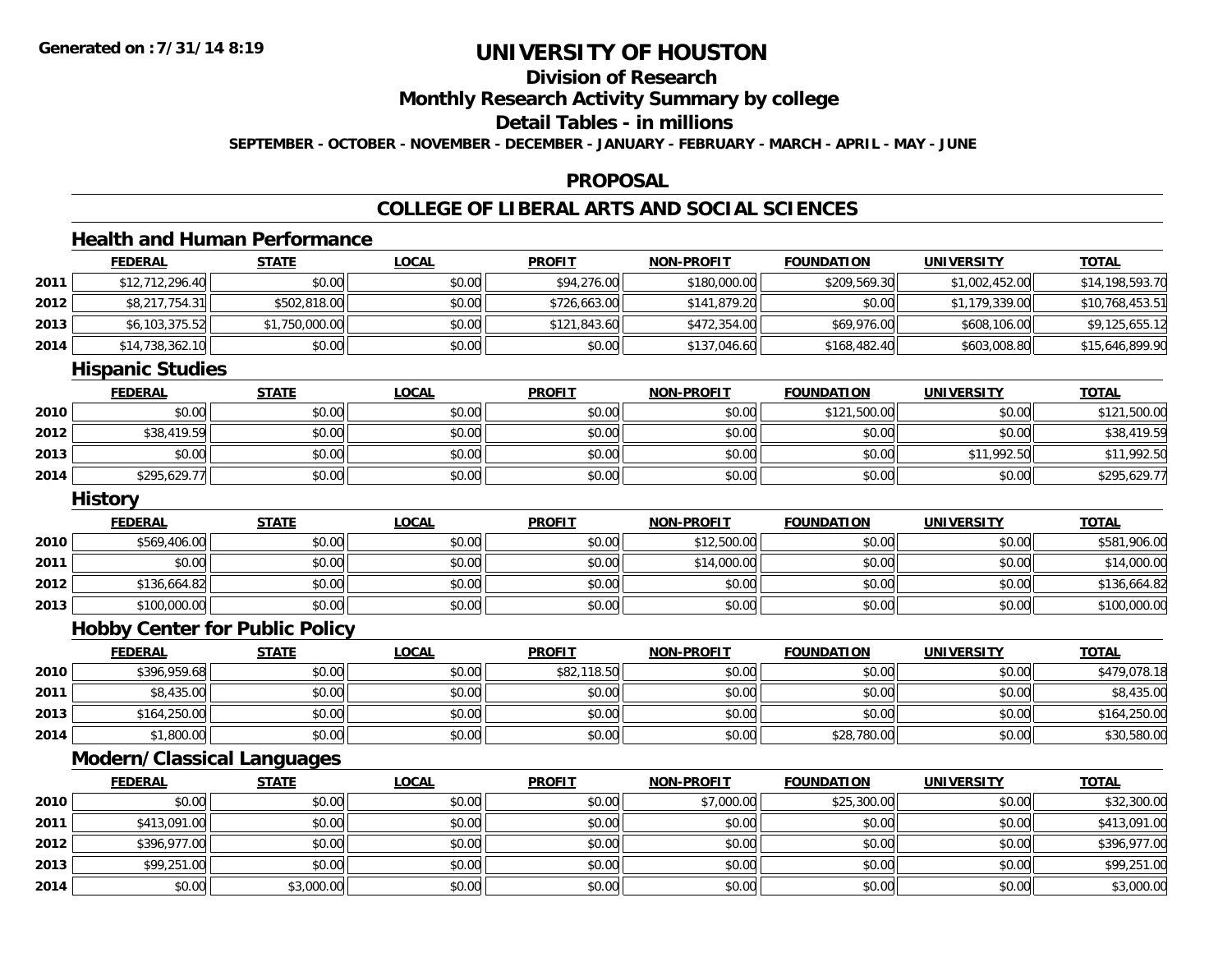# UNIVERSITY OF HOUSTON

## Division of Research

## Monthly Research Activity Summary by college

## Detail Tables - in millions

**SEPTEMBER - OCTOBER - NOVEMBER - DECEMBER - JANUARY - FEBRUARY - MARCH - APRIL - MAY - JUNE**

## PROPOSAL

## COLLEGE OF LIBERAL ARTS AND SOCIAL SCIENCES

### Health and Human Performance

| | FEDERAL | STATE | LOCAL | PROFIT | NON-PROFIT | FOUNDATION | UNIVERSITY | TOTAL |
|---|---|---|---|---|---|---|---|---|
| 2011 | $12,712,296.40 | $0.00 | $0.00 | $94,276.00 | $180,000.00 | $209,569.30 | $1,002,452.00 | $14,198,593.70 |
| 2012 | $8,217,754.31 | $502,818.00 | $0.00 | $726,663.00 | $141,879.20 | $0.00 | $1,179,339.00 | $10,768,453.51 |
| 2013 | $6,103,375.52 | $1,750,000.00 | $0.00 | $121,843.60 | $472,354.00 | $69,976.00 | $608,106.00 | $9,125,655.12 |
| 2014 | $14,738,362.10 | $0.00 | $0.00 | $0.00 | $137,046.60 | $168,482.40 | $603,008.80 | $15,646,899.90 |

### Hispanic Studies

| | FEDERAL | STATE | LOCAL | PROFIT | NON-PROFIT | FOUNDATION | UNIVERSITY | TOTAL |
|---|---|---|---|---|---|---|---|---|
| 2010 | $0.00 | $0.00 | $0.00 | $0.00 | $0.00 | $121,500.00 | $0.00 | $121,500.00 |
| 2012 | $38,419.59 | $0.00 | $0.00 | $0.00 | $0.00 | $0.00 | $0.00 | $38,419.59 |
| 2013 | $0.00 | $0.00 | $0.00 | $0.00 | $0.00 | $0.00 | $11,992.50 | $11,992.50 |
| 2014 | $295,629.77 | $0.00 | $0.00 | $0.00 | $0.00 | $0.00 | $0.00 | $295,629.77 |

### History

| | FEDERAL | STATE | LOCAL | PROFIT | NON-PROFIT | FOUNDATION | UNIVERSITY | TOTAL |
|---|---|---|---|---|---|---|---|---|
| 2010 | $569,406.00 | $0.00 | $0.00 | $0.00 | $12,500.00 | $0.00 | $0.00 | $581,906.00 |
| 2011 | $0.00 | $0.00 | $0.00 | $0.00 | $14,000.00 | $0.00 | $0.00 | $14,000.00 |
| 2012 | $136,664.82 | $0.00 | $0.00 | $0.00 | $0.00 | $0.00 | $0.00 | $136,664.82 |
| 2013 | $100,000.00 | $0.00 | $0.00 | $0.00 | $0.00 | $0.00 | $0.00 | $100,000.00 |

### Hobby Center for Public Policy

| | FEDERAL | STATE | LOCAL | PROFIT | NON-PROFIT | FOUNDATION | UNIVERSITY | TOTAL |
|---|---|---|---|---|---|---|---|---|
| 2010 | $396,959.68 | $0.00 | $0.00 | $82,118.50 | $0.00 | $0.00 | $0.00 | $479,078.18 |
| 2011 | $8,435.00 | $0.00 | $0.00 | $0.00 | $0.00 | $0.00 | $0.00 | $8,435.00 |
| 2013 | $164,250.00 | $0.00 | $0.00 | $0.00 | $0.00 | $0.00 | $0.00 | $164,250.00 |
| 2014 | $1,800.00 | $0.00 | $0.00 | $0.00 | $0.00 | $28,780.00 | $0.00 | $30,580.00 |

### Modern/Classical Languages

| | FEDERAL | STATE | LOCAL | PROFIT | NON-PROFIT | FOUNDATION | UNIVERSITY | TOTAL |
|---|---|---|---|---|---|---|---|---|
| 2010 | $0.00 | $0.00 | $0.00 | $0.00 | $7,000.00 | $25,300.00 | $0.00 | $32,300.00 |
| 2011 | $413,091.00 | $0.00 | $0.00 | $0.00 | $0.00 | $0.00 | $0.00 | $413,091.00 |
| 2012 | $396,977.00 | $0.00 | $0.00 | $0.00 | $0.00 | $0.00 | $0.00 | $396,977.00 |
| 2013 | $99,251.00 | $0.00 | $0.00 | $0.00 | $0.00 | $0.00 | $0.00 | $99,251.00 |
| 2014 | $0.00 | $3,000.00 | $0.00 | $0.00 | $0.00 | $0.00 | $0.00 | $3,000.00 |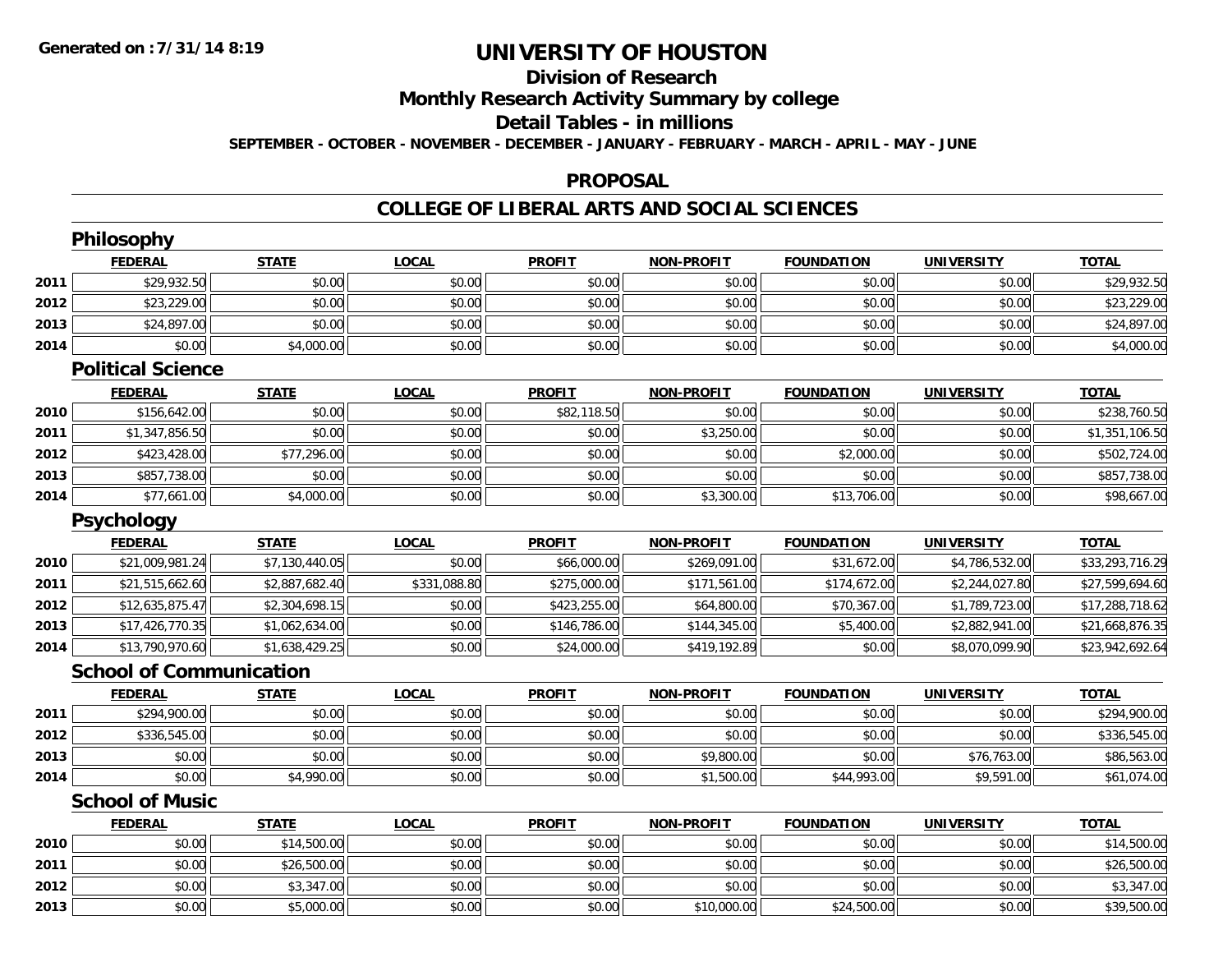# UNIVERSITY OF HOUSTON

## Division of Research

## Monthly Research Activity Summary by college

## Detail Tables - in millions

**SEPTEMBER - OCTOBER - NOVEMBER - DECEMBER - JANUARY - FEBRUARY - MARCH - APRIL - MAY - JUNE**

## PROPOSAL

## COLLEGE OF LIBERAL ARTS AND SOCIAL SCIENCES

### Philosophy

| | FEDERAL | STATE | LOCAL | PROFIT | NON-PROFIT | FOUNDATION | UNIVERSITY | TOTAL |
|---|---|---|---|---|---|---|---|---|
| 2011 | $29,932.50 | $0.00 | $0.00 | $0.00 | $0.00 | $0.00 | $0.00 | $29,932.50 |
| 2012 | $23,229.00 | $0.00 | $0.00 | $0.00 | $0.00 | $0.00 | $0.00 | $23,229.00 |
| 2013 | $24,897.00 | $0.00 | $0.00 | $0.00 | $0.00 | $0.00 | $0.00 | $24,897.00 |
| 2014 | $0.00 | $4,000.00 | $0.00 | $0.00 | $0.00 | $0.00 | $0.00 | $4,000.00 |

### Political Science

| | FEDERAL | STATE | LOCAL | PROFIT | NON-PROFIT | FOUNDATION | UNIVERSITY | TOTAL |
|---|---|---|---|---|---|---|---|---|
| 2010 | $156,642.00 | $0.00 | $0.00 | $82,118.50 | $0.00 | $0.00 | $0.00 | $238,760.50 |
| 2011 | $1,347,856.50 | $0.00 | $0.00 | $0.00 | $3,250.00 | $0.00 | $0.00 | $1,351,106.50 |
| 2012 | $423,428.00 | $77,296.00 | $0.00 | $0.00 | $0.00 | $2,000.00 | $0.00 | $502,724.00 |
| 2013 | $857,738.00 | $0.00 | $0.00 | $0.00 | $0.00 | $0.00 | $0.00 | $857,738.00 |
| 2014 | $77,661.00 | $4,000.00 | $0.00 | $0.00 | $3,300.00 | $13,706.00 | $0.00 | $98,667.00 |

### Psychology

| | FEDERAL | STATE | LOCAL | PROFIT | NON-PROFIT | FOUNDATION | UNIVERSITY | TOTAL |
|---|---|---|---|---|---|---|---|---|
| 2010 | $21,009,981.24 | $7,130,440.05 | $0.00 | $66,000.00 | $269,091.00 | $31,672.00 | $4,786,532.00 | $33,293,716.29 |
| 2011 | $21,515,662.60 | $2,887,682.40 | $331,088.80 | $275,000.00 | $171,561.00 | $174,672.00 | $2,244,027.80 | $27,599,694.60 |
| 2012 | $12,635,875.47 | $2,304,698.15 | $0.00 | $423,255.00 | $64,800.00 | $70,367.00 | $1,789,723.00 | $17,288,718.62 |
| 2013 | $17,426,770.35 | $1,062,634.00 | $0.00 | $146,786.00 | $144,345.00 | $5,400.00 | $2,882,941.00 | $21,668,876.35 |
| 2014 | $13,790,970.60 | $1,638,429.25 | $0.00 | $24,000.00 | $419,192.89 | $0.00 | $8,070,099.90 | $23,942,692.64 |

### School of Communication

| | FEDERAL | STATE | LOCAL | PROFIT | NON-PROFIT | FOUNDATION | UNIVERSITY | TOTAL |
|---|---|---|---|---|---|---|---|---|
| 2011 | $294,900.00 | $0.00 | $0.00 | $0.00 | $0.00 | $0.00 | $0.00 | $294,900.00 |
| 2012 | $336,545.00 | $0.00 | $0.00 | $0.00 | $0.00 | $0.00 | $0.00 | $336,545.00 |
| 2013 | $0.00 | $0.00 | $0.00 | $0.00 | $9,800.00 | $0.00 | $76,763.00 | $86,563.00 |
| 2014 | $0.00 | $4,990.00 | $0.00 | $0.00 | $1,500.00 | $44,993.00 | $9,591.00 | $61,074.00 |

### School of Music

| | FEDERAL | STATE | LOCAL | PROFIT | NON-PROFIT | FOUNDATION | UNIVERSITY | TOTAL |
|---|---|---|---|---|---|---|---|---|
| 2010 | $0.00 | $14,500.00 | $0.00 | $0.00 | $0.00 | $0.00 | $0.00 | $14,500.00 |
| 2011 | $0.00 | $26,500.00 | $0.00 | $0.00 | $0.00 | $0.00 | $0.00 | $26,500.00 |
| 2012 | $0.00 | $3,347.00 | $0.00 | $0.00 | $0.00 | $0.00 | $0.00 | $3,347.00 |
| 2013 | $0.00 | $5,000.00 | $0.00 | $0.00 | $10,000.00 | $24,500.00 | $0.00 | $39,500.00 |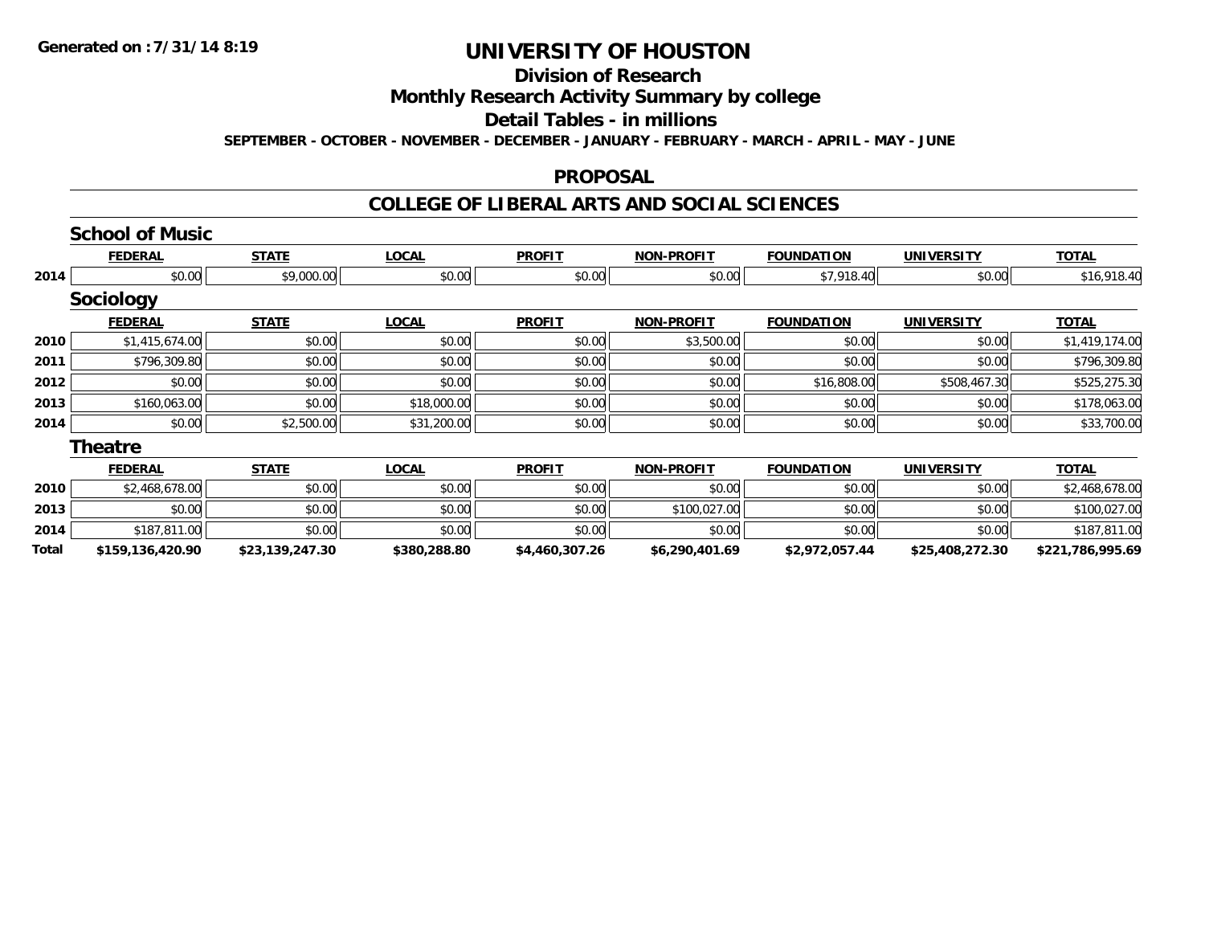**Generated on :7/31/14 8:19**

# UNIVERSITY OF HOUSTON

## Division of Research

## Monthly Research Activity Summary by college

## Detail Tables - in millions

**SEPTEMBER - OCTOBER - NOVEMBER - DECEMBER - JANUARY - FEBRUARY - MARCH - APRIL - MAY - JUNE**

### PROPOSAL

### COLLEGE OF LIBERAL ARTS AND SOCIAL SCIENCES

#### School of Music

| | FEDERAL | STATE | LOCAL | PROFIT | NON-PROFIT | FOUNDATION | UNIVERSITY | TOTAL |
|---|---|---|---|---|---|---|---|---|
| 2014 | $0.00 | $9,000.00 | $0.00 | $0.00 | $0.00 | $7,918.40 | $0.00 | $16,918.40 |

#### Sociology

| | FEDERAL | STATE | LOCAL | PROFIT | NON-PROFIT | FOUNDATION | UNIVERSITY | TOTAL |
|---|---|---|---|---|---|---|---|---|
| 2010 | $1,415,674.00 | $0.00 | $0.00 | $0.00 | $3,500.00 | $0.00 | $0.00 | $1,419,174.00 |
| 2011 | $796,309.80 | $0.00 | $0.00 | $0.00 | $0.00 | $0.00 | $0.00 | $796,309.80 |
| 2012 | $0.00 | $0.00 | $0.00 | $0.00 | $0.00 | $16,808.00 | $508,467.30 | $525,275.30 |
| 2013 | $160,063.00 | $0.00 | $18,000.00 | $0.00 | $0.00 | $0.00 | $0.00 | $178,063.00 |
| 2014 | $0.00 | $2,500.00 | $31,200.00 | $0.00 | $0.00 | $0.00 | $0.00 | $33,700.00 |

#### Theatre

| | FEDERAL | STATE | LOCAL | PROFIT | NON-PROFIT | FOUNDATION | UNIVERSITY | TOTAL |
|---|---|---|---|---|---|---|---|---|
| 2010 | $2,468,678.00 | $0.00 | $0.00 | $0.00 | $0.00 | $0.00 | $0.00 | $2,468,678.00 |
| 2013 | $0.00 | $0.00 | $0.00 | $0.00 | $100,027.00 | $0.00 | $0.00 | $100,027.00 |
| 2014 | $187,811.00 | $0.00 | $0.00 | $0.00 | $0.00 | $0.00 | $0.00 | $187,811.00 |
| **Total** | **$159,136,420.90** | **$23,139,247.30** | **$380,288.80** | **$4,460,307.26** | **$6,290,401.69** | **$2,972,057.44** | **$25,408,272.30** | **$221,786,995.69** |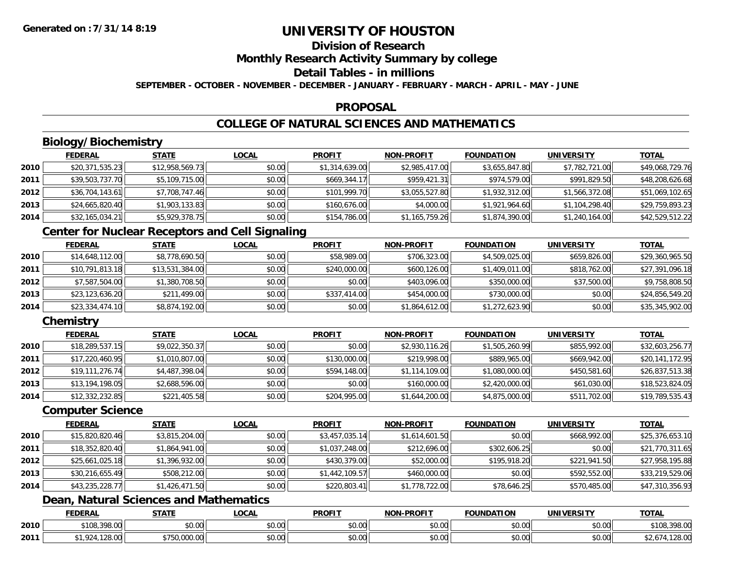**Generated on :7/31/14 8:19**

# UNIVERSITY OF HOUSTON

## Division of Research

## Monthly Research Activity Summary by college

## Detail Tables - in millions

**SEPTEMBER - OCTOBER - NOVEMBER - DECEMBER - JANUARY - FEBRUARY - MARCH - APRIL - MAY - JUNE**

## PROPOSAL

## COLLEGE OF NATURAL SCIENCES AND MATHEMATICS

### Biology/Biochemistry

| | FEDERAL | STATE | LOCAL | PROFIT | NON-PROFIT | FOUNDATION | UNIVERSITY | TOTAL |
|---|---|---|---|---|---|---|---|---|
| 2010 | $20,371,535.23 | $12,958,569.73 | $0.00 | $1,314,639.00 | $2,985,417.00 | $3,655,847.80 | $7,782,721.00 | $49,068,729.76 |
| 2011 | $39,503,737.70 | $5,109,715.00 | $0.00 | $669,344.17 | $959,421.31 | $974,579.00 | $991,829.50 | $48,208,626.68 |
| 2012 | $36,704,143.61 | $7,708,747.46 | $0.00 | $101,999.70 | $3,055,527.80 | $1,932,312.00 | $1,566,372.08 | $51,069,102.65 |
| 2013 | $24,665,820.40 | $1,903,133.83 | $0.00 | $160,676.00 | $4,000.00 | $1,921,964.60 | $1,104,298.40 | $29,759,893.23 |
| 2014 | $32,165,034.21 | $5,929,378.75 | $0.00 | $154,786.00 | $1,165,759.26 | $1,874,390.00 | $1,240,164.00 | $42,529,512.22 |

### Center for Nuclear Receptors and Cell Signaling

| | FEDERAL | STATE | LOCAL | PROFIT | NON-PROFIT | FOUNDATION | UNIVERSITY | TOTAL |
|---|---|---|---|---|---|---|---|---|
| 2010 | $14,648,112.00 | $8,778,690.50 | $0.00 | $58,989.00 | $706,323.00 | $4,509,025.00 | $659,826.00 | $29,360,965.50 |
| 2011 | $10,791,813.18 | $13,531,384.00 | $0.00 | $240,000.00 | $600,126.00 | $1,409,011.00 | $818,762.00 | $27,391,096.18 |
| 2012 | $7,587,504.00 | $1,380,708.50 | $0.00 | $0.00 | $403,096.00 | $350,000.00 | $37,500.00 | $9,758,808.50 |
| 2013 | $23,123,636.20 | $211,499.00 | $0.00 | $337,414.00 | $454,000.00 | $730,000.00 | $0.00 | $24,856,549.20 |
| 2014 | $23,334,474.10 | $8,874,192.00 | $0.00 | $0.00 | $1,864,612.00 | $1,272,623.90 | $0.00 | $35,345,902.00 |

### Chemistry

| | FEDERAL | STATE | LOCAL | PROFIT | NON-PROFIT | FOUNDATION | UNIVERSITY | TOTAL |
|---|---|---|---|---|---|---|---|---|
| 2010 | $18,289,537.15 | $9,022,350.37 | $0.00 | $0.00 | $2,930,116.26 | $1,505,260.99 | $855,992.00 | $32,603,256.77 |
| 2011 | $17,220,460.95 | $1,010,807.00 | $0.00 | $130,000.00 | $219,998.00 | $889,965.00 | $669,942.00 | $20,141,172.95 |
| 2012 | $19,111,276.74 | $4,487,398.04 | $0.00 | $594,148.00 | $1,114,109.00 | $1,080,000.00 | $450,581.60 | $26,837,513.38 |
| 2013 | $13,194,198.05 | $2,688,596.00 | $0.00 | $0.00 | $160,000.00 | $2,420,000.00 | $61,030.00 | $18,523,824.05 |
| 2014 | $12,332,232.85 | $221,405.58 | $0.00 | $204,995.00 | $1,644,200.00 | $4,875,000.00 | $511,702.00 | $19,789,535.43 |

### Computer Science

| | FEDERAL | STATE | LOCAL | PROFIT | NON-PROFIT | FOUNDATION | UNIVERSITY | TOTAL |
|---|---|---|---|---|---|---|---|---|
| 2010 | $15,820,820.46 | $3,815,204.00 | $0.00 | $3,457,035.14 | $1,614,601.50 | $0.00 | $668,992.00 | $25,376,653.10 |
| 2011 | $18,352,820.40 | $1,864,941.00 | $0.00 | $1,037,248.00 | $212,696.00 | $302,606.25 | $0.00 | $21,770,311.65 |
| 2012 | $25,661,025.18 | $1,396,932.00 | $0.00 | $430,379.00 | $52,000.00 | $195,918.20 | $221,941.50 | $27,958,195.88 |
| 2013 | $30,216,655.49 | $508,212.00 | $0.00 | $1,442,109.57 | $460,000.00 | $0.00 | $592,552.00 | $33,219,529.06 |
| 2014 | $43,235,228.77 | $1,426,471.50 | $0.00 | $220,803.41 | $1,778,722.00 | $78,646.25 | $570,485.00 | $47,310,356.93 |

### Dean, Natural Sciences and Mathematics

| | FEDERAL | STATE | LOCAL | PROFIT | NON-PROFIT | FOUNDATION | UNIVERSITY | TOTAL |
|---|---|---|---|---|---|---|---|---|
| 2010 | $108,398.00 | $0.00 | $0.00 | $0.00 | $0.00 | $0.00 | $0.00 | $108,398.00 |
| 2011 | $1,924,128.00 | $750,000.00 | $0.00 | $0.00 | $0.00 | $0.00 | $0.00 | $2,674,128.00 |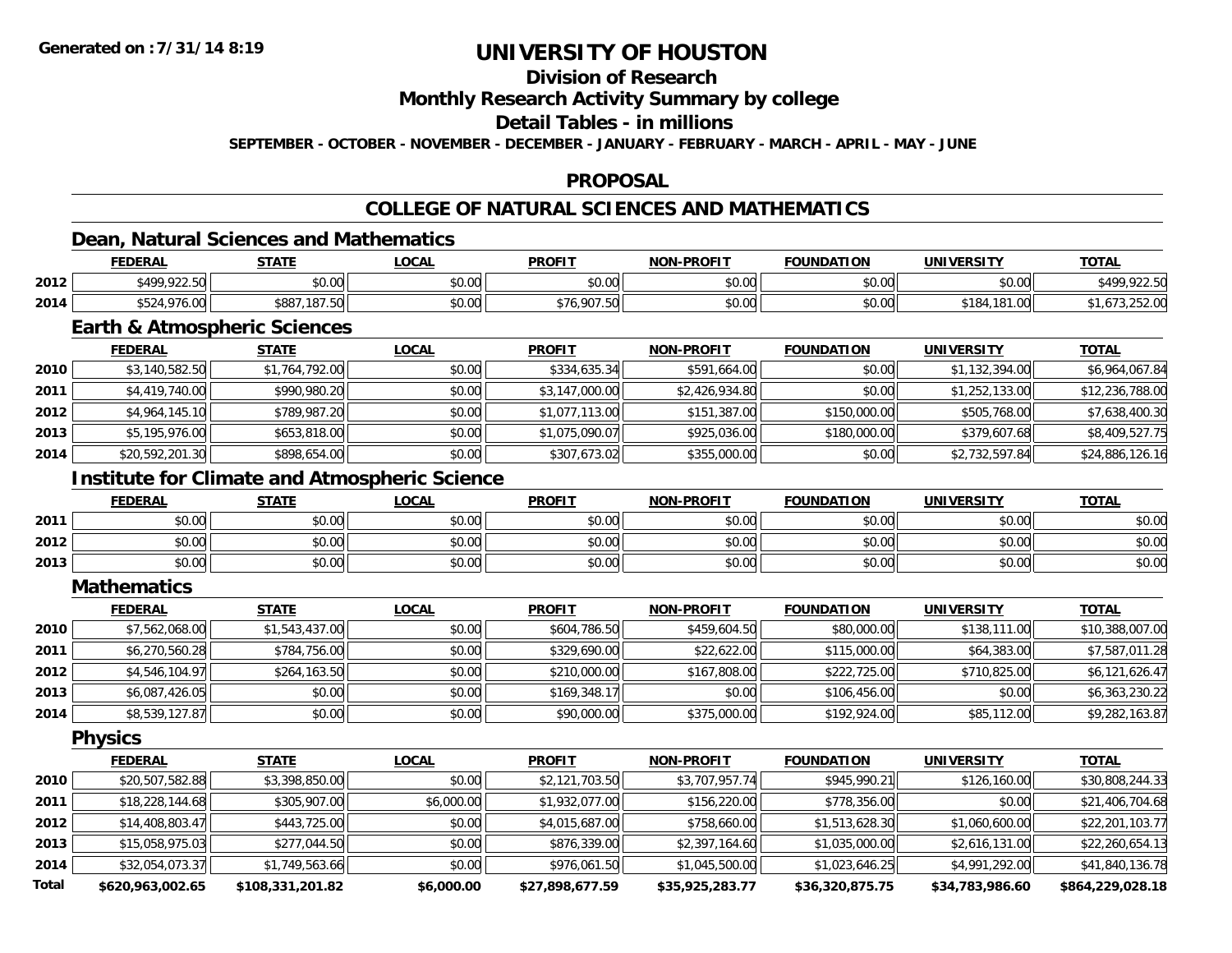**Generated on :7/31/14 8:19**

# UNIVERSITY OF HOUSTON

## Division of Research

## Monthly Research Activity Summary by college

## Detail Tables - in millions

**SEPTEMBER - OCTOBER - NOVEMBER - DECEMBER - JANUARY - FEBRUARY - MARCH - APRIL - MAY - JUNE**

## PROPOSAL

## COLLEGE OF NATURAL SCIENCES AND MATHEMATICS

### Dean, Natural Sciences and Mathematics

| | FEDERAL | STATE | LOCAL | PROFIT | NON-PROFIT | FOUNDATION | UNIVERSITY | TOTAL |
|---|---|---|---|---|---|---|---|---|
| 2012 | $499,922.50 | $0.00 | $0.00 | $0.00 | $0.00 | $0.00 | $0.00 | $499,922.50 |
| 2014 | $524,976.00 | $887,187.50 | $0.00 | $76,907.50 | $0.00 | $0.00 | $184,181.00 | $1,673,252.00 |

### Earth & Atmospheric Sciences

| | FEDERAL | STATE | LOCAL | PROFIT | NON-PROFIT | FOUNDATION | UNIVERSITY | TOTAL |
|---|---|---|---|---|---|---|---|---|
| 2010 | $3,140,582.50 | $1,764,792.00 | $0.00 | $334,635.34 | $591,664.00 | $0.00 | $1,132,394.00 | $6,964,067.84 |
| 2011 | $4,419,740.00 | $990,980.20 | $0.00 | $3,147,000.00 | $2,426,934.80 | $0.00 | $1,252,133.00 | $12,236,788.00 |
| 2012 | $4,964,145.10 | $789,987.20 | $0.00 | $1,077,113.00 | $151,387.00 | $150,000.00 | $505,768.00 | $7,638,400.30 |
| 2013 | $5,195,976.00 | $653,818.00 | $0.00 | $1,075,090.07 | $925,036.00 | $180,000.00 | $379,607.68 | $8,409,527.75 |
| 2014 | $20,592,201.30 | $898,654.00 | $0.00 | $307,673.02 | $355,000.00 | $0.00 | $2,732,597.84 | $24,886,126.16 |

### Institute for Climate and Atmospheric Science

| | FEDERAL | STATE | LOCAL | PROFIT | NON-PROFIT | FOUNDATION | UNIVERSITY | TOTAL |
|---|---|---|---|---|---|---|---|---|
| 2011 | $0.00 | $0.00 | $0.00 | $0.00 | $0.00 | $0.00 | $0.00 | $0.00 |
| 2012 | $0.00 | $0.00 | $0.00 | $0.00 | $0.00 | $0.00 | $0.00 | $0.00 |
| 2013 | $0.00 | $0.00 | $0.00 | $0.00 | $0.00 | $0.00 | $0.00 | $0.00 |

### Mathematics

| | FEDERAL | STATE | LOCAL | PROFIT | NON-PROFIT | FOUNDATION | UNIVERSITY | TOTAL |
|---|---|---|---|---|---|---|---|---|
| 2010 | $7,562,068.00 | $1,543,437.00 | $0.00 | $604,786.50 | $459,604.50 | $80,000.00 | $138,111.00 | $10,388,007.00 |
| 2011 | $6,270,560.28 | $784,756.00 | $0.00 | $329,690.00 | $22,622.00 | $115,000.00 | $64,383.00 | $7,587,011.28 |
| 2012 | $4,546,104.97 | $264,163.50 | $0.00 | $210,000.00 | $167,808.00 | $222,725.00 | $710,825.00 | $6,121,626.47 |
| 2013 | $6,087,426.05 | $0.00 | $0.00 | $169,348.17 | $0.00 | $106,456.00 | $0.00 | $6,363,230.22 |
| 2014 | $8,539,127.87 | $0.00 | $0.00 | $90,000.00 | $375,000.00 | $192,924.00 | $85,112.00 | $9,282,163.87 |

### Physics

| | FEDERAL | STATE | LOCAL | PROFIT | NON-PROFIT | FOUNDATION | UNIVERSITY | TOTAL |
|---|---|---|---|---|---|---|---|---|
| 2010 | $20,507,582.88 | $3,398,850.00 | $0.00 | $2,121,703.50 | $3,707,957.74 | $945,990.21 | $126,160.00 | $30,808,244.33 |
| 2011 | $18,228,144.68 | $305,907.00 | $6,000.00 | $1,932,077.00 | $156,220.00 | $778,356.00 | $0.00 | $21,406,704.68 |
| 2012 | $14,408,803.47 | $443,725.00 | $0.00 | $4,015,687.00 | $758,660.00 | $1,513,628.30 | $1,060,600.00 | $22,201,103.77 |
| 2013 | $15,058,975.03 | $277,044.50 | $0.00 | $876,339.00 | $2,397,164.60 | $1,035,000.00 | $2,616,131.00 | $22,260,654.13 |
| 2014 | $32,054,073.37 | $1,749,563.66 | $0.00 | $976,061.50 | $1,045,500.00 | $1,023,646.25 | $4,991,292.00 | $41,840,136.78 |
| **Total** | **$620,963,002.65** | **$108,331,201.82** | **$6,000.00** | **$27,898,677.59** | **$35,925,283.77** | **$36,320,875.75** | **$34,783,986.60** | **$864,229,028.18** |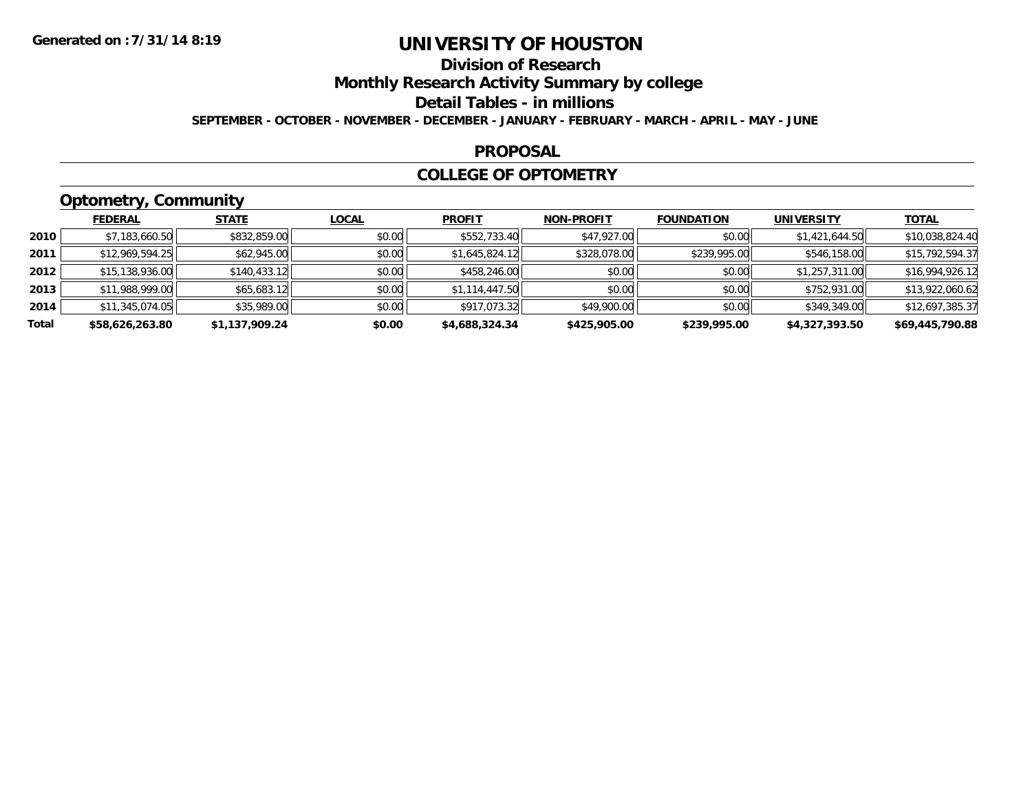Generated on :7/31/14 8:19

# UNIVERSITY OF HOUSTON

## Division of Research

## Monthly Research Activity Summary by college

## Detail Tables - in millions

**SEPTEMBER - OCTOBER - NOVEMBER - DECEMBER - JANUARY - FEBRUARY - MARCH - APRIL - MAY - JUNE**

### PROPOSAL

### COLLEGE OF OPTOMETRY

### Optometry, Community

| | FEDERAL | STATE | LOCAL | PROFIT | NON-PROFIT | FOUNDATION | UNIVERSITY | TOTAL |
|---|---|---|---|---|---|---|---|---|
| 2010 | $7,183,660.50 | $832,859.00 | $0.00 | $552,733.40 | $47,927.00 | $0.00 | $1,421,644.50 | $10,038,824.40 |
| 2011 | $12,969,594.25 | $62,945.00 | $0.00 | $1,645,824.12 | $328,078.00 | $239,995.00 | $546,158.00 | $15,792,594.37 |
| 2012 | $15,138,936.00 | $140,433.12 | $0.00 | $458,246.00 | $0.00 | $0.00 | $1,257,311.00 | $16,994,926.12 |
| 2013 | $11,988,999.00 | $65,683.12 | $0.00 | $1,114,447.50 | $0.00 | $0.00 | $752,931.00 | $13,922,060.62 |
| 2014 | $11,345,074.05 | $35,989.00 | $0.00 | $917,073.32 | $49,900.00 | $0.00 | $349,349.00 | $12,697,385.37 |
| **Total** | **$58,626,263.80** | **$1,137,909.24** | **$0.00** | **$4,688,324.34** | **$425,905.00** | **$239,995.00** | **$4,327,393.50** | **$69,445,790.88** |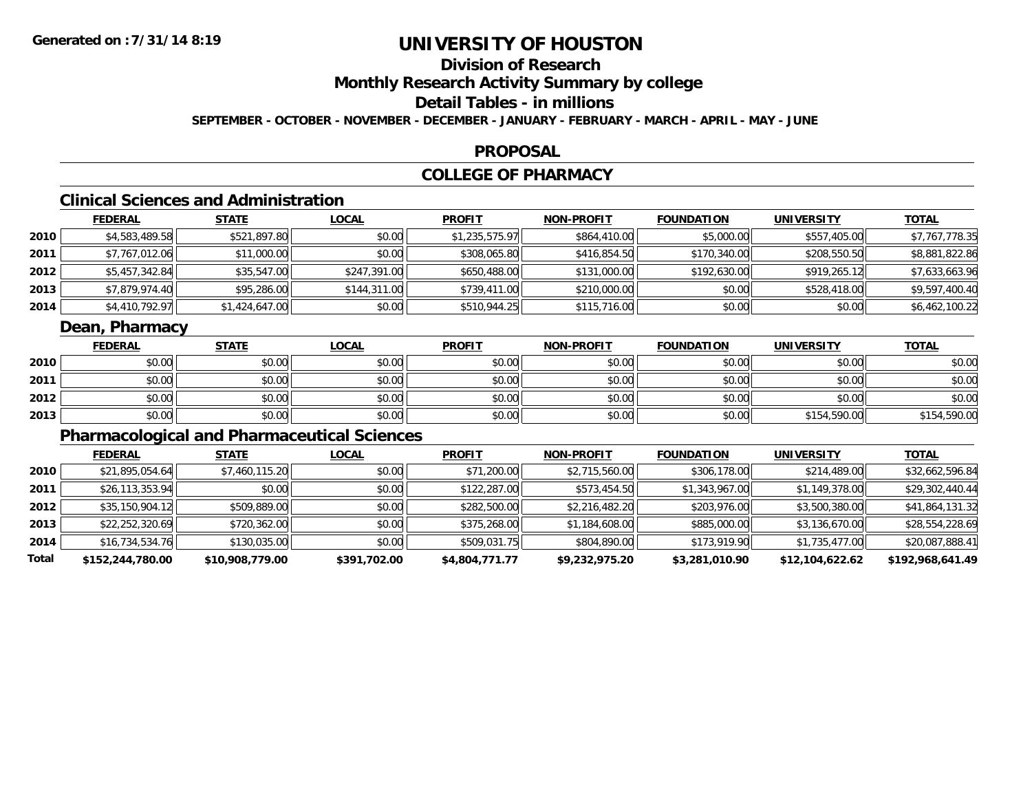# UNIVERSITY OF HOUSTON

## Division of Research

## Monthly Research Activity Summary by college

## Detail Tables - in millions

**SEPTEMBER - OCTOBER - NOVEMBER - DECEMBER - JANUARY - FEBRUARY - MARCH - APRIL - MAY - JUNE**

## PROPOSAL

## COLLEGE OF PHARMACY

### Clinical Sciences and Administration

| | FEDERAL | STATE | LOCAL | PROFIT | NON-PROFIT | FOUNDATION | UNIVERSITY | TOTAL |
|---|---|---|---|---|---|---|---|---|
| 2010 | $4,583,489.58 | $521,897.80 | $0.00 | $1,235,575.97 | $864,410.00 | $5,000.00 | $557,405.00 | $7,767,778.35 |
| 2011 | $7,767,012.06 | $11,000.00 | $0.00 | $308,065.80 | $416,854.50 | $170,340.00 | $208,550.50 | $8,881,822.86 |
| 2012 | $5,457,342.84 | $35,547.00 | $247,391.00 | $650,488.00 | $131,000.00 | $192,630.00 | $919,265.12 | $7,633,663.96 |
| 2013 | $7,879,974.40 | $95,286.00 | $144,311.00 | $739,411.00 | $210,000.00 | $0.00 | $528,418.00 | $9,597,400.40 |
| 2014 | $4,410,792.97 | $1,424,647.00 | $0.00 | $510,944.25 | $115,716.00 | $0.00 | $0.00 | $6,462,100.22 |

### Dean, Pharmacy

| | FEDERAL | STATE | LOCAL | PROFIT | NON-PROFIT | FOUNDATION | UNIVERSITY | TOTAL |
|---|---|---|---|---|---|---|---|---|
| 2010 | $0.00 | $0.00 | $0.00 | $0.00 | $0.00 | $0.00 | $0.00 | $0.00 |
| 2011 | $0.00 | $0.00 | $0.00 | $0.00 | $0.00 | $0.00 | $0.00 | $0.00 |
| 2012 | $0.00 | $0.00 | $0.00 | $0.00 | $0.00 | $0.00 | $0.00 | $0.00 |
| 2013 | $0.00 | $0.00 | $0.00 | $0.00 | $0.00 | $0.00 | $154,590.00 | $154,590.00 |

### Pharmacological and Pharmaceutical Sciences

| | FEDERAL | STATE | LOCAL | PROFIT | NON-PROFIT | FOUNDATION | UNIVERSITY | TOTAL |
|---|---|---|---|---|---|---|---|---|
| 2010 | $21,895,054.64 | $7,460,115.20 | $0.00 | $71,200.00 | $2,715,560.00 | $306,178.00 | $214,489.00 | $32,662,596.84 |
| 2011 | $26,113,353.94 | $0.00 | $0.00 | $122,287.00 | $573,454.50 | $1,343,967.00 | $1,149,378.00 | $29,302,440.44 |
| 2012 | $35,150,904.12 | $509,889.00 | $0.00 | $282,500.00 | $2,216,482.20 | $203,976.00 | $3,500,380.00 | $41,864,131.32 |
| 2013 | $22,252,320.69 | $720,362.00 | $0.00 | $375,268.00 | $1,184,608.00 | $885,000.00 | $3,136,670.00 | $28,554,228.69 |
| 2014 | $16,734,534.76 | $130,035.00 | $0.00 | $509,031.75 | $804,890.00 | $173,919.90 | $1,735,477.00 | $20,087,888.41 |
| **Total** | **$152,244,780.00** | **$10,908,779.00** | **$391,702.00** | **$4,804,771.77** | **$9,232,975.20** | **$3,281,010.90** | **$12,104,622.62** | **$192,968,641.49** |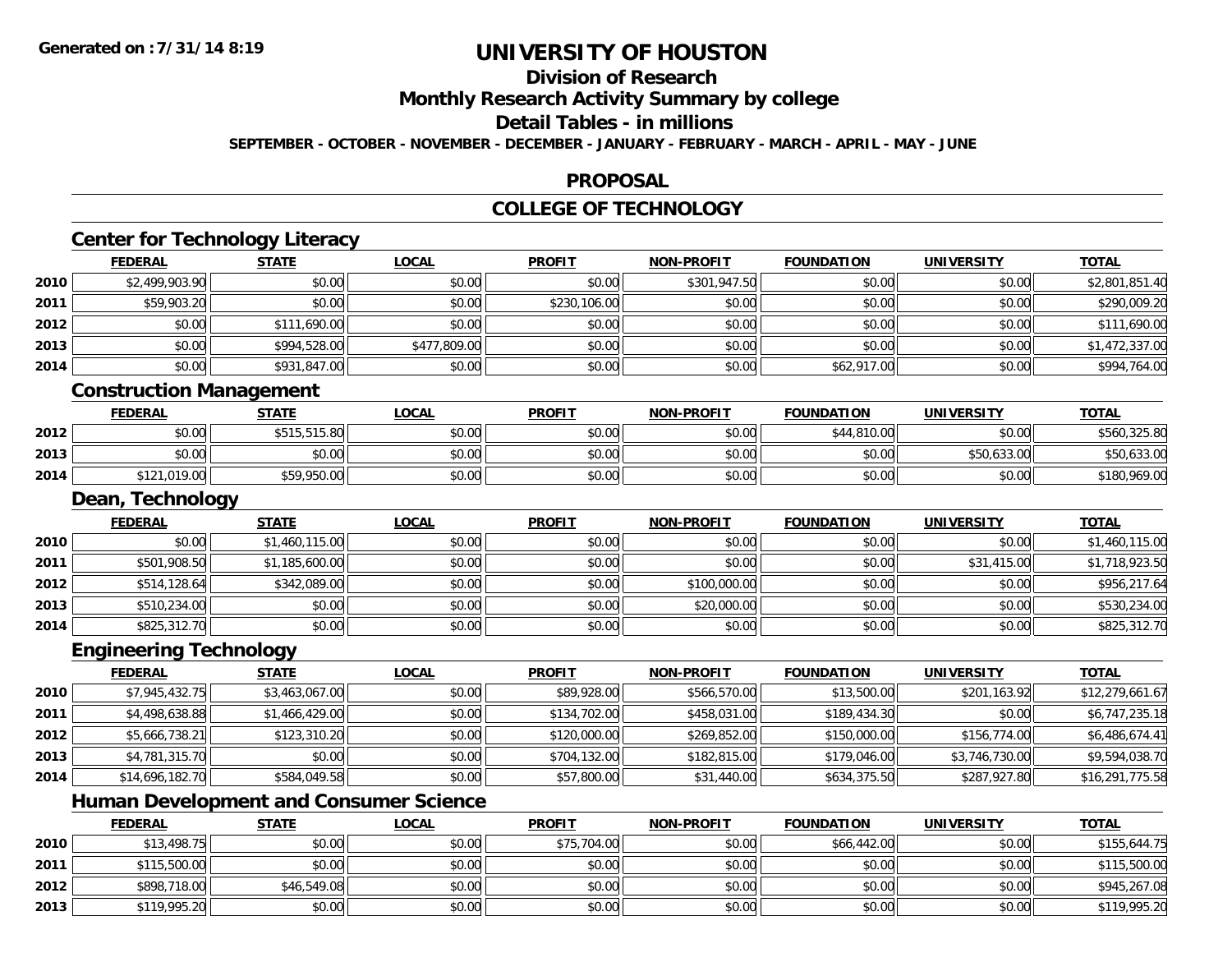# UNIVERSITY OF HOUSTON

## Division of Research

## Monthly Research Activity Summary by college

## Detail Tables - in millions

**SEPTEMBER - OCTOBER - NOVEMBER - DECEMBER - JANUARY - FEBRUARY - MARCH - APRIL - MAY - JUNE**

Generated on : 7/31/14 8:19

## PROPOSAL

## COLLEGE OF TECHNOLOGY

### Center for Technology Literacy

| | FEDERAL | STATE | LOCAL | PROFIT | NON-PROFIT | FOUNDATION | UNIVERSITY | TOTAL |
|---|---|---|---|---|---|---|---|---|
| 2010 | $2,499,903.90 | $0.00 | $0.00 | $0.00 | $301,947.50 | $0.00 | $0.00 | $2,801,851.40 |
| 2011 | $59,903.20 | $0.00 | $0.00 | $230,106.00 | $0.00 | $0.00 | $0.00 | $290,009.20 |
| 2012 | $0.00 | $111,690.00 | $0.00 | $0.00 | $0.00 | $0.00 | $0.00 | $111,690.00 |
| 2013 | $0.00 | $994,528.00 | $477,809.00 | $0.00 | $0.00 | $0.00 | $0.00 | $1,472,337.00 |
| 2014 | $0.00 | $931,847.00 | $0.00 | $0.00 | $0.00 | $62,917.00 | $0.00 | $994,764.00 |

### Construction Management

| | FEDERAL | STATE | LOCAL | PROFIT | NON-PROFIT | FOUNDATION | UNIVERSITY | TOTAL |
|---|---|---|---|---|---|---|---|---|
| 2012 | $0.00 | $515,515.80 | $0.00 | $0.00 | $0.00 | $44,810.00 | $0.00 | $560,325.80 |
| 2013 | $0.00 | $0.00 | $0.00 | $0.00 | $0.00 | $0.00 | $50,633.00 | $50,633.00 |
| 2014 | $121,019.00 | $59,950.00 | $0.00 | $0.00 | $0.00 | $0.00 | $0.00 | $180,969.00 |

### Dean, Technology

| | FEDERAL | STATE | LOCAL | PROFIT | NON-PROFIT | FOUNDATION | UNIVERSITY | TOTAL |
|---|---|---|---|---|---|---|---|---|
| 2010 | $0.00 | $1,460,115.00 | $0.00 | $0.00 | $0.00 | $0.00 | $0.00 | $1,460,115.00 |
| 2011 | $501,908.50 | $1,185,600.00 | $0.00 | $0.00 | $0.00 | $0.00 | $31,415.00 | $1,718,923.50 |
| 2012 | $514,128.64 | $342,089.00 | $0.00 | $0.00 | $100,000.00 | $0.00 | $0.00 | $956,217.64 |
| 2013 | $510,234.00 | $0.00 | $0.00 | $0.00 | $20,000.00 | $0.00 | $0.00 | $530,234.00 |
| 2014 | $825,312.70 | $0.00 | $0.00 | $0.00 | $0.00 | $0.00 | $0.00 | $825,312.70 |

### Engineering Technology

| | FEDERAL | STATE | LOCAL | PROFIT | NON-PROFIT | FOUNDATION | UNIVERSITY | TOTAL |
|---|---|---|---|---|---|---|---|---|
| 2010 | $7,945,432.75 | $3,463,067.00 | $0.00 | $89,928.00 | $566,570.00 | $13,500.00 | $201,163.92 | $12,279,661.67 |
| 2011 | $4,498,638.88 | $1,466,429.00 | $0.00 | $134,702.00 | $458,031.00 | $189,434.30 | $0.00 | $6,747,235.18 |
| 2012 | $5,666,738.21 | $123,310.20 | $0.00 | $120,000.00 | $269,852.00 | $150,000.00 | $156,774.00 | $6,486,674.41 |
| 2013 | $4,781,315.70 | $0.00 | $0.00 | $704,132.00 | $182,815.00 | $179,046.00 | $3,746,730.00 | $9,594,038.70 |
| 2014 | $14,696,182.70 | $584,049.58 | $0.00 | $57,800.00 | $31,440.00 | $634,375.50 | $287,927.80 | $16,291,775.58 |

### Human Development and Consumer Science

| | FEDERAL | STATE | LOCAL | PROFIT | NON-PROFIT | FOUNDATION | UNIVERSITY | TOTAL |
|---|---|---|---|---|---|---|---|---|
| 2010 | $13,498.75 | $0.00 | $0.00 | $75,704.00 | $0.00 | $66,442.00 | $0.00 | $155,644.75 |
| 2011 | $115,500.00 | $0.00 | $0.00 | $0.00 | $0.00 | $0.00 | $0.00 | $115,500.00 |
| 2012 | $898,718.00 | $46,549.08 | $0.00 | $0.00 | $0.00 | $0.00 | $0.00 | $945,267.08 |
| 2013 | $119,995.20 | $0.00 | $0.00 | $0.00 | $0.00 | $0.00 | $0.00 | $119,995.20 |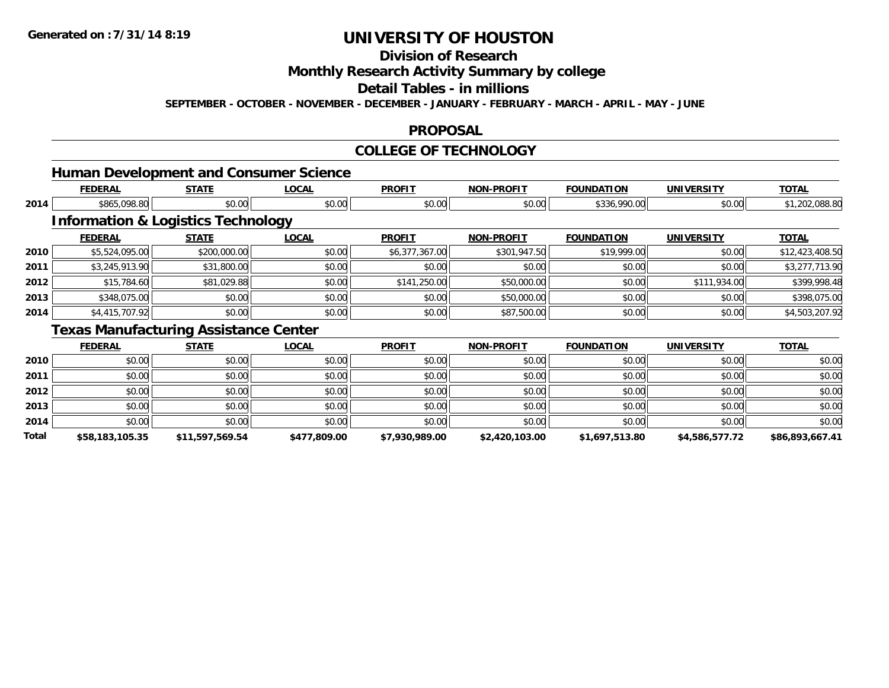# UNIVERSITY OF HOUSTON

## Division of Research

## Monthly Research Activity Summary by college

## Detail Tables - in millions

**SEPTEMBER - OCTOBER - NOVEMBER - DECEMBER - JANUARY - FEBRUARY - MARCH - APRIL - MAY - JUNE**

## PROPOSAL

## COLLEGE OF TECHNOLOGY

### Human Development and Consumer Science

| | FEDERAL | STATE | LOCAL | PROFIT | NON-PROFIT | FOUNDATION | UNIVERSITY | TOTAL |
|---|---|---|---|---|---|---|---|---|
| 2014 | $865,098.80 | $0.00 | $0.00 | $0.00 | $0.00 | $336,990.00 | $0.00 | $1,202,088.80 |

### Information & Logistics Technology

| | FEDERAL | STATE | LOCAL | PROFIT | NON-PROFIT | FOUNDATION | UNIVERSITY | TOTAL |
|---|---|---|---|---|---|---|---|---|
| 2010 | $5,524,095.00 | $200,000.00 | $0.00 | $6,377,367.00 | $301,947.50 | $19,999.00 | $0.00 | $12,423,408.50 |
| 2011 | $3,245,913.90 | $31,800.00 | $0.00 | $0.00 | $0.00 | $0.00 | $0.00 | $3,277,713.90 |
| 2012 | $15,784.60 | $81,029.88 | $0.00 | $141,250.00 | $50,000.00 | $0.00 | $111,934.00 | $399,998.48 |
| 2013 | $348,075.00 | $0.00 | $0.00 | $0.00 | $50,000.00 | $0.00 | $0.00 | $398,075.00 |
| 2014 | $4,415,707.92 | $0.00 | $0.00 | $0.00 | $87,500.00 | $0.00 | $0.00 | $4,503,207.92 |

### Texas Manufacturing Assistance Center

| | FEDERAL | STATE | LOCAL | PROFIT | NON-PROFIT | FOUNDATION | UNIVERSITY | TOTAL |
|---|---|---|---|---|---|---|---|---|
| 2010 | $0.00 | $0.00 | $0.00 | $0.00 | $0.00 | $0.00 | $0.00 | $0.00 |
| 2011 | $0.00 | $0.00 | $0.00 | $0.00 | $0.00 | $0.00 | $0.00 | $0.00 |
| 2012 | $0.00 | $0.00 | $0.00 | $0.00 | $0.00 | $0.00 | $0.00 | $0.00 |
| 2013 | $0.00 | $0.00 | $0.00 | $0.00 | $0.00 | $0.00 | $0.00 | $0.00 |
| 2014 | $0.00 | $0.00 | $0.00 | $0.00 | $0.00 | $0.00 | $0.00 | $0.00 |
| **Total** | **$58,183,105.35** | **$11,597,569.54** | **$477,809.00** | **$7,930,989.00** | **$2,420,103.00** | **$1,697,513.80** | **$4,586,577.72** | **$86,893,667.41** |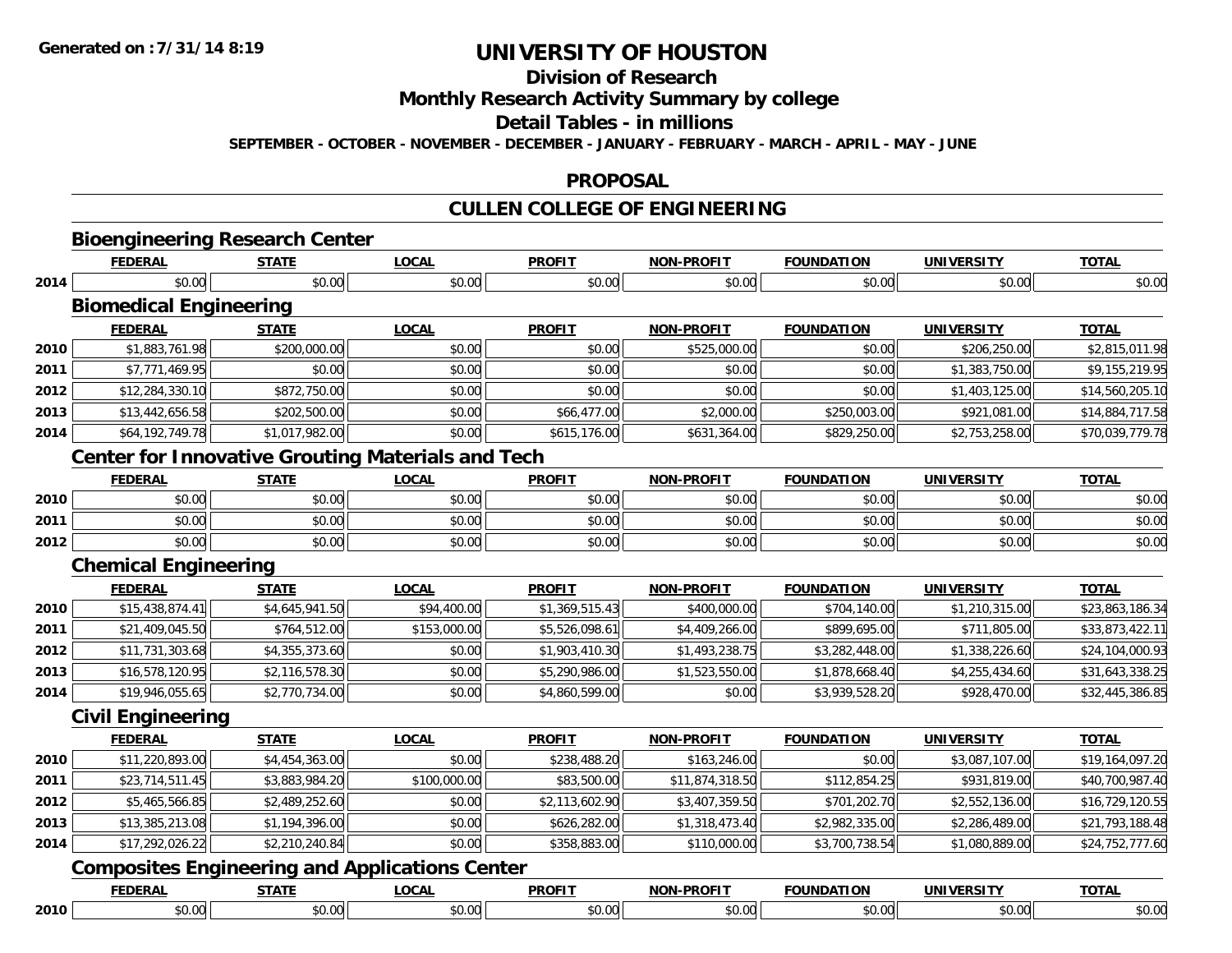# UNIVERSITY OF HOUSTON

## Division of Research

## Monthly Research Activity Summary by college

## Detail Tables - in millions

**SEPTEMBER - OCTOBER - NOVEMBER - DECEMBER - JANUARY - FEBRUARY - MARCH - APRIL - MAY - JUNE**

## PROPOSAL

## CULLEN COLLEGE OF ENGINEERING

### Bioengineering Research Center

| | FEDERAL | STATE | LOCAL | PROFIT | NON-PROFIT | FOUNDATION | UNIVERSITY | TOTAL |
|---|---|---|---|---|---|---|---|---|
| 2014 | $0.00 | $0.00 | $0.00 | $0.00 | $0.00 | $0.00 | $0.00 | $0.00 |

### Biomedical Engineering

| | FEDERAL | STATE | LOCAL | PROFIT | NON-PROFIT | FOUNDATION | UNIVERSITY | TOTAL |
|---|---|---|---|---|---|---|---|---|
| 2010 | $1,883,761.98 | $200,000.00 | $0.00 | $0.00 | $525,000.00 | $0.00 | $206,250.00 | $2,815,011.98 |
| 2011 | $7,771,469.95 | $0.00 | $0.00 | $0.00 | $0.00 | $0.00 | $1,383,750.00 | $9,155,219.95 |
| 2012 | $12,284,330.10 | $872,750.00 | $0.00 | $0.00 | $0.00 | $0.00 | $1,403,125.00 | $14,560,205.10 |
| 2013 | $13,442,656.58 | $202,500.00 | $0.00 | $66,477.00 | $2,000.00 | $250,003.00 | $921,081.00 | $14,884,717.58 |
| 2014 | $64,192,749.78 | $1,017,982.00 | $0.00 | $615,176.00 | $631,364.00 | $829,250.00 | $2,753,258.00 | $70,039,779.78 |

### Center for Innovative Grouting Materials and Tech

| | FEDERAL | STATE | LOCAL | PROFIT | NON-PROFIT | FOUNDATION | UNIVERSITY | TOTAL |
|---|---|---|---|---|---|---|---|---|
| 2010 | $0.00 | $0.00 | $0.00 | $0.00 | $0.00 | $0.00 | $0.00 | $0.00 |
| 2011 | $0.00 | $0.00 | $0.00 | $0.00 | $0.00 | $0.00 | $0.00 | $0.00 |
| 2012 | $0.00 | $0.00 | $0.00 | $0.00 | $0.00 | $0.00 | $0.00 | $0.00 |

### Chemical Engineering

| | FEDERAL | STATE | LOCAL | PROFIT | NON-PROFIT | FOUNDATION | UNIVERSITY | TOTAL |
|---|---|---|---|---|---|---|---|---|
| 2010 | $15,438,874.41 | $4,645,941.50 | $94,400.00 | $1,369,515.43 | $400,000.00 | $704,140.00 | $1,210,315.00 | $23,863,186.34 |
| 2011 | $21,409,045.50 | $764,512.00 | $153,000.00 | $5,526,098.61 | $4,409,266.00 | $899,695.00 | $711,805.00 | $33,873,422.11 |
| 2012 | $11,731,303.68 | $4,355,373.60 | $0.00 | $1,903,410.30 | $1,493,238.75 | $3,282,448.00 | $1,338,226.60 | $24,104,000.93 |
| 2013 | $16,578,120.95 | $2,116,578.30 | $0.00 | $5,290,986.00 | $1,523,550.00 | $1,878,668.40 | $4,255,434.60 | $31,643,338.25 |
| 2014 | $19,946,055.65 | $2,770,734.00 | $0.00 | $4,860,599.00 | $0.00 | $3,939,528.20 | $928,470.00 | $32,445,386.85 |

### Civil Engineering

| | FEDERAL | STATE | LOCAL | PROFIT | NON-PROFIT | FOUNDATION | UNIVERSITY | TOTAL |
|---|---|---|---|---|---|---|---|---|
| 2010 | $11,220,893.00 | $4,454,363.00 | $0.00 | $238,488.20 | $163,246.00 | $0.00 | $3,087,107.00 | $19,164,097.20 |
| 2011 | $23,714,511.45 | $3,883,984.20 | $100,000.00 | $83,500.00 | $11,874,318.50 | $112,854.25 | $931,819.00 | $40,700,987.40 |
| 2012 | $5,465,566.85 | $2,489,252.60 | $0.00 | $2,113,602.90 | $3,407,359.50 | $701,202.70 | $2,552,136.00 | $16,729,120.55 |
| 2013 | $13,385,213.08 | $1,194,396.00 | $0.00 | $626,282.00 | $1,318,473.40 | $2,982,335.00 | $2,286,489.00 | $21,793,188.48 |
| 2014 | $17,292,026.22 | $2,210,240.84 | $0.00 | $358,883.00 | $110,000.00 | $3,700,738.54 | $1,080,889.00 | $24,752,777.60 |

### Composites Engineering and Applications Center

| | FEDERAL | STATE | LOCAL | PROFIT | NON-PROFIT | FOUNDATION | UNIVERSITY | TOTAL |
|---|---|---|---|---|---|---|---|---|
| 2010 | $0.00 | $0.00 | $0.00 | $0.00 | $0.00 | $0.00 | $0.00 | $0.00 |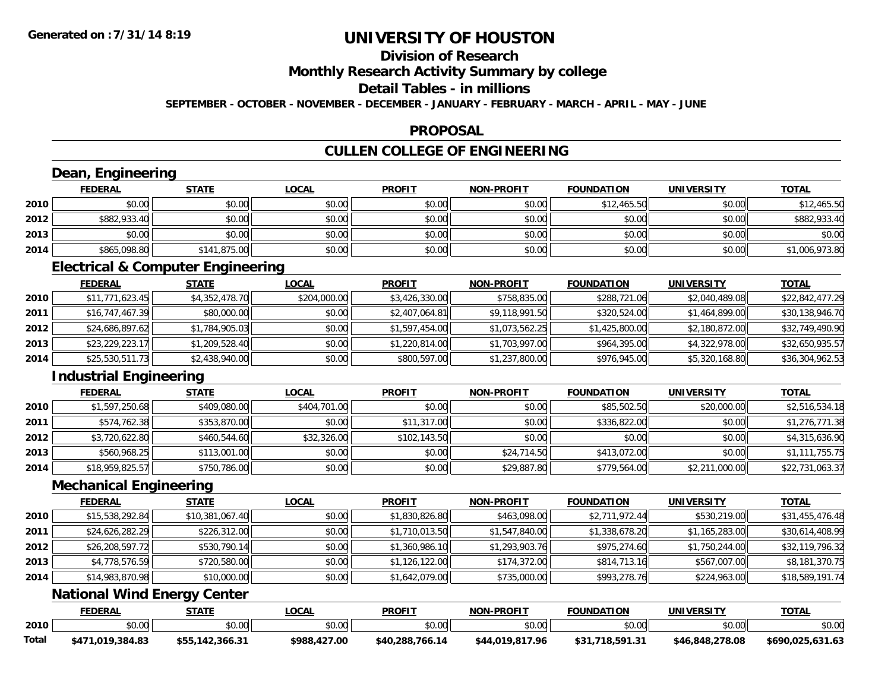**Generated on :7/31/14 8:19**

# UNIVERSITY OF HOUSTON

## Division of Research

## Monthly Research Activity Summary by college

## Detail Tables - in millions

**SEPTEMBER - OCTOBER - NOVEMBER - DECEMBER - JANUARY - FEBRUARY - MARCH - APRIL - MAY - JUNE**

## PROPOSAL

## CULLEN COLLEGE OF ENGINEERING

### Dean, Engineering

| | FEDERAL | STATE | LOCAL | PROFIT | NON-PROFIT | FOUNDATION | UNIVERSITY | TOTAL |
|---|---|---|---|---|---|---|---|---|
| 2010 | $0.00 | $0.00 | $0.00 | $0.00 | $0.00 | $12,465.50 | $0.00 | $12,465.50 |
| 2012 | $882,933.40 | $0.00 | $0.00 | $0.00 | $0.00 | $0.00 | $0.00 | $882,933.40 |
| 2013 | $0.00 | $0.00 | $0.00 | $0.00 | $0.00 | $0.00 | $0.00 | $0.00 |
| 2014 | $865,098.80 | $141,875.00 | $0.00 | $0.00 | $0.00 | $0.00 | $0.00 | $1,006,973.80 |

### Electrical & Computer Engineering

| | FEDERAL | STATE | LOCAL | PROFIT | NON-PROFIT | FOUNDATION | UNIVERSITY | TOTAL |
|---|---|---|---|---|---|---|---|---|
| 2010 | $11,771,623.45 | $4,352,478.70 | $204,000.00 | $3,426,330.00 | $758,835.00 | $288,721.06 | $2,040,489.08 | $22,842,477.29 |
| 2011 | $16,747,467.39 | $80,000.00 | $0.00 | $2,407,064.81 | $9,118,991.50 | $320,524.00 | $1,464,899.00 | $30,138,946.70 |
| 2012 | $24,686,897.62 | $1,784,905.03 | $0.00 | $1,597,454.00 | $1,073,562.25 | $1,425,800.00 | $2,180,872.00 | $32,749,490.90 |
| 2013 | $23,229,223.17 | $1,209,528.40 | $0.00 | $1,220,814.00 | $1,703,997.00 | $964,395.00 | $4,322,978.00 | $32,650,935.57 |
| 2014 | $25,530,511.73 | $2,438,940.00 | $0.00 | $800,597.00 | $1,237,800.00 | $976,945.00 | $5,320,168.80 | $36,304,962.53 |

### Industrial Engineering

| | FEDERAL | STATE | LOCAL | PROFIT | NON-PROFIT | FOUNDATION | UNIVERSITY | TOTAL |
|---|---|---|---|---|---|---|---|---|
| 2010 | $1,597,250.68 | $409,080.00 | $404,701.00 | $0.00 | $0.00 | $85,502.50 | $20,000.00 | $2,516,534.18 |
| 2011 | $574,762.38 | $353,870.00 | $0.00 | $11,317.00 | $0.00 | $336,822.00 | $0.00 | $1,276,771.38 |
| 2012 | $3,720,622.80 | $460,544.60 | $32,326.00 | $102,143.50 | $0.00 | $0.00 | $0.00 | $4,315,636.90 |
| 2013 | $560,968.25 | $113,001.00 | $0.00 | $0.00 | $24,714.50 | $413,072.00 | $0.00 | $1,111,755.75 |
| 2014 | $18,959,825.57 | $750,786.00 | $0.00 | $0.00 | $29,887.80 | $779,564.00 | $2,211,000.00 | $22,731,063.37 |

### Mechanical Engineering

| | FEDERAL | STATE | LOCAL | PROFIT | NON-PROFIT | FOUNDATION | UNIVERSITY | TOTAL |
|---|---|---|---|---|---|---|---|---|
| 2010 | $15,538,292.84 | $10,381,067.40 | $0.00 | $1,830,826.80 | $463,098.00 | $2,711,972.44 | $530,219.00 | $31,455,476.48 |
| 2011 | $24,626,282.29 | $226,312.00 | $0.00 | $1,710,013.50 | $1,547,840.00 | $1,338,678.20 | $1,165,283.00 | $30,614,408.99 |
| 2012 | $26,208,597.72 | $530,790.14 | $0.00 | $1,360,986.10 | $1,293,903.76 | $975,274.60 | $1,750,244.00 | $32,119,796.32 |
| 2013 | $4,778,576.59 | $720,580.00 | $0.00 | $1,126,122.00 | $174,372.00 | $814,713.16 | $567,007.00 | $8,181,370.75 |
| 2014 | $14,983,870.98 | $10,000.00 | $0.00 | $1,642,079.00 | $735,000.00 | $993,278.76 | $224,963.00 | $18,589,191.74 |

### National Wind Energy Center

| | FEDERAL | STATE | LOCAL | PROFIT | NON-PROFIT | FOUNDATION | UNIVERSITY | TOTAL |
|---|---|---|---|---|---|---|---|---|
| 2010 | $0.00 | $0.00 | $0.00 | $0.00 | $0.00 | $0.00 | $0.00 | $0.00 |
| **Total** | **$471,019,384.83** | **$55,142,366.31** | **$988,427.00** | **$40,288,766.14** | **$44,019,817.96** | **$31,718,591.31** | **$46,848,278.08** | **$690,025,631.63** |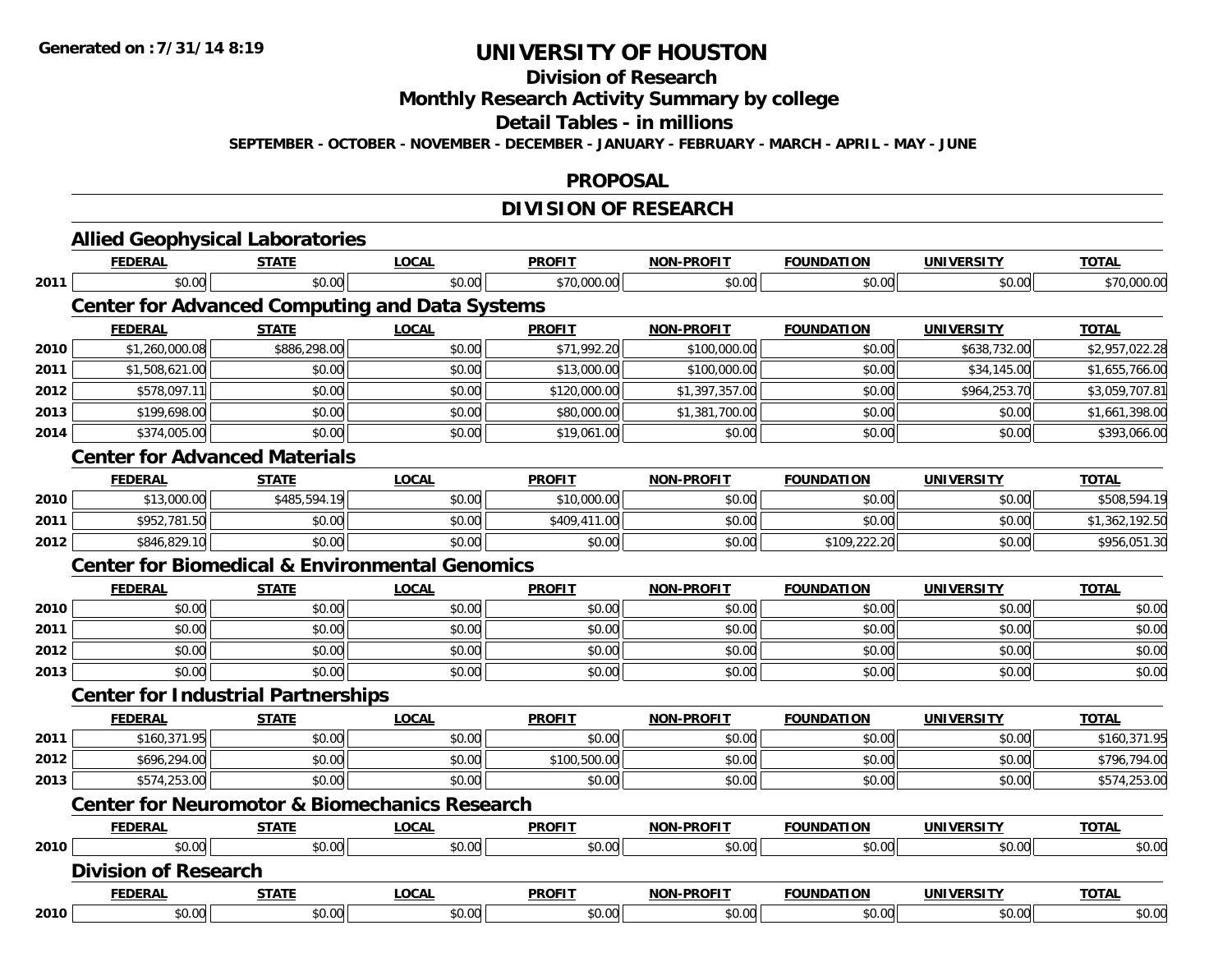**Generated on :7/31/14 8:19**

# UNIVERSITY OF HOUSTON

## Division of Research

## Monthly Research Activity Summary by college

## Detail Tables - in millions

**SEPTEMBER - OCTOBER - NOVEMBER - DECEMBER - JANUARY - FEBRUARY - MARCH - APRIL - MAY - JUNE**

## PROPOSAL

## DIVISION OF RESEARCH

### Allied Geophysical Laboratories

| | FEDERAL | STATE | LOCAL | PROFIT | NON-PROFIT | FOUNDATION | UNIVERSITY | TOTAL |
|---|---|---|---|---|---|---|---|---|
| 2011 | $0.00 | $0.00 | $0.00 | $70,000.00 | $0.00 | $0.00 | $0.00 | $70,000.00 |

### Center for Advanced Computing and Data Systems

| | FEDERAL | STATE | LOCAL | PROFIT | NON-PROFIT | FOUNDATION | UNIVERSITY | TOTAL |
|---|---|---|---|---|---|---|---|---|
| 2010 | $1,260,000.08 | $886,298.00 | $0.00 | $71,992.20 | $100,000.00 | $0.00 | $638,732.00 | $2,957,022.28 |
| 2011 | $1,508,621.00 | $0.00 | $0.00 | $13,000.00 | $100,000.00 | $0.00 | $34,145.00 | $1,655,766.00 |
| 2012 | $578,097.11 | $0.00 | $0.00 | $120,000.00 | $1,397,357.00 | $0.00 | $964,253.70 | $3,059,707.81 |
| 2013 | $199,698.00 | $0.00 | $0.00 | $80,000.00 | $1,381,700.00 | $0.00 | $0.00 | $1,661,398.00 |
| 2014 | $374,005.00 | $0.00 | $0.00 | $19,061.00 | $0.00 | $0.00 | $0.00 | $393,066.00 |

### Center for Advanced Materials

| | FEDERAL | STATE | LOCAL | PROFIT | NON-PROFIT | FOUNDATION | UNIVERSITY | TOTAL |
|---|---|---|---|---|---|---|---|---|
| 2010 | $13,000.00 | $485,594.19 | $0.00 | $10,000.00 | $0.00 | $0.00 | $0.00 | $508,594.19 |
| 2011 | $952,781.50 | $0.00 | $0.00 | $409,411.00 | $0.00 | $0.00 | $0.00 | $1,362,192.50 |
| 2012 | $846,829.10 | $0.00 | $0.00 | $0.00 | $0.00 | $109,222.20 | $0.00 | $956,051.30 |

### Center for Biomedical & Environmental Genomics

| | FEDERAL | STATE | LOCAL | PROFIT | NON-PROFIT | FOUNDATION | UNIVERSITY | TOTAL |
|---|---|---|---|---|---|---|---|---|
| 2010 | $0.00 | $0.00 | $0.00 | $0.00 | $0.00 | $0.00 | $0.00 | $0.00 |
| 2011 | $0.00 | $0.00 | $0.00 | $0.00 | $0.00 | $0.00 | $0.00 | $0.00 |
| 2012 | $0.00 | $0.00 | $0.00 | $0.00 | $0.00 | $0.00 | $0.00 | $0.00 |
| 2013 | $0.00 | $0.00 | $0.00 | $0.00 | $0.00 | $0.00 | $0.00 | $0.00 |

### Center for Industrial Partnerships

| | FEDERAL | STATE | LOCAL | PROFIT | NON-PROFIT | FOUNDATION | UNIVERSITY | TOTAL |
|---|---|---|---|---|---|---|---|---|
| 2011 | $160,371.95 | $0.00 | $0.00 | $0.00 | $0.00 | $0.00 | $0.00 | $160,371.95 |
| 2012 | $696,294.00 | $0.00 | $0.00 | $100,500.00 | $0.00 | $0.00 | $0.00 | $796,794.00 |
| 2013 | $574,253.00 | $0.00 | $0.00 | $0.00 | $0.00 | $0.00 | $0.00 | $574,253.00 |

### Center for Neuromotor & Biomechanics Research

| | FEDERAL | STATE | LOCAL | PROFIT | NON-PROFIT | FOUNDATION | UNIVERSITY | TOTAL |
|---|---|---|---|---|---|---|---|---|
| 2010 | $0.00 | $0.00 | $0.00 | $0.00 | $0.00 | $0.00 | $0.00 | $0.00 |

### Division of Research

| | FEDERAL | STATE | LOCAL | PROFIT | NON-PROFIT | FOUNDATION | UNIVERSITY | TOTAL |
|---|---|---|---|---|---|---|---|---|
| 2010 | $0.00 | $0.00 | $0.00 | $0.00 | $0.00 | $0.00 | $0.00 | $0.00 |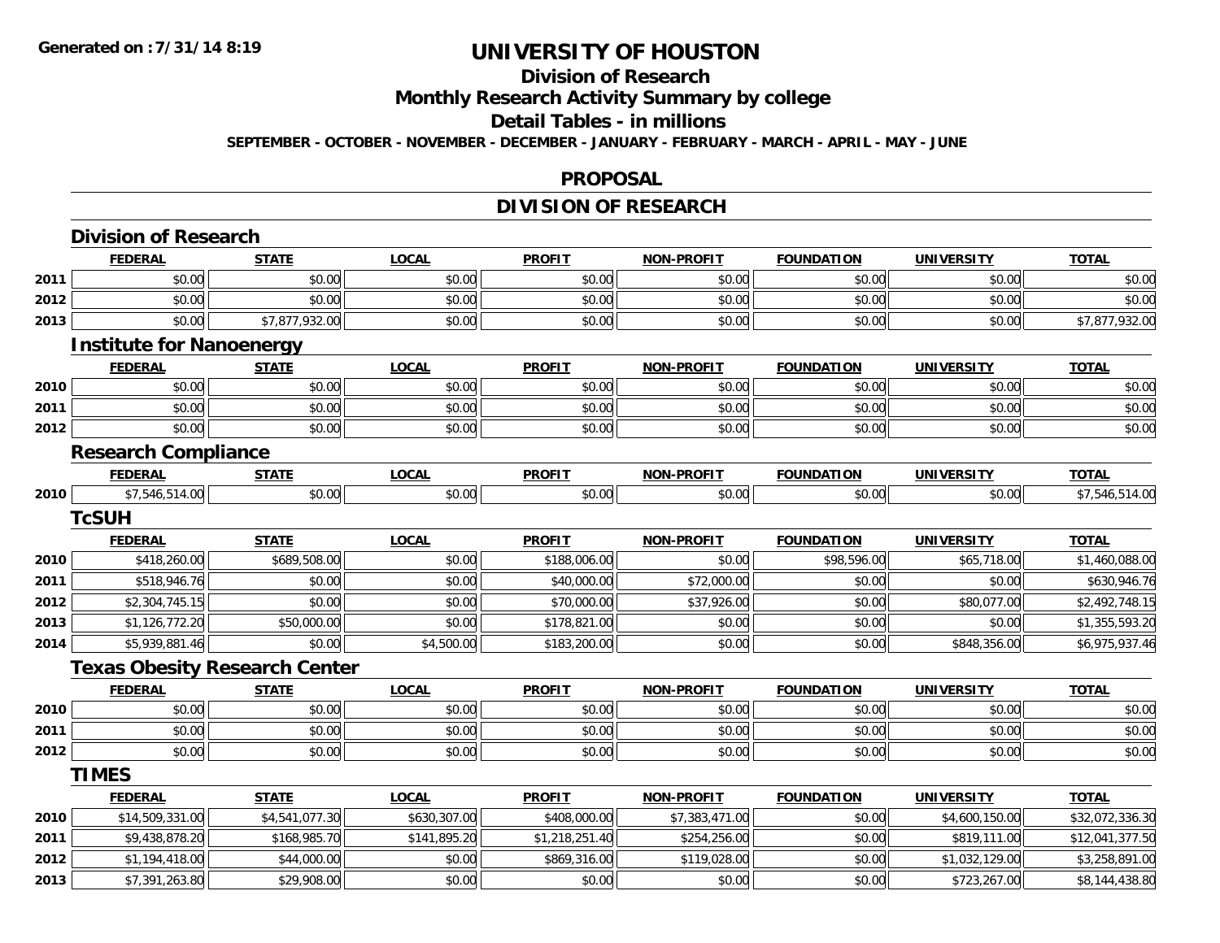**Generated on :7/31/14 8:19**

# UNIVERSITY OF HOUSTON

## Division of Research

## Monthly Research Activity Summary by college

## Detail Tables - in millions

**SEPTEMBER - OCTOBER - NOVEMBER - DECEMBER - JANUARY - FEBRUARY - MARCH - APRIL - MAY - JUNE**

## PROPOSAL

## DIVISION OF RESEARCH

### Division of Research

| | FEDERAL | STATE | LOCAL | PROFIT | NON-PROFIT | FOUNDATION | UNIVERSITY | TOTAL |
|---|---|---|---|---|---|---|---|---|
| 2011 | $0.00 | $0.00 | $0.00 | $0.00 | $0.00 | $0.00 | $0.00 | $0.00 |
| 2012 | $0.00 | $0.00 | $0.00 | $0.00 | $0.00 | $0.00 | $0.00 | $0.00 |
| 2013 | $0.00 | $7,877,932.00 | $0.00 | $0.00 | $0.00 | $0.00 | $0.00 | $7,877,932.00 |

### Institute for Nanoenergy

| | FEDERAL | STATE | LOCAL | PROFIT | NON-PROFIT | FOUNDATION | UNIVERSITY | TOTAL |
|---|---|---|---|---|---|---|---|---|
| 2010 | $0.00 | $0.00 | $0.00 | $0.00 | $0.00 | $0.00 | $0.00 | $0.00 |
| 2011 | $0.00 | $0.00 | $0.00 | $0.00 | $0.00 | $0.00 | $0.00 | $0.00 |
| 2012 | $0.00 | $0.00 | $0.00 | $0.00 | $0.00 | $0.00 | $0.00 | $0.00 |

### Research Compliance

| | FEDERAL | STATE | LOCAL | PROFIT | NON-PROFIT | FOUNDATION | UNIVERSITY | TOTAL |
|---|---|---|---|---|---|---|---|---|
| 2010 | $7,546,514.00 | $0.00 | $0.00 | $0.00 | $0.00 | $0.00 | $0.00 | $7,546,514.00 |

### TcSUH

| | FEDERAL | STATE | LOCAL | PROFIT | NON-PROFIT | FOUNDATION | UNIVERSITY | TOTAL |
|---|---|---|---|---|---|---|---|---|
| 2010 | $418,260.00 | $689,508.00 | $0.00 | $188,006.00 | $0.00 | $98,596.00 | $65,718.00 | $1,460,088.00 |
| 2011 | $518,946.76 | $0.00 | $0.00 | $40,000.00 | $72,000.00 | $0.00 | $0.00 | $630,946.76 |
| 2012 | $2,304,745.15 | $0.00 | $0.00 | $70,000.00 | $37,926.00 | $0.00 | $80,077.00 | $2,492,748.15 |
| 2013 | $1,126,772.20 | $50,000.00 | $0.00 | $178,821.00 | $0.00 | $0.00 | $0.00 | $1,355,593.20 |
| 2014 | $5,939,881.46 | $0.00 | $4,500.00 | $183,200.00 | $0.00 | $0.00 | $848,356.00 | $6,975,937.46 |

### Texas Obesity Research Center

| | FEDERAL | STATE | LOCAL | PROFIT | NON-PROFIT | FOUNDATION | UNIVERSITY | TOTAL |
|---|---|---|---|---|---|---|---|---|
| 2010 | $0.00 | $0.00 | $0.00 | $0.00 | $0.00 | $0.00 | $0.00 | $0.00 |
| 2011 | $0.00 | $0.00 | $0.00 | $0.00 | $0.00 | $0.00 | $0.00 | $0.00 |
| 2012 | $0.00 | $0.00 | $0.00 | $0.00 | $0.00 | $0.00 | $0.00 | $0.00 |

### TIMES

| | FEDERAL | STATE | LOCAL | PROFIT | NON-PROFIT | FOUNDATION | UNIVERSITY | TOTAL |
|---|---|---|---|---|---|---|---|---|
| 2010 | $14,509,331.00 | $4,541,077.30 | $630,307.00 | $408,000.00 | $7,383,471.00 | $0.00 | $4,600,150.00 | $32,072,336.30 |
| 2011 | $9,438,878.20 | $168,985.70 | $141,895.20 | $1,218,251.40 | $254,256.00 | $0.00 | $819,111.00 | $12,041,377.50 |
| 2012 | $1,194,418.00 | $44,000.00 | $0.00 | $869,316.00 | $119,028.00 | $0.00 | $1,032,129.00 | $3,258,891.00 |
| 2013 | $7,391,263.80 | $29,908.00 | $0.00 | $0.00 | $0.00 | $0.00 | $723,267.00 | $8,144,438.80 |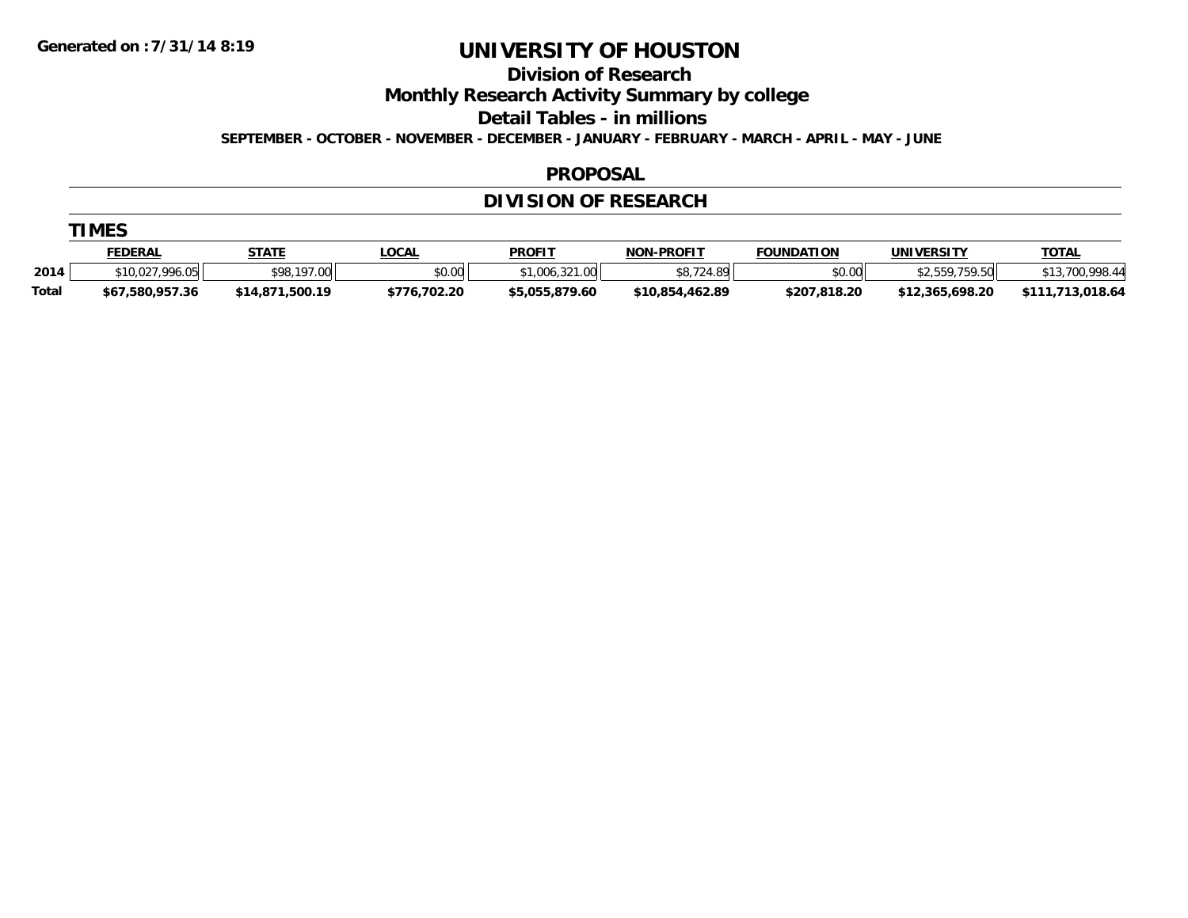Generated on :7/31/14 8:19

# UNIVERSITY OF HOUSTON

## Division of Research

## Monthly Research Activity Summary by college

## Detail Tables - in millions

**SEPTEMBER - OCTOBER - NOVEMBER - DECEMBER - JANUARY - FEBRUARY - MARCH - APRIL - MAY - JUNE**

## PROPOSAL

## DIVISION OF RESEARCH

### TIMES

| | FEDERAL | STATE | LOCAL | PROFIT | NON-PROFIT | FOUNDATION | UNIVERSITY | TOTAL |
|---|---|---|---|---|---|---|---|---|
| 2014 | $10,027,996.05 | $98,197.00 | $0.00 | $1,006,321.00 | $8,724.89 | $0.00 | $2,559,759.50 | $13,700,998.44 |
| **Total** | **$67,580,957.36** | **$14,871,500.19** | **$776,702.20** | **$5,055,879.60** | **$10,854,462.89** | **$207,818.20** | **$12,365,698.20** | **$111,713,018.64** |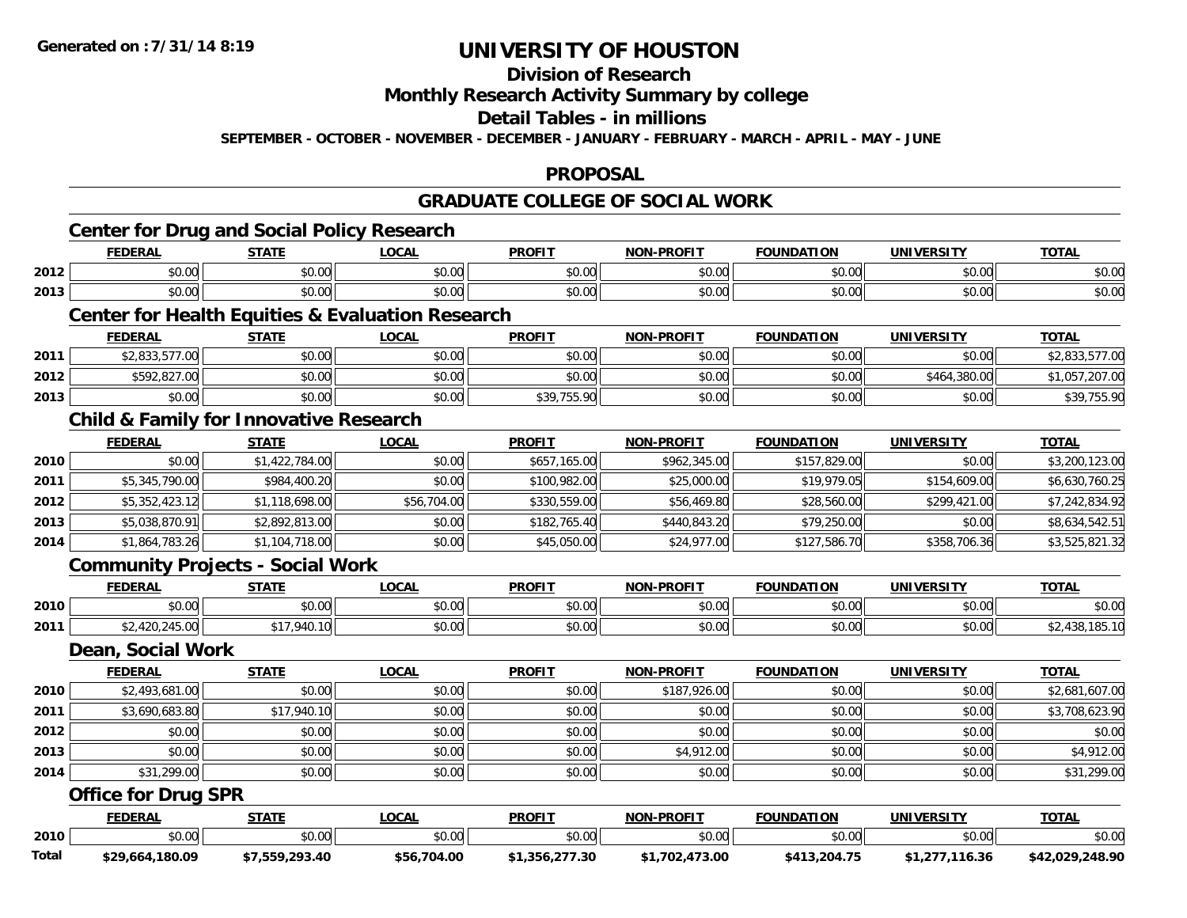# UNIVERSITY OF HOUSTON

## Division of Research

## Monthly Research Activity Summary by college

## Detail Tables - in millions

SEPTEMBER - OCTOBER - NOVEMBER - DECEMBER - JANUARY - FEBRUARY - MARCH - APRIL - MAY - JUNE

## PROPOSAL

## GRADUATE COLLEGE OF SOCIAL WORK

### Center for Drug and Social Policy Research

| | FEDERAL | STATE | LOCAL | PROFIT | NON-PROFIT | FOUNDATION | UNIVERSITY | TOTAL |
|---|---|---|---|---|---|---|---|---|
| 2012 | $0.00 | $0.00 | $0.00 | $0.00 | $0.00 | $0.00 | $0.00 | $0.00 |
| 2013 | $0.00 | $0.00 | $0.00 | $0.00 | $0.00 | $0.00 | $0.00 | $0.00 |

### Center for Health Equities & Evaluation Research

| | FEDERAL | STATE | LOCAL | PROFIT | NON-PROFIT | FOUNDATION | UNIVERSITY | TOTAL |
|---|---|---|---|---|---|---|---|---|
| 2011 | $2,833,577.00 | $0.00 | $0.00 | $0.00 | $0.00 | $0.00 | $0.00 | $2,833,577.00 |
| 2012 | $592,827.00 | $0.00 | $0.00 | $0.00 | $0.00 | $0.00 | $464,380.00 | $1,057,207.00 |
| 2013 | $0.00 | $0.00 | $0.00 | $39,755.90 | $0.00 | $0.00 | $0.00 | $39,755.90 |

### Child & Family for Innovative Research

| | FEDERAL | STATE | LOCAL | PROFIT | NON-PROFIT | FOUNDATION | UNIVERSITY | TOTAL |
|---|---|---|---|---|---|---|---|---|
| 2010 | $0.00 | $1,422,784.00 | $0.00 | $657,165.00 | $962,345.00 | $157,829.00 | $0.00 | $3,200,123.00 |
| 2011 | $5,345,790.00 | $984,400.20 | $0.00 | $100,982.00 | $25,000.00 | $19,979.05 | $154,609.00 | $6,630,760.25 |
| 2012 | $5,352,423.12 | $1,118,698.00 | $56,704.00 | $330,559.00 | $56,469.80 | $28,560.00 | $299,421.00 | $7,242,834.92 |
| 2013 | $5,038,870.91 | $2,892,813.00 | $0.00 | $182,765.40 | $440,843.20 | $79,250.00 | $0.00 | $8,634,542.51 |
| 2014 | $1,864,783.26 | $1,104,718.00 | $0.00 | $45,050.00 | $24,977.00 | $127,586.70 | $358,706.36 | $3,525,821.32 |

### Community Projects - Social Work

| | FEDERAL | STATE | LOCAL | PROFIT | NON-PROFIT | FOUNDATION | UNIVERSITY | TOTAL |
|---|---|---|---|---|---|---|---|---|
| 2010 | $0.00 | $0.00 | $0.00 | $0.00 | $0.00 | $0.00 | $0.00 | $0.00 |
| 2011 | $2,420,245.00 | $17,940.10 | $0.00 | $0.00 | $0.00 | $0.00 | $0.00 | $2,438,185.10 |

### Dean, Social Work

| | FEDERAL | STATE | LOCAL | PROFIT | NON-PROFIT | FOUNDATION | UNIVERSITY | TOTAL |
|---|---|---|---|---|---|---|---|---|
| 2010 | $2,493,681.00 | $0.00 | $0.00 | $0.00 | $187,926.00 | $0.00 | $0.00 | $2,681,607.00 |
| 2011 | $3,690,683.80 | $17,940.10 | $0.00 | $0.00 | $0.00 | $0.00 | $0.00 | $3,708,623.90 |
| 2012 | $0.00 | $0.00 | $0.00 | $0.00 | $0.00 | $0.00 | $0.00 | $0.00 |
| 2013 | $0.00 | $0.00 | $0.00 | $0.00 | $4,912.00 | $0.00 | $0.00 | $4,912.00 |
| 2014 | $31,299.00 | $0.00 | $0.00 | $0.00 | $0.00 | $0.00 | $0.00 | $31,299.00 |

### Office for Drug SPR

| | FEDERAL | STATE | LOCAL | PROFIT | NON-PROFIT | FOUNDATION | UNIVERSITY | TOTAL |
|---|---|---|---|---|---|---|---|---|
| 2010 | $0.00 | $0.00 | $0.00 | $0.00 | $0.00 | $0.00 | $0.00 | $0.00 |
| **Total** | **$29,664,180.09** | **$7,559,293.40** | **$56,704.00** | **$1,356,277.30** | **$1,702,473.00** | **$413,204.75** | **$1,277,116.36** | **$42,029,248.90** |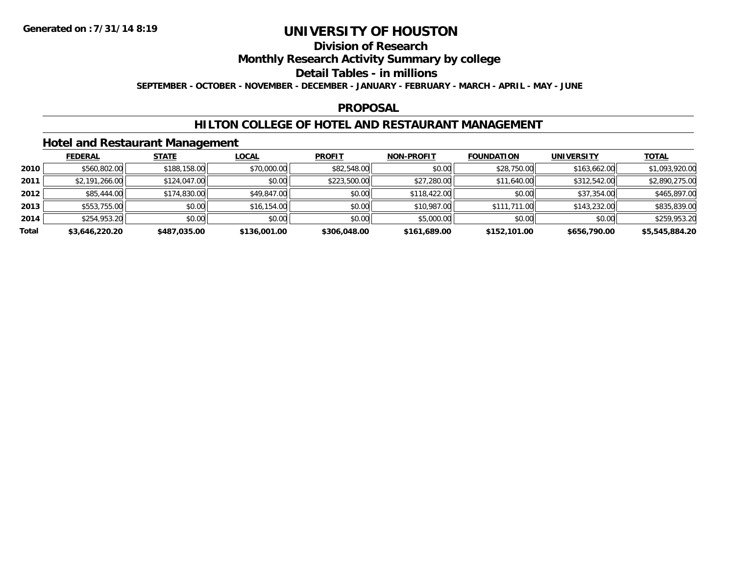# UNIVERSITY OF HOUSTON

## Division of Research

## Monthly Research Activity Summary by college

## Detail Tables - in millions

**SEPTEMBER - OCTOBER - NOVEMBER - DECEMBER - JANUARY - FEBRUARY - MARCH - APRIL - MAY - JUNE**

## PROPOSAL

## HILTON COLLEGE OF HOTEL AND RESTAURANT MANAGEMENT

### Hotel and Restaurant Management

| | FEDERAL | STATE | LOCAL | PROFIT | NON-PROFIT | FOUNDATION | UNIVERSITY | TOTAL |
|---|---|---|---|---|---|---|---|---|
| 2010 | $560,802.00 | $188,158.00 | $70,000.00 | $82,548.00 | $0.00 | $28,750.00 | $163,662.00 | $1,093,920.00 |
| 2011 | $2,191,266.00 | $124,047.00 | $0.00 | $223,500.00 | $27,280.00 | $11,640.00 | $312,542.00 | $2,890,275.00 |
| 2012 | $85,444.00 | $174,830.00 | $49,847.00 | $0.00 | $118,422.00 | $0.00 | $37,354.00 | $465,897.00 |
| 2013 | $553,755.00 | $0.00 | $16,154.00 | $0.00 | $10,987.00 | $111,711.00 | $143,232.00 | $835,839.00 |
| 2014 | $254,953.20 | $0.00 | $0.00 | $0.00 | $5,000.00 | $0.00 | $0.00 | $259,953.20 |
| **Total** | **$3,646,220.20** | **$487,035.00** | **$136,001.00** | **$306,048.00** | **$161,689.00** | **$152,101.00** | **$656,790.00** | **$5,545,884.20** |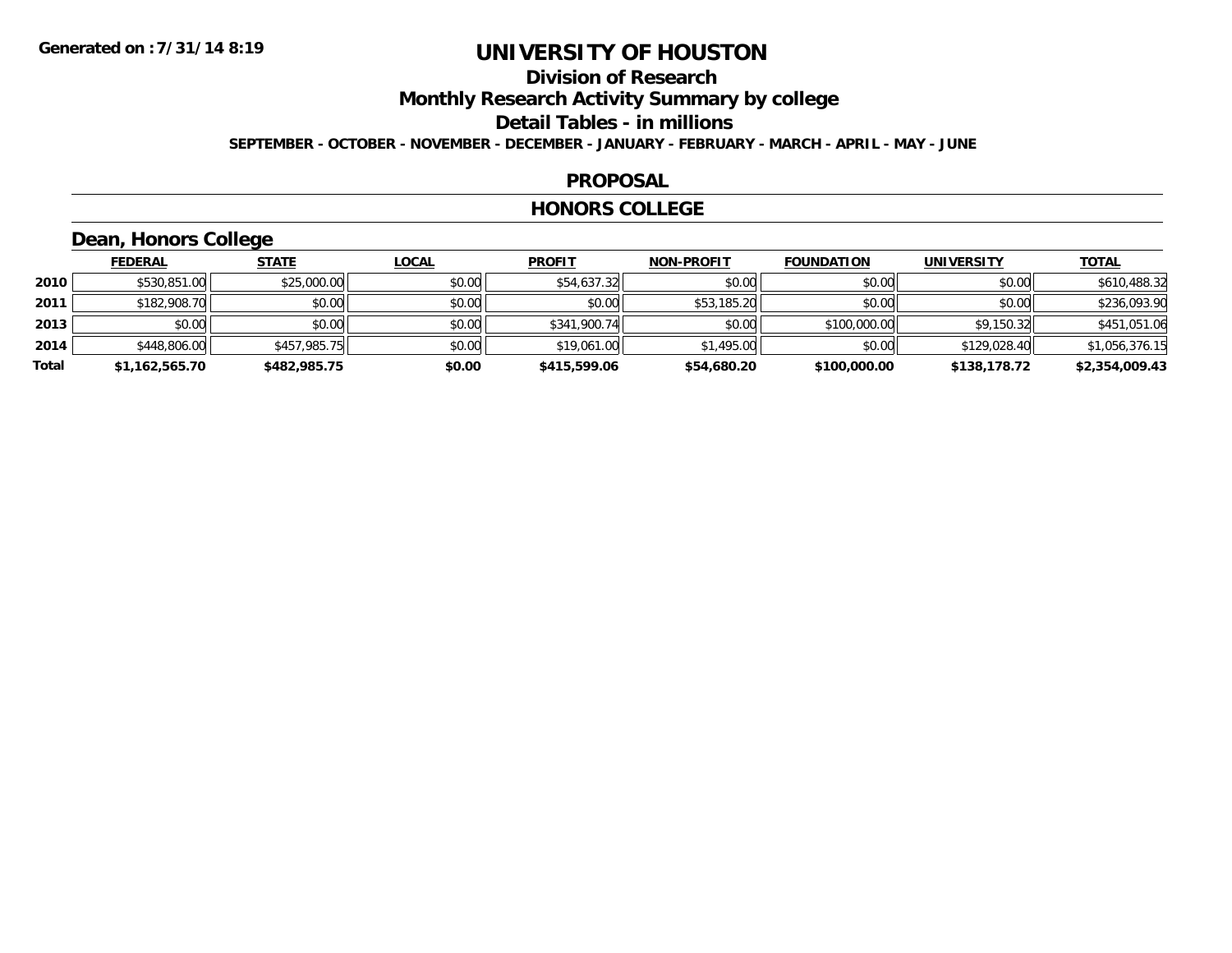**Generated on :7/31/14 8:19**

# UNIVERSITY OF HOUSTON

## Division of Research

## Monthly Research Activity Summary by college

## Detail Tables - in millions

**SEPTEMBER - OCTOBER - NOVEMBER - DECEMBER - JANUARY - FEBRUARY - MARCH - APRIL - MAY - JUNE**

## PROPOSAL

## HONORS COLLEGE

### Dean, Honors College

| | FEDERAL | STATE | LOCAL | PROFIT | NON-PROFIT | FOUNDATION | UNIVERSITY | TOTAL |
|---|---|---|---|---|---|---|---|---|
| 2010 | $530,851.00 | $25,000.00 | $0.00 | $54,637.32 | $0.00 | $0.00 | $0.00 | $610,488.32 |
| 2011 | $182,908.70 | $0.00 | $0.00 | $0.00 | $53,185.20 | $0.00 | $0.00 | $236,093.90 |
| 2013 | $0.00 | $0.00 | $0.00 | $341,900.74 | $0.00 | $100,000.00 | $9,150.32 | $451,051.06 |
| 2014 | $448,806.00 | $457,985.75 | $0.00 | $19,061.00 | $1,495.00 | $0.00 | $129,028.40 | $1,056,376.15 |
| **Total** | **$1,162,565.70** | **$482,985.75** | **$0.00** | **$415,599.06** | **$54,680.20** | **$100,000.00** | **$138,178.72** | **$2,354,009.43** |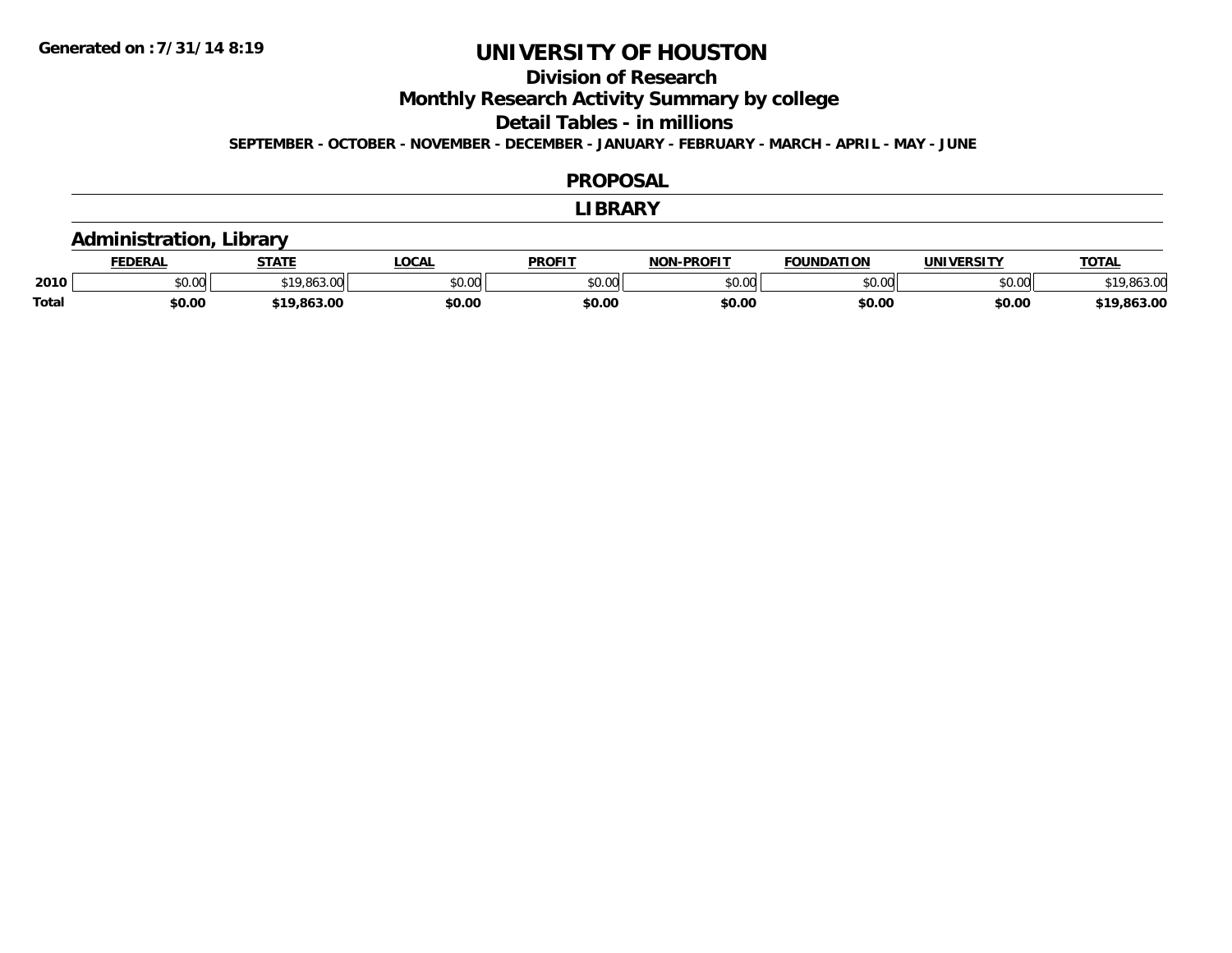**Generated on :7/31/14 8:19**

# UNIVERSITY OF HOUSTON

## Division of Research

## Monthly Research Activity Summary by college

## Detail Tables - in millions

**SEPTEMBER - OCTOBER - NOVEMBER - DECEMBER - JANUARY - FEBRUARY - MARCH - APRIL - MAY - JUNE**

## PROPOSAL

## LIBRARY

### Administration, Library

| | FEDERAL | STATE | LOCAL | PROFIT | NON-PROFIT | FOUNDATION | UNIVERSITY | TOTAL |
|---|---|---|---|---|---|---|---|---|
| 2010 | $0.00 | $19,863.00 | $0.00 | $0.00 | $0.00 | $0.00 | $0.00 | $19,863.00 |
| **Total** | **$0.00** | **$19,863.00** | **$0.00** | **$0.00** | **$0.00** | **$0.00** | **$0.00** | **$19,863.00** |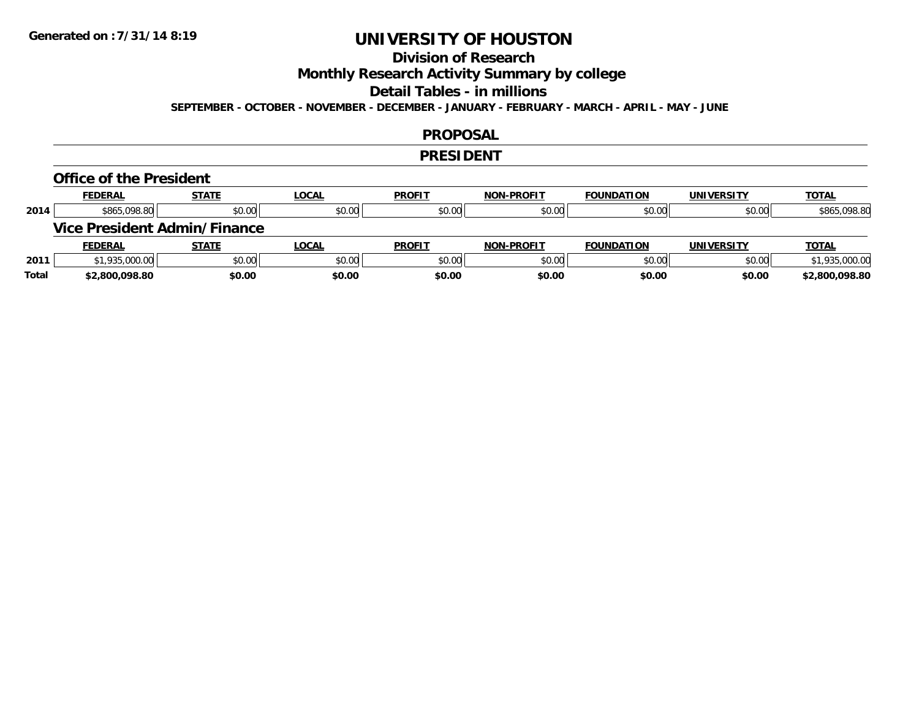Generated on :7/31/14 8:19

# UNIVERSITY OF HOUSTON

## Division of Research

## Monthly Research Activity Summary by college

## Detail Tables - in millions

SEPTEMBER - OCTOBER - NOVEMBER - DECEMBER - JANUARY - FEBRUARY - MARCH - APRIL - MAY - JUNE

## PROPOSAL

## PRESIDENT

### Office of the President

| | FEDERAL | STATE | LOCAL | PROFIT | NON-PROFIT | FOUNDATION | UNIVERSITY | TOTAL |
|---|---|---|---|---|---|---|---|---|
| 2014 | $865,098.80 | $0.00 | $0.00 | $0.00 | $0.00 | $0.00 | $0.00 | $865,098.80 |

### Vice President Admin/Finance

| | FEDERAL | STATE | LOCAL | PROFIT | NON-PROFIT | FOUNDATION | UNIVERSITY | TOTAL |
|---|---|---|---|---|---|---|---|---|
| 2011 | $1,935,000.00 | $0.00 | $0.00 | $0.00 | $0.00 | $0.00 | $0.00 | $1,935,000.00 |
| **Total** | **$2,800,098.80** | **$0.00** | **$0.00** | **$0.00** | **$0.00** | **$0.00** | **$0.00** | **$2,800,098.80** |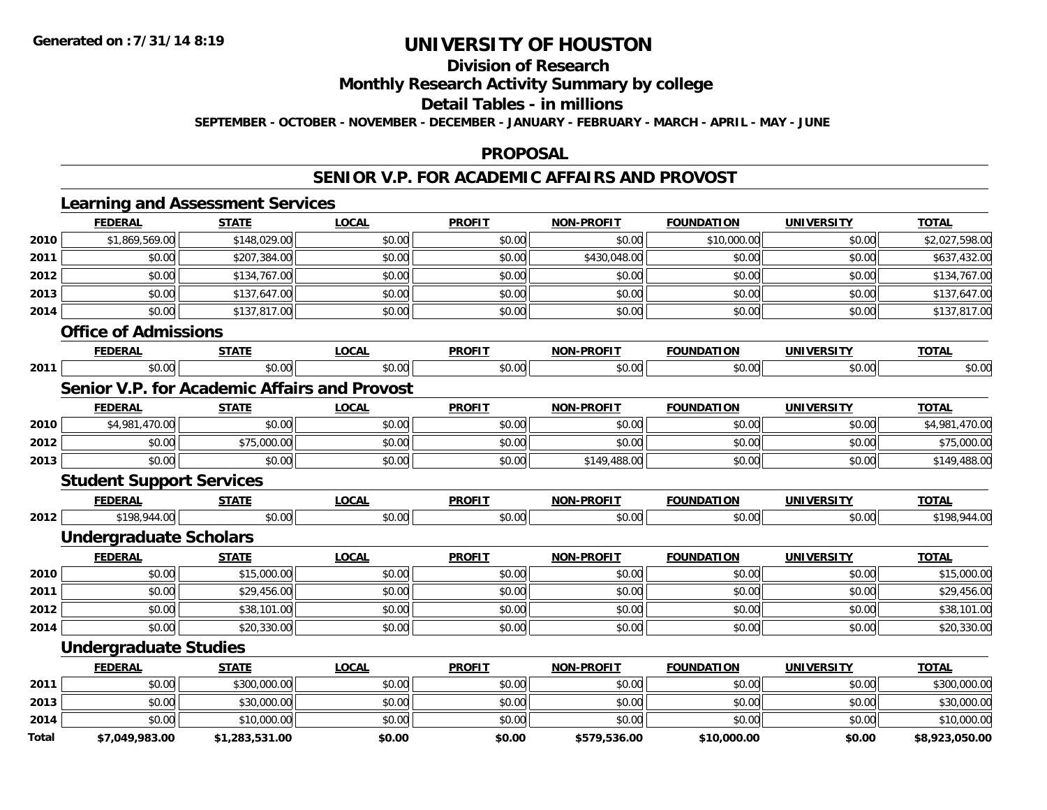**Generated on :7/31/14 8:19**

# UNIVERSITY OF HOUSTON

## Division of Research

## Monthly Research Activity Summary by college

## Detail Tables - in millions

**SEPTEMBER - OCTOBER - NOVEMBER - DECEMBER - JANUARY - FEBRUARY - MARCH - APRIL - MAY - JUNE**

## PROPOSAL

## SENIOR V.P. FOR ACADEMIC AFFAIRS AND PROVOST

### Learning and Assessment Services

| | FEDERAL | STATE | LOCAL | PROFIT | NON-PROFIT | FOUNDATION | UNIVERSITY | TOTAL |
|---|---|---|---|---|---|---|---|---|
| 2010 | $1,869,569.00 | $148,029.00 | $0.00 | $0.00 | $0.00 | $10,000.00 | $0.00 | $2,027,598.00 |
| 2011 | $0.00 | $207,384.00 | $0.00 | $0.00 | $430,048.00 | $0.00 | $0.00 | $637,432.00 |
| 2012 | $0.00 | $134,767.00 | $0.00 | $0.00 | $0.00 | $0.00 | $0.00 | $134,767.00 |
| 2013 | $0.00 | $137,647.00 | $0.00 | $0.00 | $0.00 | $0.00 | $0.00 | $137,647.00 |
| 2014 | $0.00 | $137,817.00 | $0.00 | $0.00 | $0.00 | $0.00 | $0.00 | $137,817.00 |

### Office of Admissions

| | FEDERAL | STATE | LOCAL | PROFIT | NON-PROFIT | FOUNDATION | UNIVERSITY | TOTAL |
|---|---|---|---|---|---|---|---|---|
| 2011 | $0.00 | $0.00 | $0.00 | $0.00 | $0.00 | $0.00 | $0.00 | $0.00 |

### Senior V.P. for Academic Affairs and Provost

| | FEDERAL | STATE | LOCAL | PROFIT | NON-PROFIT | FOUNDATION | UNIVERSITY | TOTAL |
|---|---|---|---|---|---|---|---|---|
| 2010 | $4,981,470.00 | $0.00 | $0.00 | $0.00 | $0.00 | $0.00 | $0.00 | $4,981,470.00 |
| 2012 | $0.00 | $75,000.00 | $0.00 | $0.00 | $0.00 | $0.00 | $0.00 | $75,000.00 |
| 2013 | $0.00 | $0.00 | $0.00 | $0.00 | $149,488.00 | $0.00 | $0.00 | $149,488.00 |

### Student Support Services

| | FEDERAL | STATE | LOCAL | PROFIT | NON-PROFIT | FOUNDATION | UNIVERSITY | TOTAL |
|---|---|---|---|---|---|---|---|---|
| 2012 | $198,944.00 | $0.00 | $0.00 | $0.00 | $0.00 | $0.00 | $0.00 | $198,944.00 |

### Undergraduate Scholars

| | FEDERAL | STATE | LOCAL | PROFIT | NON-PROFIT | FOUNDATION | UNIVERSITY | TOTAL |
|---|---|---|---|---|---|---|---|---|
| 2010 | $0.00 | $15,000.00 | $0.00 | $0.00 | $0.00 | $0.00 | $0.00 | $15,000.00 |
| 2011 | $0.00 | $29,456.00 | $0.00 | $0.00 | $0.00 | $0.00 | $0.00 | $29,456.00 |
| 2012 | $0.00 | $38,101.00 | $0.00 | $0.00 | $0.00 | $0.00 | $0.00 | $38,101.00 |
| 2014 | $0.00 | $20,330.00 | $0.00 | $0.00 | $0.00 | $0.00 | $0.00 | $20,330.00 |

### Undergraduate Studies

| | FEDERAL | STATE | LOCAL | PROFIT | NON-PROFIT | FOUNDATION | UNIVERSITY | TOTAL |
|---|---|---|---|---|---|---|---|---|
| 2011 | $0.00 | $300,000.00 | $0.00 | $0.00 | $0.00 | $0.00 | $0.00 | $300,000.00 |
| 2013 | $0.00 | $30,000.00 | $0.00 | $0.00 | $0.00 | $0.00 | $0.00 | $30,000.00 |
| 2014 | $0.00 | $10,000.00 | $0.00 | $0.00 | $0.00 | $0.00 | $0.00 | $10,000.00 |
| **Total** | **$7,049,983.00** | **$1,283,531.00** | **$0.00** | **$0.00** | **$579,536.00** | **$10,000.00** | **$0.00** | **$8,923,050.00** |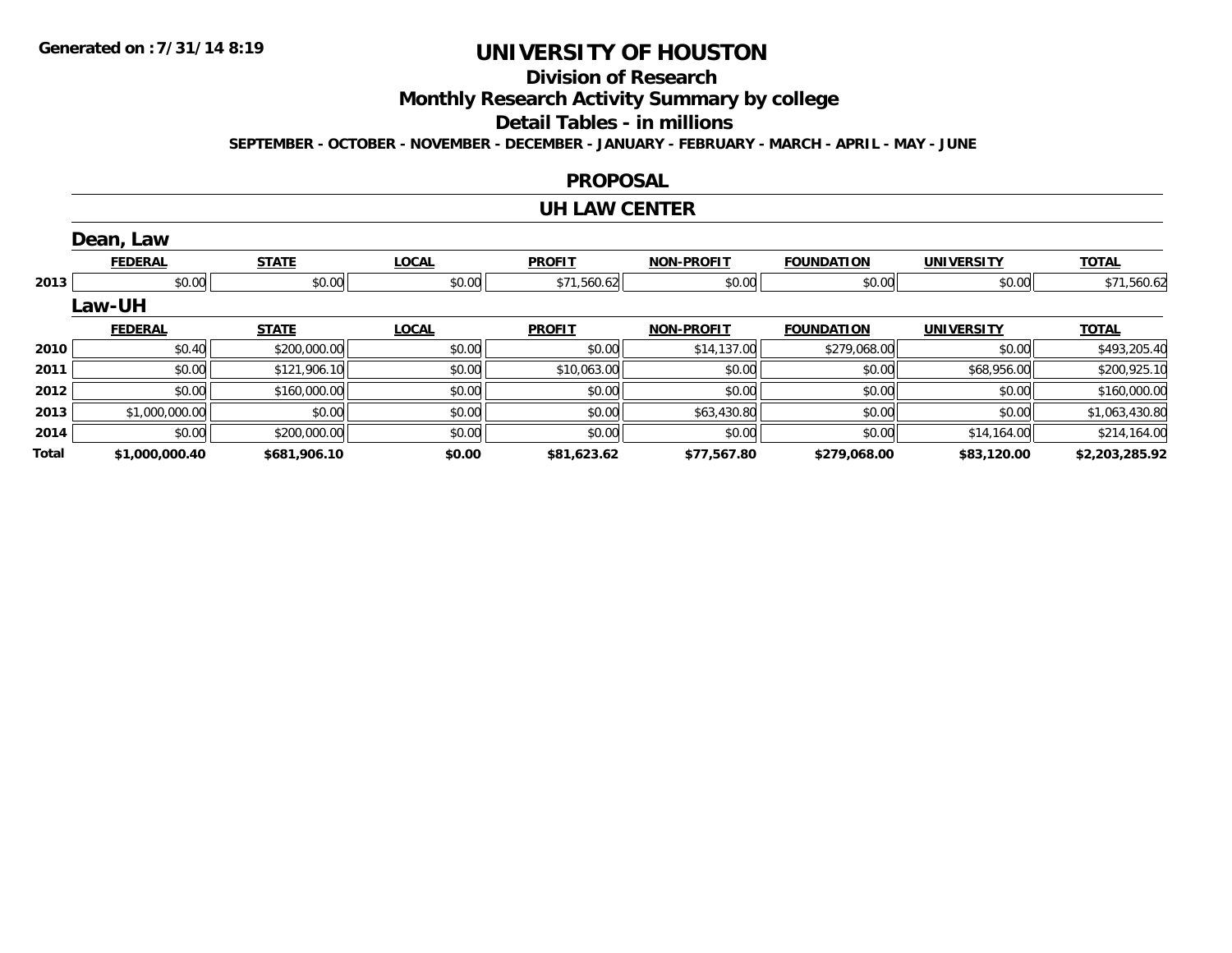Generated on :7/31/14 8:19

# UNIVERSITY OF HOUSTON

## Division of Research

## Monthly Research Activity Summary by college

## Detail Tables - in millions

**SEPTEMBER - OCTOBER - NOVEMBER - DECEMBER - JANUARY - FEBRUARY - MARCH - APRIL - MAY - JUNE**

### PROPOSAL

### UH LAW CENTER

#### Dean, Law

| | FEDERAL | STATE | LOCAL | PROFIT | NON-PROFIT | FOUNDATION | UNIVERSITY | TOTAL |
|---|---|---|---|---|---|---|---|---|
| 2013 | $0.00 | $0.00 | $0.00 | $71,560.62 | $0.00 | $0.00 | $0.00 | $71,560.62 |

#### Law-UH

| | FEDERAL | STATE | LOCAL | PROFIT | NON-PROFIT | FOUNDATION | UNIVERSITY | TOTAL |
|---|---|---|---|---|---|---|---|---|
| 2010 | $0.40 | $200,000.00 | $0.00 | $0.00 | $14,137.00 | $279,068.00 | $0.00 | $493,205.40 |
| 2011 | $0.00 | $121,906.10 | $0.00 | $10,063.00 | $0.00 | $0.00 | $68,956.00 | $200,925.10 |
| 2012 | $0.00 | $160,000.00 | $0.00 | $0.00 | $0.00 | $0.00 | $0.00 | $160,000.00 |
| 2013 | $1,000,000.00 | $0.00 | $0.00 | $0.00 | $63,430.80 | $0.00 | $0.00 | $1,063,430.80 |
| 2014 | $0.00 | $200,000.00 | $0.00 | $0.00 | $0.00 | $0.00 | $14,164.00 | $214,164.00 |
| **Total** | **$1,000,000.40** | **$681,906.10** | **$0.00** | **$81,623.62** | **$77,567.80** | **$279,068.00** | **$83,120.00** | **$2,203,285.92** |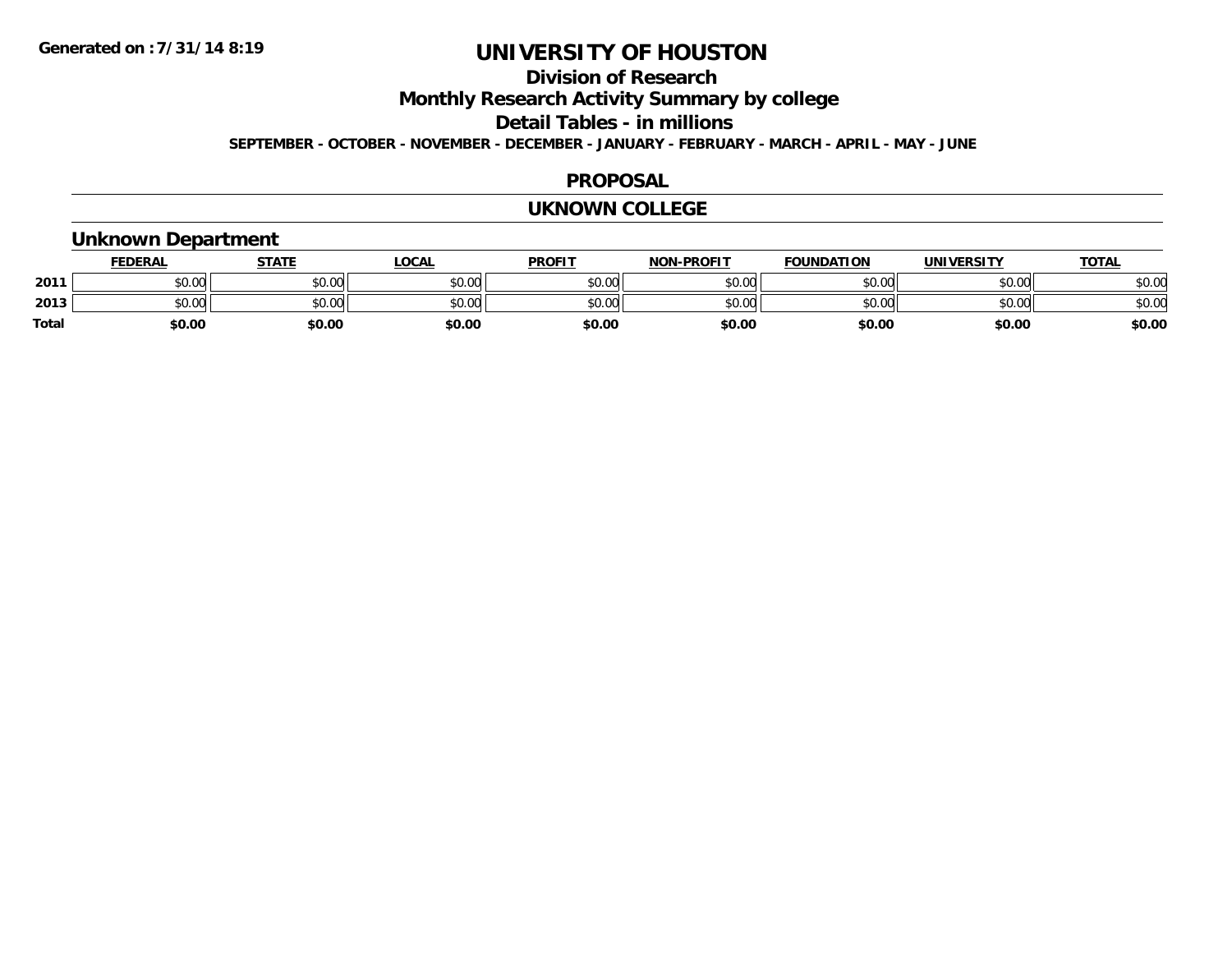**Generated on :7/31/14 8:19**

# UNIVERSITY OF HOUSTON

## Division of Research

## Monthly Research Activity Summary by college

## Detail Tables - in millions

**SEPTEMBER - OCTOBER - NOVEMBER - DECEMBER - JANUARY - FEBRUARY - MARCH - APRIL - MAY - JUNE**

### PROPOSAL

### UKNOWN COLLEGE

### Unknown Department

| | FEDERAL | STATE | LOCAL | PROFIT | NON-PROFIT | FOUNDATION | UNIVERSITY | TOTAL |
|---|---|---|---|---|---|---|---|---|
| 2011 | $0.00 | $0.00 | $0.00 | $0.00 | $0.00 | $0.00 | $0.00 | $0.00 |
| 2013 | $0.00 | $0.00 | $0.00 | $0.00 | $0.00 | $0.00 | $0.00 | $0.00 |
| Total | $0.00 | $0.00 | $0.00 | $0.00 | $0.00 | $0.00 | $0.00 | $0.00 |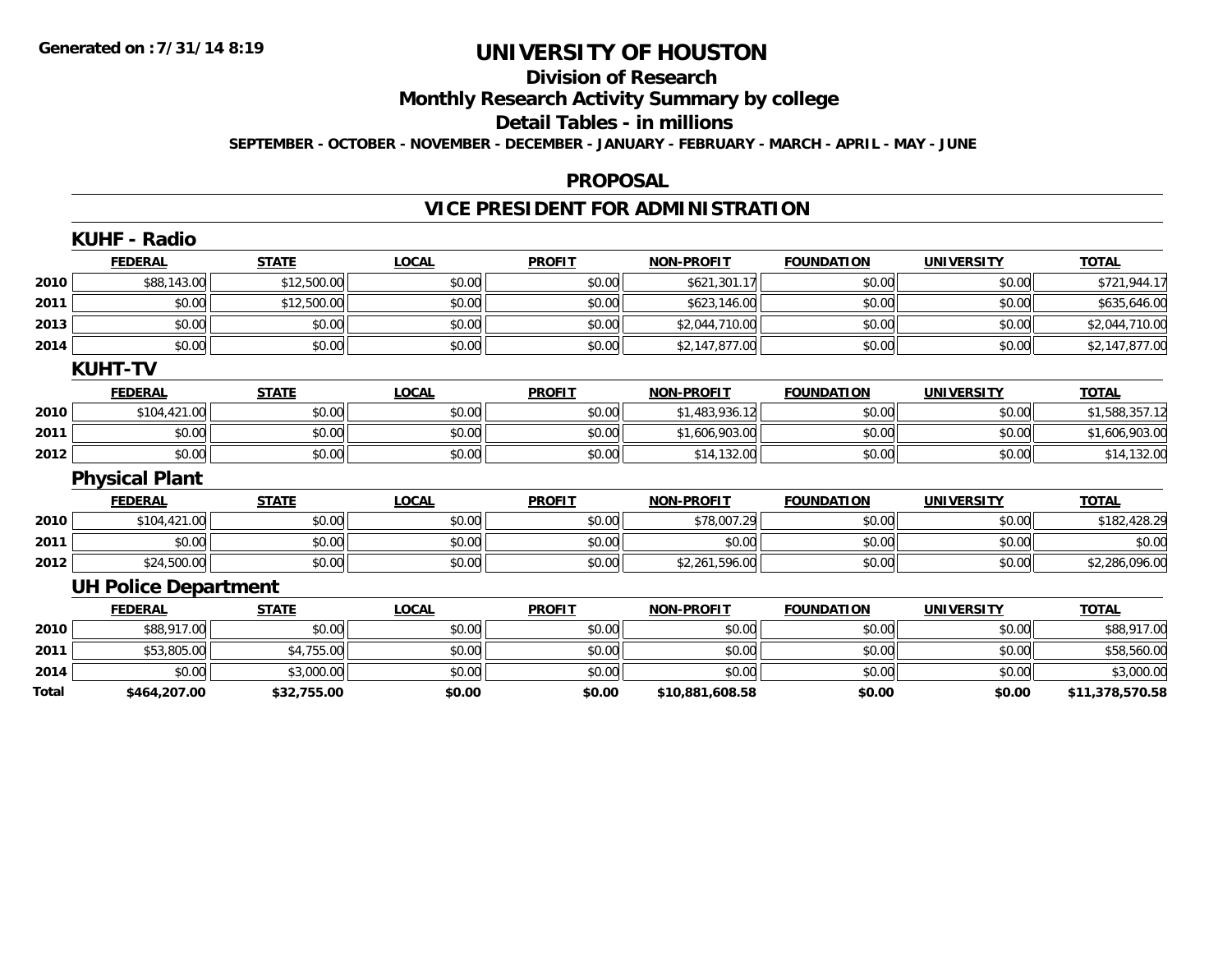# UNIVERSITY OF HOUSTON

## Division of Research

## Monthly Research Activity Summary by college

## Detail Tables - in millions

**SEPTEMBER - OCTOBER - NOVEMBER - DECEMBER - JANUARY - FEBRUARY - MARCH - APRIL - MAY - JUNE**

## PROPOSAL

## VICE PRESIDENT FOR ADMINISTRATION

### KUHF - Radio

| | FEDERAL | STATE | LOCAL | PROFIT | NON-PROFIT | FOUNDATION | UNIVERSITY | TOTAL |
|---|---|---|---|---|---|---|---|---|
| 2010 | $88,143.00 | $12,500.00 | $0.00 | $0.00 | $621,301.17 | $0.00 | $0.00 | $721,944.17 |
| 2011 | $0.00 | $12,500.00 | $0.00 | $0.00 | $623,146.00 | $0.00 | $0.00 | $635,646.00 |
| 2013 | $0.00 | $0.00 | $0.00 | $0.00 | $2,044,710.00 | $0.00 | $0.00 | $2,044,710.00 |
| 2014 | $0.00 | $0.00 | $0.00 | $0.00 | $2,147,877.00 | $0.00 | $0.00 | $2,147,877.00 |

### KUHT-TV

| | FEDERAL | STATE | LOCAL | PROFIT | NON-PROFIT | FOUNDATION | UNIVERSITY | TOTAL |
|---|---|---|---|---|---|---|---|---|
| 2010 | $104,421.00 | $0.00 | $0.00 | $0.00 | $1,483,936.12 | $0.00 | $0.00 | $1,588,357.12 |
| 2011 | $0.00 | $0.00 | $0.00 | $0.00 | $1,606,903.00 | $0.00 | $0.00 | $1,606,903.00 |
| 2012 | $0.00 | $0.00 | $0.00 | $0.00 | $14,132.00 | $0.00 | $0.00 | $14,132.00 |

### Physical Plant

| | FEDERAL | STATE | LOCAL | PROFIT | NON-PROFIT | FOUNDATION | UNIVERSITY | TOTAL |
|---|---|---|---|---|---|---|---|---|
| 2010 | $104,421.00 | $0.00 | $0.00 | $0.00 | $78,007.29 | $0.00 | $0.00 | $182,428.29 |
| 2011 | $0.00 | $0.00 | $0.00 | $0.00 | $0.00 | $0.00 | $0.00 | $0.00 |
| 2012 | $24,500.00 | $0.00 | $0.00 | $0.00 | $2,261,596.00 | $0.00 | $0.00 | $2,286,096.00 |

### UH Police Department

| | FEDERAL | STATE | LOCAL | PROFIT | NON-PROFIT | FOUNDATION | UNIVERSITY | TOTAL |
|---|---|---|---|---|---|---|---|---|
| 2010 | $88,917.00 | $0.00 | $0.00 | $0.00 | $0.00 | $0.00 | $0.00 | $88,917.00 |
| 2011 | $53,805.00 | $4,755.00 | $0.00 | $0.00 | $0.00 | $0.00 | $0.00 | $58,560.00 |
| 2014 | $0.00 | $3,000.00 | $0.00 | $0.00 | $0.00 | $0.00 | $0.00 | $3,000.00 |
| **Total** | **$464,207.00** | **$32,755.00** | **$0.00** | **$0.00** | **$10,881,608.58** | **$0.00** | **$0.00** | **$11,378,570.58** |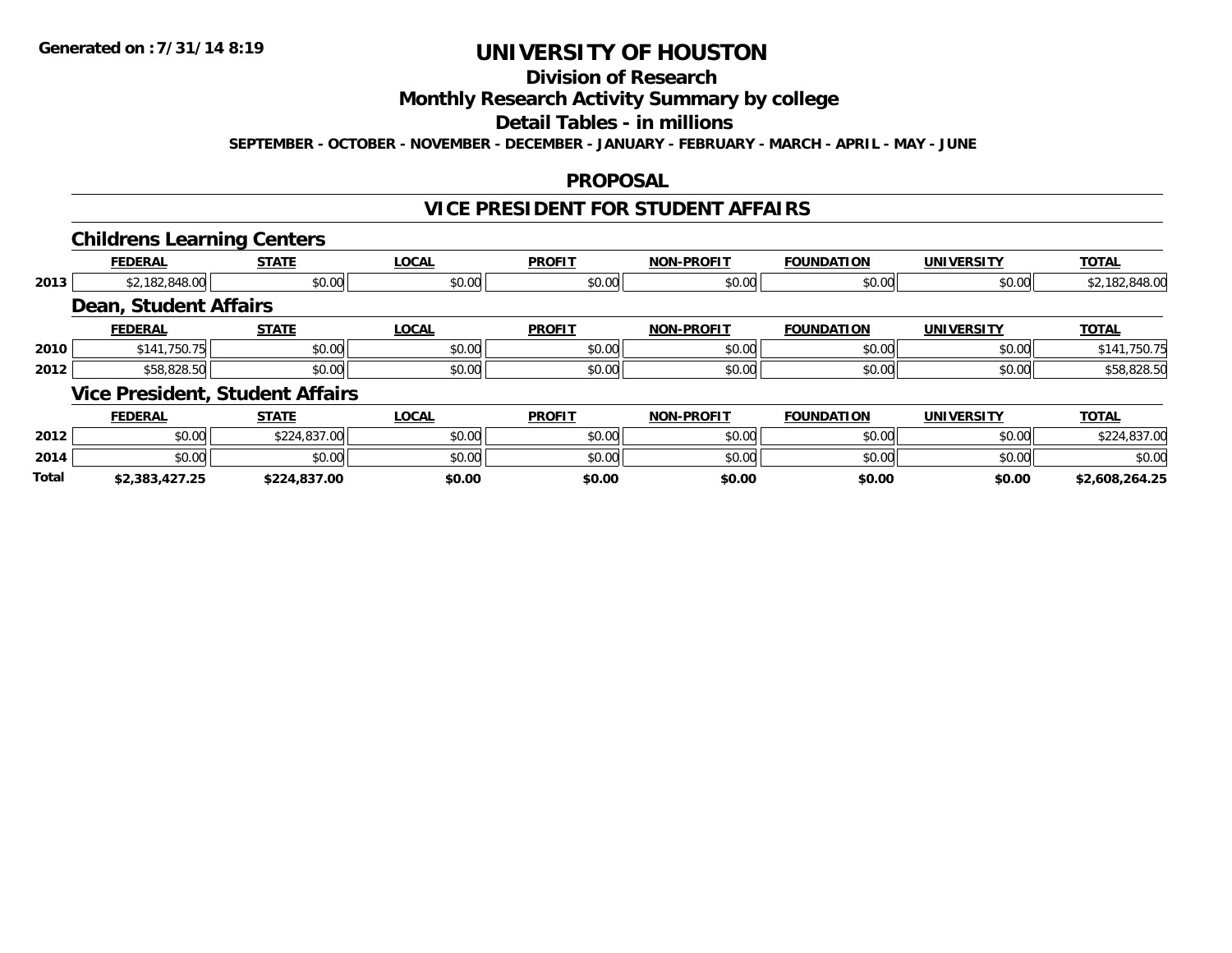# UNIVERSITY OF HOUSTON

## Division of Research

## Monthly Research Activity Summary by college

## Detail Tables - in millions

**SEPTEMBER - OCTOBER - NOVEMBER - DECEMBER - JANUARY - FEBRUARY - MARCH - APRIL - MAY - JUNE**

## PROPOSAL

## VICE PRESIDENT FOR STUDENT AFFAIRS

### Childrens Learning Centers

| | FEDERAL | STATE | LOCAL | PROFIT | NON-PROFIT | FOUNDATION | UNIVERSITY | TOTAL |
|---|---|---|---|---|---|---|---|---|
| 2013 | $2,182,848.00 | $0.00 | $0.00 | $0.00 | $0.00 | $0.00 | $0.00 | $2,182,848.00 |

### Dean, Student Affairs

| | FEDERAL | STATE | LOCAL | PROFIT | NON-PROFIT | FOUNDATION | UNIVERSITY | TOTAL |
|---|---|---|---|---|---|---|---|---|
| 2010 | $141,750.75 | $0.00 | $0.00 | $0.00 | $0.00 | $0.00 | $0.00 | $141,750.75 |
| 2012 | $58,828.50 | $0.00 | $0.00 | $0.00 | $0.00 | $0.00 | $0.00 | $58,828.50 |

### Vice President, Student Affairs

| | FEDERAL | STATE | LOCAL | PROFIT | NON-PROFIT | FOUNDATION | UNIVERSITY | TOTAL |
|---|---|---|---|---|---|---|---|---|
| 2012 | $0.00 | $224,837.00 | $0.00 | $0.00 | $0.00 | $0.00 | $0.00 | $224,837.00 |
| 2014 | $0.00 | $0.00 | $0.00 | $0.00 | $0.00 | $0.00 | $0.00 | $0.00 |
| **Total** | **$2,383,427.25** | **$224,837.00** | **$0.00** | **$0.00** | **$0.00** | **$0.00** | **$0.00** | **$2,608,264.25** |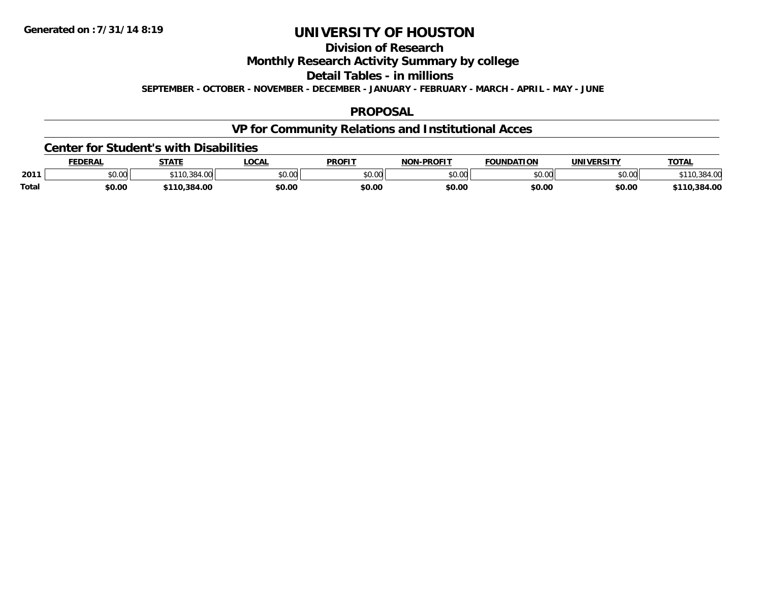**Generated on :7/31/14 8:19**

# UNIVERSITY OF HOUSTON

## Division of Research

## Monthly Research Activity Summary by college

## Detail Tables - in millions

**SEPTEMBER - OCTOBER - NOVEMBER - DECEMBER - JANUARY - FEBRUARY - MARCH - APRIL - MAY - JUNE**

## PROPOSAL

## VP for Community Relations and Institutional Acces

### Center for Student's with Disabilities

| | FEDERAL | STATE | LOCAL | PROFIT | NON-PROFIT | FOUNDATION | UNIVERSITY | TOTAL |
|---|---|---|---|---|---|---|---|---|
| 2011 | $0.00 | $110,384.00 | $0.00 | $0.00 | $0.00 | $0.00 | $0.00 | $110,384.00 |
| **Total** | **$0.00** | **$110,384.00** | **$0.00** | **$0.00** | **$0.00** | **$0.00** | **$0.00** | **$110,384.00** |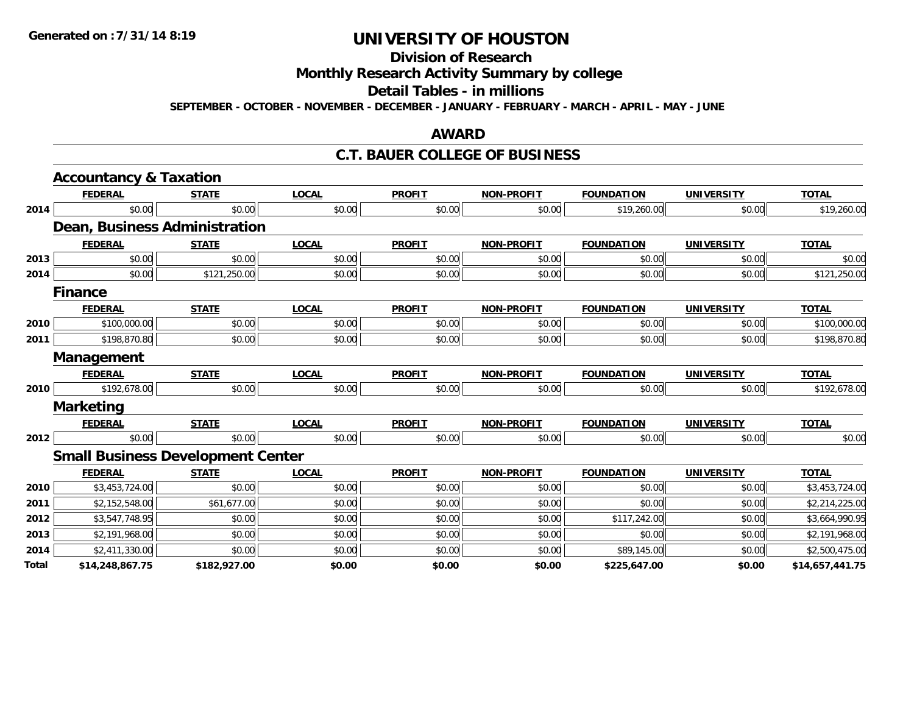# UNIVERSITY OF HOUSTON

## Division of Research

## Monthly Research Activity Summary by college

## Detail Tables - in millions

**SEPTEMBER - OCTOBER - NOVEMBER - DECEMBER - JANUARY - FEBRUARY - MARCH - APRIL - MAY - JUNE**

## AWARD

## C.T. BAUER COLLEGE OF BUSINESS

### Accountancy & Taxation

| | FEDERAL | STATE | LOCAL | PROFIT | NON-PROFIT | FOUNDATION | UNIVERSITY | TOTAL |
|---|---|---|---|---|---|---|---|---|
| 2014 | $0.00 | $0.00 | $0.00 | $0.00 | $0.00 | $19,260.00 | $0.00 | $19,260.00 |

### Dean, Business Administration

| | FEDERAL | STATE | LOCAL | PROFIT | NON-PROFIT | FOUNDATION | UNIVERSITY | TOTAL |
|---|---|---|---|---|---|---|---|---|
| 2013 | $0.00 | $0.00 | $0.00 | $0.00 | $0.00 | $0.00 | $0.00 | $0.00 |
| 2014 | $0.00 | $121,250.00 | $0.00 | $0.00 | $0.00 | $0.00 | $0.00 | $121,250.00 |

### Finance

| | FEDERAL | STATE | LOCAL | PROFIT | NON-PROFIT | FOUNDATION | UNIVERSITY | TOTAL |
|---|---|---|---|---|---|---|---|---|
| 2010 | $100,000.00 | $0.00 | $0.00 | $0.00 | $0.00 | $0.00 | $0.00 | $100,000.00 |
| 2011 | $198,870.80 | $0.00 | $0.00 | $0.00 | $0.00 | $0.00 | $0.00 | $198,870.80 |

### Management

| | FEDERAL | STATE | LOCAL | PROFIT | NON-PROFIT | FOUNDATION | UNIVERSITY | TOTAL |
|---|---|---|---|---|---|---|---|---|
| 2010 | $192,678.00 | $0.00 | $0.00 | $0.00 | $0.00 | $0.00 | $0.00 | $192,678.00 |

### Marketing

| | FEDERAL | STATE | LOCAL | PROFIT | NON-PROFIT | FOUNDATION | UNIVERSITY | TOTAL |
|---|---|---|---|---|---|---|---|---|
| 2012 | $0.00 | $0.00 | $0.00 | $0.00 | $0.00 | $0.00 | $0.00 | $0.00 |

### Small Business Development Center

| | FEDERAL | STATE | LOCAL | PROFIT | NON-PROFIT | FOUNDATION | UNIVERSITY | TOTAL |
|---|---|---|---|---|---|---|---|---|
| 2010 | $3,453,724.00 | $0.00 | $0.00 | $0.00 | $0.00 | $0.00 | $0.00 | $3,453,724.00 |
| 2011 | $2,152,548.00 | $61,677.00 | $0.00 | $0.00 | $0.00 | $0.00 | $0.00 | $2,214,225.00 |
| 2012 | $3,547,748.95 | $0.00 | $0.00 | $0.00 | $0.00 | $117,242.00 | $0.00 | $3,664,990.95 |
| 2013 | $2,191,968.00 | $0.00 | $0.00 | $0.00 | $0.00 | $0.00 | $0.00 | $2,191,968.00 |
| 2014 | $2,411,330.00 | $0.00 | $0.00 | $0.00 | $0.00 | $89,145.00 | $0.00 | $2,500,475.00 |
| **Total** | **$14,248,867.75** | **$182,927.00** | **$0.00** | **$0.00** | **$0.00** | **$225,647.00** | **$0.00** | **$14,657,441.75** |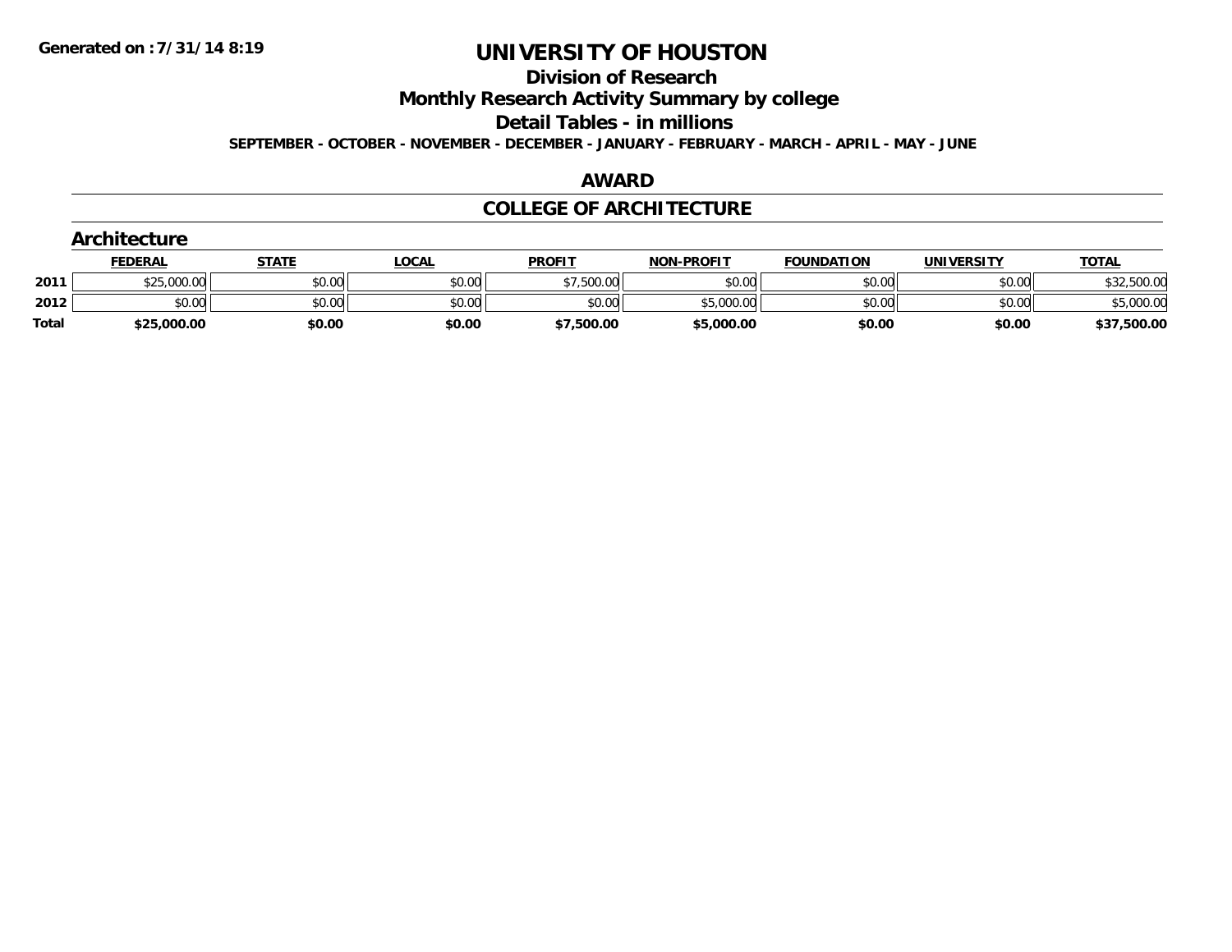# UNIVERSITY OF HOUSTON

## Division of Research

## Monthly Research Activity Summary by college

## Detail Tables - in millions

**SEPTEMBER - OCTOBER - NOVEMBER - DECEMBER - JANUARY - FEBRUARY - MARCH - APRIL - MAY - JUNE**

## AWARD

## COLLEGE OF ARCHITECTURE

### Architecture

| | FEDERAL | STATE | LOCAL | PROFIT | NON-PROFIT | FOUNDATION | UNIVERSITY | TOTAL |
|---|---|---|---|---|---|---|---|---|
| 2011 | $25,000.00 | $0.00 | $0.00 | $7,500.00 | $0.00 | $0.00 | $0.00 | $32,500.00 |
| 2012 | $0.00 | $0.00 | $0.00 | $0.00 | $5,000.00 | $0.00 | $0.00 | $5,000.00 |
| **Total** | **$25,000.00** | **$0.00** | **$0.00** | **$7,500.00** | **$5,000.00** | **$0.00** | **$0.00** | **$37,500.00** |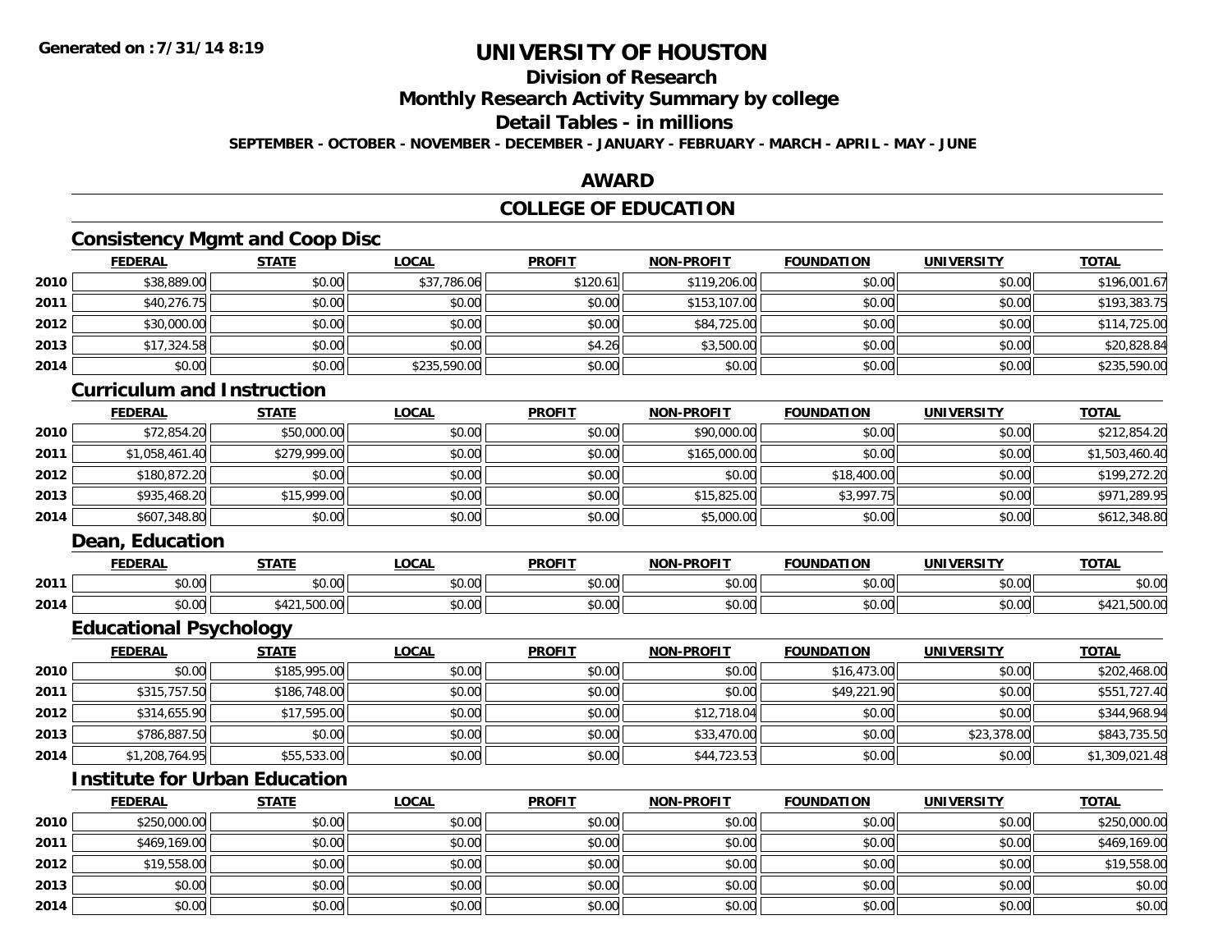# UNIVERSITY OF HOUSTON

## Division of Research

## Monthly Research Activity Summary by college

## Detail Tables - in millions

**SEPTEMBER - OCTOBER - NOVEMBER - DECEMBER - JANUARY - FEBRUARY - MARCH - APRIL - MAY - JUNE**

Generated on : 7/31/14 8:19

## AWARD

## COLLEGE OF EDUCATION

### Consistency Mgmt and Coop Disc

| | FEDERAL | STATE | LOCAL | PROFIT | NON-PROFIT | FOUNDATION | UNIVERSITY | TOTAL |
|---|---|---|---|---|---|---|---|---|
| 2010 | $38,889.00 | $0.00 | $37,786.06 | $120.61 | $119,206.00 | $0.00 | $0.00 | $196,001.67 |
| 2011 | $40,276.75 | $0.00 | $0.00 | $0.00 | $153,107.00 | $0.00 | $0.00 | $193,383.75 |
| 2012 | $30,000.00 | $0.00 | $0.00 | $0.00 | $84,725.00 | $0.00 | $0.00 | $114,725.00 |
| 2013 | $17,324.58 | $0.00 | $0.00 | $4.26 | $3,500.00 | $0.00 | $0.00 | $20,828.84 |
| 2014 | $0.00 | $0.00 | $235,590.00 | $0.00 | $0.00 | $0.00 | $0.00 | $235,590.00 |

### Curriculum and Instruction

| | FEDERAL | STATE | LOCAL | PROFIT | NON-PROFIT | FOUNDATION | UNIVERSITY | TOTAL |
|---|---|---|---|---|---|---|---|---|
| 2010 | $72,854.20 | $50,000.00 | $0.00 | $0.00 | $90,000.00 | $0.00 | $0.00 | $212,854.20 |
| 2011 | $1,058,461.40 | $279,999.00 | $0.00 | $0.00 | $165,000.00 | $0.00 | $0.00 | $1,503,460.40 |
| 2012 | $180,872.20 | $0.00 | $0.00 | $0.00 | $0.00 | $18,400.00 | $0.00 | $199,272.20 |
| 2013 | $935,468.20 | $15,999.00 | $0.00 | $0.00 | $15,825.00 | $3,997.75 | $0.00 | $971,289.95 |
| 2014 | $607,348.80 | $0.00 | $0.00 | $0.00 | $5,000.00 | $0.00 | $0.00 | $612,348.80 |

### Dean, Education

| | FEDERAL | STATE | LOCAL | PROFIT | NON-PROFIT | FOUNDATION | UNIVERSITY | TOTAL |
|---|---|---|---|---|---|---|---|---|
| 2011 | $0.00 | $0.00 | $0.00 | $0.00 | $0.00 | $0.00 | $0.00 | $0.00 |
| 2014 | $0.00 | $421,500.00 | $0.00 | $0.00 | $0.00 | $0.00 | $0.00 | $421,500.00 |

### Educational Psychology

| | FEDERAL | STATE | LOCAL | PROFIT | NON-PROFIT | FOUNDATION | UNIVERSITY | TOTAL |
|---|---|---|---|---|---|---|---|---|
| 2010 | $0.00 | $185,995.00 | $0.00 | $0.00 | $0.00 | $16,473.00 | $0.00 | $202,468.00 |
| 2011 | $315,757.50 | $186,748.00 | $0.00 | $0.00 | $0.00 | $49,221.90 | $0.00 | $551,727.40 |
| 2012 | $314,655.90 | $17,595.00 | $0.00 | $0.00 | $12,718.04 | $0.00 | $0.00 | $344,968.94 |
| 2013 | $786,887.50 | $0.00 | $0.00 | $0.00 | $33,470.00 | $0.00 | $23,378.00 | $843,735.50 |
| 2014 | $1,208,764.95 | $55,533.00 | $0.00 | $0.00 | $44,723.53 | $0.00 | $0.00 | $1,309,021.48 |

### Institute for Urban Education

| | FEDERAL | STATE | LOCAL | PROFIT | NON-PROFIT | FOUNDATION | UNIVERSITY | TOTAL |
|---|---|---|---|---|---|---|---|---|
| 2010 | $250,000.00 | $0.00 | $0.00 | $0.00 | $0.00 | $0.00 | $0.00 | $250,000.00 |
| 2011 | $469,169.00 | $0.00 | $0.00 | $0.00 | $0.00 | $0.00 | $0.00 | $469,169.00 |
| 2012 | $19,558.00 | $0.00 | $0.00 | $0.00 | $0.00 | $0.00 | $0.00 | $19,558.00 |
| 2013 | $0.00 | $0.00 | $0.00 | $0.00 | $0.00 | $0.00 | $0.00 | $0.00 |
| 2014 | $0.00 | $0.00 | $0.00 | $0.00 | $0.00 | $0.00 | $0.00 | $0.00 |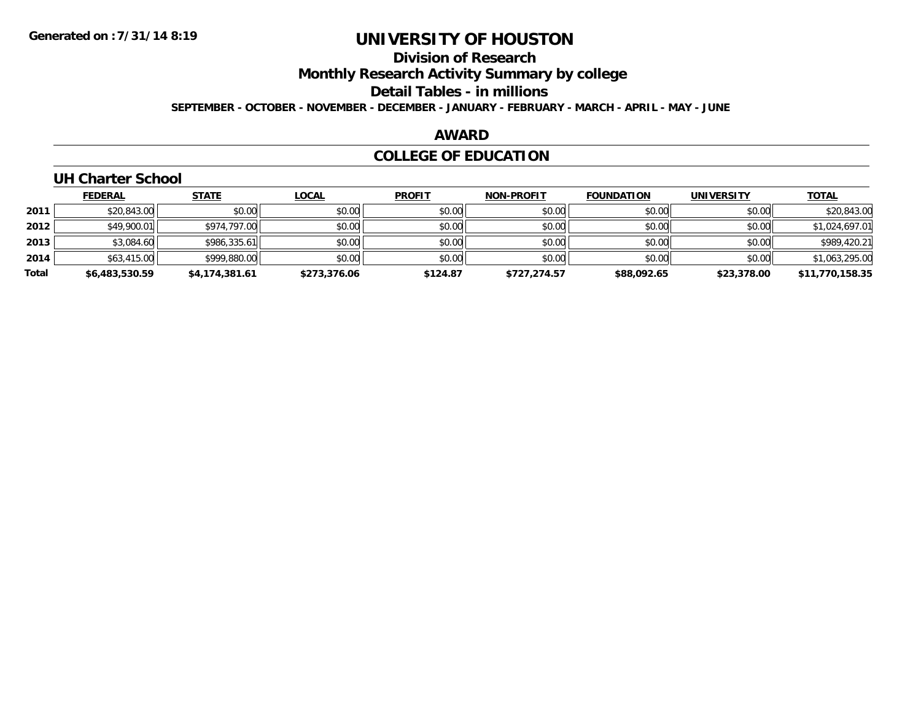Generated on :7/31/14 8:19

# UNIVERSITY OF HOUSTON

## Division of Research

## Monthly Research Activity Summary by college

## Detail Tables - in millions

**SEPTEMBER - OCTOBER - NOVEMBER - DECEMBER - JANUARY - FEBRUARY - MARCH - APRIL - MAY - JUNE**

## AWARD

## COLLEGE OF EDUCATION

### UH Charter School

| | FEDERAL | STATE | LOCAL | PROFIT | NON-PROFIT | FOUNDATION | UNIVERSITY | TOTAL |
|---|---|---|---|---|---|---|---|---|
| 2011 | $20,843.00 | $0.00 | $0.00 | $0.00 | $0.00 | $0.00 | $0.00 | $20,843.00 |
| 2012 | $49,900.01 | $974,797.00 | $0.00 | $0.00 | $0.00 | $0.00 | $0.00 | $1,024,697.01 |
| 2013 | $3,084.60 | $986,335.61 | $0.00 | $0.00 | $0.00 | $0.00 | $0.00 | $989,420.21 |
| 2014 | $63,415.00 | $999,880.00 | $0.00 | $0.00 | $0.00 | $0.00 | $0.00 | $1,063,295.00 |
| **Total** | **$6,483,530.59** | **$4,174,381.61** | **$273,376.06** | **$124.87** | **$727,274.57** | **$88,092.65** | **$23,378.00** | **$11,770,158.35** |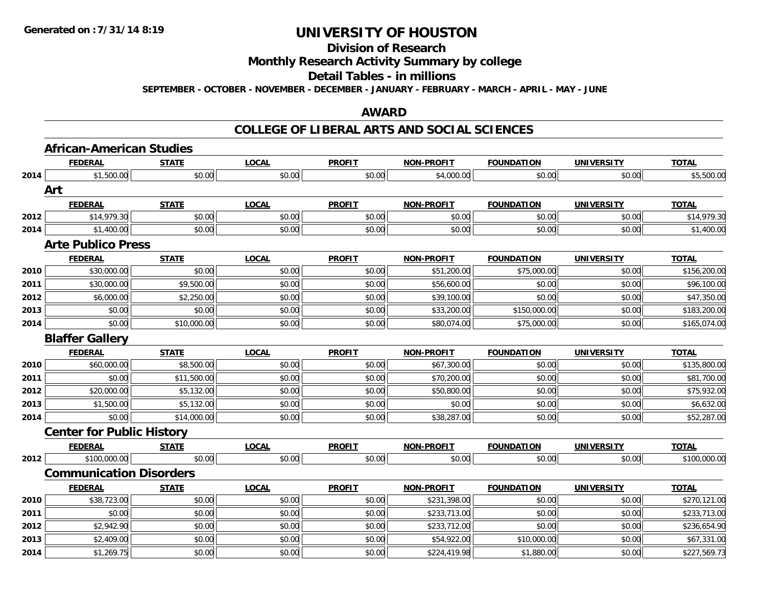# UNIVERSITY OF HOUSTON

## Division of Research

## Monthly Research Activity Summary by college

## Detail Tables - in millions

**SEPTEMBER - OCTOBER - NOVEMBER - DECEMBER - JANUARY - FEBRUARY - MARCH - APRIL - MAY - JUNE**

## AWARD

## COLLEGE OF LIBERAL ARTS AND SOCIAL SCIENCES

### African-American Studies

| | FEDERAL | STATE | LOCAL | PROFIT | NON-PROFIT | FOUNDATION | UNIVERSITY | TOTAL |
|---|---|---|---|---|---|---|---|---|
| 2014 | $1,500.00 | $0.00 | $0.00 | $0.00 | $4,000.00 | $0.00 | $0.00 | $5,500.00 |

### Art

| | FEDERAL | STATE | LOCAL | PROFIT | NON-PROFIT | FOUNDATION | UNIVERSITY | TOTAL |
|---|---|---|---|---|---|---|---|---|
| 2012 | $14,979.30 | $0.00 | $0.00 | $0.00 | $0.00 | $0.00 | $0.00 | $14,979.30 |
| 2014 | $1,400.00 | $0.00 | $0.00 | $0.00 | $0.00 | $0.00 | $0.00 | $1,400.00 |

### Arte Publico Press

| | FEDERAL | STATE | LOCAL | PROFIT | NON-PROFIT | FOUNDATION | UNIVERSITY | TOTAL |
|---|---|---|---|---|---|---|---|---|
| 2010 | $30,000.00 | $0.00 | $0.00 | $0.00 | $51,200.00 | $75,000.00 | $0.00 | $156,200.00 |
| 2011 | $30,000.00 | $9,500.00 | $0.00 | $0.00 | $56,600.00 | $0.00 | $0.00 | $96,100.00 |
| 2012 | $6,000.00 | $2,250.00 | $0.00 | $0.00 | $39,100.00 | $0.00 | $0.00 | $47,350.00 |
| 2013 | $0.00 | $0.00 | $0.00 | $0.00 | $33,200.00 | $150,000.00 | $0.00 | $183,200.00 |
| 2014 | $0.00 | $10,000.00 | $0.00 | $0.00 | $80,074.00 | $75,000.00 | $0.00 | $165,074.00 |

### Blaffer Gallery

| | FEDERAL | STATE | LOCAL | PROFIT | NON-PROFIT | FOUNDATION | UNIVERSITY | TOTAL |
|---|---|---|---|---|---|---|---|---|
| 2010 | $60,000.00 | $8,500.00 | $0.00 | $0.00 | $67,300.00 | $0.00 | $0.00 | $135,800.00 |
| 2011 | $0.00 | $11,500.00 | $0.00 | $0.00 | $70,200.00 | $0.00 | $0.00 | $81,700.00 |
| 2012 | $20,000.00 | $5,132.00 | $0.00 | $0.00 | $50,800.00 | $0.00 | $0.00 | $75,932.00 |
| 2013 | $1,500.00 | $5,132.00 | $0.00 | $0.00 | $0.00 | $0.00 | $0.00 | $6,632.00 |
| 2014 | $0.00 | $14,000.00 | $0.00 | $0.00 | $38,287.00 | $0.00 | $0.00 | $52,287.00 |

### Center for Public History

| | FEDERAL | STATE | LOCAL | PROFIT | NON-PROFIT | FOUNDATION | UNIVERSITY | TOTAL |
|---|---|---|---|---|---|---|---|---|
| 2012 | $100,000.00 | $0.00 | $0.00 | $0.00 | $0.00 | $0.00 | $0.00 | $100,000.00 |

### Communication Disorders

| | FEDERAL | STATE | LOCAL | PROFIT | NON-PROFIT | FOUNDATION | UNIVERSITY | TOTAL |
|---|---|---|---|---|---|---|---|---|
| 2010 | $38,723.00 | $0.00 | $0.00 | $0.00 | $231,398.00 | $0.00 | $0.00 | $270,121.00 |
| 2011 | $0.00 | $0.00 | $0.00 | $0.00 | $233,713.00 | $0.00 | $0.00 | $233,713.00 |
| 2012 | $2,942.90 | $0.00 | $0.00 | $0.00 | $233,712.00 | $0.00 | $0.00 | $236,654.90 |
| 2013 | $2,409.00 | $0.00 | $0.00 | $0.00 | $54,922.00 | $10,000.00 | $0.00 | $67,331.00 |
| 2014 | $1,269.75 | $0.00 | $0.00 | $0.00 | $224,419.98 | $1,880.00 | $0.00 | $227,569.73 |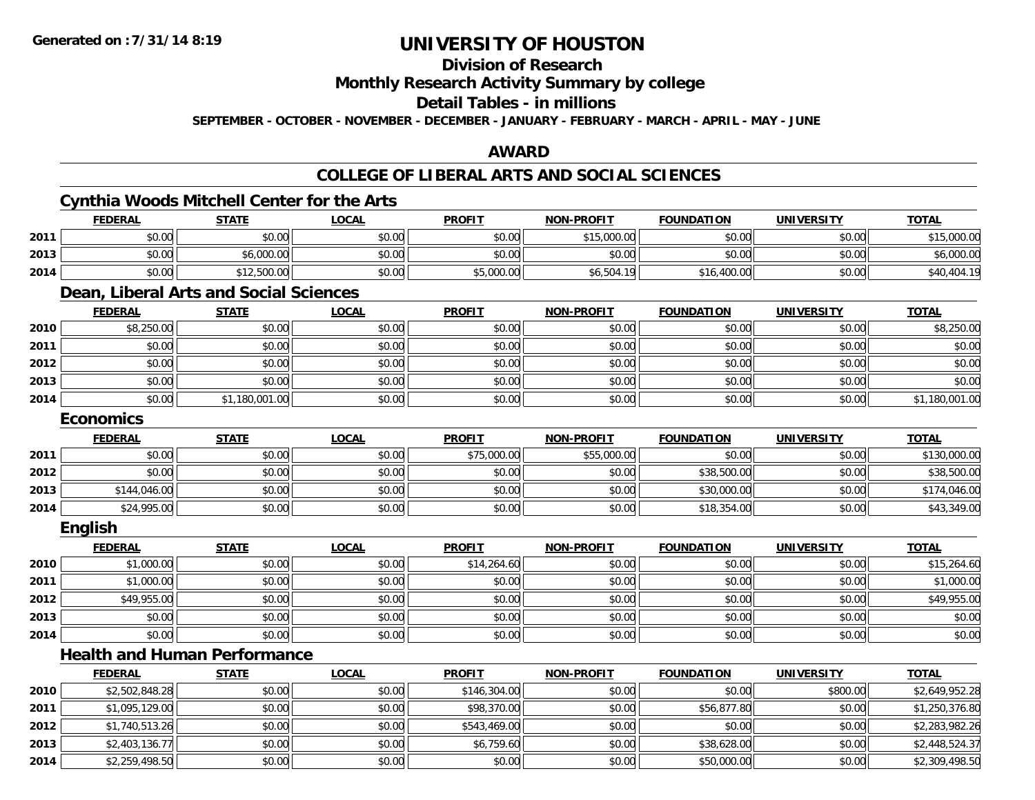# UNIVERSITY OF HOUSTON

## Division of Research

## Monthly Research Activity Summary by college

## Detail Tables - in millions

**SEPTEMBER - OCTOBER - NOVEMBER - DECEMBER - JANUARY - FEBRUARY - MARCH - APRIL - MAY - JUNE**

**Generated on : 7/31/14 8:19**

## AWARD

## COLLEGE OF LIBERAL ARTS AND SOCIAL SCIENCES

### Cynthia Woods Mitchell Center for the Arts

| | FEDERAL | STATE | LOCAL | PROFIT | NON-PROFIT | FOUNDATION | UNIVERSITY | TOTAL |
|---|---|---|---|---|---|---|---|---|
| 2011 | $0.00 | $0.00 | $0.00 | $0.00 | $15,000.00 | $0.00 | $0.00 | $15,000.00 |
| 2013 | $0.00 | $6,000.00 | $0.00 | $0.00 | $0.00 | $0.00 | $0.00 | $6,000.00 |
| 2014 | $0.00 | $12,500.00 | $0.00 | $5,000.00 | $6,504.19 | $16,400.00 | $0.00 | $40,404.19 |

### Dean, Liberal Arts and Social Sciences

| | FEDERAL | STATE | LOCAL | PROFIT | NON-PROFIT | FOUNDATION | UNIVERSITY | TOTAL |
|---|---|---|---|---|---|---|---|---|
| 2010 | $8,250.00 | $0.00 | $0.00 | $0.00 | $0.00 | $0.00 | $0.00 | $8,250.00 |
| 2011 | $0.00 | $0.00 | $0.00 | $0.00 | $0.00 | $0.00 | $0.00 | $0.00 |
| 2012 | $0.00 | $0.00 | $0.00 | $0.00 | $0.00 | $0.00 | $0.00 | $0.00 |
| 2013 | $0.00 | $0.00 | $0.00 | $0.00 | $0.00 | $0.00 | $0.00 | $0.00 |
| 2014 | $0.00 | $1,180,001.00 | $0.00 | $0.00 | $0.00 | $0.00 | $0.00 | $1,180,001.00 |

### Economics

| | FEDERAL | STATE | LOCAL | PROFIT | NON-PROFIT | FOUNDATION | UNIVERSITY | TOTAL |
|---|---|---|---|---|---|---|---|---|
| 2011 | $0.00 | $0.00 | $0.00 | $75,000.00 | $55,000.00 | $0.00 | $0.00 | $130,000.00 |
| 2012 | $0.00 | $0.00 | $0.00 | $0.00 | $0.00 | $38,500.00 | $0.00 | $38,500.00 |
| 2013 | $144,046.00 | $0.00 | $0.00 | $0.00 | $0.00 | $30,000.00 | $0.00 | $174,046.00 |
| 2014 | $24,995.00 | $0.00 | $0.00 | $0.00 | $0.00 | $18,354.00 | $0.00 | $43,349.00 |

### English

| | FEDERAL | STATE | LOCAL | PROFIT | NON-PROFIT | FOUNDATION | UNIVERSITY | TOTAL |
|---|---|---|---|---|---|---|---|---|
| 2010 | $1,000.00 | $0.00 | $0.00 | $14,264.60 | $0.00 | $0.00 | $0.00 | $15,264.60 |
| 2011 | $1,000.00 | $0.00 | $0.00 | $0.00 | $0.00 | $0.00 | $0.00 | $1,000.00 |
| 2012 | $49,955.00 | $0.00 | $0.00 | $0.00 | $0.00 | $0.00 | $0.00 | $49,955.00 |
| 2013 | $0.00 | $0.00 | $0.00 | $0.00 | $0.00 | $0.00 | $0.00 | $0.00 |
| 2014 | $0.00 | $0.00 | $0.00 | $0.00 | $0.00 | $0.00 | $0.00 | $0.00 |

### Health and Human Performance

| | FEDERAL | STATE | LOCAL | PROFIT | NON-PROFIT | FOUNDATION | UNIVERSITY | TOTAL |
|---|---|---|---|---|---|---|---|---|
| 2010 | $2,502,848.28 | $0.00 | $0.00 | $146,304.00 | $0.00 | $0.00 | $800.00 | $2,649,952.28 |
| 2011 | $1,095,129.00 | $0.00 | $0.00 | $98,370.00 | $0.00 | $56,877.80 | $0.00 | $1,250,376.80 |
| 2012 | $1,740,513.26 | $0.00 | $0.00 | $543,469.00 | $0.00 | $0.00 | $0.00 | $2,283,982.26 |
| 2013 | $2,403,136.77 | $0.00 | $0.00 | $6,759.60 | $0.00 | $38,628.00 | $0.00 | $2,448,524.37 |
| 2014 | $2,259,498.50 | $0.00 | $0.00 | $0.00 | $0.00 | $50,000.00 | $0.00 | $2,309,498.50 |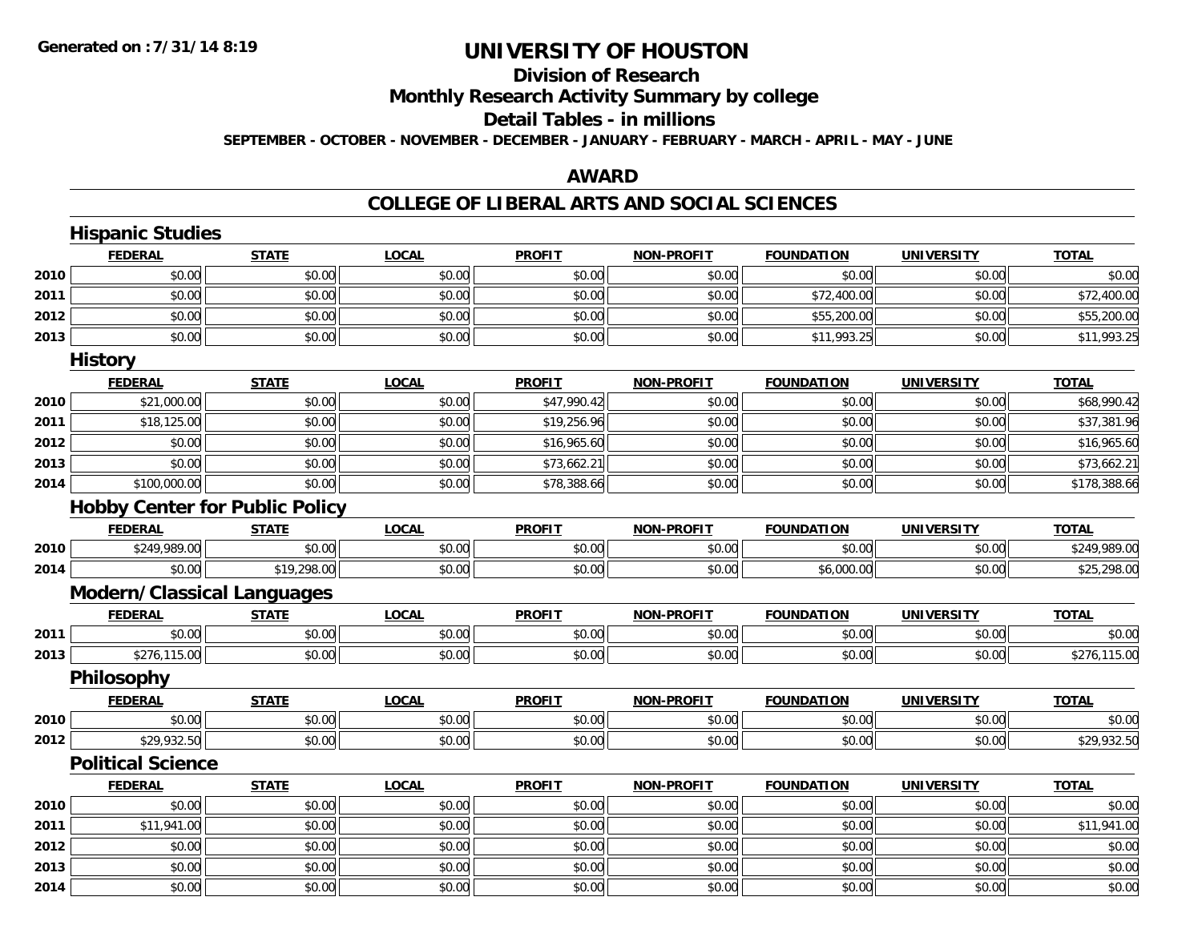# UNIVERSITY OF HOUSTON

## Division of Research

## Monthly Research Activity Summary by college

## Detail Tables - in millions

**SEPTEMBER - OCTOBER - NOVEMBER - DECEMBER - JANUARY - FEBRUARY - MARCH - APRIL - MAY - JUNE**

## AWARD

## COLLEGE OF LIBERAL ARTS AND SOCIAL SCIENCES

### Hispanic Studies

| | FEDERAL | STATE | LOCAL | PROFIT | NON-PROFIT | FOUNDATION | UNIVERSITY | TOTAL |
|---|---|---|---|---|---|---|---|---|
| 2010 | $0.00 | $0.00 | $0.00 | $0.00 | $0.00 | $0.00 | $0.00 | $0.00 |
| 2011 | $0.00 | $0.00 | $0.00 | $0.00 | $0.00 | $72,400.00 | $0.00 | $72,400.00 |
| 2012 | $0.00 | $0.00 | $0.00 | $0.00 | $0.00 | $55,200.00 | $0.00 | $55,200.00 |
| 2013 | $0.00 | $0.00 | $0.00 | $0.00 | $0.00 | $11,993.25 | $0.00 | $11,993.25 |

### History

| | FEDERAL | STATE | LOCAL | PROFIT | NON-PROFIT | FOUNDATION | UNIVERSITY | TOTAL |
|---|---|---|---|---|---|---|---|---|
| 2010 | $21,000.00 | $0.00 | $0.00 | $47,990.42 | $0.00 | $0.00 | $0.00 | $68,990.42 |
| 2011 | $18,125.00 | $0.00 | $0.00 | $19,256.96 | $0.00 | $0.00 | $0.00 | $37,381.96 |
| 2012 | $0.00 | $0.00 | $0.00 | $16,965.60 | $0.00 | $0.00 | $0.00 | $16,965.60 |
| 2013 | $0.00 | $0.00 | $0.00 | $73,662.21 | $0.00 | $0.00 | $0.00 | $73,662.21 |
| 2014 | $100,000.00 | $0.00 | $0.00 | $78,388.66 | $0.00 | $0.00 | $0.00 | $178,388.66 |

### Hobby Center for Public Policy

| | FEDERAL | STATE | LOCAL | PROFIT | NON-PROFIT | FOUNDATION | UNIVERSITY | TOTAL |
|---|---|---|---|---|---|---|---|---|
| 2010 | $249,989.00 | $0.00 | $0.00 | $0.00 | $0.00 | $0.00 | $0.00 | $249,989.00 |
| 2014 | $0.00 | $19,298.00 | $0.00 | $0.00 | $0.00 | $6,000.00 | $0.00 | $25,298.00 |

### Modern/Classical Languages

| | FEDERAL | STATE | LOCAL | PROFIT | NON-PROFIT | FOUNDATION | UNIVERSITY | TOTAL |
|---|---|---|---|---|---|---|---|---|
| 2011 | $0.00 | $0.00 | $0.00 | $0.00 | $0.00 | $0.00 | $0.00 | $0.00 |
| 2013 | $276,115.00 | $0.00 | $0.00 | $0.00 | $0.00 | $0.00 | $0.00 | $276,115.00 |

### Philosophy

| | FEDERAL | STATE | LOCAL | PROFIT | NON-PROFIT | FOUNDATION | UNIVERSITY | TOTAL |
|---|---|---|---|---|---|---|---|---|
| 2010 | $0.00 | $0.00 | $0.00 | $0.00 | $0.00 | $0.00 | $0.00 | $0.00 |
| 2012 | $29,932.50 | $0.00 | $0.00 | $0.00 | $0.00 | $0.00 | $0.00 | $29,932.50 |

### Political Science

| | FEDERAL | STATE | LOCAL | PROFIT | NON-PROFIT | FOUNDATION | UNIVERSITY | TOTAL |
|---|---|---|---|---|---|---|---|---|
| 2010 | $0.00 | $0.00 | $0.00 | $0.00 | $0.00 | $0.00 | $0.00 | $0.00 |
| 2011 | $11,941.00 | $0.00 | $0.00 | $0.00 | $0.00 | $0.00 | $0.00 | $11,941.00 |
| 2012 | $0.00 | $0.00 | $0.00 | $0.00 | $0.00 | $0.00 | $0.00 | $0.00 |
| 2013 | $0.00 | $0.00 | $0.00 | $0.00 | $0.00 | $0.00 | $0.00 | $0.00 |
| 2014 | $0.00 | $0.00 | $0.00 | $0.00 | $0.00 | $0.00 | $0.00 | $0.00 |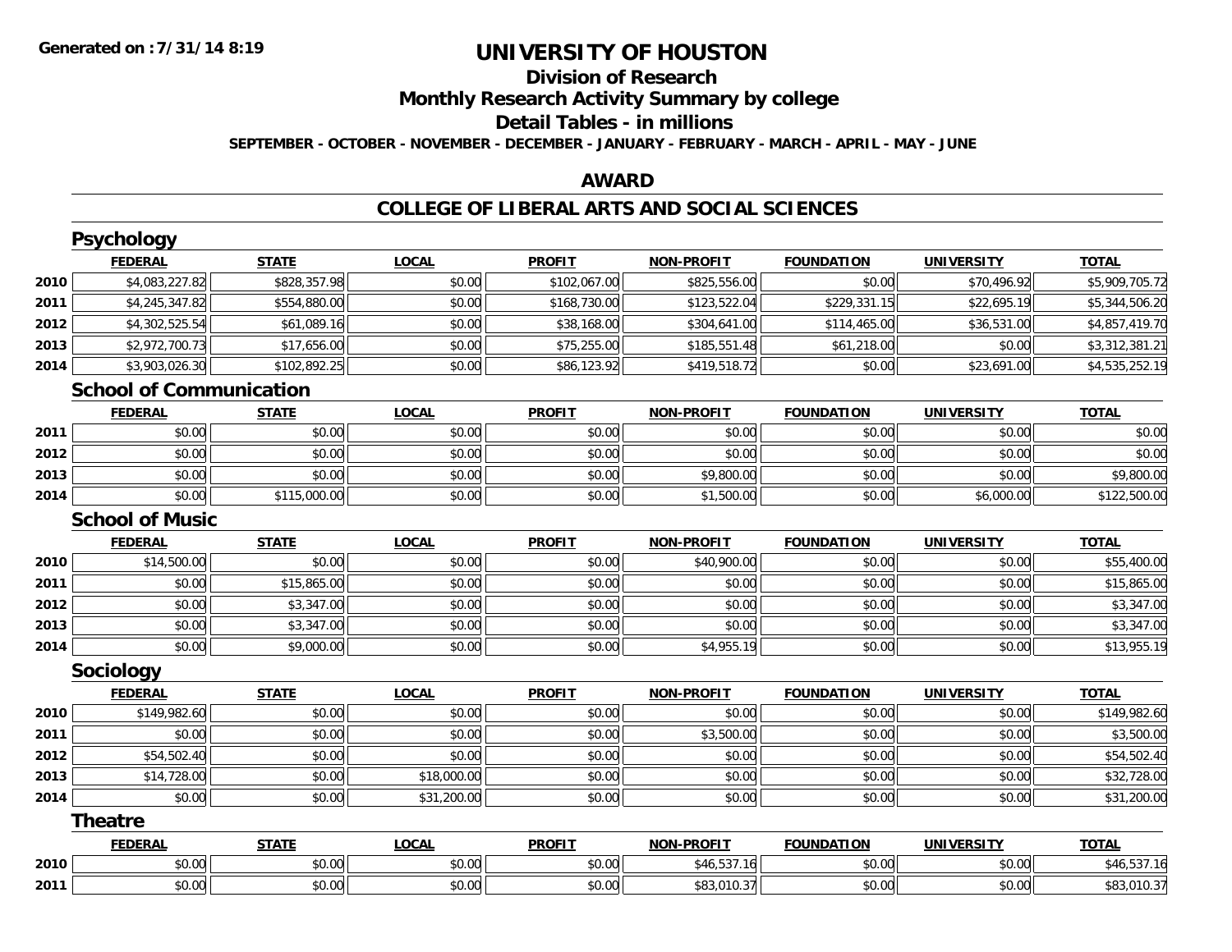# UNIVERSITY OF HOUSTON

## Division of Research

## Monthly Research Activity Summary by college

## Detail Tables - in millions

**SEPTEMBER - OCTOBER - NOVEMBER - DECEMBER - JANUARY - FEBRUARY - MARCH - APRIL - MAY - JUNE**

## AWARD

## COLLEGE OF LIBERAL ARTS AND SOCIAL SCIENCES

### Psychology

| | FEDERAL | STATE | LOCAL | PROFIT | NON-PROFIT | FOUNDATION | UNIVERSITY | TOTAL |
|---|---|---|---|---|---|---|---|---|
| 2010 | $4,083,227.82 | $828,357.98 | $0.00 | $102,067.00 | $825,556.00 | $0.00 | $70,496.92 | $5,909,705.72 |
| 2011 | $4,245,347.82 | $554,880.00 | $0.00 | $168,730.00 | $123,522.04 | $229,331.15 | $22,695.19 | $5,344,506.20 |
| 2012 | $4,302,525.54 | $61,089.16 | $0.00 | $38,168.00 | $304,641.00 | $114,465.00 | $36,531.00 | $4,857,419.70 |
| 2013 | $2,972,700.73 | $17,656.00 | $0.00 | $75,255.00 | $185,551.48 | $61,218.00 | $0.00 | $3,312,381.21 |
| 2014 | $3,903,026.30 | $102,892.25 | $0.00 | $86,123.92 | $419,518.72 | $0.00 | $23,691.00 | $4,535,252.19 |

### School of Communication

| | FEDERAL | STATE | LOCAL | PROFIT | NON-PROFIT | FOUNDATION | UNIVERSITY | TOTAL |
|---|---|---|---|---|---|---|---|---|
| 2011 | $0.00 | $0.00 | $0.00 | $0.00 | $0.00 | $0.00 | $0.00 | $0.00 |
| 2012 | $0.00 | $0.00 | $0.00 | $0.00 | $0.00 | $0.00 | $0.00 | $0.00 |
| 2013 | $0.00 | $0.00 | $0.00 | $0.00 | $9,800.00 | $0.00 | $0.00 | $9,800.00 |
| 2014 | $0.00 | $115,000.00 | $0.00 | $0.00 | $1,500.00 | $0.00 | $6,000.00 | $122,500.00 |

### School of Music

| | FEDERAL | STATE | LOCAL | PROFIT | NON-PROFIT | FOUNDATION | UNIVERSITY | TOTAL |
|---|---|---|---|---|---|---|---|---|
| 2010 | $14,500.00 | $0.00 | $0.00 | $0.00 | $40,900.00 | $0.00 | $0.00 | $55,400.00 |
| 2011 | $0.00 | $15,865.00 | $0.00 | $0.00 | $0.00 | $0.00 | $0.00 | $15,865.00 |
| 2012 | $0.00 | $3,347.00 | $0.00 | $0.00 | $0.00 | $0.00 | $0.00 | $3,347.00 |
| 2013 | $0.00 | $3,347.00 | $0.00 | $0.00 | $0.00 | $0.00 | $0.00 | $3,347.00 |
| 2014 | $0.00 | $9,000.00 | $0.00 | $0.00 | $4,955.19 | $0.00 | $0.00 | $13,955.19 |

### Sociology

| | FEDERAL | STATE | LOCAL | PROFIT | NON-PROFIT | FOUNDATION | UNIVERSITY | TOTAL |
|---|---|---|---|---|---|---|---|---|
| 2010 | $149,982.60 | $0.00 | $0.00 | $0.00 | $0.00 | $0.00 | $0.00 | $149,982.60 |
| 2011 | $0.00 | $0.00 | $0.00 | $0.00 | $3,500.00 | $0.00 | $0.00 | $3,500.00 |
| 2012 | $54,502.40 | $0.00 | $0.00 | $0.00 | $0.00 | $0.00 | $0.00 | $54,502.40 |
| 2013 | $14,728.00 | $0.00 | $18,000.00 | $0.00 | $0.00 | $0.00 | $0.00 | $32,728.00 |
| 2014 | $0.00 | $0.00 | $31,200.00 | $0.00 | $0.00 | $0.00 | $0.00 | $31,200.00 |

### Theatre

| | FEDERAL | STATE | LOCAL | PROFIT | NON-PROFIT | FOUNDATION | UNIVERSITY | TOTAL |
|---|---|---|---|---|---|---|---|---|
| 2010 | $0.00 | $0.00 | $0.00 | $0.00 | $46,537.16 | $0.00 | $0.00 | $46,537.16 |
| 2011 | $0.00 | $0.00 | $0.00 | $0.00 | $83,010.37 | $0.00 | $0.00 | $83,010.37 |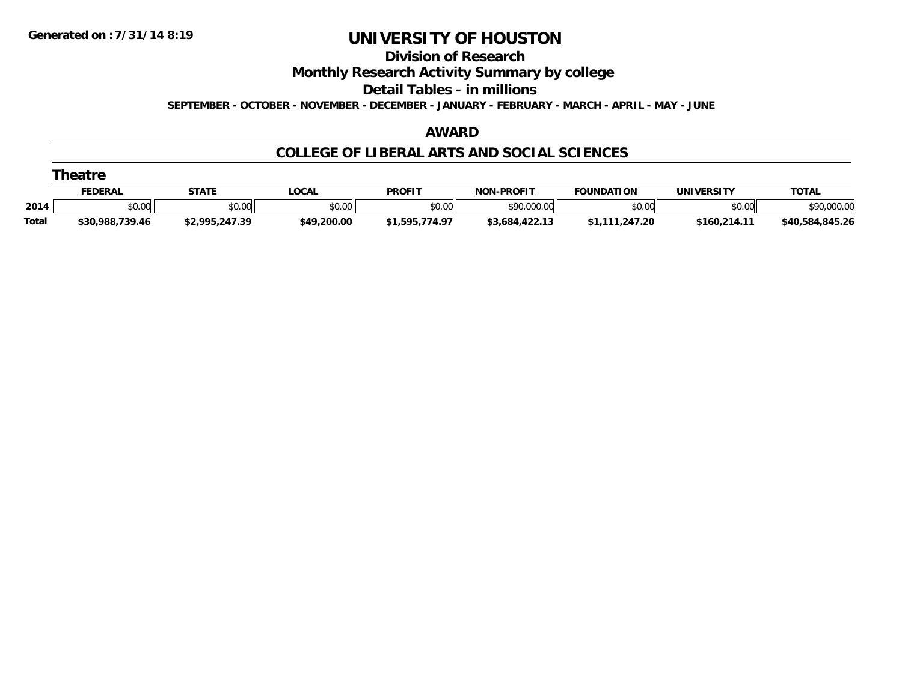**Generated on :7/31/14 8:19**

# UNIVERSITY OF HOUSTON

## Division of Research

## Monthly Research Activity Summary by college

## Detail Tables - in millions

**SEPTEMBER - OCTOBER - NOVEMBER - DECEMBER - JANUARY - FEBRUARY - MARCH - APRIL - MAY - JUNE**

## AWARD

## COLLEGE OF LIBERAL ARTS AND SOCIAL SCIENCES

### Theatre

| | FEDERAL | STATE | LOCAL | PROFIT | NON-PROFIT | FOUNDATION | UNIVERSITY | TOTAL |
|---|---|---|---|---|---|---|---|---|
| 2014 | $0.00 | $0.00 | $0.00 | $0.00 | $90,000.00 | $0.00 | $0.00 | $90,000.00 |
| Total | $30,988,739.46 | $2,995,247.39 | $49,200.00 | $1,595,774.97 | $3,684,422.13 | $1,111,247.20 | $160,214.11 | $40,584,845.26 |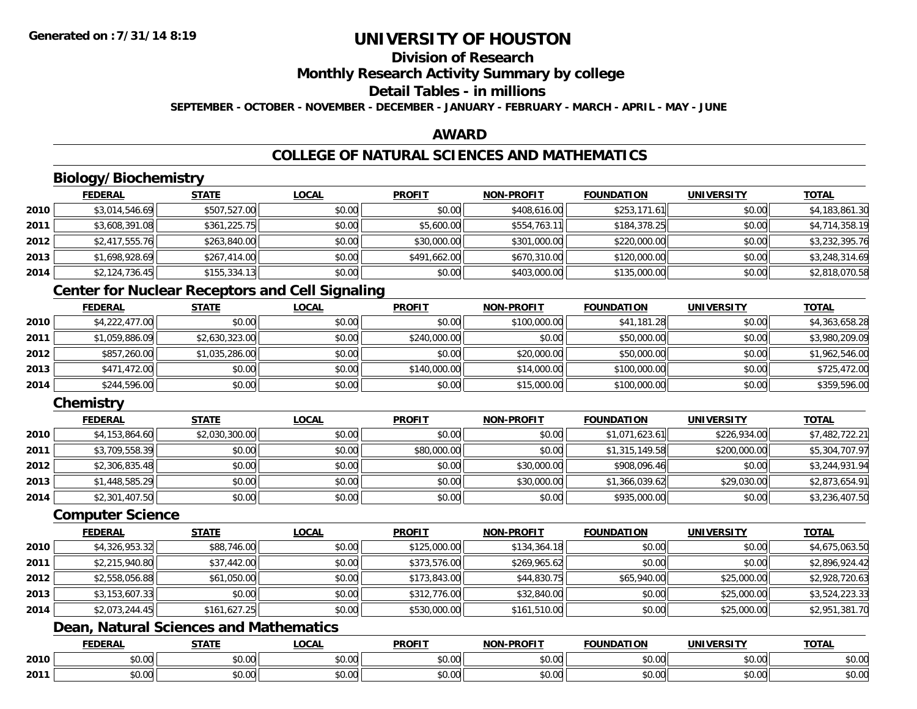# UNIVERSITY OF HOUSTON

## Division of Research

## Monthly Research Activity Summary by college

## Detail Tables - in millions

SEPTEMBER - OCTOBER - NOVEMBER - DECEMBER - JANUARY - FEBRUARY - MARCH - APRIL - MAY - JUNE

**Generated on :7/31/14 8:19**

## AWARD

## COLLEGE OF NATURAL SCIENCES AND MATHEMATICS

### Biology/Biochemistry

| | FEDERAL | STATE | LOCAL | PROFIT | NON-PROFIT | FOUNDATION | UNIVERSITY | TOTAL |
|---|---|---|---|---|---|---|---|---|
| 2010 | $3,014,546.69 | $507,527.00 | $0.00 | $0.00 | $408,616.00 | $253,171.61 | $0.00 | $4,183,861.30 |
| 2011 | $3,608,391.08 | $361,225.75 | $0.00 | $5,600.00 | $554,763.11 | $184,378.25 | $0.00 | $4,714,358.19 |
| 2012 | $2,417,555.76 | $263,840.00 | $0.00 | $30,000.00 | $301,000.00 | $220,000.00 | $0.00 | $3,232,395.76 |
| 2013 | $1,698,928.69 | $267,414.00 | $0.00 | $491,662.00 | $670,310.00 | $120,000.00 | $0.00 | $3,248,314.69 |
| 2014 | $2,124,736.45 | $155,334.13 | $0.00 | $0.00 | $403,000.00 | $135,000.00 | $0.00 | $2,818,070.58 |

### Center for Nuclear Receptors and Cell Signaling

| | FEDERAL | STATE | LOCAL | PROFIT | NON-PROFIT | FOUNDATION | UNIVERSITY | TOTAL |
|---|---|---|---|---|---|---|---|---|
| 2010 | $4,222,477.00 | $0.00 | $0.00 | $0.00 | $100,000.00 | $41,181.28 | $0.00 | $4,363,658.28 |
| 2011 | $1,059,886.09 | $2,630,323.00 | $0.00 | $240,000.00 | $0.00 | $50,000.00 | $0.00 | $3,980,209.09 |
| 2012 | $857,260.00 | $1,035,286.00 | $0.00 | $0.00 | $20,000.00 | $50,000.00 | $0.00 | $1,962,546.00 |
| 2013 | $471,472.00 | $0.00 | $0.00 | $140,000.00 | $14,000.00 | $100,000.00 | $0.00 | $725,472.00 |
| 2014 | $244,596.00 | $0.00 | $0.00 | $0.00 | $15,000.00 | $100,000.00 | $0.00 | $359,596.00 |

### Chemistry

| | FEDERAL | STATE | LOCAL | PROFIT | NON-PROFIT | FOUNDATION | UNIVERSITY | TOTAL |
|---|---|---|---|---|---|---|---|---|
| 2010 | $4,153,864.60 | $2,030,300.00 | $0.00 | $0.00 | $0.00 | $1,071,623.61 | $226,934.00 | $7,482,722.21 |
| 2011 | $3,709,558.39 | $0.00 | $0.00 | $80,000.00 | $0.00 | $1,315,149.58 | $200,000.00 | $5,304,707.97 |
| 2012 | $2,306,835.48 | $0.00 | $0.00 | $0.00 | $30,000.00 | $908,096.46 | $0.00 | $3,244,931.94 |
| 2013 | $1,448,585.29 | $0.00 | $0.00 | $0.00 | $30,000.00 | $1,366,039.62 | $29,030.00 | $2,873,654.91 |
| 2014 | $2,301,407.50 | $0.00 | $0.00 | $0.00 | $0.00 | $935,000.00 | $0.00 | $3,236,407.50 |

### Computer Science

| | FEDERAL | STATE | LOCAL | PROFIT | NON-PROFIT | FOUNDATION | UNIVERSITY | TOTAL |
|---|---|---|---|---|---|---|---|---|
| 2010 | $4,326,953.32 | $88,746.00 | $0.00 | $125,000.00 | $134,364.18 | $0.00 | $0.00 | $4,675,063.50 |
| 2011 | $2,215,940.80 | $37,442.00 | $0.00 | $373,576.00 | $269,965.62 | $0.00 | $0.00 | $2,896,924.42 |
| 2012 | $2,558,056.88 | $61,050.00 | $0.00 | $173,843.00 | $44,830.75 | $65,940.00 | $25,000.00 | $2,928,720.63 |
| 2013 | $3,153,607.33 | $0.00 | $0.00 | $312,776.00 | $32,840.00 | $0.00 | $25,000.00 | $3,524,223.33 |
| 2014 | $2,073,244.45 | $161,627.25 | $0.00 | $530,000.00 | $161,510.00 | $0.00 | $25,000.00 | $2,951,381.70 |

### Dean, Natural Sciences and Mathematics

| | FEDERAL | STATE | LOCAL | PROFIT | NON-PROFIT | FOUNDATION | UNIVERSITY | TOTAL |
|---|---|---|---|---|---|---|---|---|
| 2010 | $0.00 | $0.00 | $0.00 | $0.00 | $0.00 | $0.00 | $0.00 | $0.00 |
| 2011 | $0.00 | $0.00 | $0.00 | $0.00 | $0.00 | $0.00 | $0.00 | $0.00 |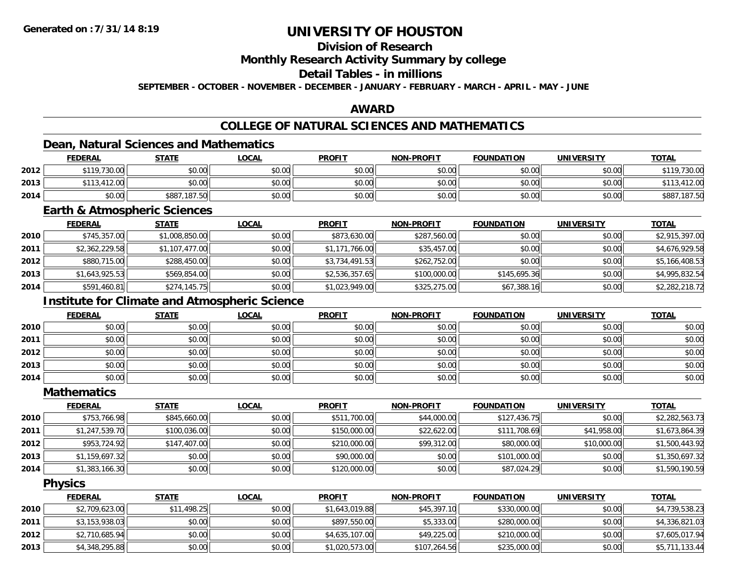# UNIVERSITY OF HOUSTON

## Division of Research

## Monthly Research Activity Summary by college

## Detail Tables - in millions

**SEPTEMBER - OCTOBER - NOVEMBER - DECEMBER - JANUARY - FEBRUARY - MARCH - APRIL - MAY - JUNE**

Generated on : 7/31/14 8:19

## AWARD

## COLLEGE OF NATURAL SCIENCES AND MATHEMATICS

### Dean, Natural Sciences and Mathematics

| | FEDERAL | STATE | LOCAL | PROFIT | NON-PROFIT | FOUNDATION | UNIVERSITY | TOTAL |
|---|---|---|---|---|---|---|---|---|
| 2012 | $119,730.00 | $0.00 | $0.00 | $0.00 | $0.00 | $0.00 | $0.00 | $119,730.00 |
| 2013 | $113,412.00 | $0.00 | $0.00 | $0.00 | $0.00 | $0.00 | $0.00 | $113,412.00 |
| 2014 | $0.00 | $887,187.50 | $0.00 | $0.00 | $0.00 | $0.00 | $0.00 | $887,187.50 |

### Earth & Atmospheric Sciences

| | FEDERAL | STATE | LOCAL | PROFIT | NON-PROFIT | FOUNDATION | UNIVERSITY | TOTAL |
|---|---|---|---|---|---|---|---|---|
| 2010 | $745,357.00 | $1,008,850.00 | $0.00 | $873,630.00 | $287,560.00 | $0.00 | $0.00 | $2,915,397.00 |
| 2011 | $2,362,229.58 | $1,107,477.00 | $0.00 | $1,171,766.00 | $35,457.00 | $0.00 | $0.00 | $4,676,929.58 |
| 2012 | $880,715.00 | $288,450.00 | $0.00 | $3,734,491.53 | $262,752.00 | $0.00 | $0.00 | $5,166,408.53 |
| 2013 | $1,643,925.53 | $569,854.00 | $0.00 | $2,536,357.65 | $100,000.00 | $145,695.36 | $0.00 | $4,995,832.54 |
| 2014 | $591,460.81 | $274,145.75 | $0.00 | $1,023,949.00 | $325,275.00 | $67,388.16 | $0.00 | $2,282,218.72 |

### Institute for Climate and Atmospheric Science

| | FEDERAL | STATE | LOCAL | PROFIT | NON-PROFIT | FOUNDATION | UNIVERSITY | TOTAL |
|---|---|---|---|---|---|---|---|---|
| 2010 | $0.00 | $0.00 | $0.00 | $0.00 | $0.00 | $0.00 | $0.00 | $0.00 |
| 2011 | $0.00 | $0.00 | $0.00 | $0.00 | $0.00 | $0.00 | $0.00 | $0.00 |
| 2012 | $0.00 | $0.00 | $0.00 | $0.00 | $0.00 | $0.00 | $0.00 | $0.00 |
| 2013 | $0.00 | $0.00 | $0.00 | $0.00 | $0.00 | $0.00 | $0.00 | $0.00 |
| 2014 | $0.00 | $0.00 | $0.00 | $0.00 | $0.00 | $0.00 | $0.00 | $0.00 |

### Mathematics

| | FEDERAL | STATE | LOCAL | PROFIT | NON-PROFIT | FOUNDATION | UNIVERSITY | TOTAL |
|---|---|---|---|---|---|---|---|---|
| 2010 | $753,766.98 | $845,660.00 | $0.00 | $511,700.00 | $44,000.00 | $127,436.75 | $0.00 | $2,282,563.73 |
| 2011 | $1,247,539.70 | $100,036.00 | $0.00 | $150,000.00 | $22,622.00 | $111,708.69 | $41,958.00 | $1,673,864.39 |
| 2012 | $953,724.92 | $147,407.00 | $0.00 | $210,000.00 | $99,312.00 | $80,000.00 | $10,000.00 | $1,500,443.92 |
| 2013 | $1,159,697.32 | $0.00 | $0.00 | $90,000.00 | $0.00 | $101,000.00 | $0.00 | $1,350,697.32 |
| 2014 | $1,383,166.30 | $0.00 | $0.00 | $120,000.00 | $0.00 | $87,024.29 | $0.00 | $1,590,190.59 |

### Physics

| | FEDERAL | STATE | LOCAL | PROFIT | NON-PROFIT | FOUNDATION | UNIVERSITY | TOTAL |
|---|---|---|---|---|---|---|---|---|
| 2010 | $2,709,623.00 | $11,498.25 | $0.00 | $1,643,019.88 | $45,397.10 | $330,000.00 | $0.00 | $4,739,538.23 |
| 2011 | $3,153,938.03 | $0.00 | $0.00 | $897,550.00 | $5,333.00 | $280,000.00 | $0.00 | $4,336,821.03 |
| 2012 | $2,710,685.94 | $0.00 | $0.00 | $4,635,107.00 | $49,225.00 | $210,000.00 | $0.00 | $7,605,017.94 |
| 2013 | $4,348,295.88 | $0.00 | $0.00 | $1,020,573.00 | $107,264.56 | $235,000.00 | $0.00 | $5,711,133.44 |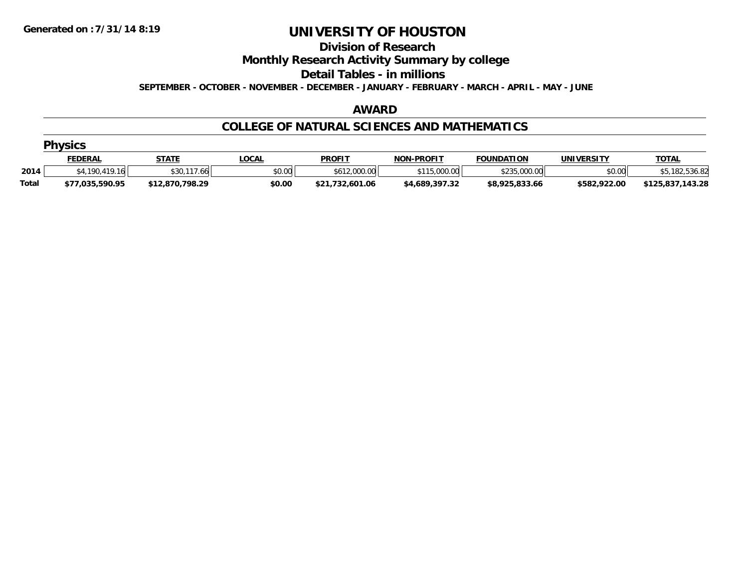Generated on :7/31/14 8:19

# UNIVERSITY OF HOUSTON

## Division of Research

## Monthly Research Activity Summary by college

## Detail Tables - in millions

**SEPTEMBER - OCTOBER - NOVEMBER - DECEMBER - JANUARY - FEBRUARY - MARCH - APRIL - MAY - JUNE**

## AWARD

## COLLEGE OF NATURAL SCIENCES AND MATHEMATICS

### Physics

| | FEDERAL | STATE | LOCAL | PROFIT | NON-PROFIT | FOUNDATION | UNIVERSITY | TOTAL |
|---|---|---|---|---|---|---|---|---|
| 2014 | $4,190,419.16 | $30,117.66 | $0.00 | $612,000.00 | $115,000.00 | $235,000.00 | $0.00 | $5,182,536.82 |
| **Total** | **$77,035,590.95** | **$12,870,798.29** | **$0.00** | **$21,732,601.06** | **$4,689,397.32** | **$8,925,833.66** | **$582,922.00** | **$125,837,143.28** |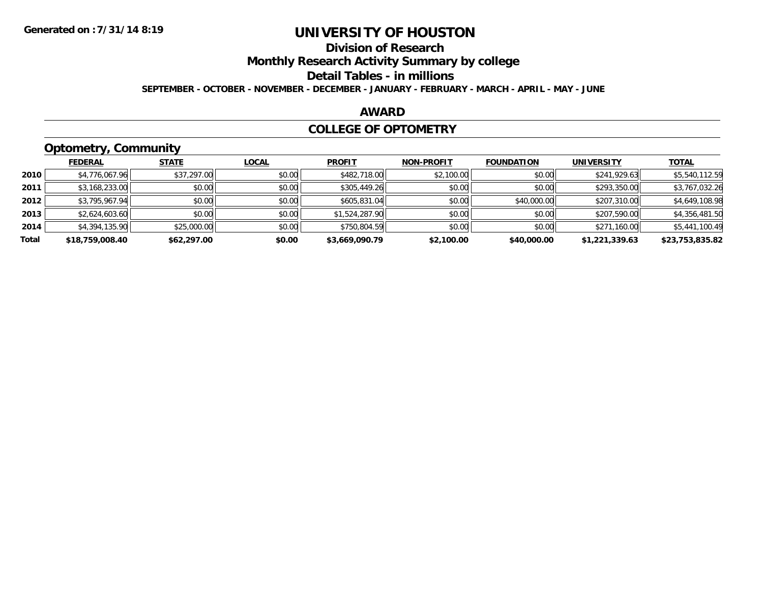Generated on :7/31/14 8:19

# UNIVERSITY OF HOUSTON

## Division of Research

## Monthly Research Activity Summary by college

## Detail Tables - in millions

**SEPTEMBER - OCTOBER - NOVEMBER - DECEMBER - JANUARY - FEBRUARY - MARCH - APRIL - MAY - JUNE**

## AWARD

## COLLEGE OF OPTOMETRY

### Optometry, Community

| | FEDERAL | STATE | LOCAL | PROFIT | NON-PROFIT | FOUNDATION | UNIVERSITY | TOTAL |
|---|---|---|---|---|---|---|---|---|
| 2010 | $4,776,067.96 | $37,297.00 | $0.00 | $482,718.00 | $2,100.00 | $0.00 | $241,929.63 | $5,540,112.59 |
| 2011 | $3,168,233.00 | $0.00 | $0.00 | $305,449.26 | $0.00 | $0.00 | $293,350.00 | $3,767,032.26 |
| 2012 | $3,795,967.94 | $0.00 | $0.00 | $605,831.04 | $0.00 | $40,000.00 | $207,310.00 | $4,649,108.98 |
| 2013 | $2,624,603.60 | $0.00 | $0.00 | $1,524,287.90 | $0.00 | $0.00 | $207,590.00 | $4,356,481.50 |
| 2014 | $4,394,135.90 | $25,000.00 | $0.00 | $750,804.59 | $0.00 | $0.00 | $271,160.00 | $5,441,100.49 |
| **Total** | **$18,759,008.40** | **$62,297.00** | **$0.00** | **$3,669,090.79** | **$2,100.00** | **$40,000.00** | **$1,221,339.63** | **$23,753,835.82** |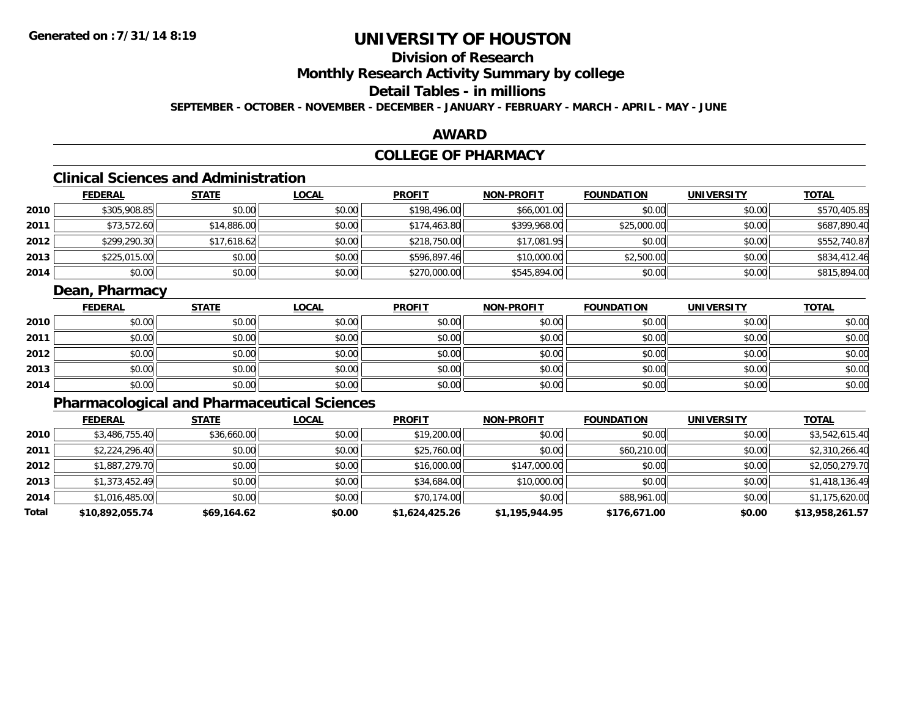**Generated on :7/31/14 8:19**

# UNIVERSITY OF HOUSTON

## Division of Research

## Monthly Research Activity Summary by college

## Detail Tables - in millions

**SEPTEMBER - OCTOBER - NOVEMBER - DECEMBER - JANUARY - FEBRUARY - MARCH - APRIL - MAY - JUNE**

## AWARD

## COLLEGE OF PHARMACY

### Clinical Sciences and Administration

| | FEDERAL | STATE | LOCAL | PROFIT | NON-PROFIT | FOUNDATION | UNIVERSITY | TOTAL |
|---|---|---|---|---|---|---|---|---|
| 2010 | $305,908.85 | $0.00 | $0.00 | $198,496.00 | $66,001.00 | $0.00 | $0.00 | $570,405.85 |
| 2011 | $73,572.60 | $14,886.00 | $0.00 | $174,463.80 | $399,968.00 | $25,000.00 | $0.00 | $687,890.40 |
| 2012 | $299,290.30 | $17,618.62 | $0.00 | $218,750.00 | $17,081.95 | $0.00 | $0.00 | $552,740.87 |
| 2013 | $225,015.00 | $0.00 | $0.00 | $596,897.46 | $10,000.00 | $2,500.00 | $0.00 | $834,412.46 |
| 2014 | $0.00 | $0.00 | $0.00 | $270,000.00 | $545,894.00 | $0.00 | $0.00 | $815,894.00 |

### Dean, Pharmacy

| | FEDERAL | STATE | LOCAL | PROFIT | NON-PROFIT | FOUNDATION | UNIVERSITY | TOTAL |
|---|---|---|---|---|---|---|---|---|
| 2010 | $0.00 | $0.00 | $0.00 | $0.00 | $0.00 | $0.00 | $0.00 | $0.00 |
| 2011 | $0.00 | $0.00 | $0.00 | $0.00 | $0.00 | $0.00 | $0.00 | $0.00 |
| 2012 | $0.00 | $0.00 | $0.00 | $0.00 | $0.00 | $0.00 | $0.00 | $0.00 |
| 2013 | $0.00 | $0.00 | $0.00 | $0.00 | $0.00 | $0.00 | $0.00 | $0.00 |
| 2014 | $0.00 | $0.00 | $0.00 | $0.00 | $0.00 | $0.00 | $0.00 | $0.00 |

### Pharmacological and Pharmaceutical Sciences

| | FEDERAL | STATE | LOCAL | PROFIT | NON-PROFIT | FOUNDATION | UNIVERSITY | TOTAL |
|---|---|---|---|---|---|---|---|---|
| 2010 | $3,486,755.40 | $36,660.00 | $0.00 | $19,200.00 | $0.00 | $0.00 | $0.00 | $3,542,615.40 |
| 2011 | $2,224,296.40 | $0.00 | $0.00 | $25,760.00 | $0.00 | $60,210.00 | $0.00 | $2,310,266.40 |
| 2012 | $1,887,279.70 | $0.00 | $0.00 | $16,000.00 | $147,000.00 | $0.00 | $0.00 | $2,050,279.70 |
| 2013 | $1,373,452.49 | $0.00 | $0.00 | $34,684.00 | $10,000.00 | $0.00 | $0.00 | $1,418,136.49 |
| 2014 | $1,016,485.00 | $0.00 | $0.00 | $70,174.00 | $0.00 | $88,961.00 | $0.00 | $1,175,620.00 |
| **Total** | **$10,892,055.74** | **$69,164.62** | **$0.00** | **$1,624,425.26** | **$1,195,944.95** | **$176,671.00** | **$0.00** | **$13,958,261.57** |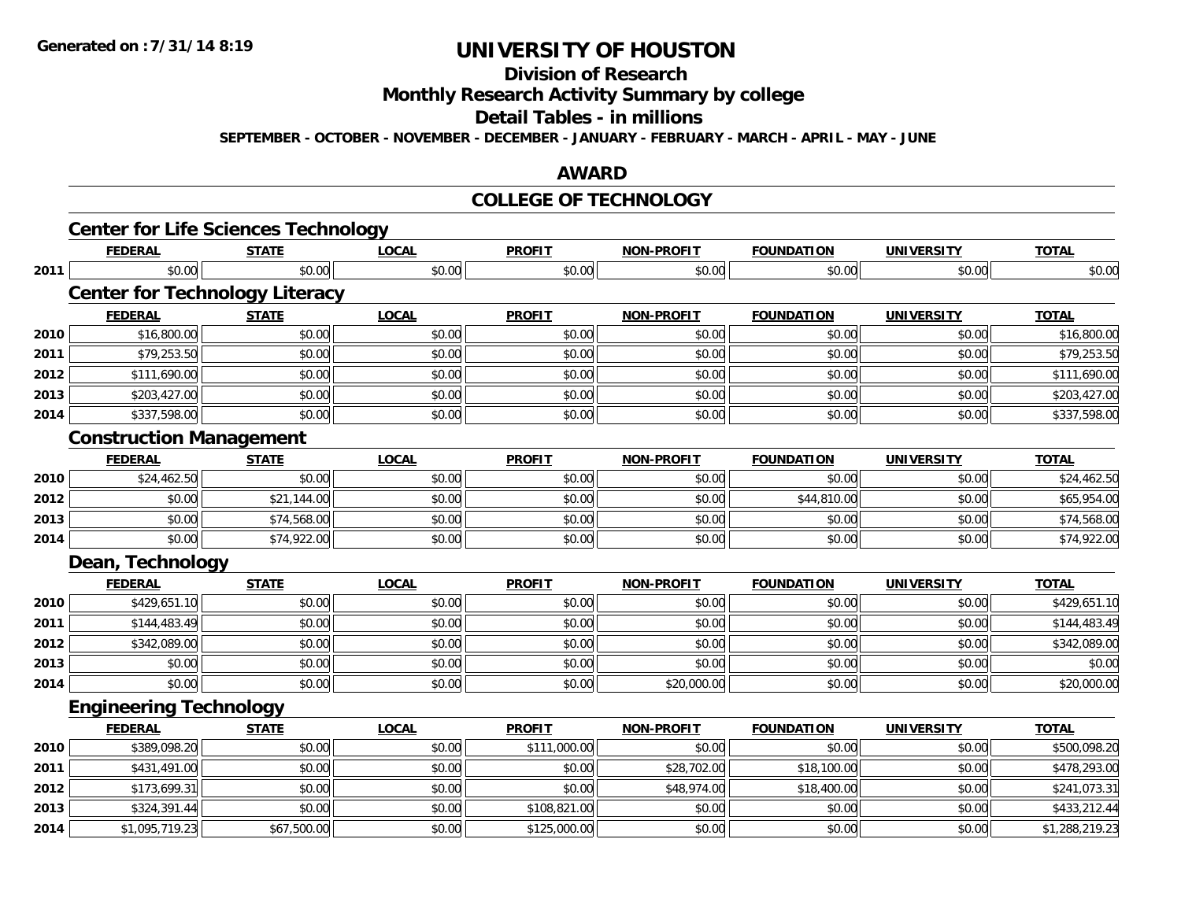# UNIVERSITY OF HOUSTON

## Division of Research

## Monthly Research Activity Summary by college

## Detail Tables - in millions

**SEPTEMBER - OCTOBER - NOVEMBER - DECEMBER - JANUARY - FEBRUARY - MARCH - APRIL - MAY - JUNE**

## AWARD

## COLLEGE OF TECHNOLOGY

### Center for Life Sciences Technology

| | FEDERAL | STATE | LOCAL | PROFIT | NON-PROFIT | FOUNDATION | UNIVERSITY | TOTAL |
|---|---|---|---|---|---|---|---|---|
| 2011 | $0.00 | $0.00 | $0.00 | $0.00 | $0.00 | $0.00 | $0.00 | $0.00 |

### Center for Technology Literacy

| | FEDERAL | STATE | LOCAL | PROFIT | NON-PROFIT | FOUNDATION | UNIVERSITY | TOTAL |
|---|---|---|---|---|---|---|---|---|
| 2010 | $16,800.00 | $0.00 | $0.00 | $0.00 | $0.00 | $0.00 | $0.00 | $16,800.00 |
| 2011 | $79,253.50 | $0.00 | $0.00 | $0.00 | $0.00 | $0.00 | $0.00 | $79,253.50 |
| 2012 | $111,690.00 | $0.00 | $0.00 | $0.00 | $0.00 | $0.00 | $0.00 | $111,690.00 |
| 2013 | $203,427.00 | $0.00 | $0.00 | $0.00 | $0.00 | $0.00 | $0.00 | $203,427.00 |
| 2014 | $337,598.00 | $0.00 | $0.00 | $0.00 | $0.00 | $0.00 | $0.00 | $337,598.00 |

### Construction Management

| | FEDERAL | STATE | LOCAL | PROFIT | NON-PROFIT | FOUNDATION | UNIVERSITY | TOTAL |
|---|---|---|---|---|---|---|---|---|
| 2010 | $24,462.50 | $0.00 | $0.00 | $0.00 | $0.00 | $0.00 | $0.00 | $24,462.50 |
| 2012 | $0.00 | $21,144.00 | $0.00 | $0.00 | $0.00 | $44,810.00 | $0.00 | $65,954.00 |
| 2013 | $0.00 | $74,568.00 | $0.00 | $0.00 | $0.00 | $0.00 | $0.00 | $74,568.00 |
| 2014 | $0.00 | $74,922.00 | $0.00 | $0.00 | $0.00 | $0.00 | $0.00 | $74,922.00 |

### Dean, Technology

| | FEDERAL | STATE | LOCAL | PROFIT | NON-PROFIT | FOUNDATION | UNIVERSITY | TOTAL |
|---|---|---|---|---|---|---|---|---|
| 2010 | $429,651.10 | $0.00 | $0.00 | $0.00 | $0.00 | $0.00 | $0.00 | $429,651.10 |
| 2011 | $144,483.49 | $0.00 | $0.00 | $0.00 | $0.00 | $0.00 | $0.00 | $144,483.49 |
| 2012 | $342,089.00 | $0.00 | $0.00 | $0.00 | $0.00 | $0.00 | $0.00 | $342,089.00 |
| 2013 | $0.00 | $0.00 | $0.00 | $0.00 | $0.00 | $0.00 | $0.00 | $0.00 |
| 2014 | $0.00 | $0.00 | $0.00 | $0.00 | $20,000.00 | $0.00 | $0.00 | $20,000.00 |

### Engineering Technology

| | FEDERAL | STATE | LOCAL | PROFIT | NON-PROFIT | FOUNDATION | UNIVERSITY | TOTAL |
|---|---|---|---|---|---|---|---|---|
| 2010 | $389,098.20 | $0.00 | $0.00 | $111,000.00 | $0.00 | $0.00 | $0.00 | $500,098.20 |
| 2011 | $431,491.00 | $0.00 | $0.00 | $0.00 | $28,702.00 | $18,100.00 | $0.00 | $478,293.00 |
| 2012 | $173,699.31 | $0.00 | $0.00 | $0.00 | $48,974.00 | $18,400.00 | $0.00 | $241,073.31 |
| 2013 | $324,391.44 | $0.00 | $0.00 | $108,821.00 | $0.00 | $0.00 | $0.00 | $433,212.44 |
| 2014 | $1,095,719.23 | $67,500.00 | $0.00 | $125,000.00 | $0.00 | $0.00 | $0.00 | $1,288,219.23 |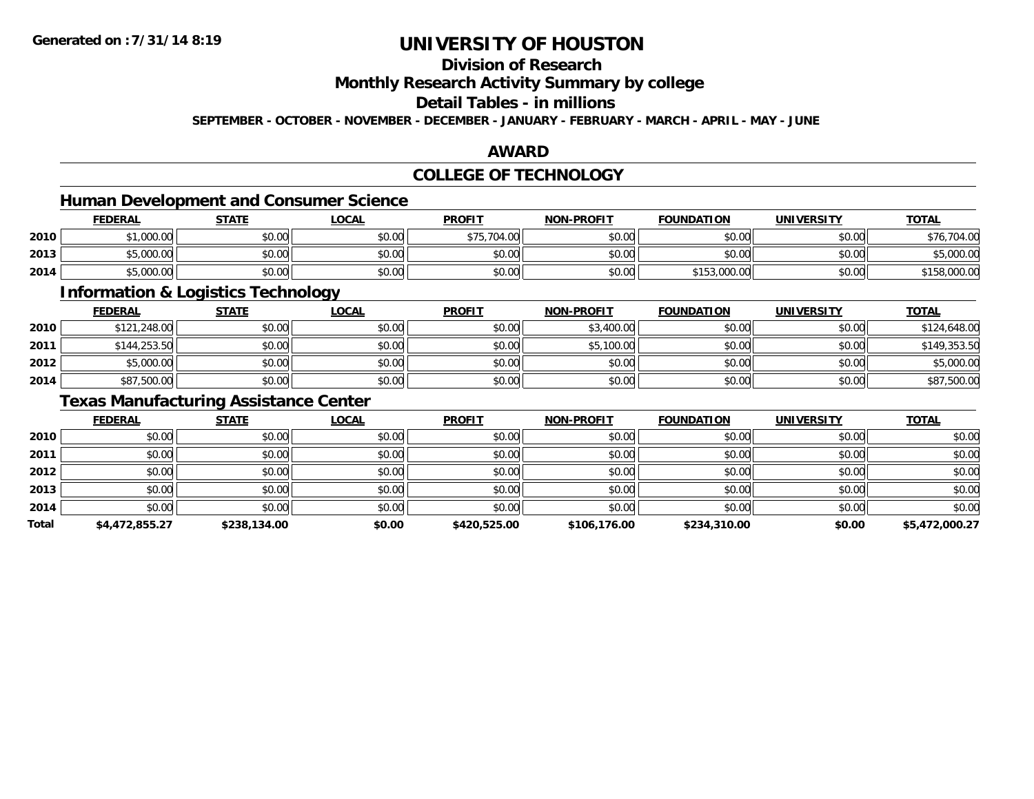# UNIVERSITY OF HOUSTON

## Division of Research

## Monthly Research Activity Summary by college

## Detail Tables - in millions

**SEPTEMBER - OCTOBER - NOVEMBER - DECEMBER - JANUARY - FEBRUARY - MARCH - APRIL - MAY - JUNE**

## AWARD

## COLLEGE OF TECHNOLOGY

### Human Development and Consumer Science

| | FEDERAL | STATE | LOCAL | PROFIT | NON-PROFIT | FOUNDATION | UNIVERSITY | TOTAL |
|---|---|---|---|---|---|---|---|---|
| 2010 | $1,000.00 | $0.00 | $0.00 | $75,704.00 | $0.00 | $0.00 | $0.00 | $76,704.00 |
| 2013 | $5,000.00 | $0.00 | $0.00 | $0.00 | $0.00 | $0.00 | $0.00 | $5,000.00 |
| 2014 | $5,000.00 | $0.00 | $0.00 | $0.00 | $0.00 | $153,000.00 | $0.00 | $158,000.00 |

### Information & Logistics Technology

| | FEDERAL | STATE | LOCAL | PROFIT | NON-PROFIT | FOUNDATION | UNIVERSITY | TOTAL |
|---|---|---|---|---|---|---|---|---|
| 2010 | $121,248.00 | $0.00 | $0.00 | $0.00 | $3,400.00 | $0.00 | $0.00 | $124,648.00 |
| 2011 | $144,253.50 | $0.00 | $0.00 | $0.00 | $5,100.00 | $0.00 | $0.00 | $149,353.50 |
| 2012 | $5,000.00 | $0.00 | $0.00 | $0.00 | $0.00 | $0.00 | $0.00 | $5,000.00 |
| 2014 | $87,500.00 | $0.00 | $0.00 | $0.00 | $0.00 | $0.00 | $0.00 | $87,500.00 |

### Texas Manufacturing Assistance Center

| | FEDERAL | STATE | LOCAL | PROFIT | NON-PROFIT | FOUNDATION | UNIVERSITY | TOTAL |
|---|---|---|---|---|---|---|---|---|
| 2010 | $0.00 | $0.00 | $0.00 | $0.00 | $0.00 | $0.00 | $0.00 | $0.00 |
| 2011 | $0.00 | $0.00 | $0.00 | $0.00 | $0.00 | $0.00 | $0.00 | $0.00 |
| 2012 | $0.00 | $0.00 | $0.00 | $0.00 | $0.00 | $0.00 | $0.00 | $0.00 |
| 2013 | $0.00 | $0.00 | $0.00 | $0.00 | $0.00 | $0.00 | $0.00 | $0.00 |
| 2014 | $0.00 | $0.00 | $0.00 | $0.00 | $0.00 | $0.00 | $0.00 | $0.00 |
| **Total** | **$4,472,855.27** | **$238,134.00** | **$0.00** | **$420,525.00** | **$106,176.00** | **$234,310.00** | **$0.00** | **$5,472,000.27** |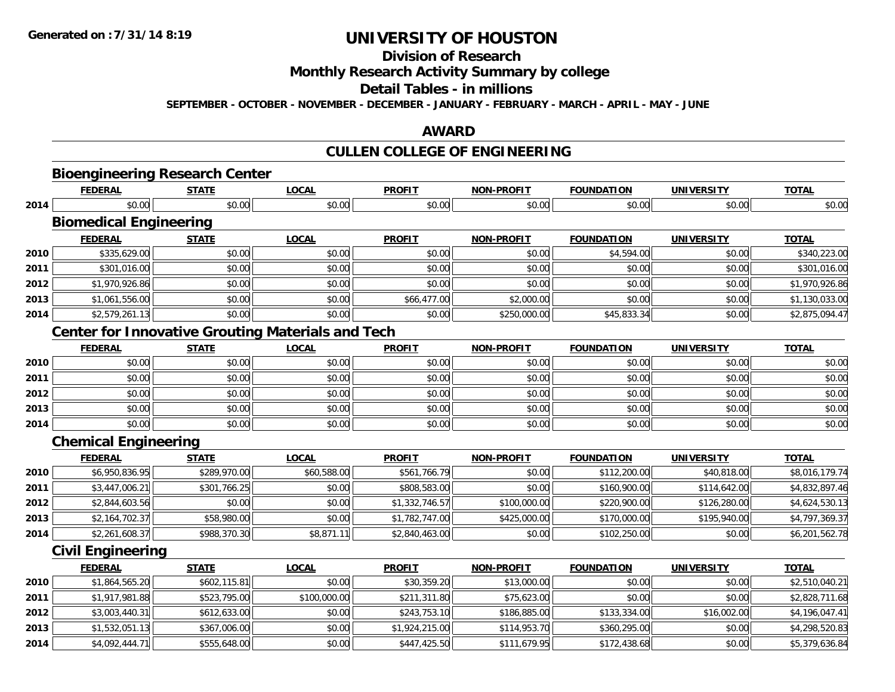Generated on :7/31/14 8:19

# UNIVERSITY OF HOUSTON

## Division of Research

## Monthly Research Activity Summary by college

## Detail Tables - in millions

**SEPTEMBER - OCTOBER - NOVEMBER - DECEMBER - JANUARY - FEBRUARY - MARCH - APRIL - MAY - JUNE**

## AWARD

## CULLEN COLLEGE OF ENGINEERING

### Bioengineering Research Center

| | FEDERAL | STATE | LOCAL | PROFIT | NON-PROFIT | FOUNDATION | UNIVERSITY | TOTAL |
|---|---|---|---|---|---|---|---|---|
| 2014 | $0.00 | $0.00 | $0.00 | $0.00 | $0.00 | $0.00 | $0.00 | $0.00 |

### Biomedical Engineering

| | FEDERAL | STATE | LOCAL | PROFIT | NON-PROFIT | FOUNDATION | UNIVERSITY | TOTAL |
|---|---|---|---|---|---|---|---|---|
| 2010 | $335,629.00 | $0.00 | $0.00 | $0.00 | $0.00 | $4,594.00 | $0.00 | $340,223.00 |
| 2011 | $301,016.00 | $0.00 | $0.00 | $0.00 | $0.00 | $0.00 | $0.00 | $301,016.00 |
| 2012 | $1,970,926.86 | $0.00 | $0.00 | $0.00 | $0.00 | $0.00 | $0.00 | $1,970,926.86 |
| 2013 | $1,061,556.00 | $0.00 | $0.00 | $66,477.00 | $2,000.00 | $0.00 | $0.00 | $1,130,033.00 |
| 2014 | $2,579,261.13 | $0.00 | $0.00 | $0.00 | $250,000.00 | $45,833.34 | $0.00 | $2,875,094.47 |

### Center for Innovative Grouting Materials and Tech

| | FEDERAL | STATE | LOCAL | PROFIT | NON-PROFIT | FOUNDATION | UNIVERSITY | TOTAL |
|---|---|---|---|---|---|---|---|---|
| 2010 | $0.00 | $0.00 | $0.00 | $0.00 | $0.00 | $0.00 | $0.00 | $0.00 |
| 2011 | $0.00 | $0.00 | $0.00 | $0.00 | $0.00 | $0.00 | $0.00 | $0.00 |
| 2012 | $0.00 | $0.00 | $0.00 | $0.00 | $0.00 | $0.00 | $0.00 | $0.00 |
| 2013 | $0.00 | $0.00 | $0.00 | $0.00 | $0.00 | $0.00 | $0.00 | $0.00 |
| 2014 | $0.00 | $0.00 | $0.00 | $0.00 | $0.00 | $0.00 | $0.00 | $0.00 |

### Chemical Engineering

| | FEDERAL | STATE | LOCAL | PROFIT | NON-PROFIT | FOUNDATION | UNIVERSITY | TOTAL |
|---|---|---|---|---|---|---|---|---|
| 2010 | $6,950,836.95 | $289,970.00 | $60,588.00 | $561,766.79 | $0.00 | $112,200.00 | $40,818.00 | $8,016,179.74 |
| 2011 | $3,447,006.21 | $301,766.25 | $0.00 | $808,583.00 | $0.00 | $160,900.00 | $114,642.00 | $4,832,897.46 |
| 2012 | $2,844,603.56 | $0.00 | $0.00 | $1,332,746.57 | $100,000.00 | $220,900.00 | $126,280.00 | $4,624,530.13 |
| 2013 | $2,164,702.37 | $58,980.00 | $0.00 | $1,782,747.00 | $425,000.00 | $170,000.00 | $195,940.00 | $4,797,369.37 |
| 2014 | $2,261,608.37 | $988,370.30 | $8,871.11 | $2,840,463.00 | $0.00 | $102,250.00 | $0.00 | $6,201,562.78 |

### Civil Engineering

| | FEDERAL | STATE | LOCAL | PROFIT | NON-PROFIT | FOUNDATION | UNIVERSITY | TOTAL |
|---|---|---|---|---|---|---|---|---|
| 2010 | $1,864,565.20 | $602,115.81 | $0.00 | $30,359.20 | $13,000.00 | $0.00 | $0.00 | $2,510,040.21 |
| 2011 | $1,917,981.88 | $523,795.00 | $100,000.00 | $211,311.80 | $75,623.00 | $0.00 | $0.00 | $2,828,711.68 |
| 2012 | $3,003,440.31 | $612,633.00 | $0.00 | $243,753.10 | $186,885.00 | $133,334.00 | $16,002.00 | $4,196,047.41 |
| 2013 | $1,532,051.13 | $367,006.00 | $0.00 | $1,924,215.00 | $114,953.70 | $360,295.00 | $0.00 | $4,298,520.83 |
| 2014 | $4,092,444.71 | $555,648.00 | $0.00 | $447,425.50 | $111,679.95 | $172,438.68 | $0.00 | $5,379,636.84 |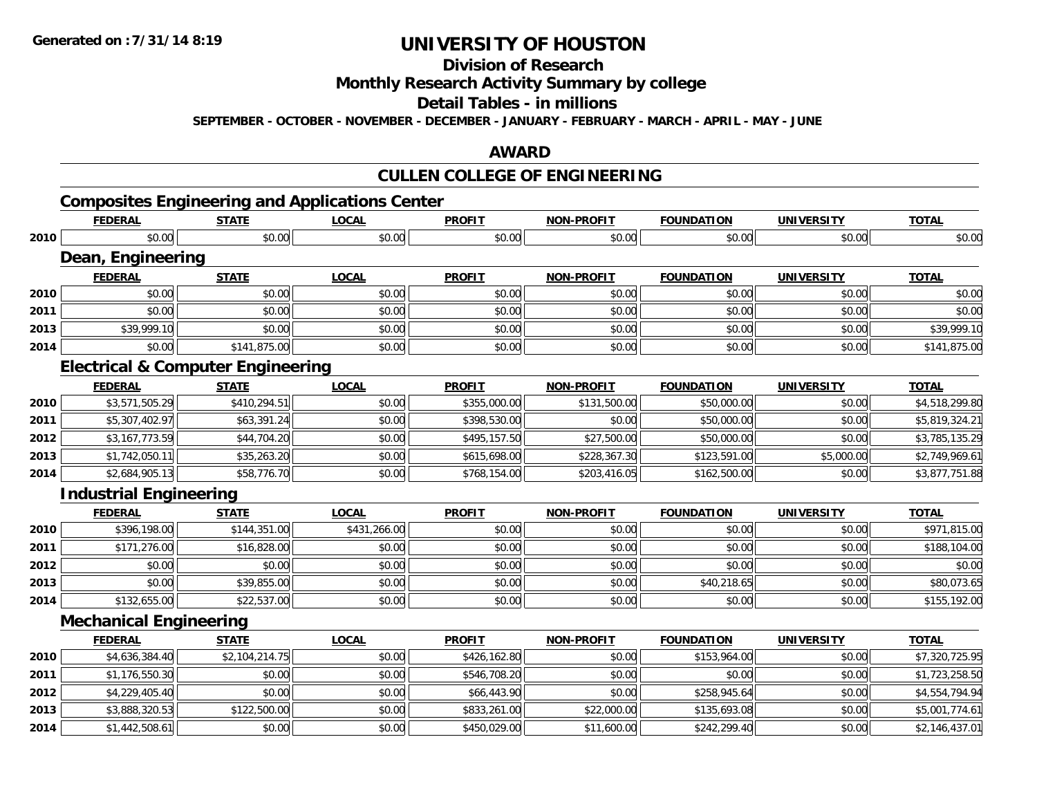Generated on :7/31/14 8:19

# UNIVERSITY OF HOUSTON

## Division of Research

## Monthly Research Activity Summary by college

## Detail Tables - in millions

SEPTEMBER - OCTOBER - NOVEMBER - DECEMBER - JANUARY - FEBRUARY - MARCH - APRIL - MAY - JUNE

## AWARD

## CULLEN COLLEGE OF ENGINEERING

### Composites Engineering and Applications Center

| | FEDERAL | STATE | LOCAL | PROFIT | NON-PROFIT | FOUNDATION | UNIVERSITY | TOTAL |
|---|---|---|---|---|---|---|---|---|
| 2010 | $0.00 | $0.00 | $0.00 | $0.00 | $0.00 | $0.00 | $0.00 | $0.00 |

### Dean, Engineering

| | FEDERAL | STATE | LOCAL | PROFIT | NON-PROFIT | FOUNDATION | UNIVERSITY | TOTAL |
|---|---|---|---|---|---|---|---|---|
| 2010 | $0.00 | $0.00 | $0.00 | $0.00 | $0.00 | $0.00 | $0.00 | $0.00 |
| 2011 | $0.00 | $0.00 | $0.00 | $0.00 | $0.00 | $0.00 | $0.00 | $0.00 |
| 2013 | $39,999.10 | $0.00 | $0.00 | $0.00 | $0.00 | $0.00 | $0.00 | $39,999.10 |
| 2014 | $0.00 | $141,875.00 | $0.00 | $0.00 | $0.00 | $0.00 | $0.00 | $141,875.00 |

### Electrical & Computer Engineering

| | FEDERAL | STATE | LOCAL | PROFIT | NON-PROFIT | FOUNDATION | UNIVERSITY | TOTAL |
|---|---|---|---|---|---|---|---|---|
| 2010 | $3,571,505.29 | $410,294.51 | $0.00 | $355,000.00 | $131,500.00 | $50,000.00 | $0.00 | $4,518,299.80 |
| 2011 | $5,307,402.97 | $63,391.24 | $0.00 | $398,530.00 | $0.00 | $50,000.00 | $0.00 | $5,819,324.21 |
| 2012 | $3,167,773.59 | $44,704.20 | $0.00 | $495,157.50 | $27,500.00 | $50,000.00 | $0.00 | $3,785,135.29 |
| 2013 | $1,742,050.11 | $35,263.20 | $0.00 | $615,698.00 | $228,367.30 | $123,591.00 | $5,000.00 | $2,749,969.61 |
| 2014 | $2,684,905.13 | $58,776.70 | $0.00 | $768,154.00 | $203,416.05 | $162,500.00 | $0.00 | $3,877,751.88 |

### Industrial Engineering

| | FEDERAL | STATE | LOCAL | PROFIT | NON-PROFIT | FOUNDATION | UNIVERSITY | TOTAL |
|---|---|---|---|---|---|---|---|---|
| 2010 | $396,198.00 | $144,351.00 | $431,266.00 | $0.00 | $0.00 | $0.00 | $0.00 | $971,815.00 |
| 2011 | $171,276.00 | $16,828.00 | $0.00 | $0.00 | $0.00 | $0.00 | $0.00 | $188,104.00 |
| 2012 | $0.00 | $0.00 | $0.00 | $0.00 | $0.00 | $0.00 | $0.00 | $0.00 |
| 2013 | $0.00 | $39,855.00 | $0.00 | $0.00 | $0.00 | $40,218.65 | $0.00 | $80,073.65 |
| 2014 | $132,655.00 | $22,537.00 | $0.00 | $0.00 | $0.00 | $0.00 | $0.00 | $155,192.00 |

### Mechanical Engineering

| | FEDERAL | STATE | LOCAL | PROFIT | NON-PROFIT | FOUNDATION | UNIVERSITY | TOTAL |
|---|---|---|---|---|---|---|---|---|
| 2010 | $4,636,384.40 | $2,104,214.75 | $0.00 | $426,162.80 | $0.00 | $153,964.00 | $0.00 | $7,320,725.95 |
| 2011 | $1,176,550.30 | $0.00 | $0.00 | $546,708.20 | $0.00 | $0.00 | $0.00 | $1,723,258.50 |
| 2012 | $4,229,405.40 | $0.00 | $0.00 | $66,443.90 | $0.00 | $258,945.64 | $0.00 | $4,554,794.94 |
| 2013 | $3,888,320.53 | $122,500.00 | $0.00 | $833,261.00 | $22,000.00 | $135,693.08 | $0.00 | $5,001,774.61 |
| 2014 | $1,442,508.61 | $0.00 | $0.00 | $450,029.00 | $11,600.00 | $242,299.40 | $0.00 | $2,146,437.01 |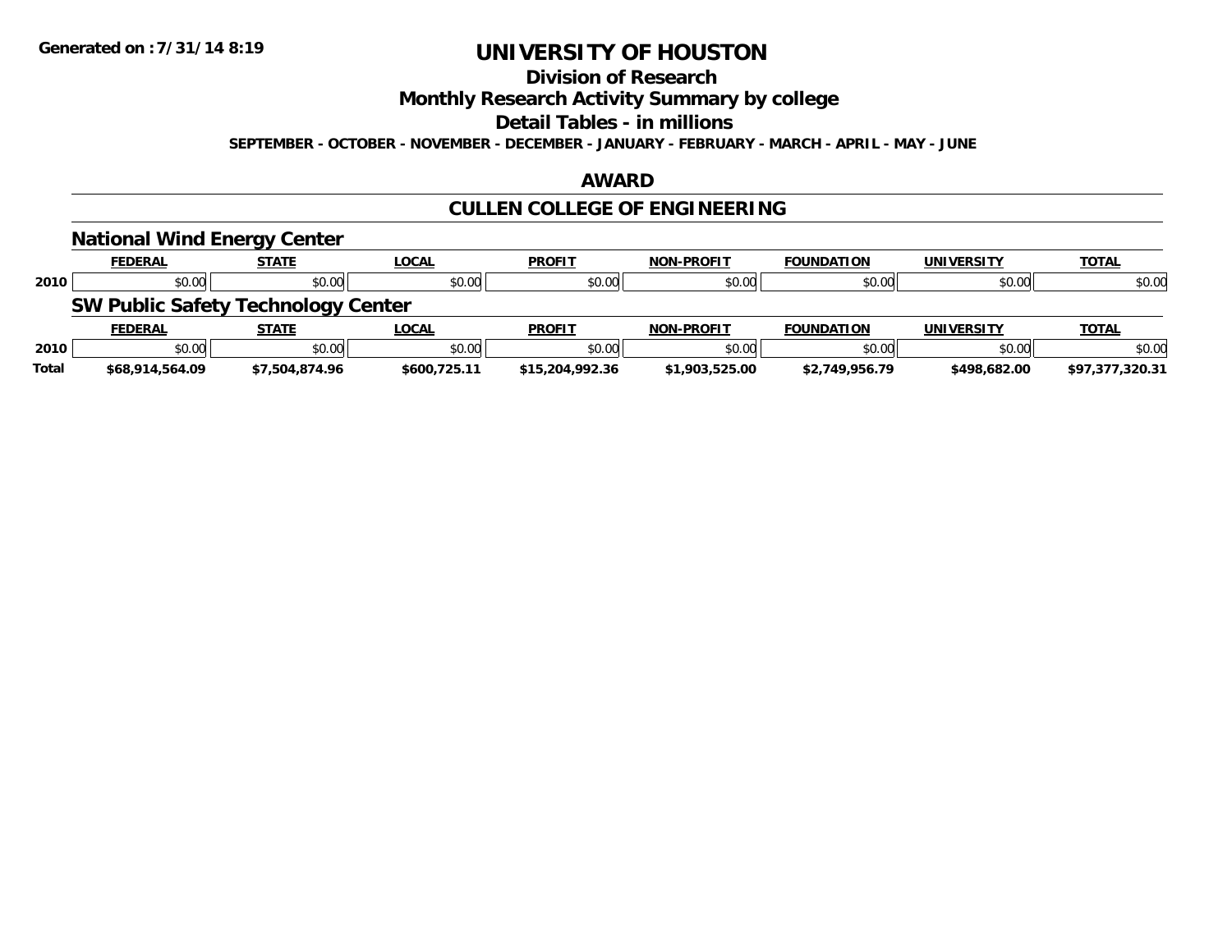# UNIVERSITY OF HOUSTON

## Division of Research

## Monthly Research Activity Summary by college

## Detail Tables - in millions

**SEPTEMBER - OCTOBER - NOVEMBER - DECEMBER - JANUARY - FEBRUARY - MARCH - APRIL - MAY - JUNE**

## AWARD

## CULLEN COLLEGE OF ENGINEERING

### National Wind Energy Center

| | FEDERAL | STATE | LOCAL | PROFIT | NON-PROFIT | FOUNDATION | UNIVERSITY | TOTAL |
|---|---|---|---|---|---|---|---|---|
| 2010 | $0.00 | $0.00 | $0.00 | $0.00 | $0.00 | $0.00 | $0.00 | $0.00 |

### SW Public Safety Technology Center

| | FEDERAL | STATE | LOCAL | PROFIT | NON-PROFIT | FOUNDATION | UNIVERSITY | TOTAL |
|---|---|---|---|---|---|---|---|---|
| 2010 | $0.00 | $0.00 | $0.00 | $0.00 | $0.00 | $0.00 | $0.00 | $0.00 |
| **Total** | **$68,914,564.09** | **$7,504,874.96** | **$600,725.11** | **$15,204,992.36** | **$1,903,525.00** | **$2,749,956.79** | **$498,682.00** | **$97,377,320.31** |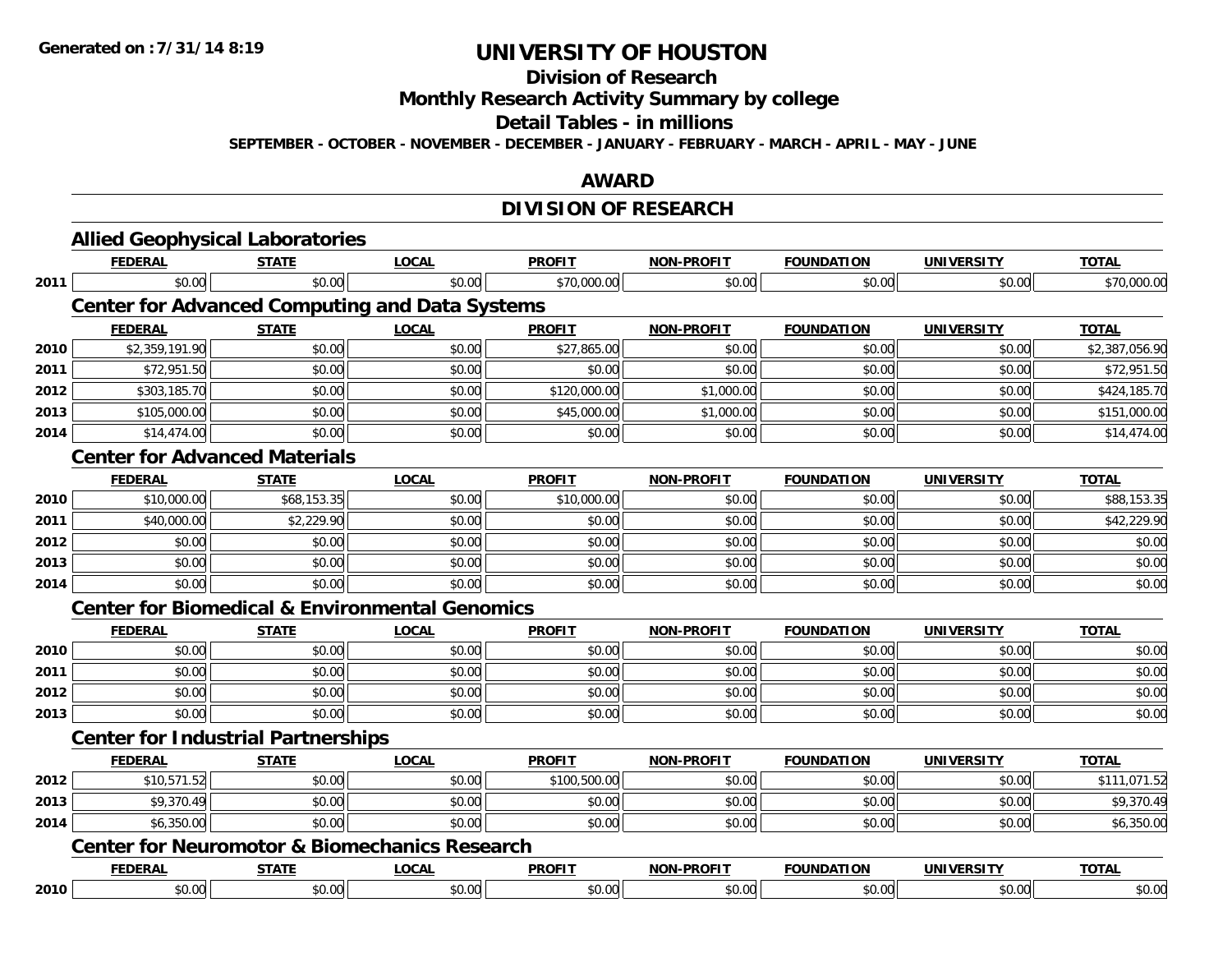# UNIVERSITY OF HOUSTON

## Division of Research

## Monthly Research Activity Summary by college

## Detail Tables - in millions

SEPTEMBER - OCTOBER - NOVEMBER - DECEMBER - JANUARY - FEBRUARY - MARCH - APRIL - MAY - JUNE

## AWARD

## DIVISION OF RESEARCH

### Allied Geophysical Laboratories

| | FEDERAL | STATE | LOCAL | PROFIT | NON-PROFIT | FOUNDATION | UNIVERSITY | TOTAL |
|---|---|---|---|---|---|---|---|---|
| 2011 | $0.00 | $0.00 | $0.00 | $70,000.00 | $0.00 | $0.00 | $0.00 | $70,000.00 |

### Center for Advanced Computing and Data Systems

| | FEDERAL | STATE | LOCAL | PROFIT | NON-PROFIT | FOUNDATION | UNIVERSITY | TOTAL |
|---|---|---|---|---|---|---|---|---|
| 2010 | $2,359,191.90 | $0.00 | $0.00 | $27,865.00 | $0.00 | $0.00 | $0.00 | $2,387,056.90 |
| 2011 | $72,951.50 | $0.00 | $0.00 | $0.00 | $0.00 | $0.00 | $0.00 | $72,951.50 |
| 2012 | $303,185.70 | $0.00 | $0.00 | $120,000.00 | $1,000.00 | $0.00 | $0.00 | $424,185.70 |
| 2013 | $105,000.00 | $0.00 | $0.00 | $45,000.00 | $1,000.00 | $0.00 | $0.00 | $151,000.00 |
| 2014 | $14,474.00 | $0.00 | $0.00 | $0.00 | $0.00 | $0.00 | $0.00 | $14,474.00 |

### Center for Advanced Materials

| | FEDERAL | STATE | LOCAL | PROFIT | NON-PROFIT | FOUNDATION | UNIVERSITY | TOTAL |
|---|---|---|---|---|---|---|---|---|
| 2010 | $10,000.00 | $68,153.35 | $0.00 | $10,000.00 | $0.00 | $0.00 | $0.00 | $88,153.35 |
| 2011 | $40,000.00 | $2,229.90 | $0.00 | $0.00 | $0.00 | $0.00 | $0.00 | $42,229.90 |
| 2012 | $0.00 | $0.00 | $0.00 | $0.00 | $0.00 | $0.00 | $0.00 | $0.00 |
| 2013 | $0.00 | $0.00 | $0.00 | $0.00 | $0.00 | $0.00 | $0.00 | $0.00 |
| 2014 | $0.00 | $0.00 | $0.00 | $0.00 | $0.00 | $0.00 | $0.00 | $0.00 |

### Center for Biomedical & Environmental Genomics

| | FEDERAL | STATE | LOCAL | PROFIT | NON-PROFIT | FOUNDATION | UNIVERSITY | TOTAL |
|---|---|---|---|---|---|---|---|---|
| 2010 | $0.00 | $0.00 | $0.00 | $0.00 | $0.00 | $0.00 | $0.00 | $0.00 |
| 2011 | $0.00 | $0.00 | $0.00 | $0.00 | $0.00 | $0.00 | $0.00 | $0.00 |
| 2012 | $0.00 | $0.00 | $0.00 | $0.00 | $0.00 | $0.00 | $0.00 | $0.00 |
| 2013 | $0.00 | $0.00 | $0.00 | $0.00 | $0.00 | $0.00 | $0.00 | $0.00 |

### Center for Industrial Partnerships

| | FEDERAL | STATE | LOCAL | PROFIT | NON-PROFIT | FOUNDATION | UNIVERSITY | TOTAL |
|---|---|---|---|---|---|---|---|---|
| 2012 | $10,571.52 | $0.00 | $0.00 | $100,500.00 | $0.00 | $0.00 | $0.00 | $111,071.52 |
| 2013 | $9,370.49 | $0.00 | $0.00 | $0.00 | $0.00 | $0.00 | $0.00 | $9,370.49 |
| 2014 | $6,350.00 | $0.00 | $0.00 | $0.00 | $0.00 | $0.00 | $0.00 | $6,350.00 |

### Center for Neuromotor & Biomechanics Research

| | FEDERAL | STATE | LOCAL | PROFIT | NON-PROFIT | FOUNDATION | UNIVERSITY | TOTAL |
|---|---|---|---|---|---|---|---|---|
| 2010 | $0.00 | $0.00 | $0.00 | $0.00 | $0.00 | $0.00 | $0.00 | $0.00 |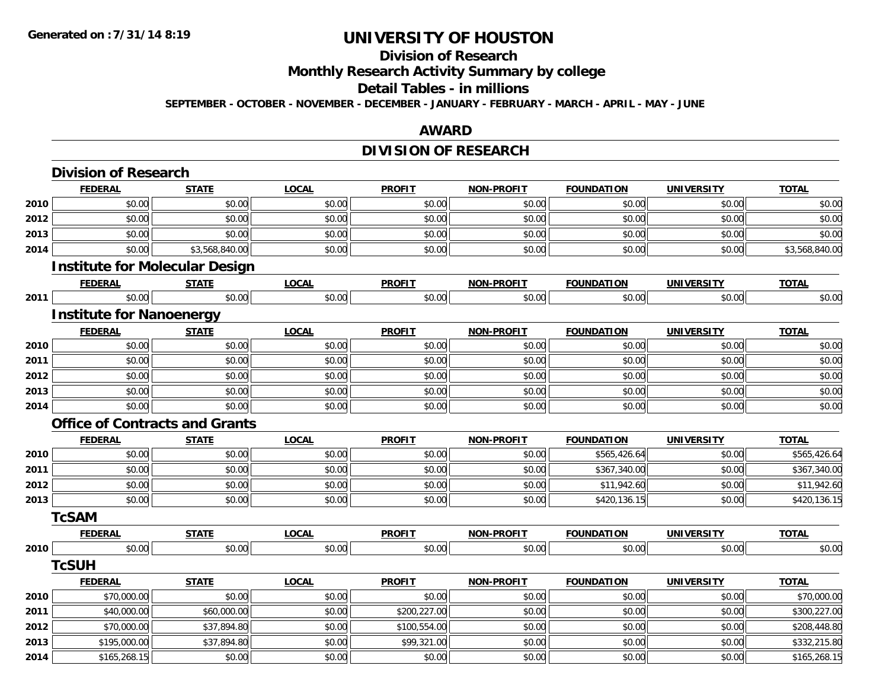**Generated on :7/31/14 8:19**

# UNIVERSITY OF HOUSTON

## Division of Research

## Monthly Research Activity Summary by college

## Detail Tables - in millions

**SEPTEMBER - OCTOBER - NOVEMBER - DECEMBER - JANUARY - FEBRUARY - MARCH - APRIL - MAY - JUNE**

## AWARD

## DIVISION OF RESEARCH

### Division of Research

| | FEDERAL | STATE | LOCAL | PROFIT | NON-PROFIT | FOUNDATION | UNIVERSITY | TOTAL |
|---|---|---|---|---|---|---|---|---|
| 2010 | $0.00 | $0.00 | $0.00 | $0.00 | $0.00 | $0.00 | $0.00 | $0.00 |
| 2012 | $0.00 | $0.00 | $0.00 | $0.00 | $0.00 | $0.00 | $0.00 | $0.00 |
| 2013 | $0.00 | $0.00 | $0.00 | $0.00 | $0.00 | $0.00 | $0.00 | $0.00 |
| 2014 | $0.00 | $3,568,840.00 | $0.00 | $0.00 | $0.00 | $0.00 | $0.00 | $3,568,840.00 |

### Institute for Molecular Design

| | FEDERAL | STATE | LOCAL | PROFIT | NON-PROFIT | FOUNDATION | UNIVERSITY | TOTAL |
|---|---|---|---|---|---|---|---|---|
| 2011 | $0.00 | $0.00 | $0.00 | $0.00 | $0.00 | $0.00 | $0.00 | $0.00 |

### Institute for Nanoenergy

| | FEDERAL | STATE | LOCAL | PROFIT | NON-PROFIT | FOUNDATION | UNIVERSITY | TOTAL |
|---|---|---|---|---|---|---|---|---|
| 2010 | $0.00 | $0.00 | $0.00 | $0.00 | $0.00 | $0.00 | $0.00 | $0.00 |
| 2011 | $0.00 | $0.00 | $0.00 | $0.00 | $0.00 | $0.00 | $0.00 | $0.00 |
| 2012 | $0.00 | $0.00 | $0.00 | $0.00 | $0.00 | $0.00 | $0.00 | $0.00 |
| 2013 | $0.00 | $0.00 | $0.00 | $0.00 | $0.00 | $0.00 | $0.00 | $0.00 |
| 2014 | $0.00 | $0.00 | $0.00 | $0.00 | $0.00 | $0.00 | $0.00 | $0.00 |

### Office of Contracts and Grants

| | FEDERAL | STATE | LOCAL | PROFIT | NON-PROFIT | FOUNDATION | UNIVERSITY | TOTAL |
|---|---|---|---|---|---|---|---|---|
| 2010 | $0.00 | $0.00 | $0.00 | $0.00 | $0.00 | $565,426.64 | $0.00 | $565,426.64 |
| 2011 | $0.00 | $0.00 | $0.00 | $0.00 | $0.00 | $367,340.00 | $0.00 | $367,340.00 |
| 2012 | $0.00 | $0.00 | $0.00 | $0.00 | $0.00 | $11,942.60 | $0.00 | $11,942.60 |
| 2013 | $0.00 | $0.00 | $0.00 | $0.00 | $0.00 | $420,136.15 | $0.00 | $420,136.15 |

### TcSAM

| | FEDERAL | STATE | LOCAL | PROFIT | NON-PROFIT | FOUNDATION | UNIVERSITY | TOTAL |
|---|---|---|---|---|---|---|---|---|
| 2010 | $0.00 | $0.00 | $0.00 | $0.00 | $0.00 | $0.00 | $0.00 | $0.00 |

### TcSUH

| | FEDERAL | STATE | LOCAL | PROFIT | NON-PROFIT | FOUNDATION | UNIVERSITY | TOTAL |
|---|---|---|---|---|---|---|---|---|
| 2010 | $70,000.00 | $0.00 | $0.00 | $0.00 | $0.00 | $0.00 | $0.00 | $70,000.00 |
| 2011 | $40,000.00 | $60,000.00 | $0.00 | $200,227.00 | $0.00 | $0.00 | $0.00 | $300,227.00 |
| 2012 | $70,000.00 | $37,894.80 | $0.00 | $100,554.00 | $0.00 | $0.00 | $0.00 | $208,448.80 |
| 2013 | $195,000.00 | $37,894.80 | $0.00 | $99,321.00 | $0.00 | $0.00 | $0.00 | $332,215.80 |
| 2014 | $165,268.15 | $0.00 | $0.00 | $0.00 | $0.00 | $0.00 | $0.00 | $165,268.15 |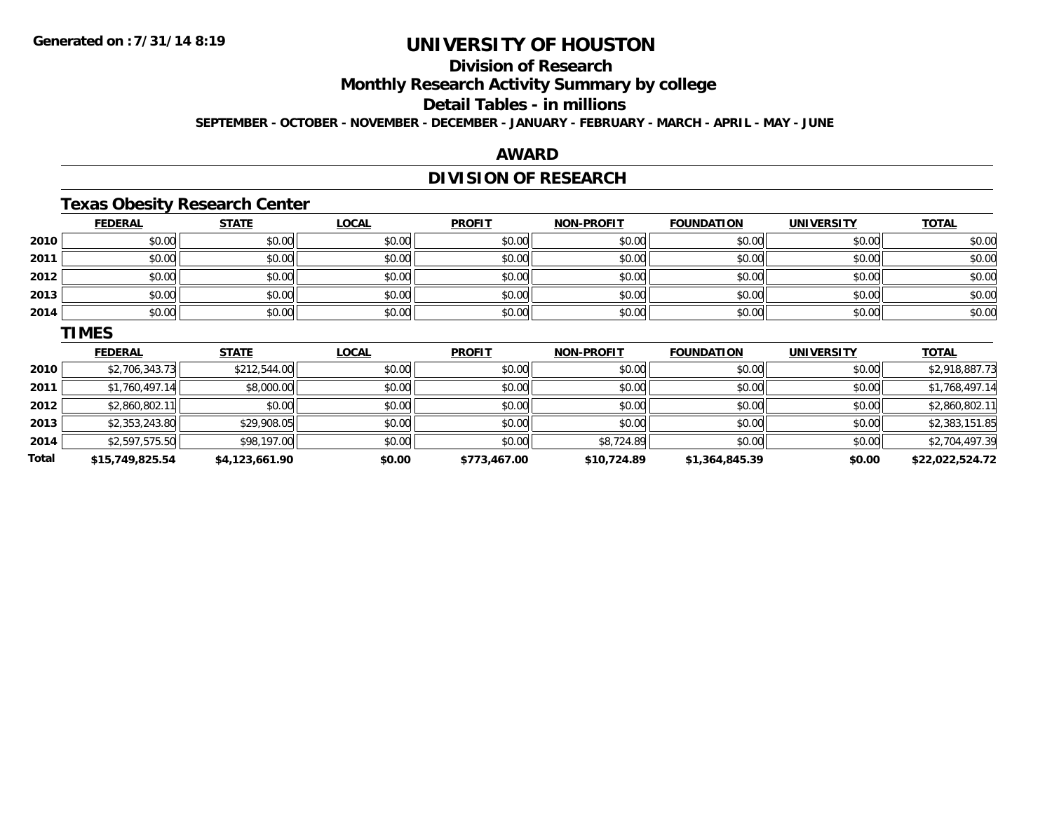# UNIVERSITY OF HOUSTON

## Division of Research

## Monthly Research Activity Summary by college

## Detail Tables - in millions

**SEPTEMBER - OCTOBER - NOVEMBER - DECEMBER - JANUARY - FEBRUARY - MARCH - APRIL - MAY - JUNE**

## AWARD

## DIVISION OF RESEARCH

### Texas Obesity Research Center

| | FEDERAL | STATE | LOCAL | PROFIT | NON-PROFIT | FOUNDATION | UNIVERSITY | TOTAL |
|---|---|---|---|---|---|---|---|---|
| 2010 | $0.00 | $0.00 | $0.00 | $0.00 | $0.00 | $0.00 | $0.00 | $0.00 |
| 2011 | $0.00 | $0.00 | $0.00 | $0.00 | $0.00 | $0.00 | $0.00 | $0.00 |
| 2012 | $0.00 | $0.00 | $0.00 | $0.00 | $0.00 | $0.00 | $0.00 | $0.00 |
| 2013 | $0.00 | $0.00 | $0.00 | $0.00 | $0.00 | $0.00 | $0.00 | $0.00 |
| 2014 | $0.00 | $0.00 | $0.00 | $0.00 | $0.00 | $0.00 | $0.00 | $0.00 |

### TIMES

| | FEDERAL | STATE | LOCAL | PROFIT | NON-PROFIT | FOUNDATION | UNIVERSITY | TOTAL |
|---|---|---|---|---|---|---|---|---|
| 2010 | $2,706,343.73 | $212,544.00 | $0.00 | $0.00 | $0.00 | $0.00 | $0.00 | $2,918,887.73 |
| 2011 | $1,760,497.14 | $8,000.00 | $0.00 | $0.00 | $0.00 | $0.00 | $0.00 | $1,768,497.14 |
| 2012 | $2,860,802.11 | $0.00 | $0.00 | $0.00 | $0.00 | $0.00 | $0.00 | $2,860,802.11 |
| 2013 | $2,353,243.80 | $29,908.05 | $0.00 | $0.00 | $0.00 | $0.00 | $0.00 | $2,383,151.85 |
| 2014 | $2,597,575.50 | $98,197.00 | $0.00 | $0.00 | $8,724.89 | $0.00 | $0.00 | $2,704,497.39 |
| **Total** | **$15,749,825.54** | **$4,123,661.90** | **$0.00** | **$773,467.00** | **$10,724.89** | **$1,364,845.39** | **$0.00** | **$22,022,524.72** |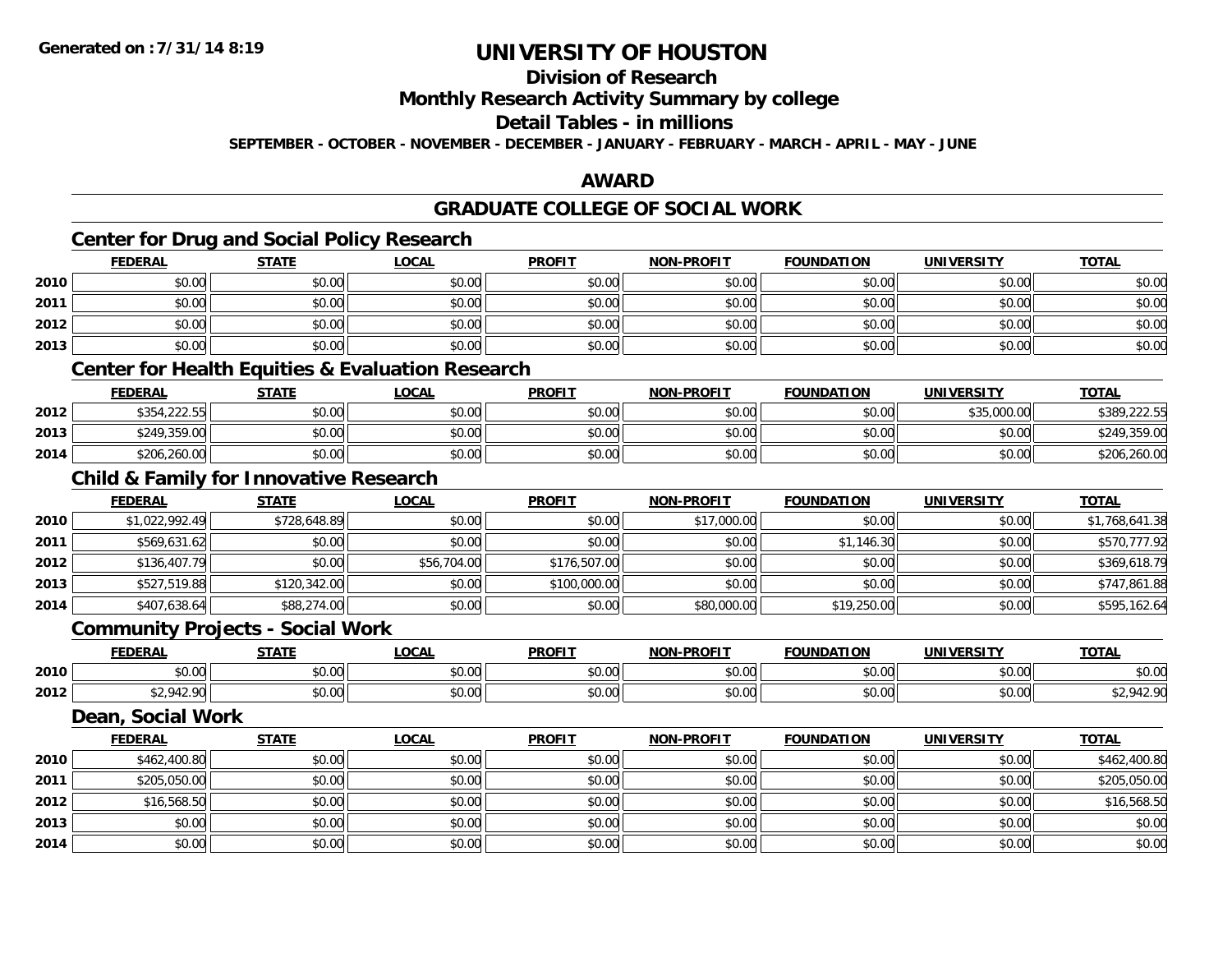**Generated on :7/31/14 8:19**

# UNIVERSITY OF HOUSTON

## Division of Research

## Monthly Research Activity Summary by college

## Detail Tables - in millions

**SEPTEMBER - OCTOBER - NOVEMBER - DECEMBER - JANUARY - FEBRUARY - MARCH - APRIL - MAY - JUNE**

## AWARD

## GRADUATE COLLEGE OF SOCIAL WORK

### Center for Drug and Social Policy Research

| | FEDERAL | STATE | LOCAL | PROFIT | NON-PROFIT | FOUNDATION | UNIVERSITY | TOTAL |
|---|---|---|---|---|---|---|---|---|
| 2010 | $0.00 | $0.00 | $0.00 | $0.00 | $0.00 | $0.00 | $0.00 | $0.00 |
| 2011 | $0.00 | $0.00 | $0.00 | $0.00 | $0.00 | $0.00 | $0.00 | $0.00 |
| 2012 | $0.00 | $0.00 | $0.00 | $0.00 | $0.00 | $0.00 | $0.00 | $0.00 |
| 2013 | $0.00 | $0.00 | $0.00 | $0.00 | $0.00 | $0.00 | $0.00 | $0.00 |

### Center for Health Equities & Evaluation Research

| | FEDERAL | STATE | LOCAL | PROFIT | NON-PROFIT | FOUNDATION | UNIVERSITY | TOTAL |
|---|---|---|---|---|---|---|---|---|
| 2012 | $354,222.55 | $0.00 | $0.00 | $0.00 | $0.00 | $0.00 | $35,000.00 | $389,222.55 |
| 2013 | $249,359.00 | $0.00 | $0.00 | $0.00 | $0.00 | $0.00 | $0.00 | $249,359.00 |
| 2014 | $206,260.00 | $0.00 | $0.00 | $0.00 | $0.00 | $0.00 | $0.00 | $206,260.00 |

### Child & Family for Innovative Research

| | FEDERAL | STATE | LOCAL | PROFIT | NON-PROFIT | FOUNDATION | UNIVERSITY | TOTAL |
|---|---|---|---|---|---|---|---|---|
| 2010 | $1,022,992.49 | $728,648.89 | $0.00 | $0.00 | $17,000.00 | $0.00 | $0.00 | $1,768,641.38 |
| 2011 | $569,631.62 | $0.00 | $0.00 | $0.00 | $0.00 | $1,146.30 | $0.00 | $570,777.92 |
| 2012 | $136,407.79 | $0.00 | $56,704.00 | $176,507.00 | $0.00 | $0.00 | $0.00 | $369,618.79 |
| 2013 | $527,519.88 | $120,342.00 | $0.00 | $100,000.00 | $0.00 | $0.00 | $0.00 | $747,861.88 |
| 2014 | $407,638.64 | $88,274.00 | $0.00 | $0.00 | $80,000.00 | $19,250.00 | $0.00 | $595,162.64 |

### Community Projects - Social Work

| | FEDERAL | STATE | LOCAL | PROFIT | NON-PROFIT | FOUNDATION | UNIVERSITY | TOTAL |
|---|---|---|---|---|---|---|---|---|
| 2010 | $0.00 | $0.00 | $0.00 | $0.00 | $0.00 | $0.00 | $0.00 | $0.00 |
| 2012 | $2,942.90 | $0.00 | $0.00 | $0.00 | $0.00 | $0.00 | $0.00 | $2,942.90 |

### Dean, Social Work

| | FEDERAL | STATE | LOCAL | PROFIT | NON-PROFIT | FOUNDATION | UNIVERSITY | TOTAL |
|---|---|---|---|---|---|---|---|---|
| 2010 | $462,400.80 | $0.00 | $0.00 | $0.00 | $0.00 | $0.00 | $0.00 | $462,400.80 |
| 2011 | $205,050.00 | $0.00 | $0.00 | $0.00 | $0.00 | $0.00 | $0.00 | $205,050.00 |
| 2012 | $16,568.50 | $0.00 | $0.00 | $0.00 | $0.00 | $0.00 | $0.00 | $16,568.50 |
| 2013 | $0.00 | $0.00 | $0.00 | $0.00 | $0.00 | $0.00 | $0.00 | $0.00 |
| 2014 | $0.00 | $0.00 | $0.00 | $0.00 | $0.00 | $0.00 | $0.00 | $0.00 |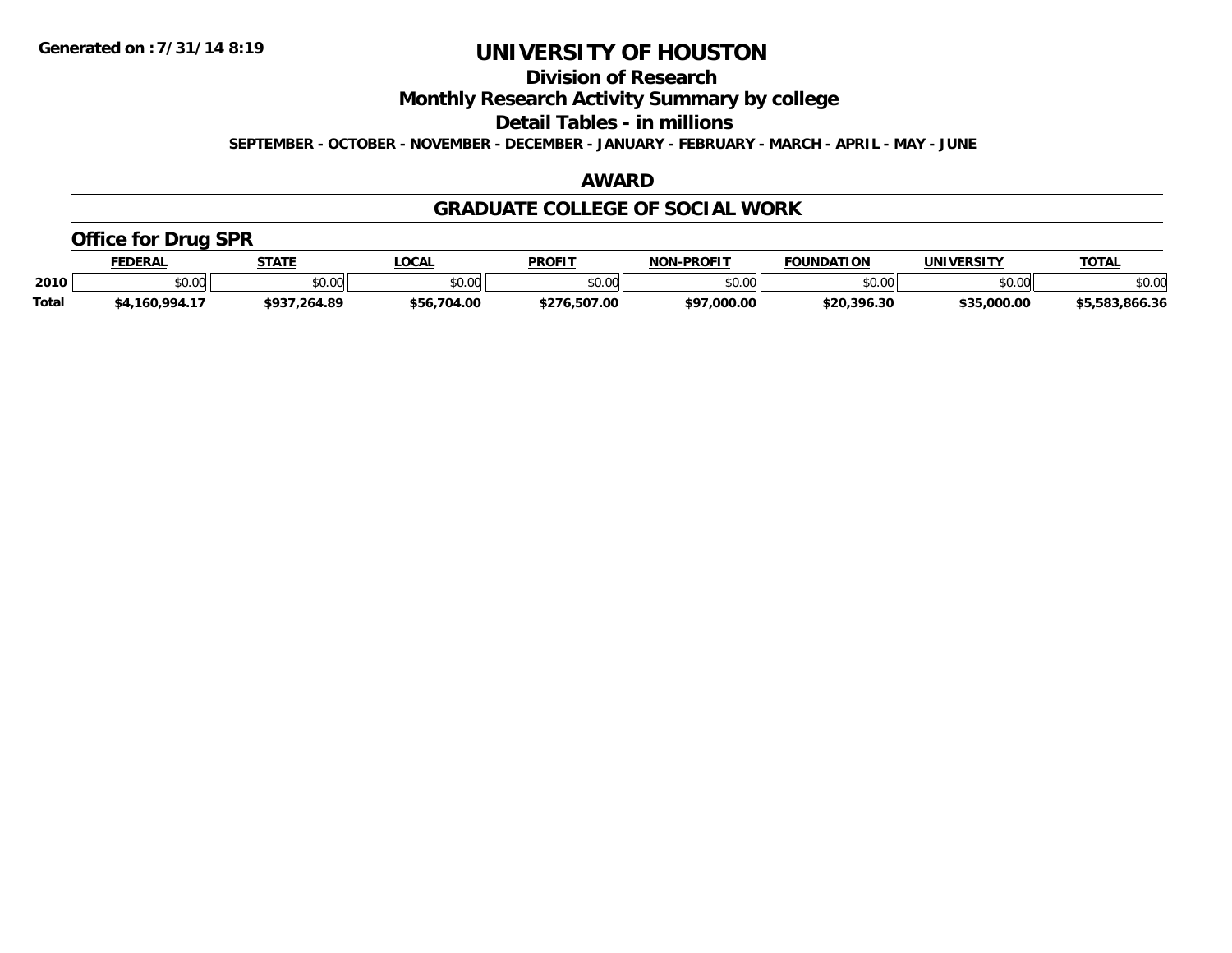**Generated on :7/31/14 8:19**

# UNIVERSITY OF HOUSTON

## Division of Research

## Monthly Research Activity Summary by college

## Detail Tables - in millions

**SEPTEMBER - OCTOBER - NOVEMBER - DECEMBER - JANUARY - FEBRUARY - MARCH - APRIL - MAY - JUNE**

## AWARD

## GRADUATE COLLEGE OF SOCIAL WORK

### Office for Drug SPR

| | FEDERAL | STATE | LOCAL | PROFIT | NON-PROFIT | FOUNDATION | UNIVERSITY | TOTAL |
|---|---|---|---|---|---|---|---|---|
| 2010 | $0.00 | $0.00 | $0.00 | $0.00 | $0.00 | $0.00 | $0.00 | $0.00 |
| Total | $4,160,994.17 | $937,264.89 | $56,704.00 | $276,507.00 | $97,000.00 | $20,396.30 | $35,000.00 | $5,583,866.36 |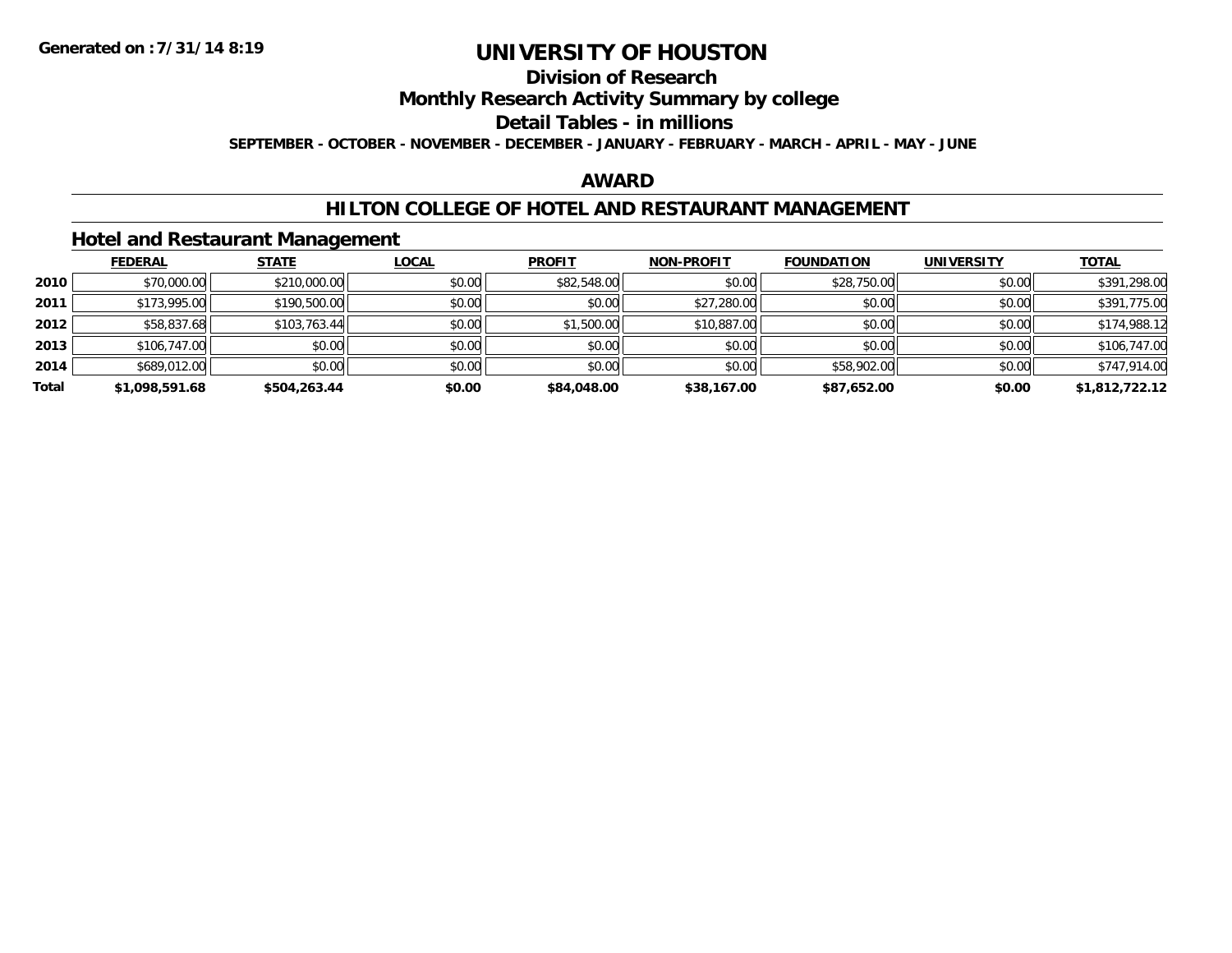Generated on :7/31/14 8:19

# UNIVERSITY OF HOUSTON

## Division of Research

## Monthly Research Activity Summary by college

## Detail Tables - in millions

SEPTEMBER - OCTOBER - NOVEMBER - DECEMBER - JANUARY - FEBRUARY - MARCH - APRIL - MAY - JUNE

## AWARD

## HILTON COLLEGE OF HOTEL AND RESTAURANT MANAGEMENT

### Hotel and Restaurant Management

| | FEDERAL | STATE | LOCAL | PROFIT | NON-PROFIT | FOUNDATION | UNIVERSITY | TOTAL |
|---|---|---|---|---|---|---|---|---|
| 2010 | $70,000.00 | $210,000.00 | $0.00 | $82,548.00 | $0.00 | $28,750.00 | $0.00 | $391,298.00 |
| 2011 | $173,995.00 | $190,500.00 | $0.00 | $0.00 | $27,280.00 | $0.00 | $0.00 | $391,775.00 |
| 2012 | $58,837.68 | $103,763.44 | $0.00 | $1,500.00 | $10,887.00 | $0.00 | $0.00 | $174,988.12 |
| 2013 | $106,747.00 | $0.00 | $0.00 | $0.00 | $0.00 | $0.00 | $0.00 | $106,747.00 |
| 2014 | $689,012.00 | $0.00 | $0.00 | $0.00 | $0.00 | $58,902.00 | $0.00 | $747,914.00 |
| **Total** | **$1,098,591.68** | **$504,263.44** | **$0.00** | **$84,048.00** | **$38,167.00** | **$87,652.00** | **$0.00** | **$1,812,722.12** |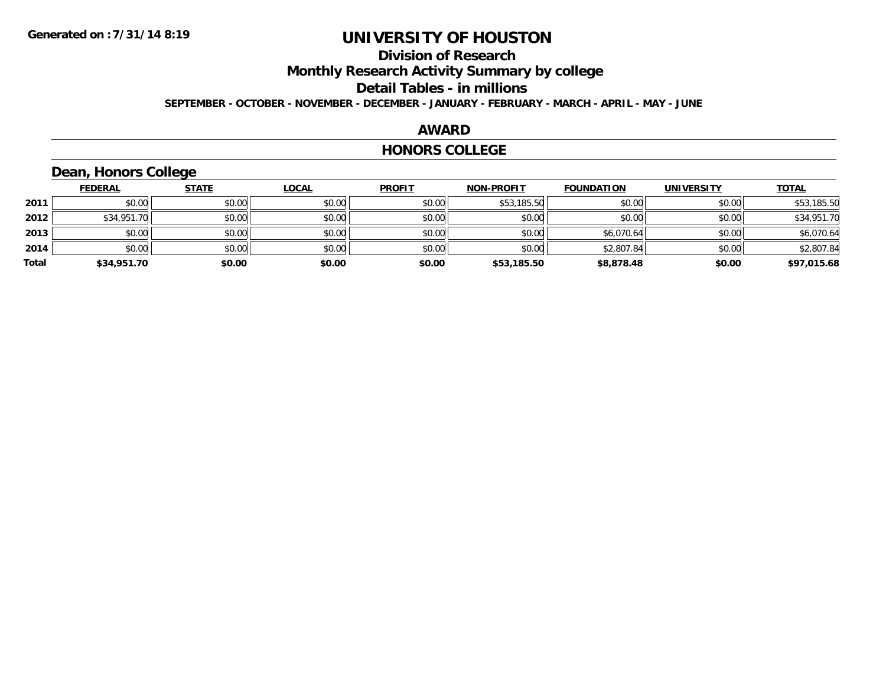**Generated on :7/31/14 8:19**

# UNIVERSITY OF HOUSTON

## Division of Research

## Monthly Research Activity Summary by college

## Detail Tables - in millions

**SEPTEMBER - OCTOBER - NOVEMBER - DECEMBER - JANUARY - FEBRUARY - MARCH - APRIL - MAY - JUNE**

## AWARD

## HONORS COLLEGE

### Dean, Honors College

| | FEDERAL | STATE | LOCAL | PROFIT | NON-PROFIT | FOUNDATION | UNIVERSITY | TOTAL |
|---|---|---|---|---|---|---|---|---|
| 2011 | $0.00 | $0.00 | $0.00 | $0.00 | $53,185.50 | $0.00 | $0.00 | $53,185.50 |
| 2012 | $34,951.70 | $0.00 | $0.00 | $0.00 | $0.00 | $0.00 | $0.00 | $34,951.70 |
| 2013 | $0.00 | $0.00 | $0.00 | $0.00 | $0.00 | $6,070.64 | $0.00 | $6,070.64 |
| 2014 | $0.00 | $0.00 | $0.00 | $0.00 | $0.00 | $2,807.84 | $0.00 | $2,807.84 |
| **Total** | **$34,951.70** | **$0.00** | **$0.00** | **$0.00** | **$53,185.50** | **$8,878.48** | **$0.00** | **$97,015.68** |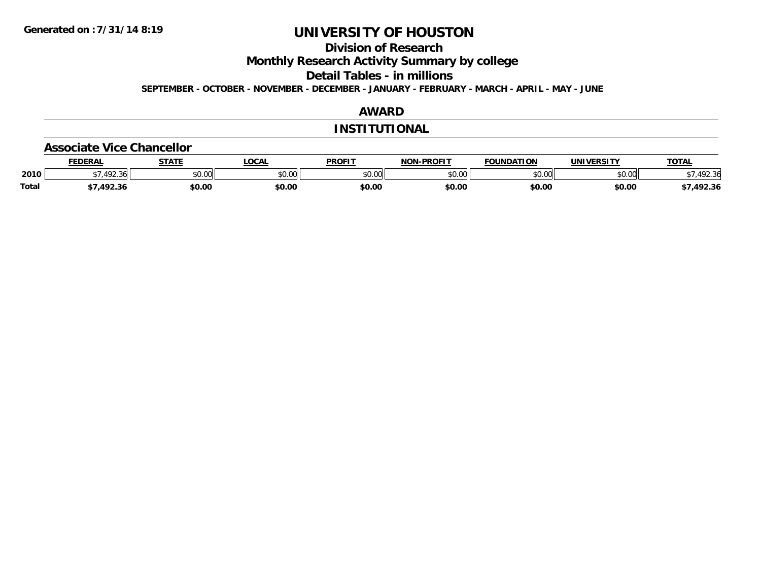Generated on :7/31/14 8:19

# UNIVERSITY OF HOUSTON

## Division of Research

## Monthly Research Activity Summary by college

## Detail Tables - in millions

**SEPTEMBER - OCTOBER - NOVEMBER - DECEMBER - JANUARY - FEBRUARY - MARCH - APRIL - MAY - JUNE**

## AWARD

## INSTITUTIONAL

### Associate Vice Chancellor

| | FEDERAL | STATE | LOCAL | PROFIT | NON-PROFIT | FOUNDATION | UNIVERSITY | TOTAL |
|---|---|---|---|---|---|---|---|---|
| 2010 | $7,492.36 | $0.00 | $0.00 | $0.00 | $0.00 | $0.00 | $0.00 | $7,492.36 |
| **Total** | **$7,492.36** | **$0.00** | **$0.00** | **$0.00** | **$0.00** | **$0.00** | **$0.00** | **$7,492.36** |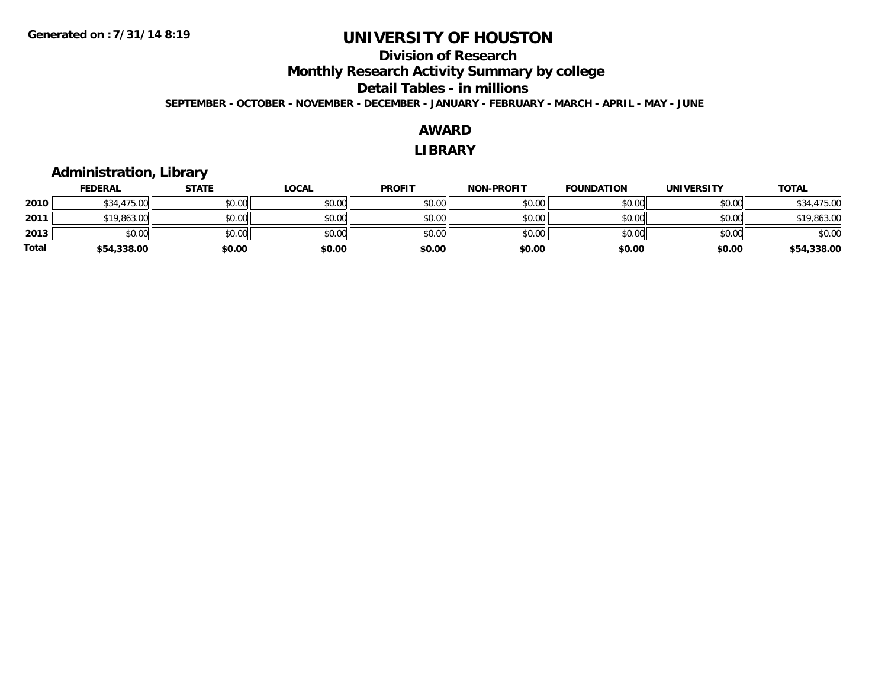**Generated on :7/31/14 8:19**

# UNIVERSITY OF HOUSTON

## Division of Research

## Monthly Research Activity Summary by college

## Detail Tables - in millions

**SEPTEMBER - OCTOBER - NOVEMBER - DECEMBER - JANUARY - FEBRUARY - MARCH - APRIL - MAY - JUNE**

## AWARD

## LIBRARY

### Administration, Library

| | FEDERAL | STATE | LOCAL | PROFIT | NON-PROFIT | FOUNDATION | UNIVERSITY | TOTAL |
|---|---|---|---|---|---|---|---|---|
| 2010 | $34,475.00 | $0.00 | $0.00 | $0.00 | $0.00 | $0.00 | $0.00 | $34,475.00 |
| 2011 | $19,863.00 | $0.00 | $0.00 | $0.00 | $0.00 | $0.00 | $0.00 | $19,863.00 |
| 2013 | $0.00 | $0.00 | $0.00 | $0.00 | $0.00 | $0.00 | $0.00 | $0.00 |
| **Total** | **$54,338.00** | **$0.00** | **$0.00** | **$0.00** | **$0.00** | **$0.00** | **$0.00** | **$54,338.00** |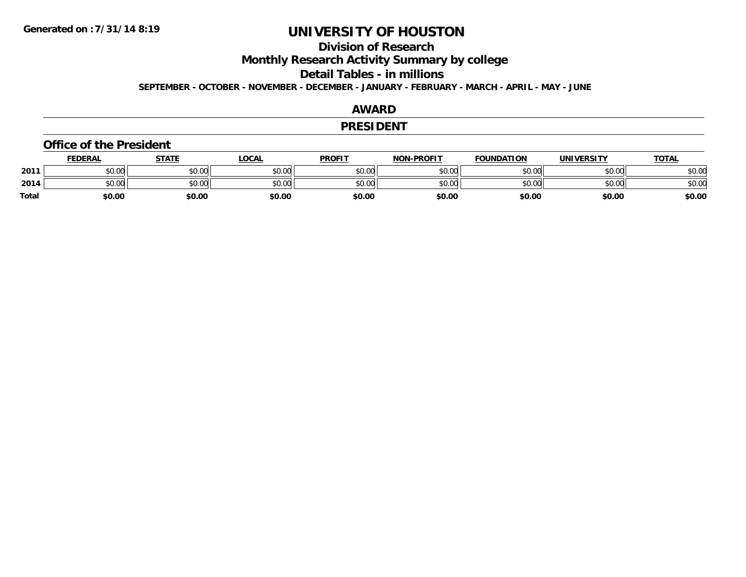**Generated on :7/31/14 8:19**

# UNIVERSITY OF HOUSTON

## Division of Research

## Monthly Research Activity Summary by college

## Detail Tables - in millions

**SEPTEMBER - OCTOBER - NOVEMBER - DECEMBER - JANUARY - FEBRUARY - MARCH - APRIL - MAY - JUNE**

## AWARD

## PRESIDENT

### Office of the President

| | FEDERAL | STATE | LOCAL | PROFIT | NON-PROFIT | FOUNDATION | UNIVERSITY | TOTAL |
|---|---|---|---|---|---|---|---|---|
| 2011 | $0.00 | $0.00 | $0.00 | $0.00 | $0.00 | $0.00 | $0.00 | $0.00 |
| 2014 | $0.00 | $0.00 | $0.00 | $0.00 | $0.00 | $0.00 | $0.00 | $0.00 |
| **Total** | **$0.00** | **$0.00** | **$0.00** | **$0.00** | **$0.00** | **$0.00** | **$0.00** | **$0.00** |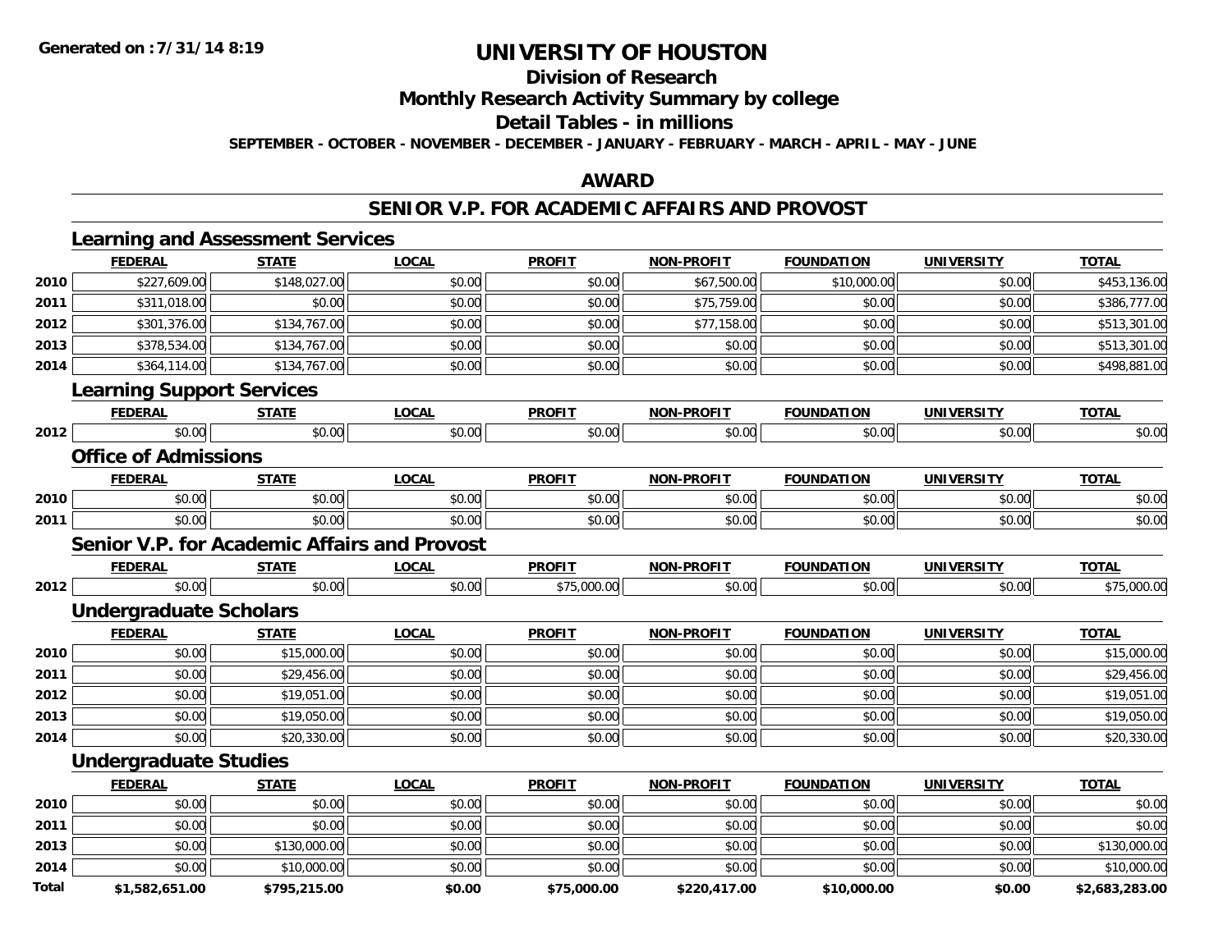**Generated on :7/31/14 8:19**

# UNIVERSITY OF HOUSTON

## Division of Research

## Monthly Research Activity Summary by college

## Detail Tables - in millions

**SEPTEMBER - OCTOBER - NOVEMBER - DECEMBER - JANUARY - FEBRUARY - MARCH - APRIL - MAY - JUNE**

## AWARD

## SENIOR V.P. FOR ACADEMIC AFFAIRS AND PROVOST

### Learning and Assessment Services

| | FEDERAL | STATE | LOCAL | PROFIT | NON-PROFIT | FOUNDATION | UNIVERSITY | TOTAL |
|---|---|---|---|---|---|---|---|---|
| 2010 | $227,609.00 | $148,027.00 | $0.00 | $0.00 | $67,500.00 | $10,000.00 | $0.00 | $453,136.00 |
| 2011 | $311,018.00 | $0.00 | $0.00 | $0.00 | $75,759.00 | $0.00 | $0.00 | $386,777.00 |
| 2012 | $301,376.00 | $134,767.00 | $0.00 | $0.00 | $77,158.00 | $0.00 | $0.00 | $513,301.00 |
| 2013 | $378,534.00 | $134,767.00 | $0.00 | $0.00 | $0.00 | $0.00 | $0.00 | $513,301.00 |
| 2014 | $364,114.00 | $134,767.00 | $0.00 | $0.00 | $0.00 | $0.00 | $0.00 | $498,881.00 |

### Learning Support Services

| | FEDERAL | STATE | LOCAL | PROFIT | NON-PROFIT | FOUNDATION | UNIVERSITY | TOTAL |
|---|---|---|---|---|---|---|---|---|
| 2012 | $0.00 | $0.00 | $0.00 | $0.00 | $0.00 | $0.00 | $0.00 | $0.00 |

### Office of Admissions

| | FEDERAL | STATE | LOCAL | PROFIT | NON-PROFIT | FOUNDATION | UNIVERSITY | TOTAL |
|---|---|---|---|---|---|---|---|---|
| 2010 | $0.00 | $0.00 | $0.00 | $0.00 | $0.00 | $0.00 | $0.00 | $0.00 |
| 2011 | $0.00 | $0.00 | $0.00 | $0.00 | $0.00 | $0.00 | $0.00 | $0.00 |

### Senior V.P. for Academic Affairs and Provost

| | FEDERAL | STATE | LOCAL | PROFIT | NON-PROFIT | FOUNDATION | UNIVERSITY | TOTAL |
|---|---|---|---|---|---|---|---|---|
| 2012 | $0.00 | $0.00 | $0.00 | $75,000.00 | $0.00 | $0.00 | $0.00 | $75,000.00 |

### Undergraduate Scholars

| | FEDERAL | STATE | LOCAL | PROFIT | NON-PROFIT | FOUNDATION | UNIVERSITY | TOTAL |
|---|---|---|---|---|---|---|---|---|
| 2010 | $0.00 | $15,000.00 | $0.00 | $0.00 | $0.00 | $0.00 | $0.00 | $15,000.00 |
| 2011 | $0.00 | $29,456.00 | $0.00 | $0.00 | $0.00 | $0.00 | $0.00 | $29,456.00 |
| 2012 | $0.00 | $19,051.00 | $0.00 | $0.00 | $0.00 | $0.00 | $0.00 | $19,051.00 |
| 2013 | $0.00 | $19,050.00 | $0.00 | $0.00 | $0.00 | $0.00 | $0.00 | $19,050.00 |
| 2014 | $0.00 | $20,330.00 | $0.00 | $0.00 | $0.00 | $0.00 | $0.00 | $20,330.00 |

### Undergraduate Studies

| | FEDERAL | STATE | LOCAL | PROFIT | NON-PROFIT | FOUNDATION | UNIVERSITY | TOTAL |
|---|---|---|---|---|---|---|---|---|
| 2010 | $0.00 | $0.00 | $0.00 | $0.00 | $0.00 | $0.00 | $0.00 | $0.00 |
| 2011 | $0.00 | $0.00 | $0.00 | $0.00 | $0.00 | $0.00 | $0.00 | $0.00 |
| 2013 | $0.00 | $130,000.00 | $0.00 | $0.00 | $0.00 | $0.00 | $0.00 | $130,000.00 |
| 2014 | $0.00 | $10,000.00 | $0.00 | $0.00 | $0.00 | $0.00 | $0.00 | $10,000.00 |
| **Total** | **$1,582,651.00** | **$795,215.00** | **$0.00** | **$75,000.00** | **$220,417.00** | **$10,000.00** | **$0.00** | **$2,683,283.00** |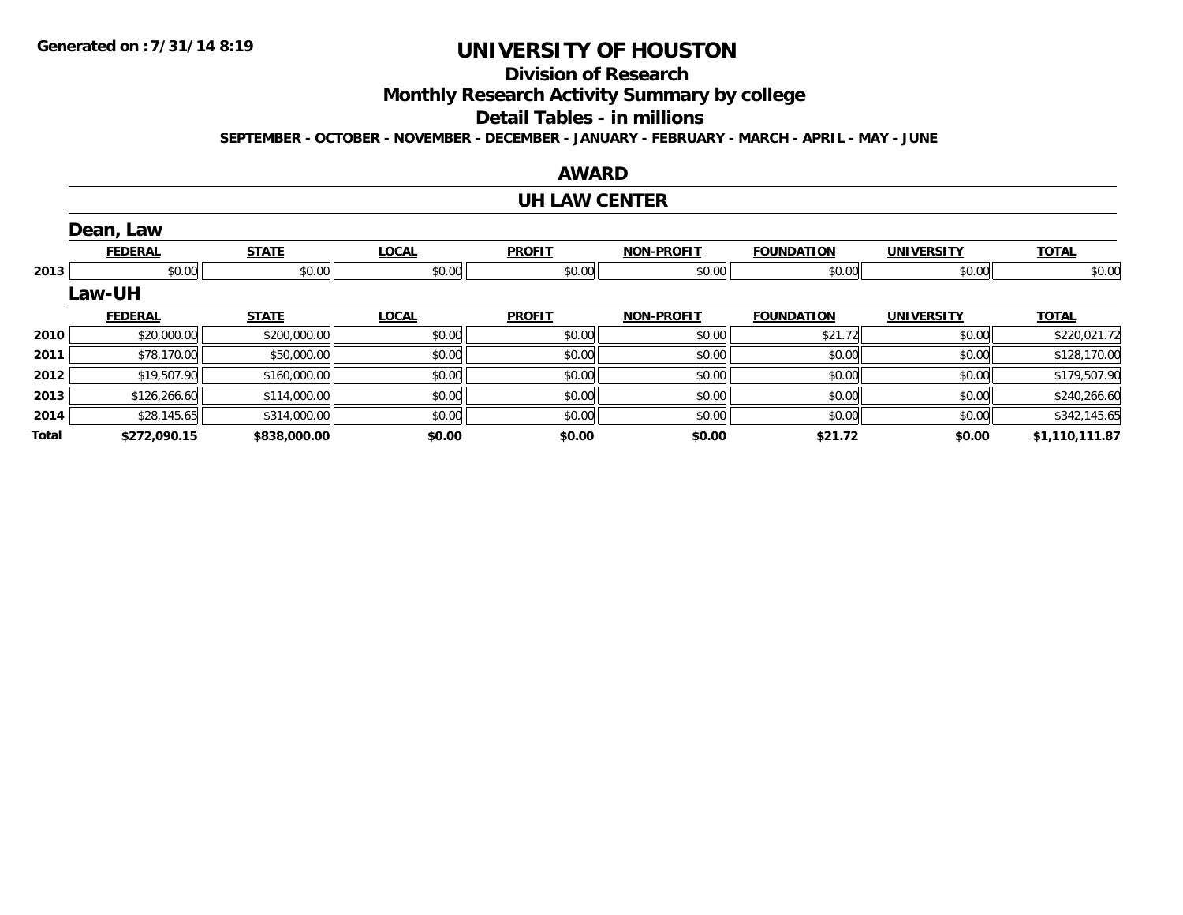Generated on :7/31/14 8:19

# UNIVERSITY OF HOUSTON

## Division of Research

## Monthly Research Activity Summary by college

## Detail Tables - in millions

**SEPTEMBER - OCTOBER - NOVEMBER - DECEMBER - JANUARY - FEBRUARY - MARCH - APRIL - MAY - JUNE**

### AWARD

### UH LAW CENTER

#### Dean, Law

| | FEDERAL | STATE | LOCAL | PROFIT | NON-PROFIT | FOUNDATION | UNIVERSITY | TOTAL |
|---|---|---|---|---|---|---|---|---|
| 2013 | $0.00 | $0.00 | $0.00 | $0.00 | $0.00 | $0.00 | $0.00 | $0.00 |

#### Law-UH

| | FEDERAL | STATE | LOCAL | PROFIT | NON-PROFIT | FOUNDATION | UNIVERSITY | TOTAL |
|---|---|---|---|---|---|---|---|---|
| 2010 | $20,000.00 | $200,000.00 | $0.00 | $0.00 | $0.00 | $21.72 | $0.00 | $220,021.72 |
| 2011 | $78,170.00 | $50,000.00 | $0.00 | $0.00 | $0.00 | $0.00 | $0.00 | $128,170.00 |
| 2012 | $19,507.90 | $160,000.00 | $0.00 | $0.00 | $0.00 | $0.00 | $0.00 | $179,507.90 |
| 2013 | $126,266.60 | $114,000.00 | $0.00 | $0.00 | $0.00 | $0.00 | $0.00 | $240,266.60 |
| 2014 | $28,145.65 | $314,000.00 | $0.00 | $0.00 | $0.00 | $0.00 | $0.00 | $342,145.65 |
| **Total** | **$272,090.15** | **$838,000.00** | **$0.00** | **$0.00** | **$0.00** | **$21.72** | **$0.00** | **$1,110,111.87** |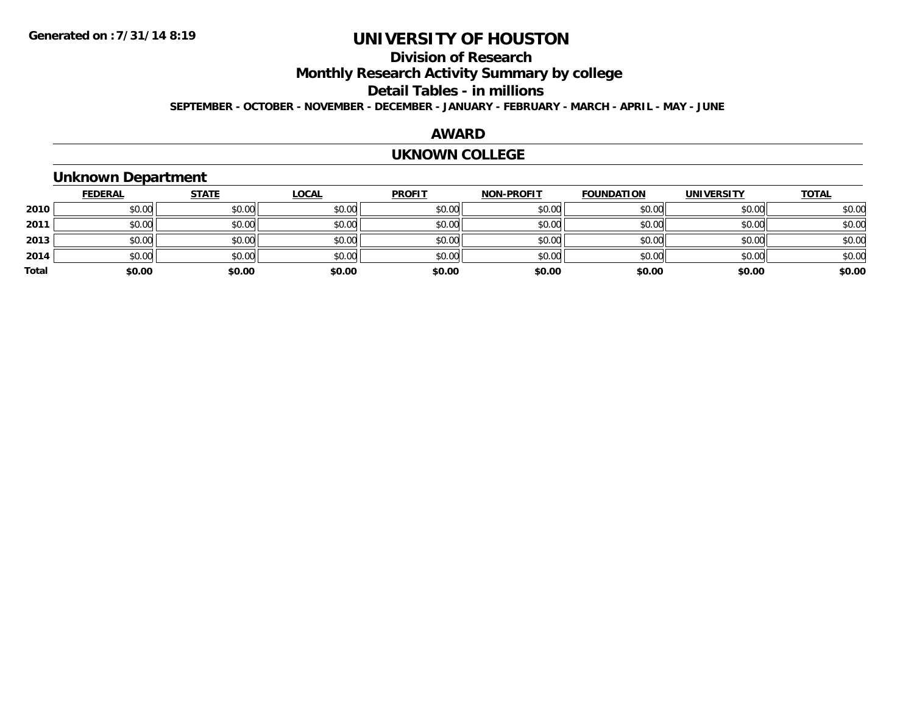**Generated on :7/31/14 8:19**

# UNIVERSITY OF HOUSTON

## Division of Research

## Monthly Research Activity Summary by college

## Detail Tables - in millions

**SEPTEMBER - OCTOBER - NOVEMBER - DECEMBER - JANUARY - FEBRUARY - MARCH - APRIL - MAY - JUNE**

## AWARD

## UKNOWN COLLEGE

### Unknown Department

| | FEDERAL | STATE | LOCAL | PROFIT | NON-PROFIT | FOUNDATION | UNIVERSITY | TOTAL |
|---|---|---|---|---|---|---|---|---|
| **2010** | $0.00 | $0.00 | $0.00 | $0.00 | $0.00 | $0.00 | $0.00 | $0.00 |
| **2011** | $0.00 | $0.00 | $0.00 | $0.00 | $0.00 | $0.00 | $0.00 | $0.00 |
| **2013** | $0.00 | $0.00 | $0.00 | $0.00 | $0.00 | $0.00 | $0.00 | $0.00 |
| **2014** | $0.00 | $0.00 | $0.00 | $0.00 | $0.00 | $0.00 | $0.00 | $0.00 |
| **Total** | **$0.00** | **$0.00** | **$0.00** | **$0.00** | **$0.00** | **$0.00** | **$0.00** | **$0.00** |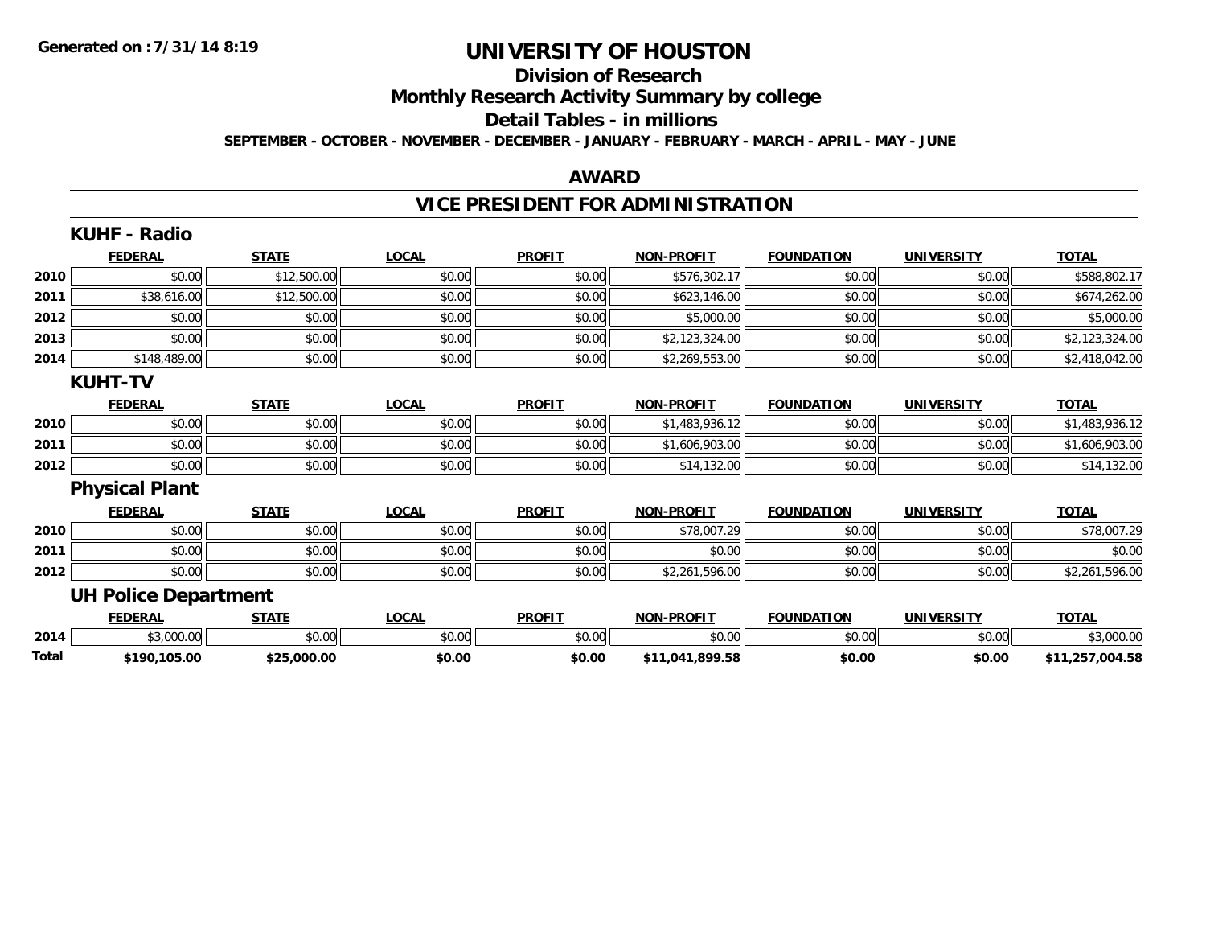# UNIVERSITY OF HOUSTON

## Division of Research

## Monthly Research Activity Summary by college

## Detail Tables - in millions

**SEPTEMBER - OCTOBER - NOVEMBER - DECEMBER - JANUARY - FEBRUARY - MARCH - APRIL - MAY - JUNE**

## AWARD

## VICE PRESIDENT FOR ADMINISTRATION

### KUHF - Radio

| | FEDERAL | STATE | LOCAL | PROFIT | NON-PROFIT | FOUNDATION | UNIVERSITY | TOTAL |
|---|---|---|---|---|---|---|---|---|
| 2010 | $0.00 | $12,500.00 | $0.00 | $0.00 | $576,302.17 | $0.00 | $0.00 | $588,802.17 |
| 2011 | $38,616.00 | $12,500.00 | $0.00 | $0.00 | $623,146.00 | $0.00 | $0.00 | $674,262.00 |
| 2012 | $0.00 | $0.00 | $0.00 | $0.00 | $5,000.00 | $0.00 | $0.00 | $5,000.00 |
| 2013 | $0.00 | $0.00 | $0.00 | $0.00 | $2,123,324.00 | $0.00 | $0.00 | $2,123,324.00 |
| 2014 | $148,489.00 | $0.00 | $0.00 | $0.00 | $2,269,553.00 | $0.00 | $0.00 | $2,418,042.00 |

### KUHT-TV

| | FEDERAL | STATE | LOCAL | PROFIT | NON-PROFIT | FOUNDATION | UNIVERSITY | TOTAL |
|---|---|---|---|---|---|---|---|---|
| 2010 | $0.00 | $0.00 | $0.00 | $0.00 | $1,483,936.12 | $0.00 | $0.00 | $1,483,936.12 |
| 2011 | $0.00 | $0.00 | $0.00 | $0.00 | $1,606,903.00 | $0.00 | $0.00 | $1,606,903.00 |
| 2012 | $0.00 | $0.00 | $0.00 | $0.00 | $14,132.00 | $0.00 | $0.00 | $14,132.00 |

### Physical Plant

| | FEDERAL | STATE | LOCAL | PROFIT | NON-PROFIT | FOUNDATION | UNIVERSITY | TOTAL |
|---|---|---|---|---|---|---|---|---|
| 2010 | $0.00 | $0.00 | $0.00 | $0.00 | $78,007.29 | $0.00 | $0.00 | $78,007.29 |
| 2011 | $0.00 | $0.00 | $0.00 | $0.00 | $0.00 | $0.00 | $0.00 | $0.00 |
| 2012 | $0.00 | $0.00 | $0.00 | $0.00 | $2,261,596.00 | $0.00 | $0.00 | $2,261,596.00 |

### UH Police Department

| | FEDERAL | STATE | LOCAL | PROFIT | NON-PROFIT | FOUNDATION | UNIVERSITY | TOTAL |
|---|---|---|---|---|---|---|---|---|
| 2014 | $3,000.00 | $0.00 | $0.00 | $0.00 | $0.00 | $0.00 | $0.00 | $3,000.00 |
| **Total** | **$190,105.00** | **$25,000.00** | **$0.00** | **$0.00** | **$11,041,899.58** | **$0.00** | **$0.00** | **$11,257,004.58** |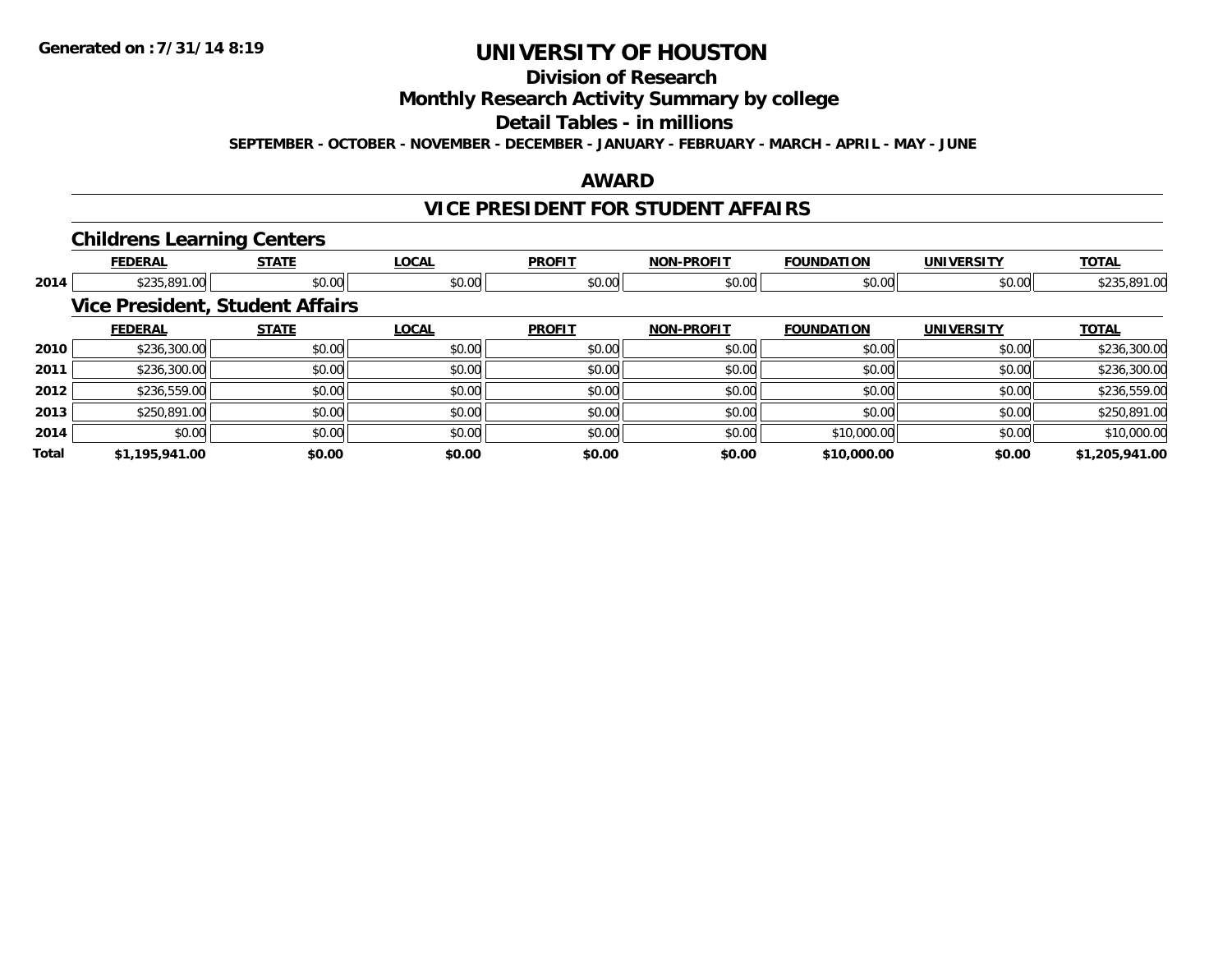# UNIVERSITY OF HOUSTON

## Division of Research

## Monthly Research Activity Summary by college

## Detail Tables - in millions

**SEPTEMBER - OCTOBER - NOVEMBER - DECEMBER - JANUARY - FEBRUARY - MARCH - APRIL - MAY - JUNE**

## AWARD

## VICE PRESIDENT FOR STUDENT AFFAIRS

### Childrens Learning Centers

| | FEDERAL | STATE | LOCAL | PROFIT | NON-PROFIT | FOUNDATION | UNIVERSITY | TOTAL |
|---|---|---|---|---|---|---|---|---|
| 2014 | $235,891.00 | $0.00 | $0.00 | $0.00 | $0.00 | $0.00 | $0.00 | $235,891.00 |

### Vice President, Student Affairs

| | FEDERAL | STATE | LOCAL | PROFIT | NON-PROFIT | FOUNDATION | UNIVERSITY | TOTAL |
|---|---|---|---|---|---|---|---|---|
| 2010 | $236,300.00 | $0.00 | $0.00 | $0.00 | $0.00 | $0.00 | $0.00 | $236,300.00 |
| 2011 | $236,300.00 | $0.00 | $0.00 | $0.00 | $0.00 | $0.00 | $0.00 | $236,300.00 |
| 2012 | $236,559.00 | $0.00 | $0.00 | $0.00 | $0.00 | $0.00 | $0.00 | $236,559.00 |
| 2013 | $250,891.00 | $0.00 | $0.00 | $0.00 | $0.00 | $0.00 | $0.00 | $250,891.00 |
| 2014 | $0.00 | $0.00 | $0.00 | $0.00 | $0.00 | $10,000.00 | $0.00 | $10,000.00 |
| **Total** | **$1,195,941.00** | **$0.00** | **$0.00** | **$0.00** | **$0.00** | **$10,000.00** | **$0.00** | **$1,205,941.00** |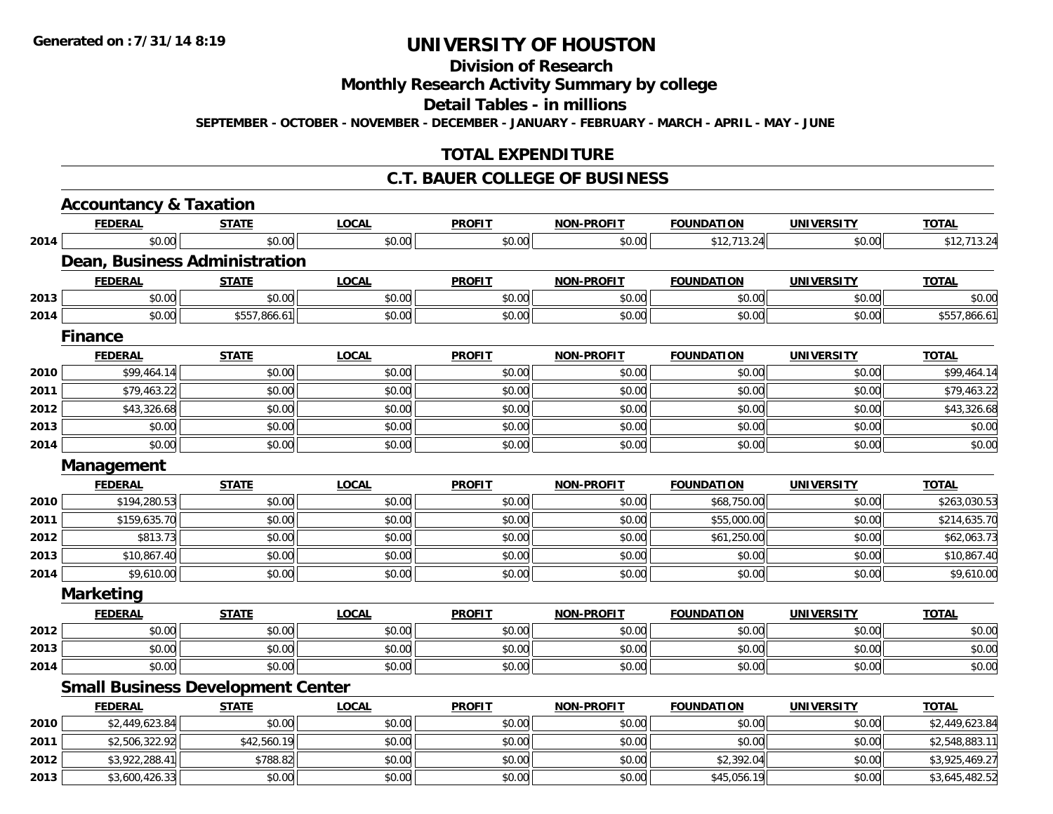# UNIVERSITY OF HOUSTON

## Division of Research

## Monthly Research Activity Summary by college

## Detail Tables - in millions

**SEPTEMBER - OCTOBER - NOVEMBER - DECEMBER - JANUARY - FEBRUARY - MARCH - APRIL - MAY - JUNE**

## TOTAL EXPENDITURE

## C.T. BAUER COLLEGE OF BUSINESS

### Accountancy & Taxation

| | FEDERAL | STATE | LOCAL | PROFIT | NON-PROFIT | FOUNDATION | UNIVERSITY | TOTAL |
|---|---|---|---|---|---|---|---|---|
| 2014 | $0.00 | $0.00 | $0.00 | $0.00 | $0.00 | $12,713.24 | $0.00 | $12,713.24 |

### Dean, Business Administration

| | FEDERAL | STATE | LOCAL | PROFIT | NON-PROFIT | FOUNDATION | UNIVERSITY | TOTAL |
|---|---|---|---|---|---|---|---|---|
| 2013 | $0.00 | $0.00 | $0.00 | $0.00 | $0.00 | $0.00 | $0.00 | $0.00 |
| 2014 | $0.00 | $557,866.61 | $0.00 | $0.00 | $0.00 | $0.00 | $0.00 | $557,866.61 |

### Finance

| | FEDERAL | STATE | LOCAL | PROFIT | NON-PROFIT | FOUNDATION | UNIVERSITY | TOTAL |
|---|---|---|---|---|---|---|---|---|
| 2010 | $99,464.14 | $0.00 | $0.00 | $0.00 | $0.00 | $0.00 | $0.00 | $99,464.14 |
| 2011 | $79,463.22 | $0.00 | $0.00 | $0.00 | $0.00 | $0.00 | $0.00 | $79,463.22 |
| 2012 | $43,326.68 | $0.00 | $0.00 | $0.00 | $0.00 | $0.00 | $0.00 | $43,326.68 |
| 2013 | $0.00 | $0.00 | $0.00 | $0.00 | $0.00 | $0.00 | $0.00 | $0.00 |
| 2014 | $0.00 | $0.00 | $0.00 | $0.00 | $0.00 | $0.00 | $0.00 | $0.00 |

### Management

| | FEDERAL | STATE | LOCAL | PROFIT | NON-PROFIT | FOUNDATION | UNIVERSITY | TOTAL |
|---|---|---|---|---|---|---|---|---|
| 2010 | $194,280.53 | $0.00 | $0.00 | $0.00 | $0.00 | $68,750.00 | $0.00 | $263,030.53 |
| 2011 | $159,635.70 | $0.00 | $0.00 | $0.00 | $0.00 | $55,000.00 | $0.00 | $214,635.70 |
| 2012 | $813.73 | $0.00 | $0.00 | $0.00 | $0.00 | $61,250.00 | $0.00 | $62,063.73 |
| 2013 | $10,867.40 | $0.00 | $0.00 | $0.00 | $0.00 | $0.00 | $0.00 | $10,867.40 |
| 2014 | $9,610.00 | $0.00 | $0.00 | $0.00 | $0.00 | $0.00 | $0.00 | $9,610.00 |

### Marketing

| | FEDERAL | STATE | LOCAL | PROFIT | NON-PROFIT | FOUNDATION | UNIVERSITY | TOTAL |
|---|---|---|---|---|---|---|---|---|
| 2012 | $0.00 | $0.00 | $0.00 | $0.00 | $0.00 | $0.00 | $0.00 | $0.00 |
| 2013 | $0.00 | $0.00 | $0.00 | $0.00 | $0.00 | $0.00 | $0.00 | $0.00 |
| 2014 | $0.00 | $0.00 | $0.00 | $0.00 | $0.00 | $0.00 | $0.00 | $0.00 |

### Small Business Development Center

| | FEDERAL | STATE | LOCAL | PROFIT | NON-PROFIT | FOUNDATION | UNIVERSITY | TOTAL |
|---|---|---|---|---|---|---|---|---|
| 2010 | $2,449,623.84 | $0.00 | $0.00 | $0.00 | $0.00 | $0.00 | $0.00 | $2,449,623.84 |
| 2011 | $2,506,322.92 | $42,560.19 | $0.00 | $0.00 | $0.00 | $0.00 | $0.00 | $2,548,883.11 |
| 2012 | $3,922,288.41 | $788.82 | $0.00 | $0.00 | $0.00 | $2,392.04 | $0.00 | $3,925,469.27 |
| 2013 | $3,600,426.33 | $0.00 | $0.00 | $0.00 | $0.00 | $45,056.19 | $0.00 | $3,645,482.52 |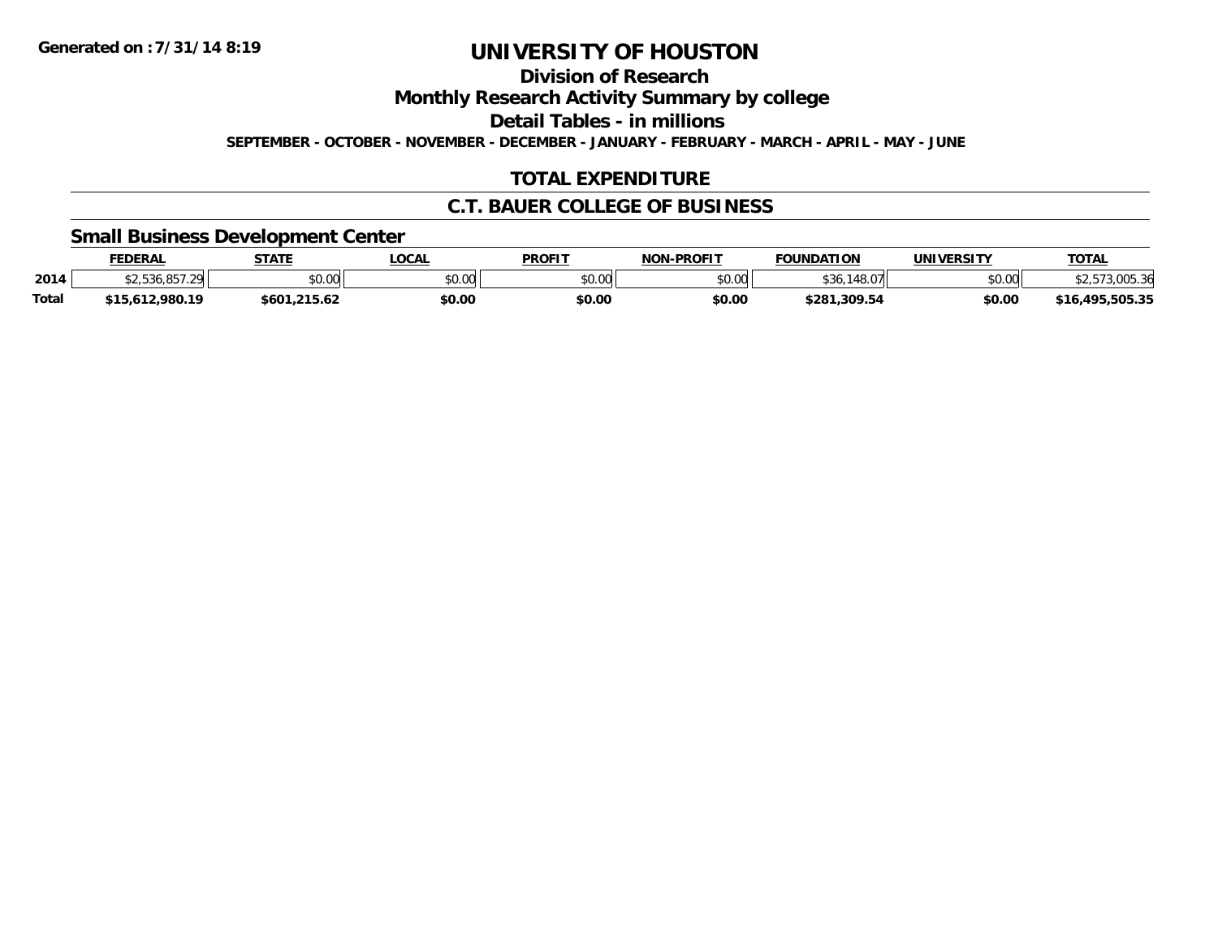**Generated on :7/31/14 8:19**

# UNIVERSITY OF HOUSTON

## Division of Research

## Monthly Research Activity Summary by college

## Detail Tables - in millions

**SEPTEMBER - OCTOBER - NOVEMBER - DECEMBER - JANUARY - FEBRUARY - MARCH - APRIL - MAY - JUNE**

## TOTAL EXPENDITURE

## C.T. BAUER COLLEGE OF BUSINESS

### Small Business Development Center

| | FEDERAL | STATE | LOCAL | PROFIT | NON-PROFIT | FOUNDATION | UNIVERSITY | TOTAL |
|---|---|---|---|---|---|---|---|---|
| 2014 | $2,536,857.29 | $0.00 | $0.00 | $0.00 | $0.00 | $36,148.07 | $0.00 | $2,573,005.36 |
| **Total** | **$15,612,980.19** | **$601,215.62** | **$0.00** | **$0.00** | **$0.00** | **$281,309.54** | **$0.00** | **$16,495,505.35** |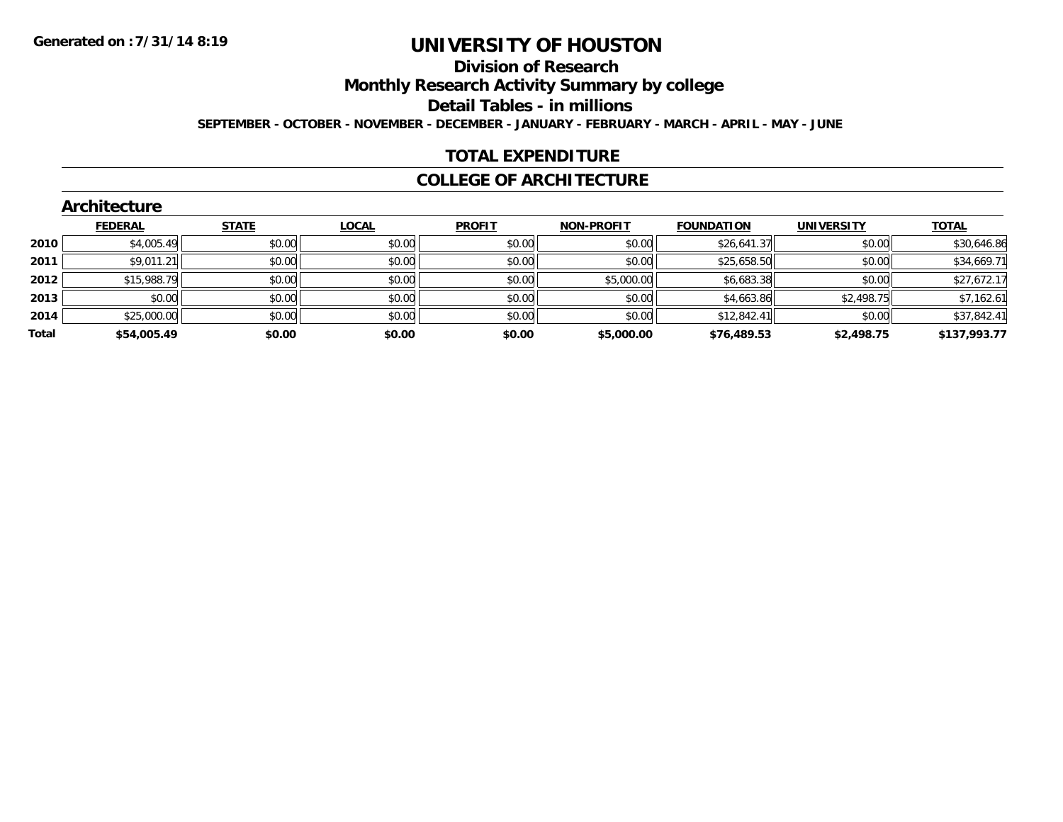**Generated on :7/31/14 8:19**

# UNIVERSITY OF HOUSTON

## Division of Research

## Monthly Research Activity Summary by college

## Detail Tables - in millions

**SEPTEMBER - OCTOBER - NOVEMBER - DECEMBER - JANUARY - FEBRUARY - MARCH - APRIL - MAY - JUNE**

## TOTAL EXPENDITURE

## COLLEGE OF ARCHITECTURE

### Architecture

| | FEDERAL | STATE | LOCAL | PROFIT | NON-PROFIT | FOUNDATION | UNIVERSITY | TOTAL |
|---|---|---|---|---|---|---|---|---|
| **2010** | $4,005.49 | $0.00 | $0.00 | $0.00 | $0.00 | $26,641.37 | $0.00 | $30,646.86 |
| **2011** | $9,011.21 | $0.00 | $0.00 | $0.00 | $0.00 | $25,658.50 | $0.00 | $34,669.71 |
| **2012** | $15,988.79 | $0.00 | $0.00 | $0.00 | $5,000.00 | $6,683.38 | $0.00 | $27,672.17 |
| **2013** | $0.00 | $0.00 | $0.00 | $0.00 | $0.00 | $4,663.86 | $2,498.75 | $7,162.61 |
| **2014** | $25,000.00 | $0.00 | $0.00 | $0.00 | $0.00 | $12,842.41 | $0.00 | $37,842.41 |
| **Total** | **$54,005.49** | **$0.00** | **$0.00** | **$0.00** | **$5,000.00** | **$76,489.53** | **$2,498.75** | **$137,993.77** |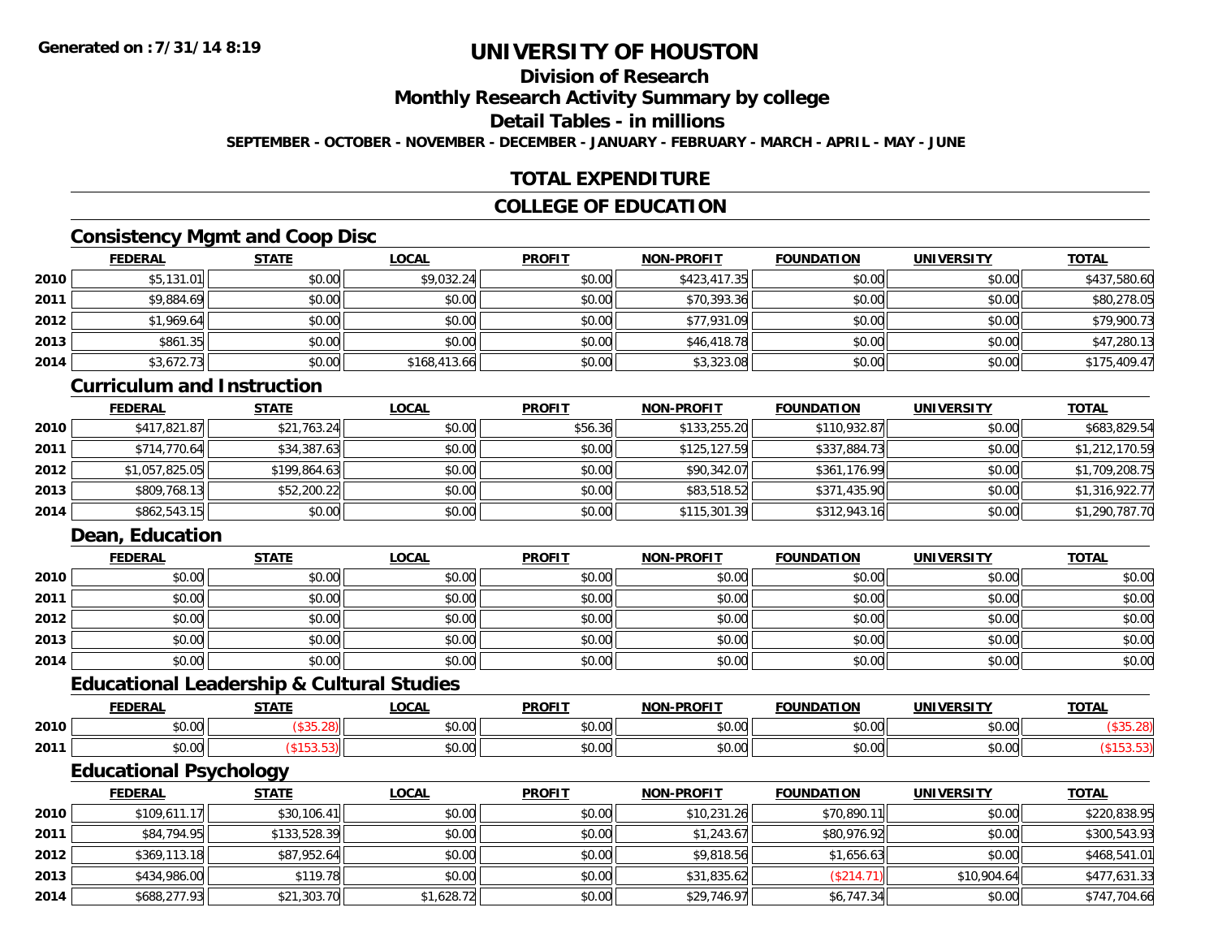# UNIVERSITY OF HOUSTON

## Division of Research

## Monthly Research Activity Summary by college

## Detail Tables - in millions

SEPTEMBER - OCTOBER - NOVEMBER - DECEMBER - JANUARY - FEBRUARY - MARCH - APRIL - MAY - JUNE

## TOTAL EXPENDITURE

## COLLEGE OF EDUCATION

### Consistency Mgmt and Coop Disc

| | FEDERAL | STATE | LOCAL | PROFIT | NON-PROFIT | FOUNDATION | UNIVERSITY | TOTAL |
|---|---|---|---|---|---|---|---|---|
| 2010 | $5,131.01 | $0.00 | $9,032.24 | $0.00 | $423,417.35 | $0.00 | $0.00 | $437,580.60 |
| 2011 | $9,884.69 | $0.00 | $0.00 | $0.00 | $70,393.36 | $0.00 | $0.00 | $80,278.05 |
| 2012 | $1,969.64 | $0.00 | $0.00 | $0.00 | $77,931.09 | $0.00 | $0.00 | $79,900.73 |
| 2013 | $861.35 | $0.00 | $0.00 | $0.00 | $46,418.78 | $0.00 | $0.00 | $47,280.13 |
| 2014 | $3,672.73 | $0.00 | $168,413.66 | $0.00 | $3,323.08 | $0.00 | $0.00 | $175,409.47 |

### Curriculum and Instruction

| | FEDERAL | STATE | LOCAL | PROFIT | NON-PROFIT | FOUNDATION | UNIVERSITY | TOTAL |
|---|---|---|---|---|---|---|---|---|
| 2010 | $417,821.87 | $21,763.24 | $0.00 | $56.36 | $133,255.20 | $110,932.87 | $0.00 | $683,829.54 |
| 2011 | $714,770.64 | $34,387.63 | $0.00 | $0.00 | $125,127.59 | $337,884.73 | $0.00 | $1,212,170.59 |
| 2012 | $1,057,825.05 | $199,864.63 | $0.00 | $0.00 | $90,342.07 | $361,176.99 | $0.00 | $1,709,208.75 |
| 2013 | $809,768.13 | $52,200.22 | $0.00 | $0.00 | $83,518.52 | $371,435.90 | $0.00 | $1,316,922.77 |
| 2014 | $862,543.15 | $0.00 | $0.00 | $0.00 | $115,301.39 | $312,943.16 | $0.00 | $1,290,787.70 |

### Dean, Education

| | FEDERAL | STATE | LOCAL | PROFIT | NON-PROFIT | FOUNDATION | UNIVERSITY | TOTAL |
|---|---|---|---|---|---|---|---|---|
| 2010 | $0.00 | $0.00 | $0.00 | $0.00 | $0.00 | $0.00 | $0.00 | $0.00 |
| 2011 | $0.00 | $0.00 | $0.00 | $0.00 | $0.00 | $0.00 | $0.00 | $0.00 |
| 2012 | $0.00 | $0.00 | $0.00 | $0.00 | $0.00 | $0.00 | $0.00 | $0.00 |
| 2013 | $0.00 | $0.00 | $0.00 | $0.00 | $0.00 | $0.00 | $0.00 | $0.00 |
| 2014 | $0.00 | $0.00 | $0.00 | $0.00 | $0.00 | $0.00 | $0.00 | $0.00 |

### Educational Leadership & Cultural Studies

| | FEDERAL | STATE | LOCAL | PROFIT | NON-PROFIT | FOUNDATION | UNIVERSITY | TOTAL |
|---|---|---|---|---|---|---|---|---|
| 2010 | $0.00 | ($35.28) | $0.00 | $0.00 | $0.00 | $0.00 | $0.00 | ($35.28) |
| 2011 | $0.00 | ($153.53) | $0.00 | $0.00 | $0.00 | $0.00 | $0.00 | ($153.53) |

### Educational Psychology

| | FEDERAL | STATE | LOCAL | PROFIT | NON-PROFIT | FOUNDATION | UNIVERSITY | TOTAL |
|---|---|---|---|---|---|---|---|---|
| 2010 | $109,611.17 | $30,106.41 | $0.00 | $0.00 | $10,231.26 | $70,890.11 | $0.00 | $220,838.95 |
| 2011 | $84,794.95 | $133,528.39 | $0.00 | $0.00 | $1,243.67 | $80,976.92 | $0.00 | $300,543.93 |
| 2012 | $369,113.18 | $87,952.64 | $0.00 | $0.00 | $9,818.56 | $1,656.63 | $0.00 | $468,541.01 |
| 2013 | $434,986.00 | $119.78 | $0.00 | $0.00 | $31,835.62 | ($214.71) | $10,904.64 | $477,631.33 |
| 2014 | $688,277.93 | $21,303.70 | $1,628.72 | $0.00 | $29,746.97 | $6,747.34 | $0.00 | $747,704.66 |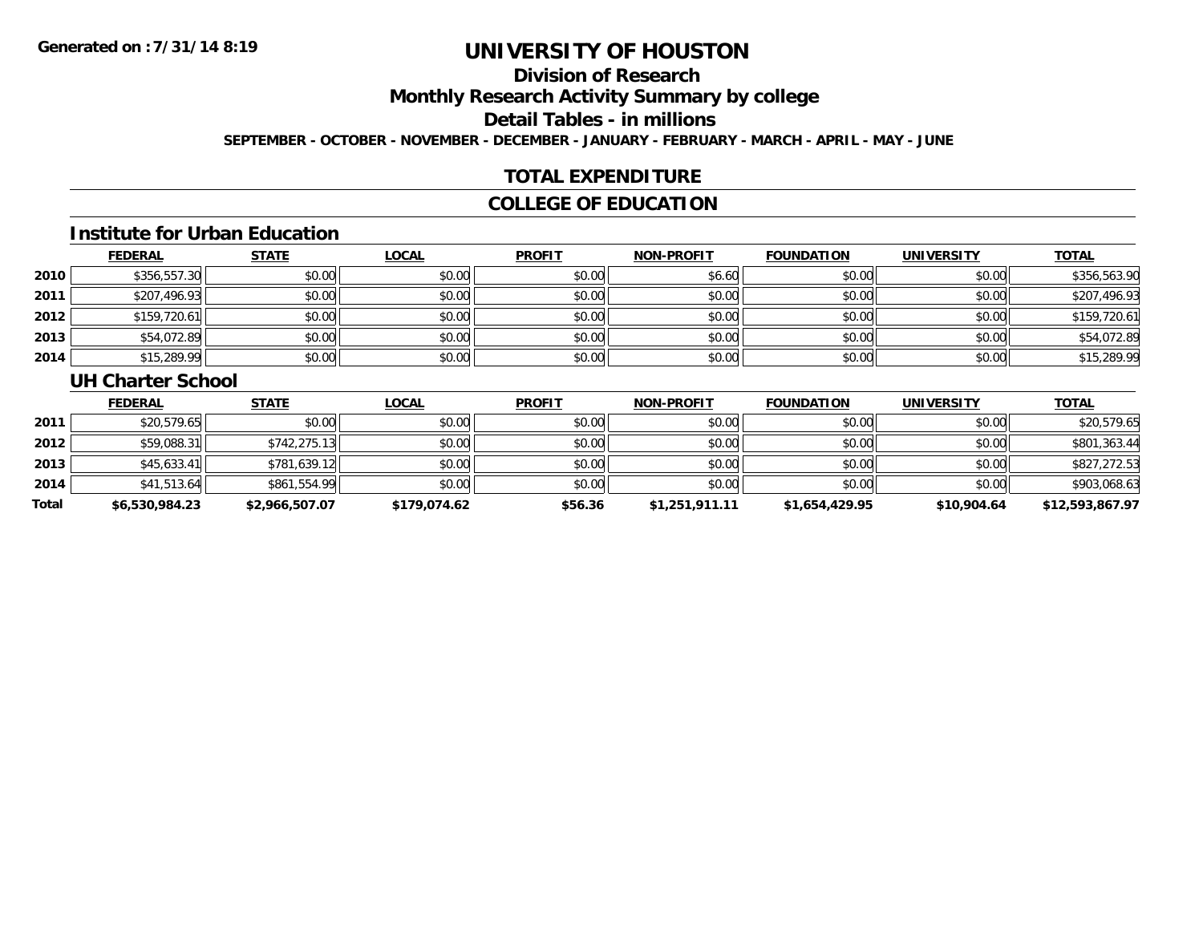**Generated on :7/31/14 8:19**

# UNIVERSITY OF HOUSTON

## Division of Research

## Monthly Research Activity Summary by college

## Detail Tables - in millions

**SEPTEMBER - OCTOBER - NOVEMBER - DECEMBER - JANUARY - FEBRUARY - MARCH - APRIL - MAY - JUNE**

## TOTAL EXPENDITURE

## COLLEGE OF EDUCATION

### Institute for Urban Education

| | FEDERAL | STATE | LOCAL | PROFIT | NON-PROFIT | FOUNDATION | UNIVERSITY | TOTAL |
|---|---|---|---|---|---|---|---|---|
| 2010 | $356,557.30 | $0.00 | $0.00 | $0.00 | $6.60 | $0.00 | $0.00 | $356,563.90 |
| 2011 | $207,496.93 | $0.00 | $0.00 | $0.00 | $0.00 | $0.00 | $0.00 | $207,496.93 |
| 2012 | $159,720.61 | $0.00 | $0.00 | $0.00 | $0.00 | $0.00 | $0.00 | $159,720.61 |
| 2013 | $54,072.89 | $0.00 | $0.00 | $0.00 | $0.00 | $0.00 | $0.00 | $54,072.89 |
| 2014 | $15,289.99 | $0.00 | $0.00 | $0.00 | $0.00 | $0.00 | $0.00 | $15,289.99 |

### UH Charter School

| | FEDERAL | STATE | LOCAL | PROFIT | NON-PROFIT | FOUNDATION | UNIVERSITY | TOTAL |
|---|---|---|---|---|---|---|---|---|
| 2011 | $20,579.65 | $0.00 | $0.00 | $0.00 | $0.00 | $0.00 | $0.00 | $20,579.65 |
| 2012 | $59,088.31 | $742,275.13 | $0.00 | $0.00 | $0.00 | $0.00 | $0.00 | $801,363.44 |
| 2013 | $45,633.41 | $781,639.12 | $0.00 | $0.00 | $0.00 | $0.00 | $0.00 | $827,272.53 |
| 2014 | $41,513.64 | $861,554.99 | $0.00 | $0.00 | $0.00 | $0.00 | $0.00 | $903,068.63 |
| **Total** | **$6,530,984.23** | **$2,966,507.07** | **$179,074.62** | **$56.36** | **$1,251,911.11** | **$1,654,429.95** | **$10,904.64** | **$12,593,867.97** |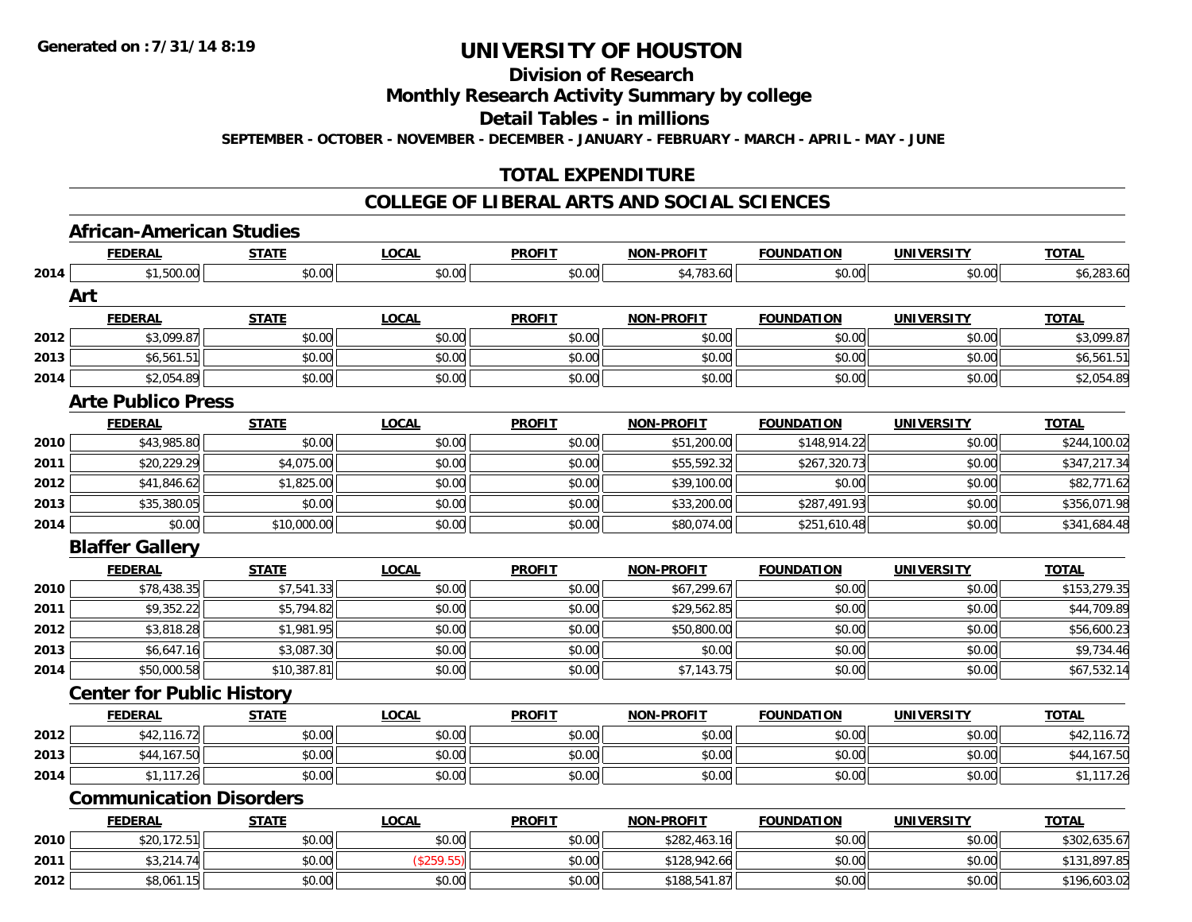Generated on :7/31/14 8:19

# UNIVERSITY OF HOUSTON

## Division of Research

## Monthly Research Activity Summary by college

## Detail Tables - in millions

SEPTEMBER - OCTOBER - NOVEMBER - DECEMBER - JANUARY - FEBRUARY - MARCH - APRIL - MAY - JUNE

## TOTAL EXPENDITURE

## COLLEGE OF LIBERAL ARTS AND SOCIAL SCIENCES

### African-American Studies

| | FEDERAL | STATE | LOCAL | PROFIT | NON-PROFIT | FOUNDATION | UNIVERSITY | TOTAL |
|---|---|---|---|---|---|---|---|---|
| 2014 | $1,500.00 | $0.00 | $0.00 | $0.00 | $4,783.60 | $0.00 | $0.00 | $6,283.60 |

### Art

| | FEDERAL | STATE | LOCAL | PROFIT | NON-PROFIT | FOUNDATION | UNIVERSITY | TOTAL |
|---|---|---|---|---|---|---|---|---|
| 2012 | $3,099.87 | $0.00 | $0.00 | $0.00 | $0.00 | $0.00 | $0.00 | $3,099.87 |
| 2013 | $6,561.51 | $0.00 | $0.00 | $0.00 | $0.00 | $0.00 | $0.00 | $6,561.51 |
| 2014 | $2,054.89 | $0.00 | $0.00 | $0.00 | $0.00 | $0.00 | $0.00 | $2,054.89 |

### Arte Publico Press

| | FEDERAL | STATE | LOCAL | PROFIT | NON-PROFIT | FOUNDATION | UNIVERSITY | TOTAL |
|---|---|---|---|---|---|---|---|---|
| 2010 | $43,985.80 | $0.00 | $0.00 | $0.00 | $51,200.00 | $148,914.22 | $0.00 | $244,100.02 |
| 2011 | $20,229.29 | $4,075.00 | $0.00 | $0.00 | $55,592.32 | $267,320.73 | $0.00 | $347,217.34 |
| 2012 | $41,846.62 | $1,825.00 | $0.00 | $0.00 | $39,100.00 | $0.00 | $0.00 | $82,771.62 |
| 2013 | $35,380.05 | $0.00 | $0.00 | $0.00 | $33,200.00 | $287,491.93 | $0.00 | $356,071.98 |
| 2014 | $0.00 | $10,000.00 | $0.00 | $0.00 | $80,074.00 | $251,610.48 | $0.00 | $341,684.48 |

### Blaffer Gallery

| | FEDERAL | STATE | LOCAL | PROFIT | NON-PROFIT | FOUNDATION | UNIVERSITY | TOTAL |
|---|---|---|---|---|---|---|---|---|
| 2010 | $78,438.35 | $7,541.33 | $0.00 | $0.00 | $67,299.67 | $0.00 | $0.00 | $153,279.35 |
| 2011 | $9,352.22 | $5,794.82 | $0.00 | $0.00 | $29,562.85 | $0.00 | $0.00 | $44,709.89 |
| 2012 | $3,818.28 | $1,981.95 | $0.00 | $0.00 | $50,800.00 | $0.00 | $0.00 | $56,600.23 |
| 2013 | $6,647.16 | $3,087.30 | $0.00 | $0.00 | $0.00 | $0.00 | $0.00 | $9,734.46 |
| 2014 | $50,000.58 | $10,387.81 | $0.00 | $0.00 | $7,143.75 | $0.00 | $0.00 | $67,532.14 |

### Center for Public History

| | FEDERAL | STATE | LOCAL | PROFIT | NON-PROFIT | FOUNDATION | UNIVERSITY | TOTAL |
|---|---|---|---|---|---|---|---|---|
| 2012 | $42,116.72 | $0.00 | $0.00 | $0.00 | $0.00 | $0.00 | $0.00 | $42,116.72 |
| 2013 | $44,167.50 | $0.00 | $0.00 | $0.00 | $0.00 | $0.00 | $0.00 | $44,167.50 |
| 2014 | $1,117.26 | $0.00 | $0.00 | $0.00 | $0.00 | $0.00 | $0.00 | $1,117.26 |

### Communication Disorders

| | FEDERAL | STATE | LOCAL | PROFIT | NON-PROFIT | FOUNDATION | UNIVERSITY | TOTAL |
|---|---|---|---|---|---|---|---|---|
| 2010 | $20,172.51 | $0.00 | $0.00 | $0.00 | $282,463.16 | $0.00 | $0.00 | $302,635.67 |
| 2011 | $3,214.74 | $0.00 | ($259.55) | $0.00 | $128,942.66 | $0.00 | $0.00 | $131,897.85 |
| 2012 | $8,061.15 | $0.00 | $0.00 | $0.00 | $188,541.87 | $0.00 | $0.00 | $196,603.02 |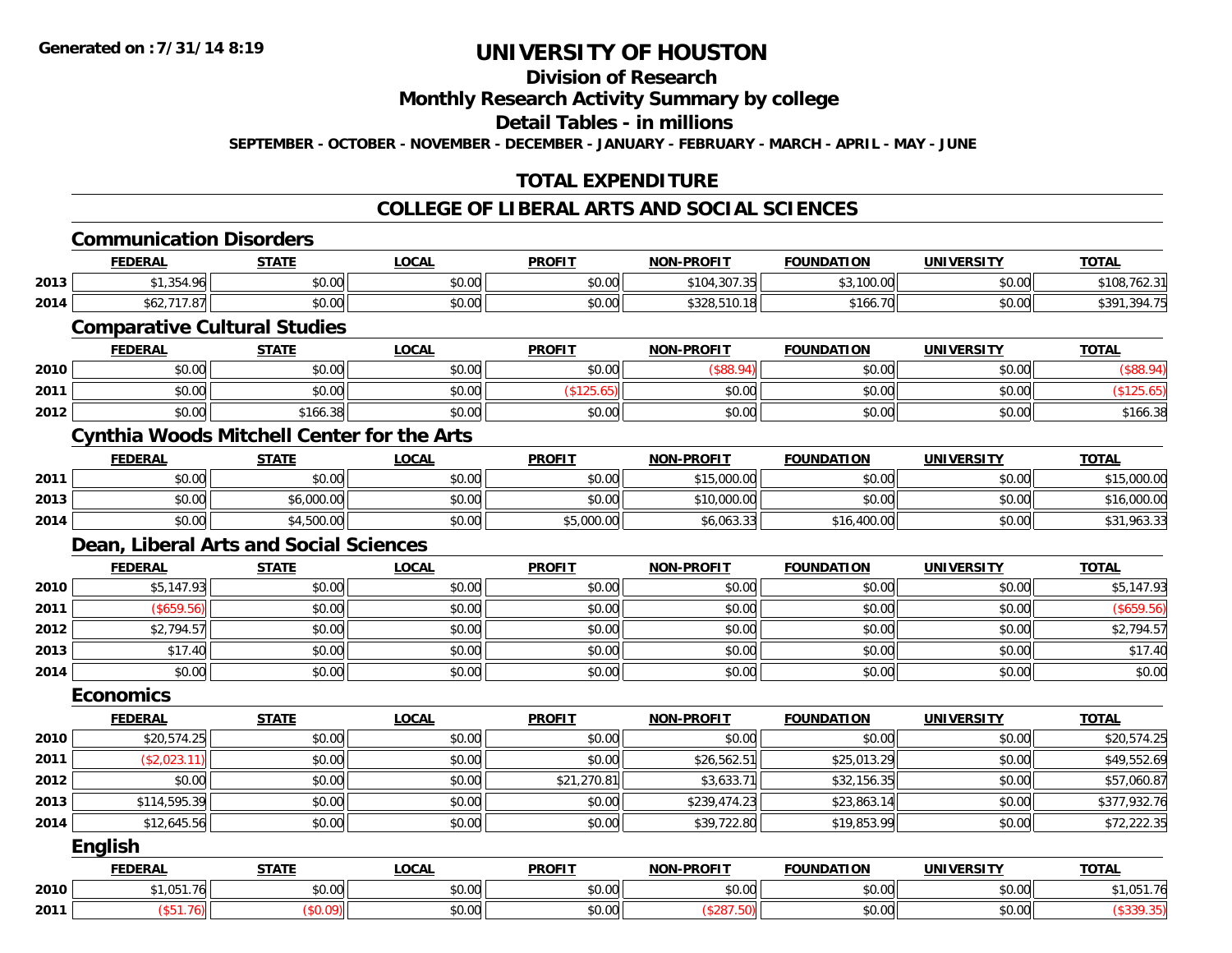**Generated on :7/31/14 8:19**

# UNIVERSITY OF HOUSTON

## Division of Research

## Monthly Research Activity Summary by college

## Detail Tables - in millions

**SEPTEMBER - OCTOBER - NOVEMBER - DECEMBER - JANUARY - FEBRUARY - MARCH - APRIL - MAY - JUNE**

## TOTAL EXPENDITURE

## COLLEGE OF LIBERAL ARTS AND SOCIAL SCIENCES

### Communication Disorders

| | FEDERAL | STATE | LOCAL | PROFIT | NON-PROFIT | FOUNDATION | UNIVERSITY | TOTAL |
|---|---|---|---|---|---|---|---|---|
| 2013 | $1,354.96 | $0.00 | $0.00 | $0.00 | $104,307.35 | $3,100.00 | $0.00 | $108,762.31 |
| 2014 | $62,717.87 | $0.00 | $0.00 | $0.00 | $328,510.18 | $166.70 | $0.00 | $391,394.75 |

### Comparative Cultural Studies

| | FEDERAL | STATE | LOCAL | PROFIT | NON-PROFIT | FOUNDATION | UNIVERSITY | TOTAL |
|---|---|---|---|---|---|---|---|---|
| 2010 | $0.00 | $0.00 | $0.00 | $0.00 | ($88.94) | $0.00 | $0.00 | ($88.94) |
| 2011 | $0.00 | $0.00 | $0.00 | ($125.65) | $0.00 | $0.00 | $0.00 | ($125.65) |
| 2012 | $0.00 | $166.38 | $0.00 | $0.00 | $0.00 | $0.00 | $0.00 | $166.38 |

### Cynthia Woods Mitchell Center for the Arts

| | FEDERAL | STATE | LOCAL | PROFIT | NON-PROFIT | FOUNDATION | UNIVERSITY | TOTAL |
|---|---|---|---|---|---|---|---|---|
| 2011 | $0.00 | $0.00 | $0.00 | $0.00 | $15,000.00 | $0.00 | $0.00 | $15,000.00 |
| 2013 | $0.00 | $6,000.00 | $0.00 | $0.00 | $10,000.00 | $0.00 | $0.00 | $16,000.00 |
| 2014 | $0.00 | $4,500.00 | $0.00 | $5,000.00 | $6,063.33 | $16,400.00 | $0.00 | $31,963.33 |

### Dean, Liberal Arts and Social Sciences

| | FEDERAL | STATE | LOCAL | PROFIT | NON-PROFIT | FOUNDATION | UNIVERSITY | TOTAL |
|---|---|---|---|---|---|---|---|---|
| 2010 | $5,147.93 | $0.00 | $0.00 | $0.00 | $0.00 | $0.00 | $0.00 | $5,147.93 |
| 2011 | ($659.56) | $0.00 | $0.00 | $0.00 | $0.00 | $0.00 | $0.00 | ($659.56) |
| 2012 | $2,794.57 | $0.00 | $0.00 | $0.00 | $0.00 | $0.00 | $0.00 | $2,794.57 |
| 2013 | $17.40 | $0.00 | $0.00 | $0.00 | $0.00 | $0.00 | $0.00 | $17.40 |
| 2014 | $0.00 | $0.00 | $0.00 | $0.00 | $0.00 | $0.00 | $0.00 | $0.00 |

### Economics

| | FEDERAL | STATE | LOCAL | PROFIT | NON-PROFIT | FOUNDATION | UNIVERSITY | TOTAL |
|---|---|---|---|---|---|---|---|---|
| 2010 | $20,574.25 | $0.00 | $0.00 | $0.00 | $0.00 | $0.00 | $0.00 | $20,574.25 |
| 2011 | ($2,023.11) | $0.00 | $0.00 | $0.00 | $26,562.51 | $25,013.29 | $0.00 | $49,552.69 |
| 2012 | $0.00 | $0.00 | $0.00 | $21,270.81 | $3,633.71 | $32,156.35 | $0.00 | $57,060.87 |
| 2013 | $114,595.39 | $0.00 | $0.00 | $0.00 | $239,474.23 | $23,863.14 | $0.00 | $377,932.76 |
| 2014 | $12,645.56 | $0.00 | $0.00 | $0.00 | $39,722.80 | $19,853.99 | $0.00 | $72,222.35 |

### English

| | FEDERAL | STATE | LOCAL | PROFIT | NON-PROFIT | FOUNDATION | UNIVERSITY | TOTAL |
|---|---|---|---|---|---|---|---|---|
| 2010 | $1,051.76 | $0.00 | $0.00 | $0.00 | $0.00 | $0.00 | $0.00 | $1,051.76 |
| 2011 | ($51.76) | ($0.09) | $0.00 | $0.00 | ($287.50) | $0.00 | $0.00 | ($339.35) |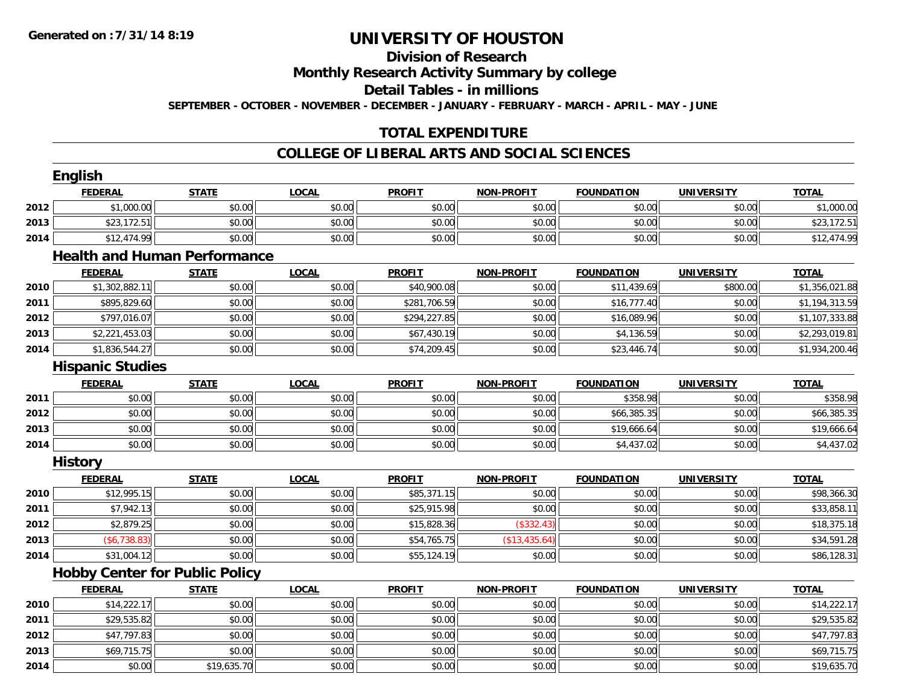# UNIVERSITY OF HOUSTON

## Division of Research

## Monthly Research Activity Summary by college

## Detail Tables - in millions

SEPTEMBER - OCTOBER - NOVEMBER - DECEMBER - JANUARY - FEBRUARY - MARCH - APRIL - MAY - JUNE

## TOTAL EXPENDITURE

## COLLEGE OF LIBERAL ARTS AND SOCIAL SCIENCES

### English

| | FEDERAL | STATE | LOCAL | PROFIT | NON-PROFIT | FOUNDATION | UNIVERSITY | TOTAL |
|---|---|---|---|---|---|---|---|---|
| 2012 | $1,000.00 | $0.00 | $0.00 | $0.00 | $0.00 | $0.00 | $0.00 | $1,000.00 |
| 2013 | $23,172.51 | $0.00 | $0.00 | $0.00 | $0.00 | $0.00 | $0.00 | $23,172.51 |
| 2014 | $12,474.99 | $0.00 | $0.00 | $0.00 | $0.00 | $0.00 | $0.00 | $12,474.99 |

### Health and Human Performance

| | FEDERAL | STATE | LOCAL | PROFIT | NON-PROFIT | FOUNDATION | UNIVERSITY | TOTAL |
|---|---|---|---|---|---|---|---|---|
| 2010 | $1,302,882.11 | $0.00 | $0.00 | $40,900.08 | $0.00 | $11,439.69 | $800.00 | $1,356,021.88 |
| 2011 | $895,829.60 | $0.00 | $0.00 | $281,706.59 | $0.00 | $16,777.40 | $0.00 | $1,194,313.59 |
| 2012 | $797,016.07 | $0.00 | $0.00 | $294,227.85 | $0.00 | $16,089.96 | $0.00 | $1,107,333.88 |
| 2013 | $2,221,453.03 | $0.00 | $0.00 | $67,430.19 | $0.00 | $4,136.59 | $0.00 | $2,293,019.81 |
| 2014 | $1,836,544.27 | $0.00 | $0.00 | $74,209.45 | $0.00 | $23,446.74 | $0.00 | $1,934,200.46 |

### Hispanic Studies

| | FEDERAL | STATE | LOCAL | PROFIT | NON-PROFIT | FOUNDATION | UNIVERSITY | TOTAL |
|---|---|---|---|---|---|---|---|---|
| 2011 | $0.00 | $0.00 | $0.00 | $0.00 | $0.00 | $358.98 | $0.00 | $358.98 |
| 2012 | $0.00 | $0.00 | $0.00 | $0.00 | $0.00 | $66,385.35 | $0.00 | $66,385.35 |
| 2013 | $0.00 | $0.00 | $0.00 | $0.00 | $0.00 | $19,666.64 | $0.00 | $19,666.64 |
| 2014 | $0.00 | $0.00 | $0.00 | $0.00 | $0.00 | $4,437.02 | $0.00 | $4,437.02 |

### History

| | FEDERAL | STATE | LOCAL | PROFIT | NON-PROFIT | FOUNDATION | UNIVERSITY | TOTAL |
|---|---|---|---|---|---|---|---|---|
| 2010 | $12,995.15 | $0.00 | $0.00 | $85,371.15 | $0.00 | $0.00 | $0.00 | $98,366.30 |
| 2011 | $7,942.13 | $0.00 | $0.00 | $25,915.98 | $0.00 | $0.00 | $0.00 | $33,858.11 |
| 2012 | $2,879.25 | $0.00 | $0.00 | $15,828.36 | ($332.43) | $0.00 | $0.00 | $18,375.18 |
| 2013 | ($6,738.83) | $0.00 | $0.00 | $54,765.75 | ($13,435.64) | $0.00 | $0.00 | $34,591.28 |
| 2014 | $31,004.12 | $0.00 | $0.00 | $55,124.19 | $0.00 | $0.00 | $0.00 | $86,128.31 |

### Hobby Center for Public Policy

| | FEDERAL | STATE | LOCAL | PROFIT | NON-PROFIT | FOUNDATION | UNIVERSITY | TOTAL |
|---|---|---|---|---|---|---|---|---|
| 2010 | $14,222.17 | $0.00 | $0.00 | $0.00 | $0.00 | $0.00 | $0.00 | $14,222.17 |
| 2011 | $29,535.82 | $0.00 | $0.00 | $0.00 | $0.00 | $0.00 | $0.00 | $29,535.82 |
| 2012 | $47,797.83 | $0.00 | $0.00 | $0.00 | $0.00 | $0.00 | $0.00 | $47,797.83 |
| 2013 | $69,715.75 | $0.00 | $0.00 | $0.00 | $0.00 | $0.00 | $0.00 | $69,715.75 |
| 2014 | $0.00 | $19,635.70 | $0.00 | $0.00 | $0.00 | $0.00 | $0.00 | $19,635.70 |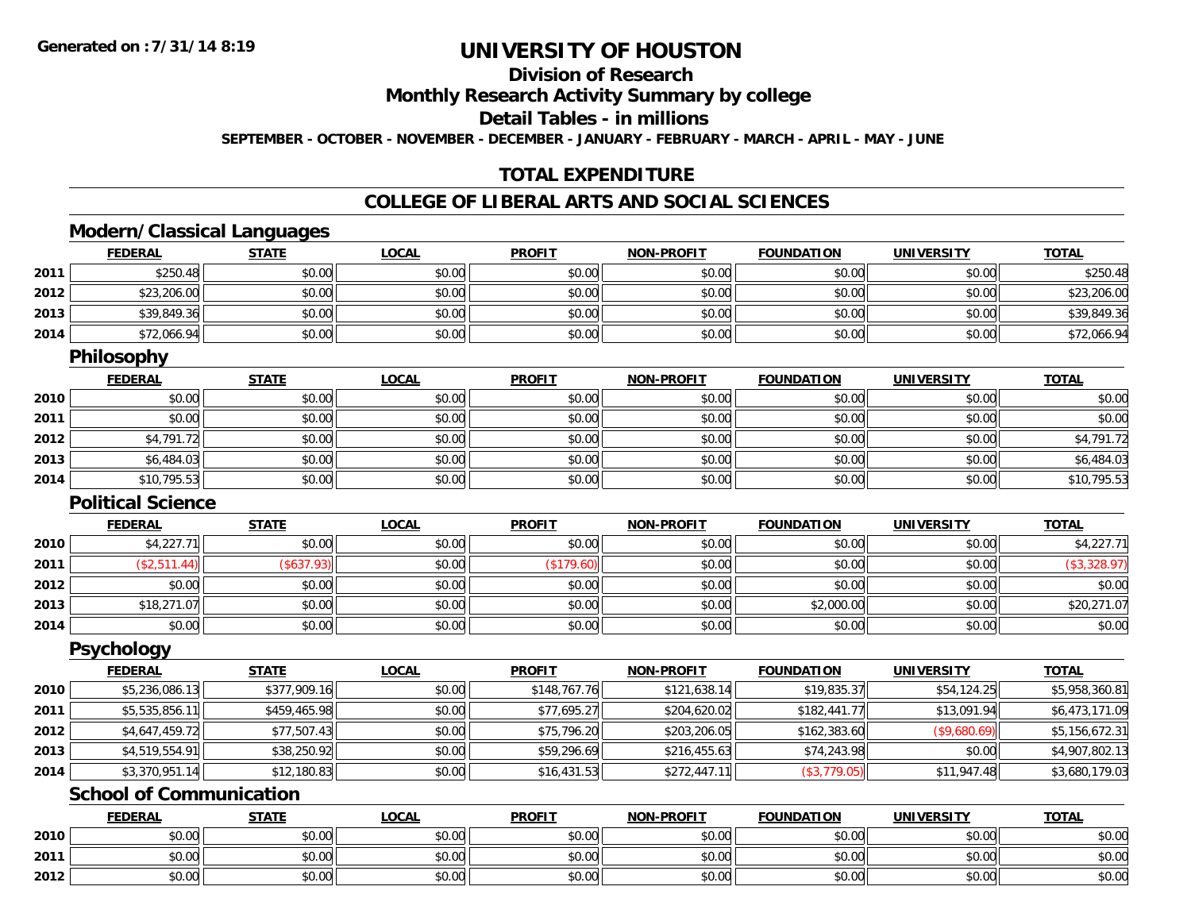# UNIVERSITY OF HOUSTON

## Division of Research

## Monthly Research Activity Summary by college

## Detail Tables - in millions

**SEPTEMBER - OCTOBER - NOVEMBER - DECEMBER - JANUARY - FEBRUARY - MARCH - APRIL - MAY - JUNE**

## TOTAL EXPENDITURE

## COLLEGE OF LIBERAL ARTS AND SOCIAL SCIENCES

### Modern/Classical Languages

| | FEDERAL | STATE | LOCAL | PROFIT | NON-PROFIT | FOUNDATION | UNIVERSITY | TOTAL |
|---|---|---|---|---|---|---|---|---|
| 2011 | $250.48 | $0.00 | $0.00 | $0.00 | $0.00 | $0.00 | $0.00 | $250.48 |
| 2012 | $23,206.00 | $0.00 | $0.00 | $0.00 | $0.00 | $0.00 | $0.00 | $23,206.00 |
| 2013 | $39,849.36 | $0.00 | $0.00 | $0.00 | $0.00 | $0.00 | $0.00 | $39,849.36 |
| 2014 | $72,066.94 | $0.00 | $0.00 | $0.00 | $0.00 | $0.00 | $0.00 | $72,066.94 |

### Philosophy

| | FEDERAL | STATE | LOCAL | PROFIT | NON-PROFIT | FOUNDATION | UNIVERSITY | TOTAL |
|---|---|---|---|---|---|---|---|---|
| 2010 | $0.00 | $0.00 | $0.00 | $0.00 | $0.00 | $0.00 | $0.00 | $0.00 |
| 2011 | $0.00 | $0.00 | $0.00 | $0.00 | $0.00 | $0.00 | $0.00 | $0.00 |
| 2012 | $4,791.72 | $0.00 | $0.00 | $0.00 | $0.00 | $0.00 | $0.00 | $4,791.72 |
| 2013 | $6,484.03 | $0.00 | $0.00 | $0.00 | $0.00 | $0.00 | $0.00 | $6,484.03 |
| 2014 | $10,795.53 | $0.00 | $0.00 | $0.00 | $0.00 | $0.00 | $0.00 | $10,795.53 |

### Political Science

| | FEDERAL | STATE | LOCAL | PROFIT | NON-PROFIT | FOUNDATION | UNIVERSITY | TOTAL |
|---|---|---|---|---|---|---|---|---|
| 2010 | $4,227.71 | $0.00 | $0.00 | $0.00 | $0.00 | $0.00 | $0.00 | $4,227.71 |
| 2011 | ($2,511.44) | ($637.93) | $0.00 | ($179.60) | $0.00 | $0.00 | $0.00 | ($3,328.97) |
| 2012 | $0.00 | $0.00 | $0.00 | $0.00 | $0.00 | $0.00 | $0.00 | $0.00 |
| 2013 | $18,271.07 | $0.00 | $0.00 | $0.00 | $0.00 | $2,000.00 | $0.00 | $20,271.07 |
| 2014 | $0.00 | $0.00 | $0.00 | $0.00 | $0.00 | $0.00 | $0.00 | $0.00 |

### Psychology

| | FEDERAL | STATE | LOCAL | PROFIT | NON-PROFIT | FOUNDATION | UNIVERSITY | TOTAL |
|---|---|---|---|---|---|---|---|---|
| 2010 | $5,236,086.13 | $377,909.16 | $0.00 | $148,767.76 | $121,638.14 | $19,835.37 | $54,124.25 | $5,958,360.81 |
| 2011 | $5,535,856.11 | $459,465.98 | $0.00 | $77,695.27 | $204,620.02 | $182,441.77 | $13,091.94 | $6,473,171.09 |
| 2012 | $4,647,459.72 | $77,507.43 | $0.00 | $75,796.20 | $203,206.05 | $162,383.60 | ($9,680.69) | $5,156,672.31 |
| 2013 | $4,519,554.91 | $38,250.92 | $0.00 | $59,296.69 | $216,455.63 | $74,243.98 | $0.00 | $4,907,802.13 |
| 2014 | $3,370,951.14 | $12,180.83 | $0.00 | $16,431.53 | $272,447.11 | ($3,779.05) | $11,947.48 | $3,680,179.03 |

### School of Communication

| | FEDERAL | STATE | LOCAL | PROFIT | NON-PROFIT | FOUNDATION | UNIVERSITY | TOTAL |
|---|---|---|---|---|---|---|---|---|
| 2010 | $0.00 | $0.00 | $0.00 | $0.00 | $0.00 | $0.00 | $0.00 | $0.00 |
| 2011 | $0.00 | $0.00 | $0.00 | $0.00 | $0.00 | $0.00 | $0.00 | $0.00 |
| 2012 | $0.00 | $0.00 | $0.00 | $0.00 | $0.00 | $0.00 | $0.00 | $0.00 |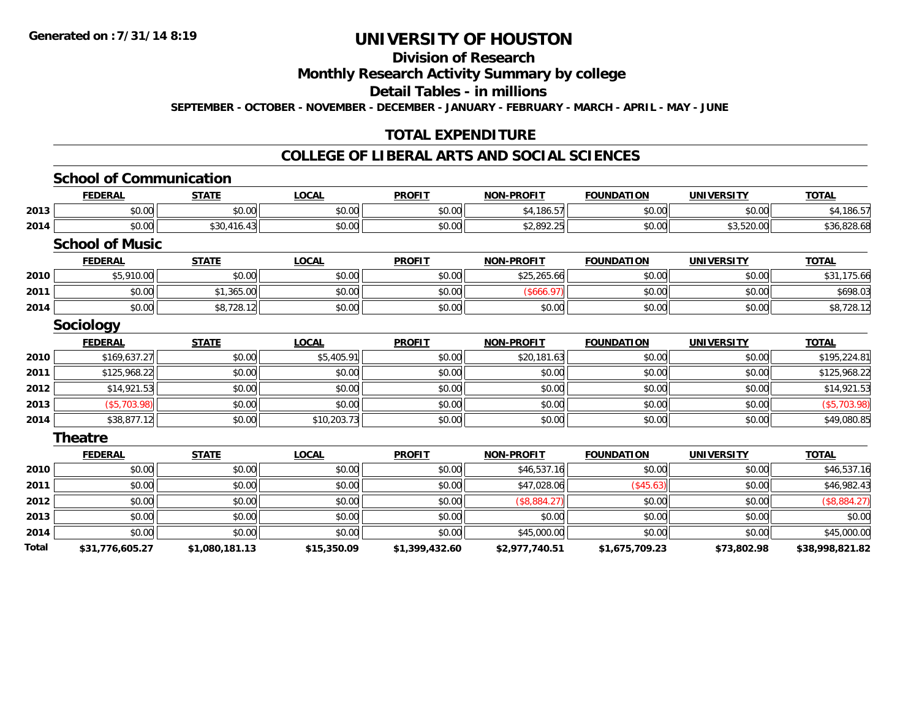# UNIVERSITY OF HOUSTON

## Division of Research

## Monthly Research Activity Summary by college

## Detail Tables - in millions

**SEPTEMBER - OCTOBER - NOVEMBER - DECEMBER - JANUARY - FEBRUARY - MARCH - APRIL - MAY - JUNE**

## TOTAL EXPENDITURE

## COLLEGE OF LIBERAL ARTS AND SOCIAL SCIENCES

### School of Communication

| | FEDERAL | STATE | LOCAL | PROFIT | NON-PROFIT | FOUNDATION | UNIVERSITY | TOTAL |
|---|---|---|---|---|---|---|---|---|
| 2013 | $0.00 | $0.00 | $0.00 | $0.00 | $4,186.57 | $0.00 | $0.00 | $4,186.57 |
| 2014 | $0.00 | $30,416.43 | $0.00 | $0.00 | $2,892.25 | $0.00 | $3,520.00 | $36,828.68 |

### School of Music

| | FEDERAL | STATE | LOCAL | PROFIT | NON-PROFIT | FOUNDATION | UNIVERSITY | TOTAL |
|---|---|---|---|---|---|---|---|---|
| 2010 | $5,910.00 | $0.00 | $0.00 | $0.00 | $25,265.66 | $0.00 | $0.00 | $31,175.66 |
| 2011 | $0.00 | $1,365.00 | $0.00 | $0.00 | ($666.97) | $0.00 | $0.00 | $698.03 |
| 2014 | $0.00 | $8,728.12 | $0.00 | $0.00 | $0.00 | $0.00 | $0.00 | $8,728.12 |

### Sociology

| | FEDERAL | STATE | LOCAL | PROFIT | NON-PROFIT | FOUNDATION | UNIVERSITY | TOTAL |
|---|---|---|---|---|---|---|---|---|
| 2010 | $169,637.27 | $0.00 | $5,405.91 | $0.00 | $20,181.63 | $0.00 | $0.00 | $195,224.81 |
| 2011 | $125,968.22 | $0.00 | $0.00 | $0.00 | $0.00 | $0.00 | $0.00 | $125,968.22 |
| 2012 | $14,921.53 | $0.00 | $0.00 | $0.00 | $0.00 | $0.00 | $0.00 | $14,921.53 |
| 2013 | ($5,703.98) | $0.00 | $0.00 | $0.00 | $0.00 | $0.00 | $0.00 | ($5,703.98) |
| 2014 | $38,877.12 | $0.00 | $10,203.73 | $0.00 | $0.00 | $0.00 | $0.00 | $49,080.85 |

### Theatre

| | FEDERAL | STATE | LOCAL | PROFIT | NON-PROFIT | FOUNDATION | UNIVERSITY | TOTAL |
|---|---|---|---|---|---|---|---|---|
| 2010 | $0.00 | $0.00 | $0.00 | $0.00 | $46,537.16 | $0.00 | $0.00 | $46,537.16 |
| 2011 | $0.00 | $0.00 | $0.00 | $0.00 | $47,028.06 | ($45.63) | $0.00 | $46,982.43 |
| 2012 | $0.00 | $0.00 | $0.00 | $0.00 | ($8,884.27) | $0.00 | $0.00 | ($8,884.27) |
| 2013 | $0.00 | $0.00 | $0.00 | $0.00 | $0.00 | $0.00 | $0.00 | $0.00 |
| 2014 | $0.00 | $0.00 | $0.00 | $0.00 | $45,000.00 | $0.00 | $0.00 | $45,000.00 |
| **Total** | **$31,776,605.27** | **$1,080,181.13** | **$15,350.09** | **$1,399,432.60** | **$2,977,740.51** | **$1,675,709.23** | **$73,802.98** | **$38,998,821.82** |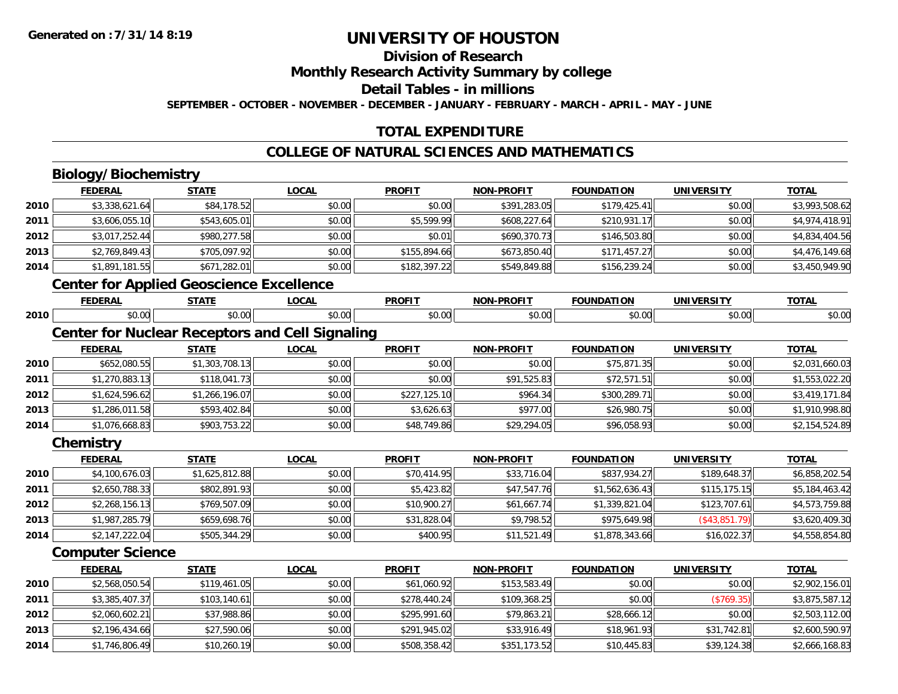Generated on :7/31/14 8:19

# UNIVERSITY OF HOUSTON

## Division of Research

## Monthly Research Activity Summary by college

## Detail Tables - in millions

SEPTEMBER - OCTOBER - NOVEMBER - DECEMBER - JANUARY - FEBRUARY - MARCH - APRIL - MAY - JUNE

## TOTAL EXPENDITURE

## COLLEGE OF NATURAL SCIENCES AND MATHEMATICS

### Biology/Biochemistry

| | FEDERAL | STATE | LOCAL | PROFIT | NON-PROFIT | FOUNDATION | UNIVERSITY | TOTAL |
|---|---|---|---|---|---|---|---|---|
| 2010 | $3,338,621.64 | $84,178.52 | $0.00 | $0.00 | $391,283.05 | $179,425.41 | $0.00 | $3,993,508.62 |
| 2011 | $3,606,055.10 | $543,605.01 | $0.00 | $5,599.99 | $608,227.64 | $210,931.17 | $0.00 | $4,974,418.91 |
| 2012 | $3,017,252.44 | $980,277.58 | $0.00 | $0.01 | $690,370.73 | $146,503.80 | $0.00 | $4,834,404.56 |
| 2013 | $2,769,849.43 | $705,097.92 | $0.00 | $155,894.66 | $673,850.40 | $171,457.27 | $0.00 | $4,476,149.68 |
| 2014 | $1,891,181.55 | $671,282.01 | $0.00 | $182,397.22 | $549,849.88 | $156,239.24 | $0.00 | $3,450,949.90 |

### Center for Applied Geoscience Excellence

| | FEDERAL | STATE | LOCAL | PROFIT | NON-PROFIT | FOUNDATION | UNIVERSITY | TOTAL |
|---|---|---|---|---|---|---|---|---|
| 2010 | $0.00 | $0.00 | $0.00 | $0.00 | $0.00 | $0.00 | $0.00 | $0.00 |

### Center for Nuclear Receptors and Cell Signaling

| | FEDERAL | STATE | LOCAL | PROFIT | NON-PROFIT | FOUNDATION | UNIVERSITY | TOTAL |
|---|---|---|---|---|---|---|---|---|
| 2010 | $652,080.55 | $1,303,708.13 | $0.00 | $0.00 | $0.00 | $75,871.35 | $0.00 | $2,031,660.03 |
| 2011 | $1,270,883.13 | $118,041.73 | $0.00 | $0.00 | $91,525.83 | $72,571.51 | $0.00 | $1,553,022.20 |
| 2012 | $1,624,596.62 | $1,266,196.07 | $0.00 | $227,125.10 | $964.34 | $300,289.71 | $0.00 | $3,419,171.84 |
| 2013 | $1,286,011.58 | $593,402.84 | $0.00 | $3,626.63 | $977.00 | $26,980.75 | $0.00 | $1,910,998.80 |
| 2014 | $1,076,668.83 | $903,753.22 | $0.00 | $48,749.86 | $29,294.05 | $96,058.93 | $0.00 | $2,154,524.89 |

### Chemistry

| | FEDERAL | STATE | LOCAL | PROFIT | NON-PROFIT | FOUNDATION | UNIVERSITY | TOTAL |
|---|---|---|---|---|---|---|---|---|
| 2010 | $4,100,676.03 | $1,625,812.88 | $0.00 | $70,414.95 | $33,716.04 | $837,934.27 | $189,648.37 | $6,858,202.54 |
| 2011 | $2,650,788.33 | $802,891.93 | $0.00 | $5,423.82 | $47,547.76 | $1,562,636.43 | $115,175.15 | $5,184,463.42 |
| 2012 | $2,268,156.13 | $769,507.09 | $0.00 | $10,900.27 | $61,667.74 | $1,339,821.04 | $123,707.61 | $4,573,759.88 |
| 2013 | $1,987,285.79 | $659,698.76 | $0.00 | $31,828.04 | $9,798.52 | $975,649.98 | ($43,851.79) | $3,620,409.30 |
| 2014 | $2,147,222.04 | $505,344.29 | $0.00 | $400.95 | $11,521.49 | $1,878,343.66 | $16,022.37 | $4,558,854.80 |

### Computer Science

| | FEDERAL | STATE | LOCAL | PROFIT | NON-PROFIT | FOUNDATION | UNIVERSITY | TOTAL |
|---|---|---|---|---|---|---|---|---|
| 2010 | $2,568,050.54 | $119,461.05 | $0.00 | $61,060.92 | $153,583.49 | $0.00 | $0.00 | $2,902,156.01 |
| 2011 | $3,385,407.37 | $103,140.61 | $0.00 | $278,440.24 | $109,368.25 | $0.00 | ($769.35) | $3,875,587.12 |
| 2012 | $2,060,602.21 | $37,988.86 | $0.00 | $295,991.60 | $79,863.21 | $28,666.12 | $0.00 | $2,503,112.00 |
| 2013 | $2,196,434.66 | $27,590.06 | $0.00 | $291,945.02 | $33,916.49 | $18,961.93 | $31,742.81 | $2,600,590.97 |
| 2014 | $1,746,806.49 | $10,260.19 | $0.00 | $508,358.42 | $351,173.52 | $10,445.83 | $39,124.38 | $2,666,168.83 |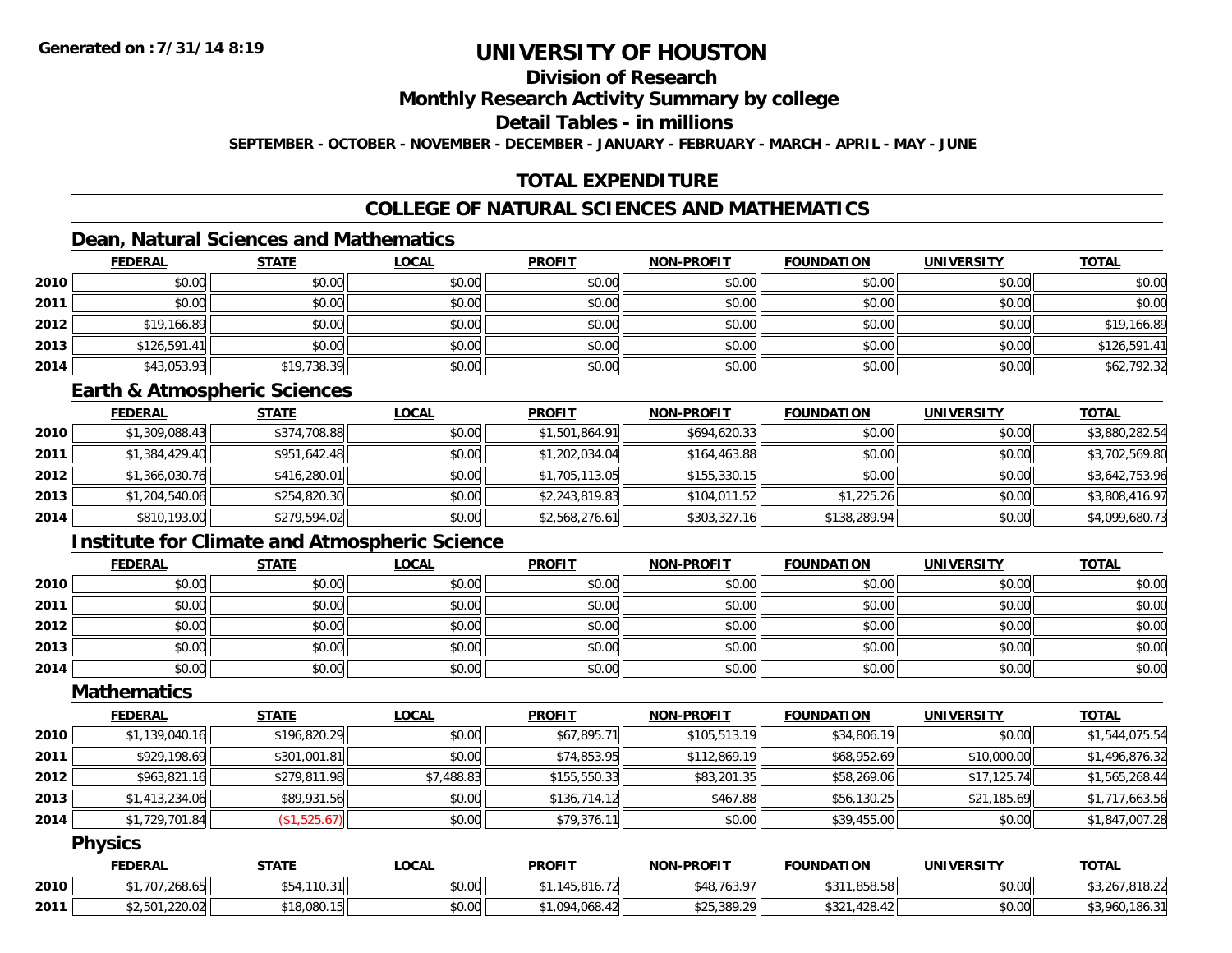Generated on :7/31/14 8:19

# UNIVERSITY OF HOUSTON

## Division of Research

## Monthly Research Activity Summary by college

## Detail Tables - in millions

SEPTEMBER - OCTOBER - NOVEMBER - DECEMBER - JANUARY - FEBRUARY - MARCH - APRIL - MAY - JUNE

## TOTAL EXPENDITURE

## COLLEGE OF NATURAL SCIENCES AND MATHEMATICS

### Dean, Natural Sciences and Mathematics

| | FEDERAL | STATE | LOCAL | PROFIT | NON-PROFIT | FOUNDATION | UNIVERSITY | TOTAL |
|---|---|---|---|---|---|---|---|---|
| 2010 | $0.00 | $0.00 | $0.00 | $0.00 | $0.00 | $0.00 | $0.00 | $0.00 |
| 2011 | $0.00 | $0.00 | $0.00 | $0.00 | $0.00 | $0.00 | $0.00 | $0.00 |
| 2012 | $19,166.89 | $0.00 | $0.00 | $0.00 | $0.00 | $0.00 | $0.00 | $19,166.89 |
| 2013 | $126,591.41 | $0.00 | $0.00 | $0.00 | $0.00 | $0.00 | $0.00 | $126,591.41 |
| 2014 | $43,053.93 | $19,738.39 | $0.00 | $0.00 | $0.00 | $0.00 | $0.00 | $62,792.32 |

### Earth & Atmospheric Sciences

| | FEDERAL | STATE | LOCAL | PROFIT | NON-PROFIT | FOUNDATION | UNIVERSITY | TOTAL |
|---|---|---|---|---|---|---|---|---|
| 2010 | $1,309,088.43 | $374,708.88 | $0.00 | $1,501,864.91 | $694,620.33 | $0.00 | $0.00 | $3,880,282.54 |
| 2011 | $1,384,429.40 | $951,642.48 | $0.00 | $1,202,034.04 | $164,463.88 | $0.00 | $0.00 | $3,702,569.80 |
| 2012 | $1,366,030.76 | $416,280.01 | $0.00 | $1,705,113.05 | $155,330.15 | $0.00 | $0.00 | $3,642,753.96 |
| 2013 | $1,204,540.06 | $254,820.30 | $0.00 | $2,243,819.83 | $104,011.52 | $1,225.26 | $0.00 | $3,808,416.97 |
| 2014 | $810,193.00 | $279,594.02 | $0.00 | $2,568,276.61 | $303,327.16 | $138,289.94 | $0.00 | $4,099,680.73 |

### Institute for Climate and Atmospheric Science

| | FEDERAL | STATE | LOCAL | PROFIT | NON-PROFIT | FOUNDATION | UNIVERSITY | TOTAL |
|---|---|---|---|---|---|---|---|---|
| 2010 | $0.00 | $0.00 | $0.00 | $0.00 | $0.00 | $0.00 | $0.00 | $0.00 |
| 2011 | $0.00 | $0.00 | $0.00 | $0.00 | $0.00 | $0.00 | $0.00 | $0.00 |
| 2012 | $0.00 | $0.00 | $0.00 | $0.00 | $0.00 | $0.00 | $0.00 | $0.00 |
| 2013 | $0.00 | $0.00 | $0.00 | $0.00 | $0.00 | $0.00 | $0.00 | $0.00 |
| 2014 | $0.00 | $0.00 | $0.00 | $0.00 | $0.00 | $0.00 | $0.00 | $0.00 |

### Mathematics

| | FEDERAL | STATE | LOCAL | PROFIT | NON-PROFIT | FOUNDATION | UNIVERSITY | TOTAL |
|---|---|---|---|---|---|---|---|---|
| 2010 | $1,139,040.16 | $196,820.29 | $0.00 | $67,895.71 | $105,513.19 | $34,806.19 | $0.00 | $1,544,075.54 |
| 2011 | $929,198.69 | $301,001.81 | $0.00 | $74,853.95 | $112,869.19 | $68,952.69 | $10,000.00 | $1,496,876.32 |
| 2012 | $963,821.16 | $279,811.98 | $7,488.83 | $155,550.33 | $83,201.35 | $58,269.06 | $17,125.74 | $1,565,268.44 |
| 2013 | $1,413,234.06 | $89,931.56 | $0.00 | $136,714.12 | $467.88 | $56,130.25 | $21,185.69 | $1,717,663.56 |
| 2014 | $1,729,701.84 | ($1,525.67) | $0.00 | $79,376.11 | $0.00 | $39,455.00 | $0.00 | $1,847,007.28 |

### Physics

| | FEDERAL | STATE | LOCAL | PROFIT | NON-PROFIT | FOUNDATION | UNIVERSITY | TOTAL |
|---|---|---|---|---|---|---|---|---|
| 2010 | $1,707,268.65 | $54,110.31 | $0.00 | $1,145,816.72 | $48,763.97 | $311,858.58 | $0.00 | $3,267,818.22 |
| 2011 | $2,501,220.02 | $18,080.15 | $0.00 | $1,094,068.42 | $25,389.29 | $321,428.42 | $0.00 | $3,960,186.31 |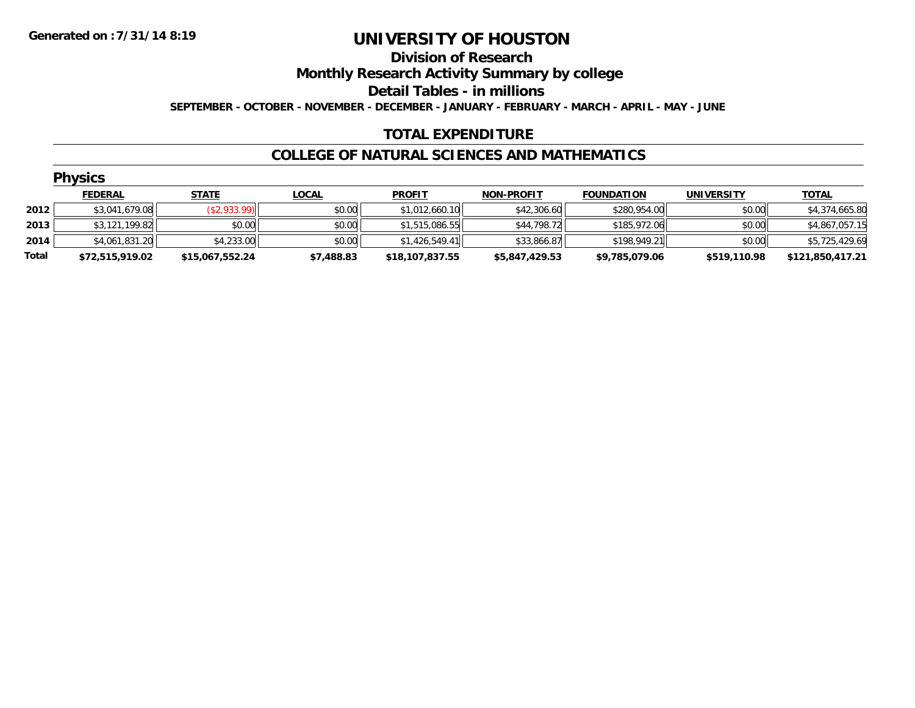**Generated on :7/31/14 8:19**

# UNIVERSITY OF HOUSTON

## Division of Research

## Monthly Research Activity Summary by college

## Detail Tables - in millions

**SEPTEMBER - OCTOBER - NOVEMBER - DECEMBER - JANUARY - FEBRUARY - MARCH - APRIL - MAY - JUNE**

## TOTAL EXPENDITURE

## COLLEGE OF NATURAL SCIENCES AND MATHEMATICS

### Physics

| | FEDERAL | STATE | LOCAL | PROFIT | NON-PROFIT | FOUNDATION | UNIVERSITY | TOTAL |
|---|---|---|---|---|---|---|---|---|
| 2012 | $3,041,679.08 | ($2,933.99) | $0.00 | $1,012,660.10 | $42,306.60 | $280,954.00 | $0.00 | $4,374,665.80 |
| 2013 | $3,121,199.82 | $0.00 | $0.00 | $1,515,086.55 | $44,798.72 | $185,972.06 | $0.00 | $4,867,057.15 |
| 2014 | $4,061,831.20 | $4,233.00 | $0.00 | $1,426,549.41 | $33,866.87 | $198,949.21 | $0.00 | $5,725,429.69 |
| **Total** | **$72,515,919.02** | **$15,067,552.24** | **$7,488.83** | **$18,107,837.55** | **$5,847,429.53** | **$9,785,079.06** | **$519,110.98** | **$121,850,417.21** |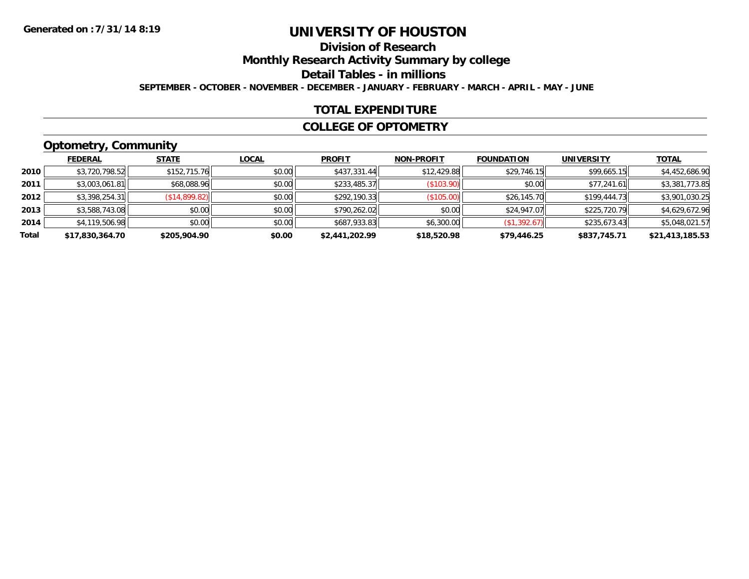**Generated on :7/31/14 8:19**

# UNIVERSITY OF HOUSTON

## Division of Research

## Monthly Research Activity Summary by college

## Detail Tables - in millions

**SEPTEMBER - OCTOBER - NOVEMBER - DECEMBER - JANUARY - FEBRUARY - MARCH - APRIL - MAY - JUNE**

## TOTAL EXPENDITURE

## COLLEGE OF OPTOMETRY

### Optometry, Community

| | FEDERAL | STATE | LOCAL | PROFIT | NON-PROFIT | FOUNDATION | UNIVERSITY | TOTAL |
|---|---|---|---|---|---|---|---|---|
| **2010** | $3,720,798.52 | $152,715.76 | $0.00 | $437,331.44 | $12,429.88 | $29,746.15 | $99,665.15 | $4,452,686.90 |
| **2011** | $3,003,061.81 | $68,088.96 | $0.00 | $233,485.37 | ($103.90) | $0.00 | $77,241.61 | $3,381,773.85 |
| **2012** | $3,398,254.31 | ($14,899.82) | $0.00 | $292,190.33 | ($105.00) | $26,145.70 | $199,444.73 | $3,901,030.25 |
| **2013** | $3,588,743.08 | $0.00 | $0.00 | $790,262.02 | $0.00 | $24,947.07 | $225,720.79 | $4,629,672.96 |
| **2014** | $4,119,506.98 | $0.00 | $0.00 | $687,933.83 | $6,300.00 | ($1,392.67) | $235,673.43 | $5,048,021.57 |
| **Total** | **$17,830,364.70** | **$205,904.90** | **$0.00** | **$2,441,202.99** | **$18,520.98** | **$79,446.25** | **$837,745.71** | **$21,413,185.53** |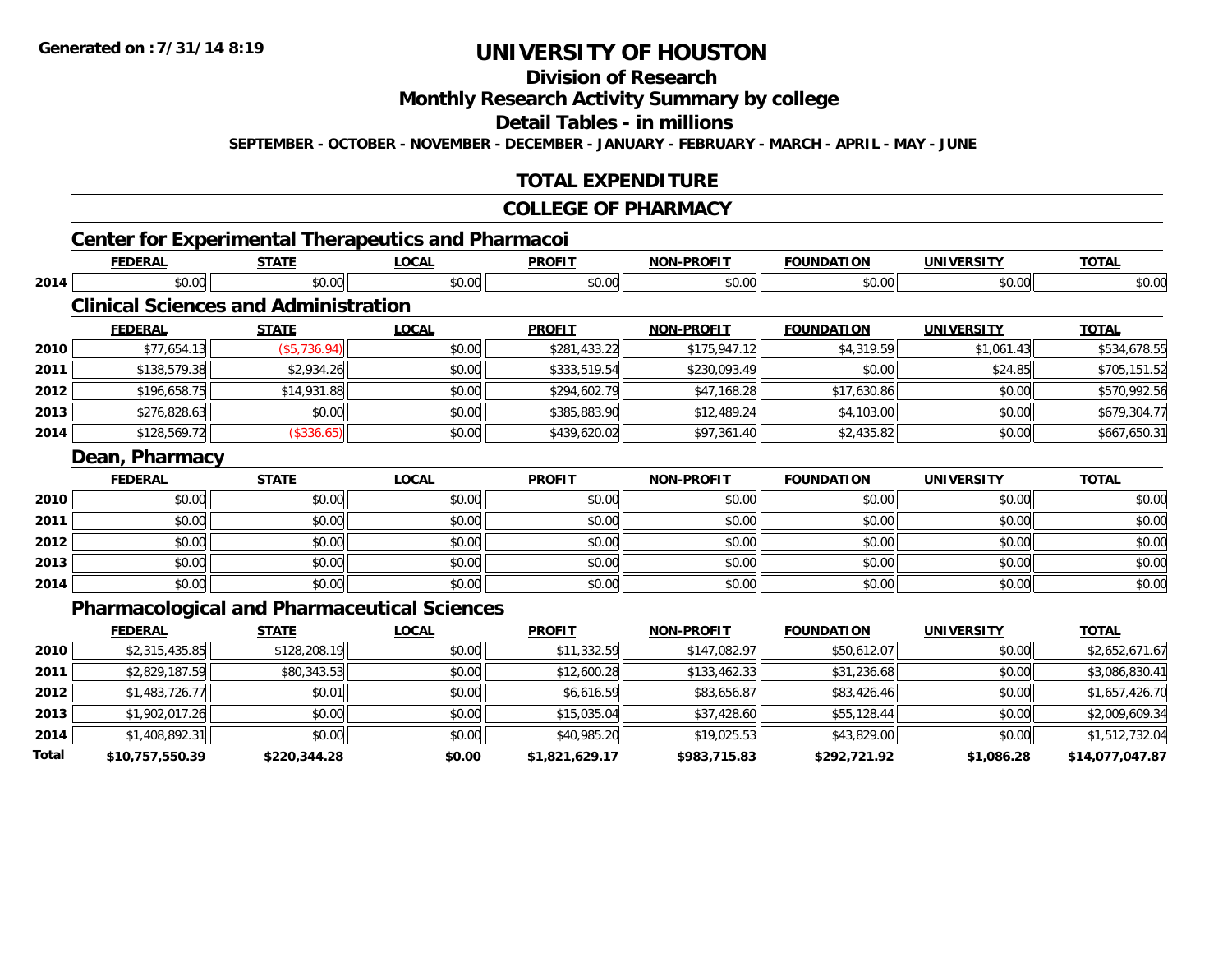Generated on :7/31/14 8:19

# UNIVERSITY OF HOUSTON

## Division of Research

## Monthly Research Activity Summary by college

## Detail Tables - in millions

SEPTEMBER - OCTOBER - NOVEMBER - DECEMBER - JANUARY - FEBRUARY - MARCH - APRIL - MAY - JUNE

## TOTAL EXPENDITURE

## COLLEGE OF PHARMACY

### Center for Experimental Therapeutics and Pharmacoi

| | FEDERAL | STATE | LOCAL | PROFIT | NON-PROFIT | FOUNDATION | UNIVERSITY | TOTAL |
|---|---|---|---|---|---|---|---|---|
| 2014 | $0.00 | $0.00 | $0.00 | $0.00 | $0.00 | $0.00 | $0.00 | $0.00 |

### Clinical Sciences and Administration

| | FEDERAL | STATE | LOCAL | PROFIT | NON-PROFIT | FOUNDATION | UNIVERSITY | TOTAL |
|---|---|---|---|---|---|---|---|---|
| 2010 | $77,654.13 | ($5,736.94) | $0.00 | $281,433.22 | $175,947.12 | $4,319.59 | $1,061.43 | $534,678.55 |
| 2011 | $138,579.38 | $2,934.26 | $0.00 | $333,519.54 | $230,093.49 | $0.00 | $24.85 | $705,151.52 |
| 2012 | $196,658.75 | $14,931.88 | $0.00 | $294,602.79 | $47,168.28 | $17,630.86 | $0.00 | $570,992.56 |
| 2013 | $276,828.63 | $0.00 | $0.00 | $385,883.90 | $12,489.24 | $4,103.00 | $0.00 | $679,304.77 |
| 2014 | $128,569.72 | ($336.65) | $0.00 | $439,620.02 | $97,361.40 | $2,435.82 | $0.00 | $667,650.31 |

### Dean, Pharmacy

| | FEDERAL | STATE | LOCAL | PROFIT | NON-PROFIT | FOUNDATION | UNIVERSITY | TOTAL |
|---|---|---|---|---|---|---|---|---|
| 2010 | $0.00 | $0.00 | $0.00 | $0.00 | $0.00 | $0.00 | $0.00 | $0.00 |
| 2011 | $0.00 | $0.00 | $0.00 | $0.00 | $0.00 | $0.00 | $0.00 | $0.00 |
| 2012 | $0.00 | $0.00 | $0.00 | $0.00 | $0.00 | $0.00 | $0.00 | $0.00 |
| 2013 | $0.00 | $0.00 | $0.00 | $0.00 | $0.00 | $0.00 | $0.00 | $0.00 |
| 2014 | $0.00 | $0.00 | $0.00 | $0.00 | $0.00 | $0.00 | $0.00 | $0.00 |

### Pharmacological and Pharmaceutical Sciences

| | FEDERAL | STATE | LOCAL | PROFIT | NON-PROFIT | FOUNDATION | UNIVERSITY | TOTAL |
|---|---|---|---|---|---|---|---|---|
| 2010 | $2,315,435.85 | $128,208.19 | $0.00 | $11,332.59 | $147,082.97 | $50,612.07 | $0.00 | $2,652,671.67 |
| 2011 | $2,829,187.59 | $80,343.53 | $0.00 | $12,600.28 | $133,462.33 | $31,236.68 | $0.00 | $3,086,830.41 |
| 2012 | $1,483,726.77 | $0.01 | $0.00 | $6,616.59 | $83,656.87 | $83,426.46 | $0.00 | $1,657,426.70 |
| 2013 | $1,902,017.26 | $0.00 | $0.00 | $15,035.04 | $37,428.60 | $55,128.44 | $0.00 | $2,009,609.34 |
| 2014 | $1,408,892.31 | $0.00 | $0.00 | $40,985.20 | $19,025.53 | $43,829.00 | $0.00 | $1,512,732.04 |
| **Total** | **$10,757,550.39** | **$220,344.28** | **$0.00** | **$1,821,629.17** | **$983,715.83** | **$292,721.92** | **$1,086.28** | **$14,077,047.87** |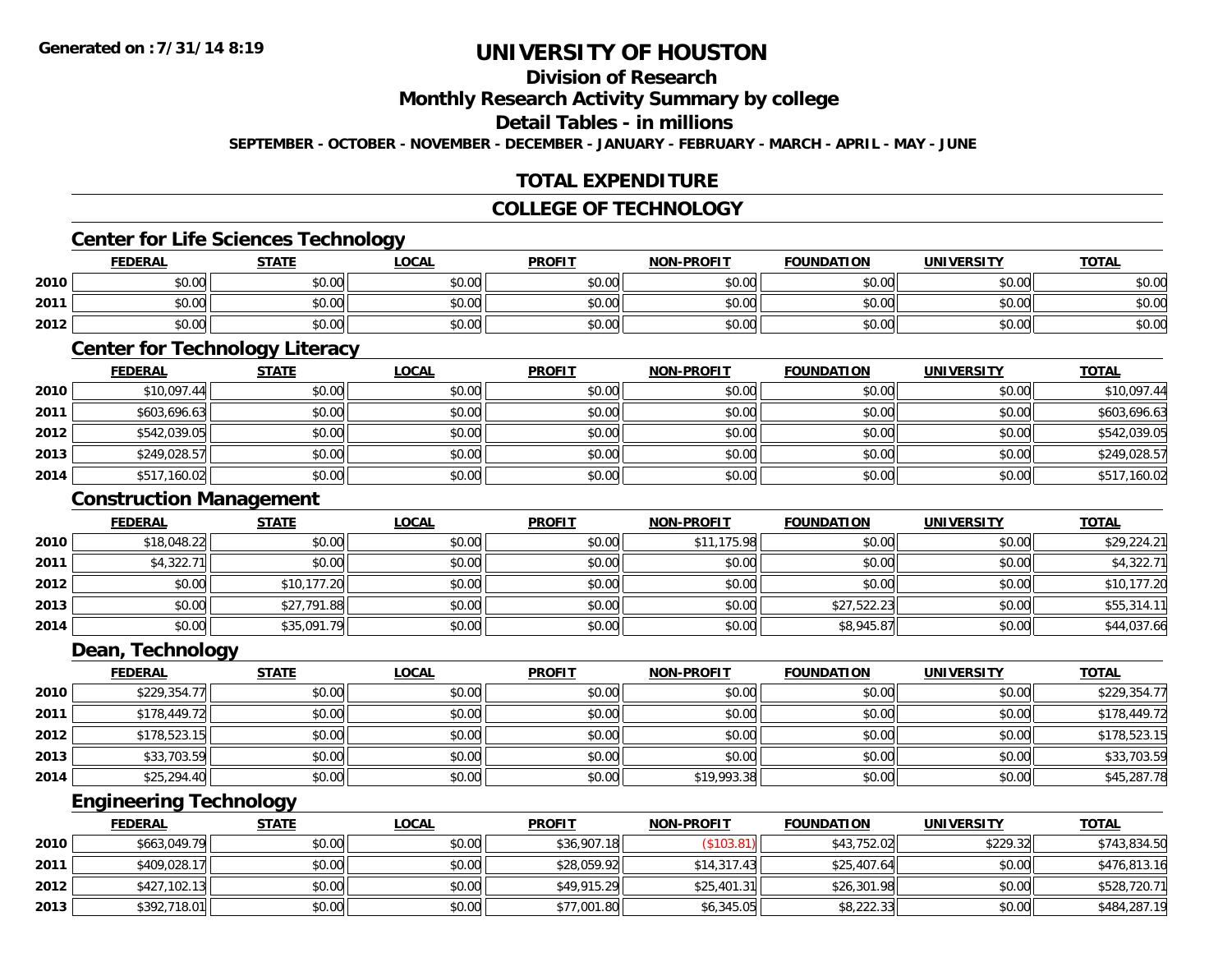**Generated on :7/31/14 8:19**

# UNIVERSITY OF HOUSTON

## Division of Research

## Monthly Research Activity Summary by college

## Detail Tables - in millions

**SEPTEMBER - OCTOBER - NOVEMBER - DECEMBER - JANUARY - FEBRUARY - MARCH - APRIL - MAY - JUNE**

## TOTAL EXPENDITURE

## COLLEGE OF TECHNOLOGY

### Center for Life Sciences Technology

| | FEDERAL | STATE | LOCAL | PROFIT | NON-PROFIT | FOUNDATION | UNIVERSITY | TOTAL |
|---|---|---|---|---|---|---|---|---|
| 2010 | $0.00 | $0.00 | $0.00 | $0.00 | $0.00 | $0.00 | $0.00 | $0.00 |
| 2011 | $0.00 | $0.00 | $0.00 | $0.00 | $0.00 | $0.00 | $0.00 | $0.00 |
| 2012 | $0.00 | $0.00 | $0.00 | $0.00 | $0.00 | $0.00 | $0.00 | $0.00 |

### Center for Technology Literacy

| | FEDERAL | STATE | LOCAL | PROFIT | NON-PROFIT | FOUNDATION | UNIVERSITY | TOTAL |
|---|---|---|---|---|---|---|---|---|
| 2010 | $10,097.44 | $0.00 | $0.00 | $0.00 | $0.00 | $0.00 | $0.00 | $10,097.44 |
| 2011 | $603,696.63 | $0.00 | $0.00 | $0.00 | $0.00 | $0.00 | $0.00 | $603,696.63 |
| 2012 | $542,039.05 | $0.00 | $0.00 | $0.00 | $0.00 | $0.00 | $0.00 | $542,039.05 |
| 2013 | $249,028.57 | $0.00 | $0.00 | $0.00 | $0.00 | $0.00 | $0.00 | $249,028.57 |
| 2014 | $517,160.02 | $0.00 | $0.00 | $0.00 | $0.00 | $0.00 | $0.00 | $517,160.02 |

### Construction Management

| | FEDERAL | STATE | LOCAL | PROFIT | NON-PROFIT | FOUNDATION | UNIVERSITY | TOTAL |
|---|---|---|---|---|---|---|---|---|
| 2010 | $18,048.22 | $0.00 | $0.00 | $0.00 | $11,175.98 | $0.00 | $0.00 | $29,224.21 |
| 2011 | $4,322.71 | $0.00 | $0.00 | $0.00 | $0.00 | $0.00 | $0.00 | $4,322.71 |
| 2012 | $0.00 | $10,177.20 | $0.00 | $0.00 | $0.00 | $0.00 | $0.00 | $10,177.20 |
| 2013 | $0.00 | $27,791.88 | $0.00 | $0.00 | $0.00 | $27,522.23 | $0.00 | $55,314.11 |
| 2014 | $0.00 | $35,091.79 | $0.00 | $0.00 | $0.00 | $8,945.87 | $0.00 | $44,037.66 |

### Dean, Technology

| | FEDERAL | STATE | LOCAL | PROFIT | NON-PROFIT | FOUNDATION | UNIVERSITY | TOTAL |
|---|---|---|---|---|---|---|---|---|
| 2010 | $229,354.77 | $0.00 | $0.00 | $0.00 | $0.00 | $0.00 | $0.00 | $229,354.77 |
| 2011 | $178,449.72 | $0.00 | $0.00 | $0.00 | $0.00 | $0.00 | $0.00 | $178,449.72 |
| 2012 | $178,523.15 | $0.00 | $0.00 | $0.00 | $0.00 | $0.00 | $0.00 | $178,523.15 |
| 2013 | $33,703.59 | $0.00 | $0.00 | $0.00 | $0.00 | $0.00 | $0.00 | $33,703.59 |
| 2014 | $25,294.40 | $0.00 | $0.00 | $0.00 | $19,993.38 | $0.00 | $0.00 | $45,287.78 |

### Engineering Technology

| | FEDERAL | STATE | LOCAL | PROFIT | NON-PROFIT | FOUNDATION | UNIVERSITY | TOTAL |
|---|---|---|---|---|---|---|---|---|
| 2010 | $663,049.79 | $0.00 | $0.00 | $36,907.18 | ($103.81) | $43,752.02 | $229.32 | $743,834.50 |
| 2011 | $409,028.17 | $0.00 | $0.00 | $28,059.92 | $14,317.43 | $25,407.64 | $0.00 | $476,813.16 |
| 2012 | $427,102.13 | $0.00 | $0.00 | $49,915.29 | $25,401.31 | $26,301.98 | $0.00 | $528,720.71 |
| 2013 | $392,718.01 | $0.00 | $0.00 | $77,001.80 | $6,345.05 | $8,222.33 | $0.00 | $484,287.19 |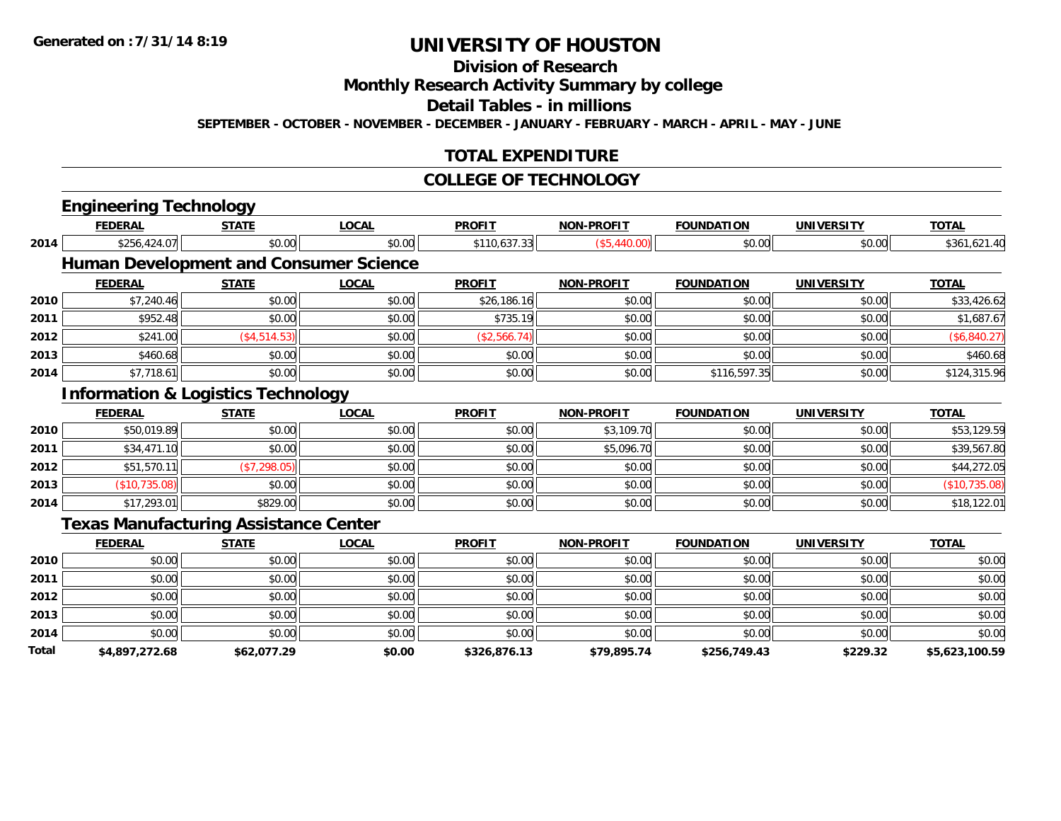**Generated on :7/31/14 8:19**

# UNIVERSITY OF HOUSTON

## Division of Research

## Monthly Research Activity Summary by college

## Detail Tables - in millions

**SEPTEMBER - OCTOBER - NOVEMBER - DECEMBER - JANUARY - FEBRUARY - MARCH - APRIL - MAY - JUNE**

## TOTAL EXPENDITURE

## COLLEGE OF TECHNOLOGY

### Engineering Technology

| | FEDERAL | STATE | LOCAL | PROFIT | NON-PROFIT | FOUNDATION | UNIVERSITY | TOTAL |
|---|---|---|---|---|---|---|---|---|
| 2014 | $256,424.07 | $0.00 | $0.00 | $110,637.33 | ($5,440.00) | $0.00 | $0.00 | $361,621.40 |

### Human Development and Consumer Science

| | FEDERAL | STATE | LOCAL | PROFIT | NON-PROFIT | FOUNDATION | UNIVERSITY | TOTAL |
|---|---|---|---|---|---|---|---|---|
| 2010 | $7,240.46 | $0.00 | $0.00 | $26,186.16 | $0.00 | $0.00 | $0.00 | $33,426.62 |
| 2011 | $952.48 | $0.00 | $0.00 | $735.19 | $0.00 | $0.00 | $0.00 | $1,687.67 |
| 2012 | $241.00 | ($4,514.53) | $0.00 | ($2,566.74) | $0.00 | $0.00 | $0.00 | ($6,840.27) |
| 2013 | $460.68 | $0.00 | $0.00 | $0.00 | $0.00 | $0.00 | $0.00 | $460.68 |
| 2014 | $7,718.61 | $0.00 | $0.00 | $0.00 | $0.00 | $116,597.35 | $0.00 | $124,315.96 |

### Information & Logistics Technology

| | FEDERAL | STATE | LOCAL | PROFIT | NON-PROFIT | FOUNDATION | UNIVERSITY | TOTAL |
|---|---|---|---|---|---|---|---|---|
| 2010 | $50,019.89 | $0.00 | $0.00 | $0.00 | $3,109.70 | $0.00 | $0.00 | $53,129.59 |
| 2011 | $34,471.10 | $0.00 | $0.00 | $0.00 | $5,096.70 | $0.00 | $0.00 | $39,567.80 |
| 2012 | $51,570.11 | ($7,298.05) | $0.00 | $0.00 | $0.00 | $0.00 | $0.00 | $44,272.05 |
| 2013 | ($10,735.08) | $0.00 | $0.00 | $0.00 | $0.00 | $0.00 | $0.00 | ($10,735.08) |
| 2014 | $17,293.01 | $829.00 | $0.00 | $0.00 | $0.00 | $0.00 | $0.00 | $18,122.01 |

### Texas Manufacturing Assistance Center

| | FEDERAL | STATE | LOCAL | PROFIT | NON-PROFIT | FOUNDATION | UNIVERSITY | TOTAL |
|---|---|---|---|---|---|---|---|---|
| 2010 | $0.00 | $0.00 | $0.00 | $0.00 | $0.00 | $0.00 | $0.00 | $0.00 |
| 2011 | $0.00 | $0.00 | $0.00 | $0.00 | $0.00 | $0.00 | $0.00 | $0.00 |
| 2012 | $0.00 | $0.00 | $0.00 | $0.00 | $0.00 | $0.00 | $0.00 | $0.00 |
| 2013 | $0.00 | $0.00 | $0.00 | $0.00 | $0.00 | $0.00 | $0.00 | $0.00 |
| 2014 | $0.00 | $0.00 | $0.00 | $0.00 | $0.00 | $0.00 | $0.00 | $0.00 |
| **Total** | **$4,897,272.68** | **$62,077.29** | **$0.00** | **$326,876.13** | **$79,895.74** | **$256,749.43** | **$229.32** | **$5,623,100.59** |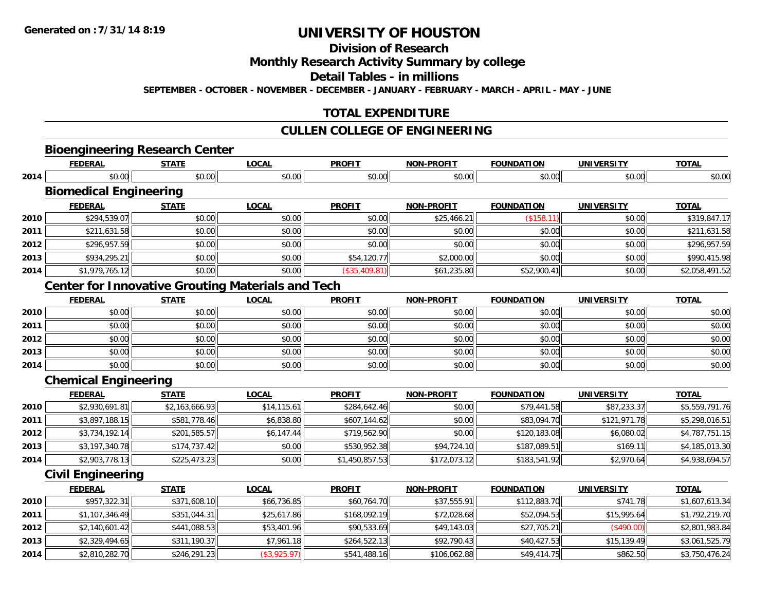Generated on :7/31/14 8:19

# UNIVERSITY OF HOUSTON

## Division of Research

## Monthly Research Activity Summary by college

## Detail Tables - in millions

**SEPTEMBER - OCTOBER - NOVEMBER - DECEMBER - JANUARY - FEBRUARY - MARCH - APRIL - MAY - JUNE**

## TOTAL EXPENDITURE

## CULLEN COLLEGE OF ENGINEERING

### Bioengineering Research Center

| | FEDERAL | STATE | LOCAL | PROFIT | NON-PROFIT | FOUNDATION | UNIVERSITY | TOTAL |
|---|---|---|---|---|---|---|---|---|
| 2014 | $0.00 | $0.00 | $0.00 | $0.00 | $0.00 | $0.00 | $0.00 | $0.00 |

### Biomedical Engineering

| | FEDERAL | STATE | LOCAL | PROFIT | NON-PROFIT | FOUNDATION | UNIVERSITY | TOTAL |
|---|---|---|---|---|---|---|---|---|
| 2010 | $294,539.07 | $0.00 | $0.00 | $0.00 | $25,466.21 | ($158.11) | $0.00 | $319,847.17 |
| 2011 | $211,631.58 | $0.00 | $0.00 | $0.00 | $0.00 | $0.00 | $0.00 | $211,631.58 |
| 2012 | $296,957.59 | $0.00 | $0.00 | $0.00 | $0.00 | $0.00 | $0.00 | $296,957.59 |
| 2013 | $934,295.21 | $0.00 | $0.00 | $54,120.77 | $2,000.00 | $0.00 | $0.00 | $990,415.98 |
| 2014 | $1,979,765.12 | $0.00 | $0.00 | ($35,409.81) | $61,235.80 | $52,900.41 | $0.00 | $2,058,491.52 |

### Center for Innovative Grouting Materials and Tech

| | FEDERAL | STATE | LOCAL | PROFIT | NON-PROFIT | FOUNDATION | UNIVERSITY | TOTAL |
|---|---|---|---|---|---|---|---|---|
| 2010 | $0.00 | $0.00 | $0.00 | $0.00 | $0.00 | $0.00 | $0.00 | $0.00 |
| 2011 | $0.00 | $0.00 | $0.00 | $0.00 | $0.00 | $0.00 | $0.00 | $0.00 |
| 2012 | $0.00 | $0.00 | $0.00 | $0.00 | $0.00 | $0.00 | $0.00 | $0.00 |
| 2013 | $0.00 | $0.00 | $0.00 | $0.00 | $0.00 | $0.00 | $0.00 | $0.00 |
| 2014 | $0.00 | $0.00 | $0.00 | $0.00 | $0.00 | $0.00 | $0.00 | $0.00 |

### Chemical Engineering

| | FEDERAL | STATE | LOCAL | PROFIT | NON-PROFIT | FOUNDATION | UNIVERSITY | TOTAL |
|---|---|---|---|---|---|---|---|---|
| 2010 | $2,930,691.81 | $2,163,666.93 | $14,115.61 | $284,642.46 | $0.00 | $79,441.58 | $87,233.37 | $5,559,791.76 |
| 2011 | $3,897,188.15 | $581,778.46 | $6,838.80 | $607,144.62 | $0.00 | $83,094.70 | $121,971.78 | $5,298,016.51 |
| 2012 | $3,734,192.14 | $201,585.57 | $6,147.44 | $719,562.90 | $0.00 | $120,183.08 | $6,080.02 | $4,787,751.15 |
| 2013 | $3,197,340.78 | $174,737.42 | $0.00 | $530,952.38 | $94,724.10 | $187,089.51 | $169.11 | $4,185,013.30 |
| 2014 | $2,903,778.13 | $225,473.23 | $0.00 | $1,450,857.53 | $172,073.12 | $183,541.92 | $2,970.64 | $4,938,694.57 |

### Civil Engineering

| | FEDERAL | STATE | LOCAL | PROFIT | NON-PROFIT | FOUNDATION | UNIVERSITY | TOTAL |
|---|---|---|---|---|---|---|---|---|
| 2010 | $957,322.31 | $371,608.10 | $66,736.85 | $60,764.70 | $37,555.91 | $112,883.70 | $741.78 | $1,607,613.34 |
| 2011 | $1,107,346.49 | $351,044.31 | $25,617.86 | $168,092.19 | $72,028.68 | $52,094.53 | $15,995.64 | $1,792,219.70 |
| 2012 | $2,140,601.42 | $441,088.53 | $53,401.96 | $90,533.69 | $49,143.03 | $27,705.21 | ($490.00) | $2,801,983.84 |
| 2013 | $2,329,494.65 | $311,190.37 | $7,961.18 | $264,522.13 | $92,790.43 | $40,427.53 | $15,139.49 | $3,061,525.79 |
| 2014 | $2,810,282.70 | $246,291.23 | ($3,925.97) | $541,488.16 | $106,062.88 | $49,414.75 | $862.50 | $3,750,476.24 |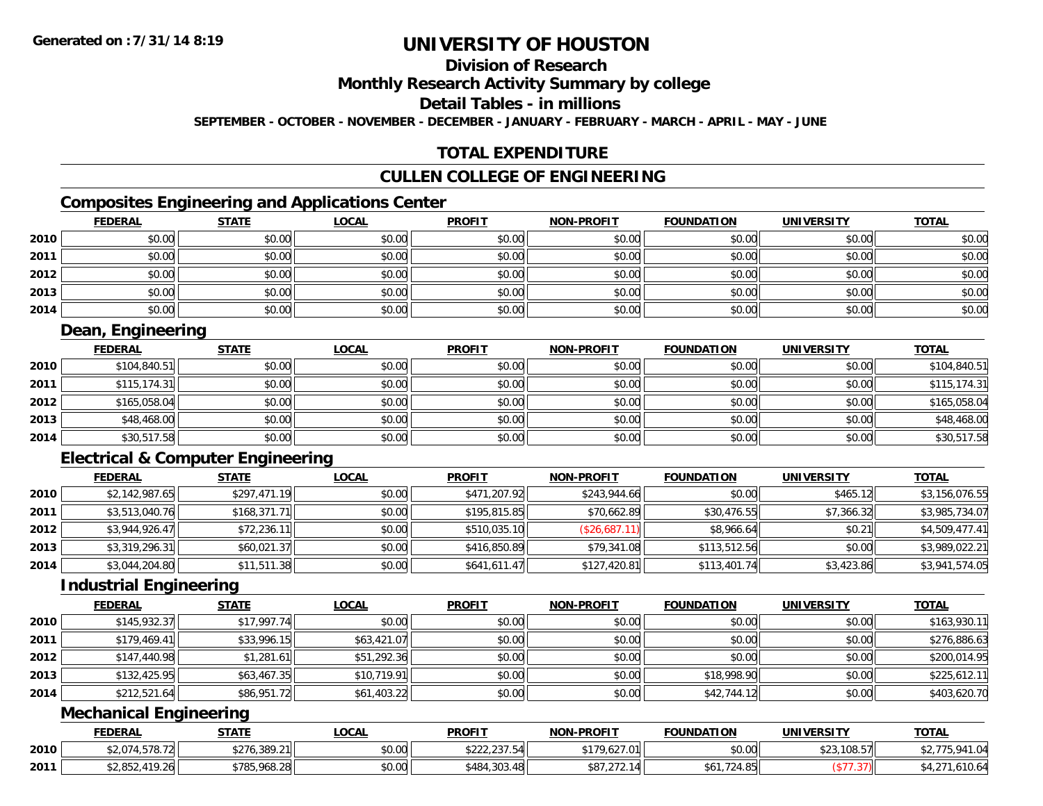**Generated on :7/31/14 8:19**

# UNIVERSITY OF HOUSTON

## Division of Research

## Monthly Research Activity Summary by college

## Detail Tables - in millions

**SEPTEMBER - OCTOBER - NOVEMBER - DECEMBER - JANUARY - FEBRUARY - MARCH - APRIL - MAY - JUNE**

## TOTAL EXPENDITURE

## CULLEN COLLEGE OF ENGINEERING

### Composites Engineering and Applications Center

| | FEDERAL | STATE | LOCAL | PROFIT | NON-PROFIT | FOUNDATION | UNIVERSITY | TOTAL |
|---|---|---|---|---|---|---|---|---|
| 2010 | $0.00 | $0.00 | $0.00 | $0.00 | $0.00 | $0.00 | $0.00 | $0.00 |
| 2011 | $0.00 | $0.00 | $0.00 | $0.00 | $0.00 | $0.00 | $0.00 | $0.00 |
| 2012 | $0.00 | $0.00 | $0.00 | $0.00 | $0.00 | $0.00 | $0.00 | $0.00 |
| 2013 | $0.00 | $0.00 | $0.00 | $0.00 | $0.00 | $0.00 | $0.00 | $0.00 |
| 2014 | $0.00 | $0.00 | $0.00 | $0.00 | $0.00 | $0.00 | $0.00 | $0.00 |

### Dean, Engineering

| | FEDERAL | STATE | LOCAL | PROFIT | NON-PROFIT | FOUNDATION | UNIVERSITY | TOTAL |
|---|---|---|---|---|---|---|---|---|
| 2010 | $104,840.51 | $0.00 | $0.00 | $0.00 | $0.00 | $0.00 | $0.00 | $104,840.51 |
| 2011 | $115,174.31 | $0.00 | $0.00 | $0.00 | $0.00 | $0.00 | $0.00 | $115,174.31 |
| 2012 | $165,058.04 | $0.00 | $0.00 | $0.00 | $0.00 | $0.00 | $0.00 | $165,058.04 |
| 2013 | $48,468.00 | $0.00 | $0.00 | $0.00 | $0.00 | $0.00 | $0.00 | $48,468.00 |
| 2014 | $30,517.58 | $0.00 | $0.00 | $0.00 | $0.00 | $0.00 | $0.00 | $30,517.58 |

### Electrical & Computer Engineering

| | FEDERAL | STATE | LOCAL | PROFIT | NON-PROFIT | FOUNDATION | UNIVERSITY | TOTAL |
|---|---|---|---|---|---|---|---|---|
| 2010 | $2,142,987.65 | $297,471.19 | $0.00 | $471,207.92 | $243,944.66 | $0.00 | $465.12 | $3,156,076.55 |
| 2011 | $3,513,040.76 | $168,371.71 | $0.00 | $195,815.85 | $70,662.89 | $30,476.55 | $7,366.32 | $3,985,734.07 |
| 2012 | $3,944,926.47 | $72,236.11 | $0.00 | $510,035.10 | ($26,687.11) | $8,966.64 | $0.21 | $4,509,477.41 |
| 2013 | $3,319,296.31 | $60,021.37 | $0.00 | $416,850.89 | $79,341.08 | $113,512.56 | $0.00 | $3,989,022.21 |
| 2014 | $3,044,204.80 | $11,511.38 | $0.00 | $641,611.47 | $127,420.81 | $113,401.74 | $3,423.86 | $3,941,574.05 |

### Industrial Engineering

| | FEDERAL | STATE | LOCAL | PROFIT | NON-PROFIT | FOUNDATION | UNIVERSITY | TOTAL |
|---|---|---|---|---|---|---|---|---|
| 2010 | $145,932.37 | $17,997.74 | $0.00 | $0.00 | $0.00 | $0.00 | $0.00 | $163,930.11 |
| 2011 | $179,469.41 | $33,996.15 | $63,421.07 | $0.00 | $0.00 | $0.00 | $0.00 | $276,886.63 |
| 2012 | $147,440.98 | $1,281.61 | $51,292.36 | $0.00 | $0.00 | $0.00 | $0.00 | $200,014.95 |
| 2013 | $132,425.95 | $63,467.35 | $10,719.91 | $0.00 | $0.00 | $18,998.90 | $0.00 | $225,612.11 |
| 2014 | $212,521.64 | $86,951.72 | $61,403.22 | $0.00 | $0.00 | $42,744.12 | $0.00 | $403,620.70 |

### Mechanical Engineering

| | FEDERAL | STATE | LOCAL | PROFIT | NON-PROFIT | FOUNDATION | UNIVERSITY | TOTAL |
|---|---|---|---|---|---|---|---|---|
| 2010 | $2,074,578.72 | $276,389.21 | $0.00 | $222,237.54 | $179,627.01 | $0.00 | $23,108.57 | $2,775,941.04 |
| 2011 | $2,852,419.26 | $785,968.28 | $0.00 | $484,303.48 | $87,272.14 | $61,724.85 | ($77.37) | $4,271,610.64 |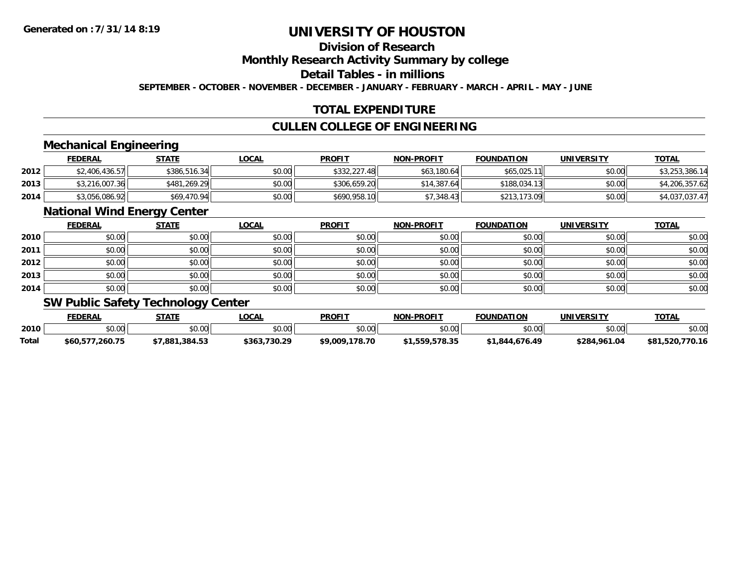# UNIVERSITY OF HOUSTON

## Division of Research

## Monthly Research Activity Summary by college

## Detail Tables - in millions

**SEPTEMBER - OCTOBER - NOVEMBER - DECEMBER - JANUARY - FEBRUARY - MARCH - APRIL - MAY - JUNE**

## TOTAL EXPENDITURE

## CULLEN COLLEGE OF ENGINEERING

### Mechanical Engineering

| | FEDERAL | STATE | LOCAL | PROFIT | NON-PROFIT | FOUNDATION | UNIVERSITY | TOTAL |
|---|---|---|---|---|---|---|---|---|
| 2012 | $2,406,436.57 | $386,516.34 | $0.00 | $332,227.48 | $63,180.64 | $65,025.11 | $0.00 | $3,253,386.14 |
| 2013 | $3,216,007.36 | $481,269.29 | $0.00 | $306,659.20 | $14,387.64 | $188,034.13 | $0.00 | $4,206,357.62 |
| 2014 | $3,056,086.92 | $69,470.94 | $0.00 | $690,958.10 | $7,348.43 | $213,173.09 | $0.00 | $4,037,037.47 |

### National Wind Energy Center

| | FEDERAL | STATE | LOCAL | PROFIT | NON-PROFIT | FOUNDATION | UNIVERSITY | TOTAL |
|---|---|---|---|---|---|---|---|---|
| 2010 | $0.00 | $0.00 | $0.00 | $0.00 | $0.00 | $0.00 | $0.00 | $0.00 |
| 2011 | $0.00 | $0.00 | $0.00 | $0.00 | $0.00 | $0.00 | $0.00 | $0.00 |
| 2012 | $0.00 | $0.00 | $0.00 | $0.00 | $0.00 | $0.00 | $0.00 | $0.00 |
| 2013 | $0.00 | $0.00 | $0.00 | $0.00 | $0.00 | $0.00 | $0.00 | $0.00 |
| 2014 | $0.00 | $0.00 | $0.00 | $0.00 | $0.00 | $0.00 | $0.00 | $0.00 |

### SW Public Safety Technology Center

| | FEDERAL | STATE | LOCAL | PROFIT | NON-PROFIT | FOUNDATION | UNIVERSITY | TOTAL |
|---|---|---|---|---|---|---|---|---|
| 2010 | $0.00 | $0.00 | $0.00 | $0.00 | $0.00 | $0.00 | $0.00 | $0.00 |
| **Total** | **$60,577,260.75** | **$7,881,384.53** | **$363,730.29** | **$9,009,178.70** | **$1,559,578.35** | **$1,844,676.49** | **$284,961.04** | **$81,520,770.16** |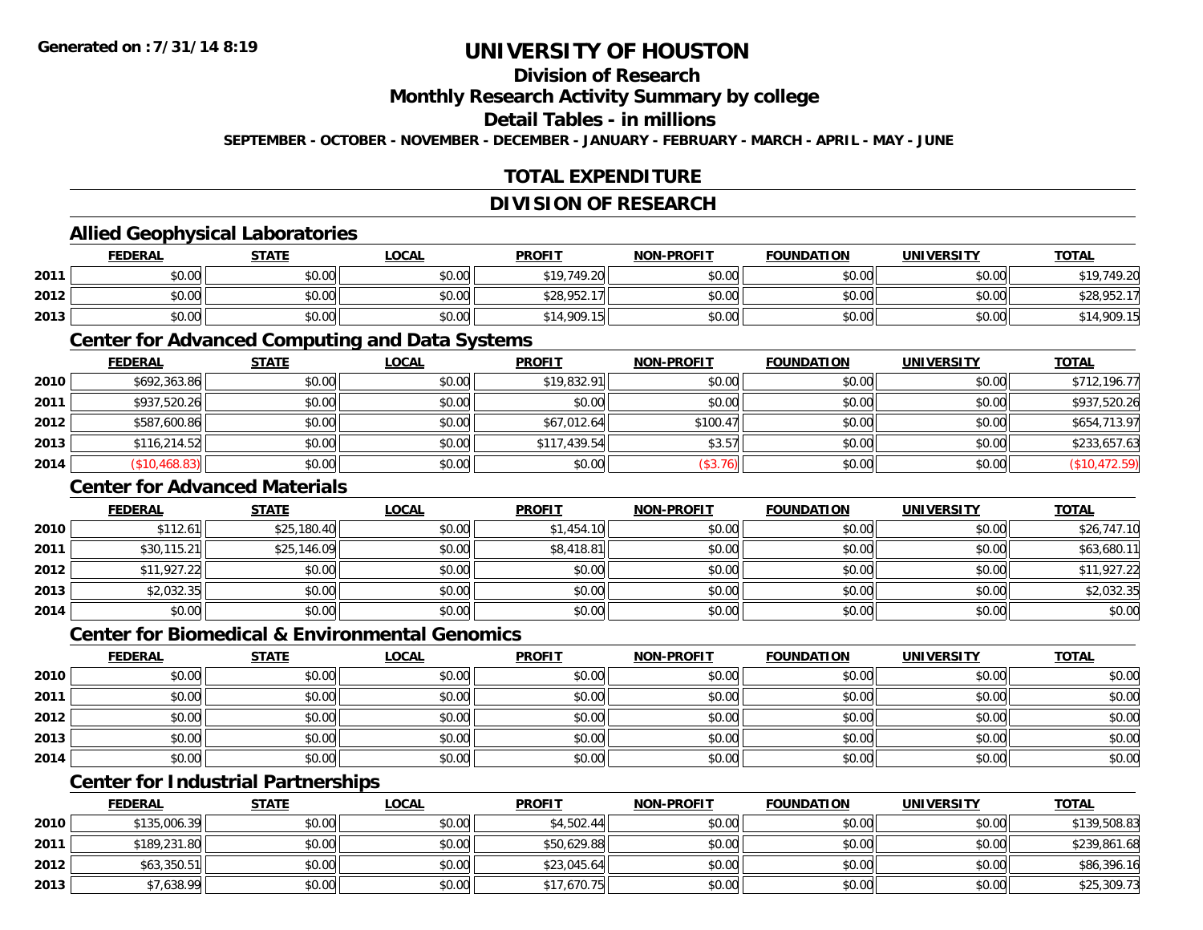# UNIVERSITY OF HOUSTON

## Division of Research

## Monthly Research Activity Summary by college

## Detail Tables - in millions

SEPTEMBER - OCTOBER - NOVEMBER - DECEMBER - JANUARY - FEBRUARY - MARCH - APRIL - MAY - JUNE

Generated on : 7/31/14 8:19

## TOTAL EXPENDITURE

## DIVISION OF RESEARCH

### Allied Geophysical Laboratories

| | FEDERAL | STATE | LOCAL | PROFIT | NON-PROFIT | FOUNDATION | UNIVERSITY | TOTAL |
|---|---|---|---|---|---|---|---|---|
| 2011 | $0.00 | $0.00 | $0.00 | $19,749.20 | $0.00 | $0.00 | $0.00 | $19,749.20 |
| 2012 | $0.00 | $0.00 | $0.00 | $28,952.17 | $0.00 | $0.00 | $0.00 | $28,952.17 |
| 2013 | $0.00 | $0.00 | $0.00 | $14,909.15 | $0.00 | $0.00 | $0.00 | $14,909.15 |

### Center for Advanced Computing and Data Systems

| | FEDERAL | STATE | LOCAL | PROFIT | NON-PROFIT | FOUNDATION | UNIVERSITY | TOTAL |
|---|---|---|---|---|---|---|---|---|
| 2010 | $692,363.86 | $0.00 | $0.00 | $19,832.91 | $0.00 | $0.00 | $0.00 | $712,196.77 |
| 2011 | $937,520.26 | $0.00 | $0.00 | $0.00 | $0.00 | $0.00 | $0.00 | $937,520.26 |
| 2012 | $587,600.86 | $0.00 | $0.00 | $67,012.64 | $100.47 | $0.00 | $0.00 | $654,713.97 |
| 2013 | $116,214.52 | $0.00 | $0.00 | $117,439.54 | $3.57 | $0.00 | $0.00 | $233,657.63 |
| 2014 | ($10,468.83) | $0.00 | $0.00 | $0.00 | ($3.76) | $0.00 | $0.00 | ($10,472.59) |

### Center for Advanced Materials

| | FEDERAL | STATE | LOCAL | PROFIT | NON-PROFIT | FOUNDATION | UNIVERSITY | TOTAL |
|---|---|---|---|---|---|---|---|---|
| 2010 | $112.61 | $25,180.40 | $0.00 | $1,454.10 | $0.00 | $0.00 | $0.00 | $26,747.10 |
| 2011 | $30,115.21 | $25,146.09 | $0.00 | $8,418.81 | $0.00 | $0.00 | $0.00 | $63,680.11 |
| 2012 | $11,927.22 | $0.00 | $0.00 | $0.00 | $0.00 | $0.00 | $0.00 | $11,927.22 |
| 2013 | $2,032.35 | $0.00 | $0.00 | $0.00 | $0.00 | $0.00 | $0.00 | $2,032.35 |
| 2014 | $0.00 | $0.00 | $0.00 | $0.00 | $0.00 | $0.00 | $0.00 | $0.00 |

### Center for Biomedical & Environmental Genomics

| | FEDERAL | STATE | LOCAL | PROFIT | NON-PROFIT | FOUNDATION | UNIVERSITY | TOTAL |
|---|---|---|---|---|---|---|---|---|
| 2010 | $0.00 | $0.00 | $0.00 | $0.00 | $0.00 | $0.00 | $0.00 | $0.00 |
| 2011 | $0.00 | $0.00 | $0.00 | $0.00 | $0.00 | $0.00 | $0.00 | $0.00 |
| 2012 | $0.00 | $0.00 | $0.00 | $0.00 | $0.00 | $0.00 | $0.00 | $0.00 |
| 2013 | $0.00 | $0.00 | $0.00 | $0.00 | $0.00 | $0.00 | $0.00 | $0.00 |
| 2014 | $0.00 | $0.00 | $0.00 | $0.00 | $0.00 | $0.00 | $0.00 | $0.00 |

### Center for Industrial Partnerships

| | FEDERAL | STATE | LOCAL | PROFIT | NON-PROFIT | FOUNDATION | UNIVERSITY | TOTAL |
|---|---|---|---|---|---|---|---|---|
| 2010 | $135,006.39 | $0.00 | $0.00 | $4,502.44 | $0.00 | $0.00 | $0.00 | $139,508.83 |
| 2011 | $189,231.80 | $0.00 | $0.00 | $50,629.88 | $0.00 | $0.00 | $0.00 | $239,861.68 |
| 2012 | $63,350.51 | $0.00 | $0.00 | $23,045.64 | $0.00 | $0.00 | $0.00 | $86,396.16 |
| 2013 | $7,638.99 | $0.00 | $0.00 | $17,670.75 | $0.00 | $0.00 | $0.00 | $25,309.73 |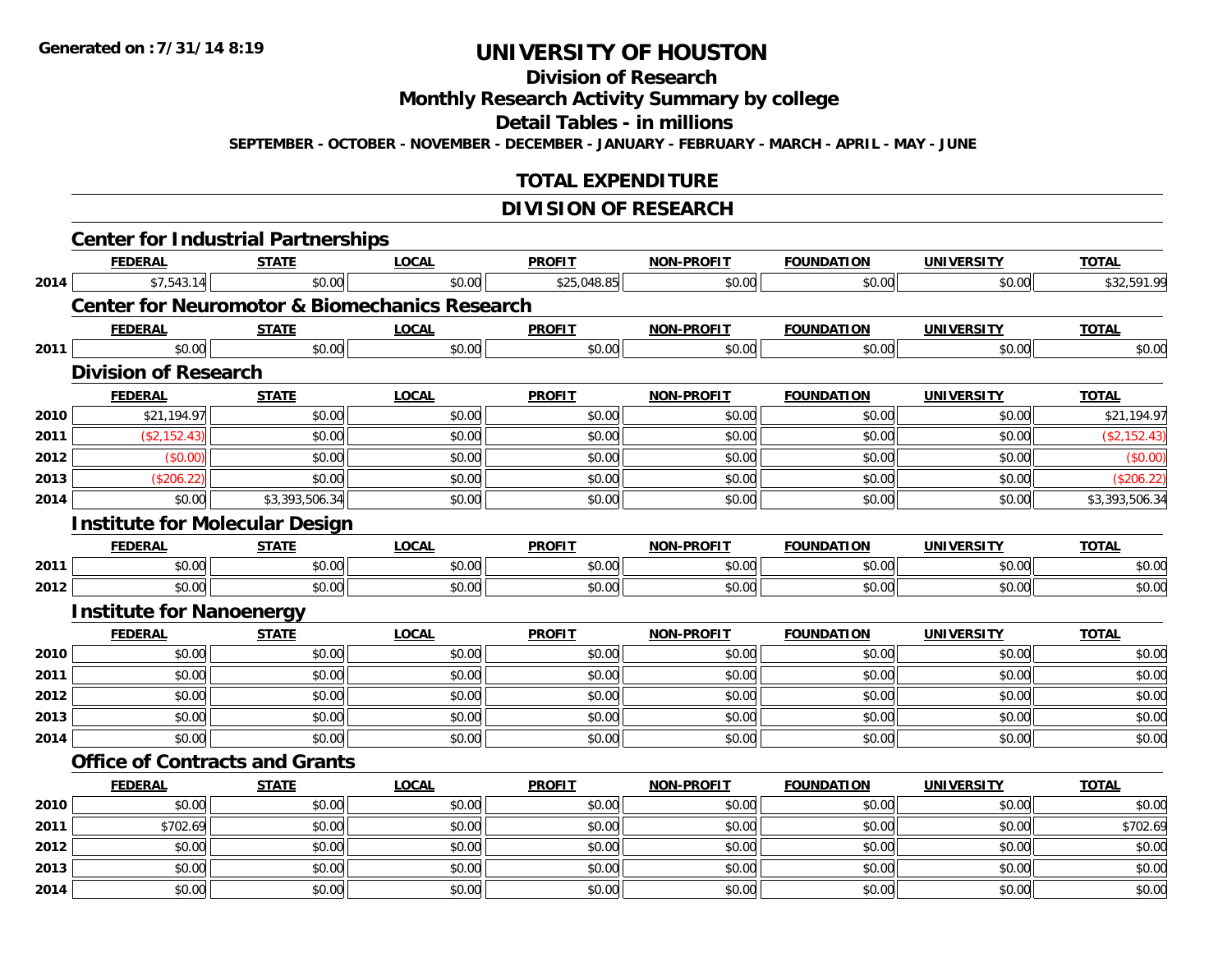# UNIVERSITY OF HOUSTON

## Division of Research

## Monthly Research Activity Summary by college

## Detail Tables - in millions

**SEPTEMBER - OCTOBER - NOVEMBER - DECEMBER - JANUARY - FEBRUARY - MARCH - APRIL - MAY - JUNE**

## TOTAL EXPENDITURE

## DIVISION OF RESEARCH

### Center for Industrial Partnerships

| | FEDERAL | STATE | LOCAL | PROFIT | NON-PROFIT | FOUNDATION | UNIVERSITY | TOTAL |
|---|---|---|---|---|---|---|---|---|
| 2014 | $7,543.14 | $0.00 | $0.00 | $25,048.85 | $0.00 | $0.00 | $0.00 | $32,591.99 |

### Center for Neuromotor & Biomechanics Research

| | FEDERAL | STATE | LOCAL | PROFIT | NON-PROFIT | FOUNDATION | UNIVERSITY | TOTAL |
|---|---|---|---|---|---|---|---|---|
| 2011 | $0.00 | $0.00 | $0.00 | $0.00 | $0.00 | $0.00 | $0.00 | $0.00 |

### Division of Research

| | FEDERAL | STATE | LOCAL | PROFIT | NON-PROFIT | FOUNDATION | UNIVERSITY | TOTAL |
|---|---|---|---|---|---|---|---|---|
| 2010 | $21,194.97 | $0.00 | $0.00 | $0.00 | $0.00 | $0.00 | $0.00 | $21,194.97 |
| 2011 | ($2,152.43) | $0.00 | $0.00 | $0.00 | $0.00 | $0.00 | $0.00 | ($2,152.43) |
| 2012 | ($0.00) | $0.00 | $0.00 | $0.00 | $0.00 | $0.00 | $0.00 | ($0.00) |
| 2013 | ($206.22) | $0.00 | $0.00 | $0.00 | $0.00 | $0.00 | $0.00 | ($206.22) |
| 2014 | $0.00 | $3,393,506.34 | $0.00 | $0.00 | $0.00 | $0.00 | $0.00 | $3,393,506.34 |

### Institute for Molecular Design

| | FEDERAL | STATE | LOCAL | PROFIT | NON-PROFIT | FOUNDATION | UNIVERSITY | TOTAL |
|---|---|---|---|---|---|---|---|---|
| 2011 | $0.00 | $0.00 | $0.00 | $0.00 | $0.00 | $0.00 | $0.00 | $0.00 |
| 2012 | $0.00 | $0.00 | $0.00 | $0.00 | $0.00 | $0.00 | $0.00 | $0.00 |

### Institute for Nanoenergy

| | FEDERAL | STATE | LOCAL | PROFIT | NON-PROFIT | FOUNDATION | UNIVERSITY | TOTAL |
|---|---|---|---|---|---|---|---|---|
| 2010 | $0.00 | $0.00 | $0.00 | $0.00 | $0.00 | $0.00 | $0.00 | $0.00 |
| 2011 | $0.00 | $0.00 | $0.00 | $0.00 | $0.00 | $0.00 | $0.00 | $0.00 |
| 2012 | $0.00 | $0.00 | $0.00 | $0.00 | $0.00 | $0.00 | $0.00 | $0.00 |
| 2013 | $0.00 | $0.00 | $0.00 | $0.00 | $0.00 | $0.00 | $0.00 | $0.00 |
| 2014 | $0.00 | $0.00 | $0.00 | $0.00 | $0.00 | $0.00 | $0.00 | $0.00 |

### Office of Contracts and Grants

| | FEDERAL | STATE | LOCAL | PROFIT | NON-PROFIT | FOUNDATION | UNIVERSITY | TOTAL |
|---|---|---|---|---|---|---|---|---|
| 2010 | $0.00 | $0.00 | $0.00 | $0.00 | $0.00 | $0.00 | $0.00 | $0.00 |
| 2011 | $702.69 | $0.00 | $0.00 | $0.00 | $0.00 | $0.00 | $0.00 | $702.69 |
| 2012 | $0.00 | $0.00 | $0.00 | $0.00 | $0.00 | $0.00 | $0.00 | $0.00 |
| 2013 | $0.00 | $0.00 | $0.00 | $0.00 | $0.00 | $0.00 | $0.00 | $0.00 |
| 2014 | $0.00 | $0.00 | $0.00 | $0.00 | $0.00 | $0.00 | $0.00 | $0.00 |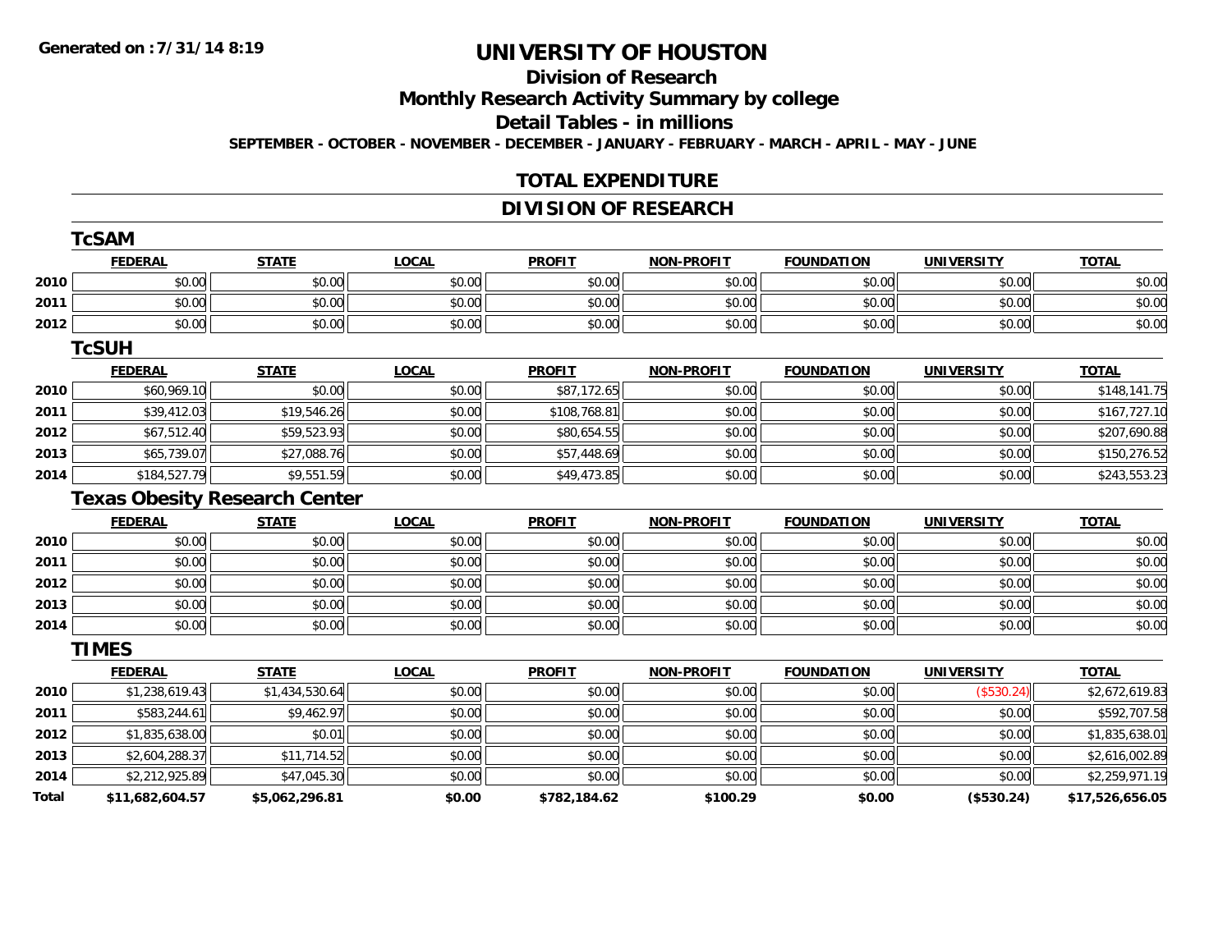# UNIVERSITY OF HOUSTON

## Division of Research

## Monthly Research Activity Summary by college

## Detail Tables - in millions

**SEPTEMBER - OCTOBER - NOVEMBER - DECEMBER - JANUARY - FEBRUARY - MARCH - APRIL - MAY - JUNE**

Generated on : 7/31/14 8:19

## TOTAL EXPENDITURE

## DIVISION OF RESEARCH

### TcSAM

| | FEDERAL | STATE | LOCAL | PROFIT | NON-PROFIT | FOUNDATION | UNIVERSITY | TOTAL |
|---|---|---|---|---|---|---|---|---|
| 2010 | $0.00 | $0.00 | $0.00 | $0.00 | $0.00 | $0.00 | $0.00 | $0.00 |
| 2011 | $0.00 | $0.00 | $0.00 | $0.00 | $0.00 | $0.00 | $0.00 | $0.00 |
| 2012 | $0.00 | $0.00 | $0.00 | $0.00 | $0.00 | $0.00 | $0.00 | $0.00 |

### TcSUH

| | FEDERAL | STATE | LOCAL | PROFIT | NON-PROFIT | FOUNDATION | UNIVERSITY | TOTAL |
|---|---|---|---|---|---|---|---|---|
| 2010 | $60,969.10 | $0.00 | $0.00 | $87,172.65 | $0.00 | $0.00 | $0.00 | $148,141.75 |
| 2011 | $39,412.03 | $19,546.26 | $0.00 | $108,768.81 | $0.00 | $0.00 | $0.00 | $167,727.10 |
| 2012 | $67,512.40 | $59,523.93 | $0.00 | $80,654.55 | $0.00 | $0.00 | $0.00 | $207,690.88 |
| 2013 | $65,739.07 | $27,088.76 | $0.00 | $57,448.69 | $0.00 | $0.00 | $0.00 | $150,276.52 |
| 2014 | $184,527.79 | $9,551.59 | $0.00 | $49,473.85 | $0.00 | $0.00 | $0.00 | $243,553.23 |

### Texas Obesity Research Center

| | FEDERAL | STATE | LOCAL | PROFIT | NON-PROFIT | FOUNDATION | UNIVERSITY | TOTAL |
|---|---|---|---|---|---|---|---|---|
| 2010 | $0.00 | $0.00 | $0.00 | $0.00 | $0.00 | $0.00 | $0.00 | $0.00 |
| 2011 | $0.00 | $0.00 | $0.00 | $0.00 | $0.00 | $0.00 | $0.00 | $0.00 |
| 2012 | $0.00 | $0.00 | $0.00 | $0.00 | $0.00 | $0.00 | $0.00 | $0.00 |
| 2013 | $0.00 | $0.00 | $0.00 | $0.00 | $0.00 | $0.00 | $0.00 | $0.00 |
| 2014 | $0.00 | $0.00 | $0.00 | $0.00 | $0.00 | $0.00 | $0.00 | $0.00 |

### TIMES

| | FEDERAL | STATE | LOCAL | PROFIT | NON-PROFIT | FOUNDATION | UNIVERSITY | TOTAL |
|---|---|---|---|---|---|---|---|---|
| 2010 | $1,238,619.43 | $1,434,530.64 | $0.00 | $0.00 | $0.00 | $0.00 | ($530.24) | $2,672,619.83 |
| 2011 | $583,244.61 | $9,462.97 | $0.00 | $0.00 | $0.00 | $0.00 | $0.00 | $592,707.58 |
| 2012 | $1,835,638.00 | $0.01 | $0.00 | $0.00 | $0.00 | $0.00 | $0.00 | $1,835,638.01 |
| 2013 | $2,604,288.37 | $11,714.52 | $0.00 | $0.00 | $0.00 | $0.00 | $0.00 | $2,616,002.89 |
| 2014 | $2,212,925.89 | $47,045.30 | $0.00 | $0.00 | $0.00 | $0.00 | $0.00 | $2,259,971.19 |
| **Total** | **$11,682,604.57** | **$5,062,296.81** | **$0.00** | **$782,184.62** | **$100.29** | **$0.00** | **($530.24)** | **$17,526,656.05** |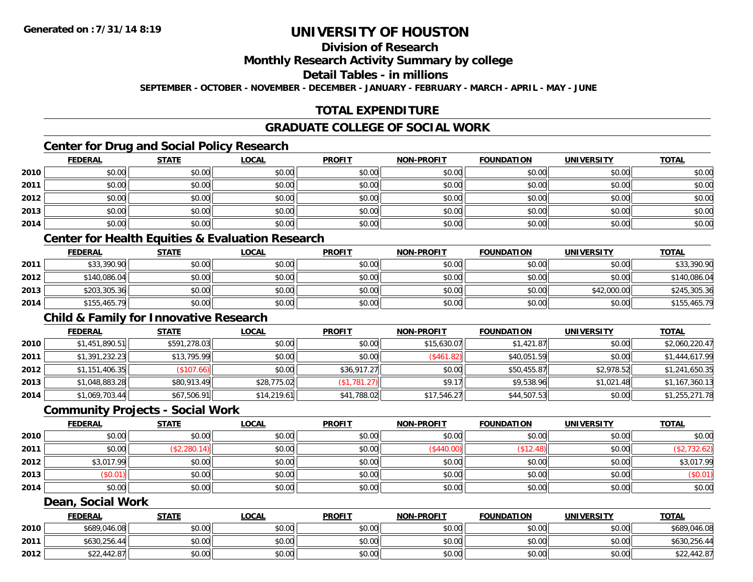# UNIVERSITY OF HOUSTON

## Division of Research

## Monthly Research Activity Summary by college

## Detail Tables - in millions

SEPTEMBER - OCTOBER - NOVEMBER - DECEMBER - JANUARY - FEBRUARY - MARCH - APRIL - MAY - JUNE

## TOTAL EXPENDITURE

## GRADUATE COLLEGE OF SOCIAL WORK

### Center for Drug and Social Policy Research

| | FEDERAL | STATE | LOCAL | PROFIT | NON-PROFIT | FOUNDATION | UNIVERSITY | TOTAL |
|---|---|---|---|---|---|---|---|---|
| 2010 | $0.00 | $0.00 | $0.00 | $0.00 | $0.00 | $0.00 | $0.00 | $0.00 |
| 2011 | $0.00 | $0.00 | $0.00 | $0.00 | $0.00 | $0.00 | $0.00 | $0.00 |
| 2012 | $0.00 | $0.00 | $0.00 | $0.00 | $0.00 | $0.00 | $0.00 | $0.00 |
| 2013 | $0.00 | $0.00 | $0.00 | $0.00 | $0.00 | $0.00 | $0.00 | $0.00 |
| 2014 | $0.00 | $0.00 | $0.00 | $0.00 | $0.00 | $0.00 | $0.00 | $0.00 |

### Center for Health Equities & Evaluation Research

| | FEDERAL | STATE | LOCAL | PROFIT | NON-PROFIT | FOUNDATION | UNIVERSITY | TOTAL |
|---|---|---|---|---|---|---|---|---|
| 2011 | $33,390.90 | $0.00 | $0.00 | $0.00 | $0.00 | $0.00 | $0.00 | $33,390.90 |
| 2012 | $140,086.04 | $0.00 | $0.00 | $0.00 | $0.00 | $0.00 | $0.00 | $140,086.04 |
| 2013 | $203,305.36 | $0.00 | $0.00 | $0.00 | $0.00 | $0.00 | $42,000.00 | $245,305.36 |
| 2014 | $155,465.79 | $0.00 | $0.00 | $0.00 | $0.00 | $0.00 | $0.00 | $155,465.79 |

### Child & Family for Innovative Research

| | FEDERAL | STATE | LOCAL | PROFIT | NON-PROFIT | FOUNDATION | UNIVERSITY | TOTAL |
|---|---|---|---|---|---|---|---|---|
| 2010 | $1,451,890.51 | $591,278.03 | $0.00 | $0.00 | $15,630.07 | $1,421.87 | $0.00 | $2,060,220.47 |
| 2011 | $1,391,232.23 | $13,795.99 | $0.00 | $0.00 | ($461.82) | $40,051.59 | $0.00 | $1,444,617.99 |
| 2012 | $1,151,406.35 | ($107.66) | $0.00 | $36,917.27 | $0.00 | $50,455.87 | $2,978.52 | $1,241,650.35 |
| 2013 | $1,048,883.28 | $80,913.49 | $28,775.02 | ($1,781.27) | $9.17 | $9,538.96 | $1,021.48 | $1,167,360.13 |
| 2014 | $1,069,703.44 | $67,506.91 | $14,219.61 | $41,788.02 | $17,546.27 | $44,507.53 | $0.00 | $1,255,271.78 |

### Community Projects - Social Work

| | FEDERAL | STATE | LOCAL | PROFIT | NON-PROFIT | FOUNDATION | UNIVERSITY | TOTAL |
|---|---|---|---|---|---|---|---|---|
| 2010 | $0.00 | $0.00 | $0.00 | $0.00 | $0.00 | $0.00 | $0.00 | $0.00 |
| 2011 | $0.00 | ($2,280.14) | $0.00 | $0.00 | ($440.00) | ($12.48) | $0.00 | ($2,732.62) |
| 2012 | $3,017.99 | $0.00 | $0.00 | $0.00 | $0.00 | $0.00 | $0.00 | $3,017.99 |
| 2013 | ($0.01) | $0.00 | $0.00 | $0.00 | $0.00 | $0.00 | $0.00 | ($0.01) |
| 2014 | $0.00 | $0.00 | $0.00 | $0.00 | $0.00 | $0.00 | $0.00 | $0.00 |

### Dean, Social Work

| | FEDERAL | STATE | LOCAL | PROFIT | NON-PROFIT | FOUNDATION | UNIVERSITY | TOTAL |
|---|---|---|---|---|---|---|---|---|
| 2010 | $689,046.08 | $0.00 | $0.00 | $0.00 | $0.00 | $0.00 | $0.00 | $689,046.08 |
| 2011 | $630,256.44 | $0.00 | $0.00 | $0.00 | $0.00 | $0.00 | $0.00 | $630,256.44 |
| 2012 | $22,442.87 | $0.00 | $0.00 | $0.00 | $0.00 | $0.00 | $0.00 | $22,442.87 |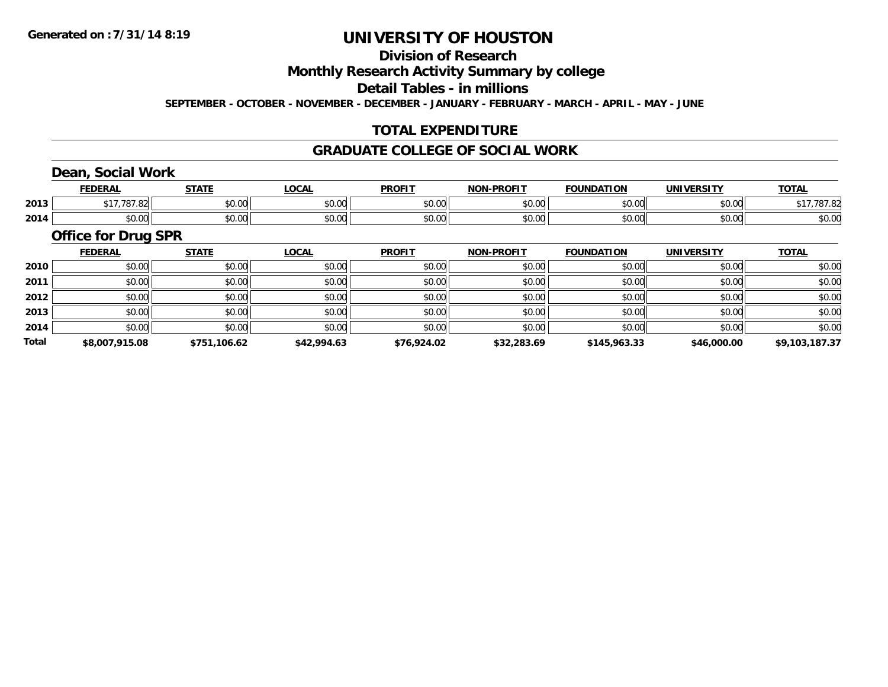# UNIVERSITY OF HOUSTON

## Division of Research

## Monthly Research Activity Summary by college

## Detail Tables - in millions

**SEPTEMBER - OCTOBER - NOVEMBER - DECEMBER - JANUARY - FEBRUARY - MARCH - APRIL - MAY - JUNE**

## TOTAL EXPENDITURE

## GRADUATE COLLEGE OF SOCIAL WORK

### Dean, Social Work

| | FEDERAL | STATE | LOCAL | PROFIT | NON-PROFIT | FOUNDATION | UNIVERSITY | TOTAL |
|---|---|---|---|---|---|---|---|---|
| 2013 | $17,787.82 | $0.00 | $0.00 | $0.00 | $0.00 | $0.00 | $0.00 | $17,787.82 |
| 2014 | $0.00 | $0.00 | $0.00 | $0.00 | $0.00 | $0.00 | $0.00 | $0.00 |

### Office for Drug SPR

| | FEDERAL | STATE | LOCAL | PROFIT | NON-PROFIT | FOUNDATION | UNIVERSITY | TOTAL |
|---|---|---|---|---|---|---|---|---|
| 2010 | $0.00 | $0.00 | $0.00 | $0.00 | $0.00 | $0.00 | $0.00 | $0.00 |
| 2011 | $0.00 | $0.00 | $0.00 | $0.00 | $0.00 | $0.00 | $0.00 | $0.00 |
| 2012 | $0.00 | $0.00 | $0.00 | $0.00 | $0.00 | $0.00 | $0.00 | $0.00 |
| 2013 | $0.00 | $0.00 | $0.00 | $0.00 | $0.00 | $0.00 | $0.00 | $0.00 |
| 2014 | $0.00 | $0.00 | $0.00 | $0.00 | $0.00 | $0.00 | $0.00 | $0.00 |
| **Total** | **$8,007,915.08** | **$751,106.62** | **$42,994.63** | **$76,924.02** | **$32,283.69** | **$145,963.33** | **$46,000.00** | **$9,103,187.37** |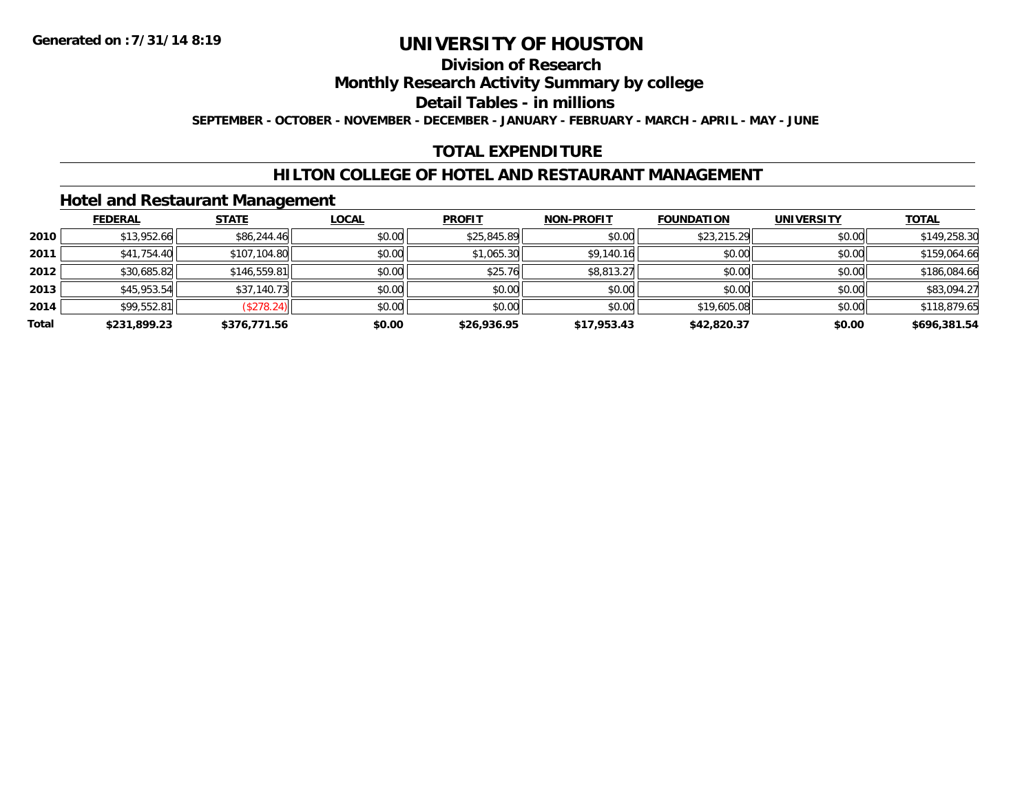**Generated on :7/31/14 8:19**

# UNIVERSITY OF HOUSTON

## Division of Research

## Monthly Research Activity Summary by college

## Detail Tables - in millions

**SEPTEMBER - OCTOBER - NOVEMBER - DECEMBER - JANUARY - FEBRUARY - MARCH - APRIL - MAY - JUNE**

## TOTAL EXPENDITURE

## HILTON COLLEGE OF HOTEL AND RESTAURANT MANAGEMENT

### Hotel and Restaurant Management

| | FEDERAL | STATE | LOCAL | PROFIT | NON-PROFIT | FOUNDATION | UNIVERSITY | TOTAL |
|---|---|---|---|---|---|---|---|---|
| **2010** | $13,952.66 | $86,244.46 | $0.00 | $25,845.89 | $0.00 | $23,215.29 | $0.00 | $149,258.30 |
| **2011** | $41,754.40 | $107,104.80 | $0.00 | $1,065.30 | $9,140.16 | $0.00 | $0.00 | $159,064.66 |
| **2012** | $30,685.82 | $146,559.81 | $0.00 | $25.76 | $8,813.27 | $0.00 | $0.00 | $186,084.66 |
| **2013** | $45,953.54 | $37,140.73 | $0.00 | $0.00 | $0.00 | $0.00 | $0.00 | $83,094.27 |
| **2014** | $99,552.81 | ($278.24) | $0.00 | $0.00 | $0.00 | $19,605.08 | $0.00 | $118,879.65 |
| **Total** | **$231,899.23** | **$376,771.56** | **$0.00** | **$26,936.95** | **$17,953.43** | **$42,820.37** | **$0.00** | **$696,381.54** |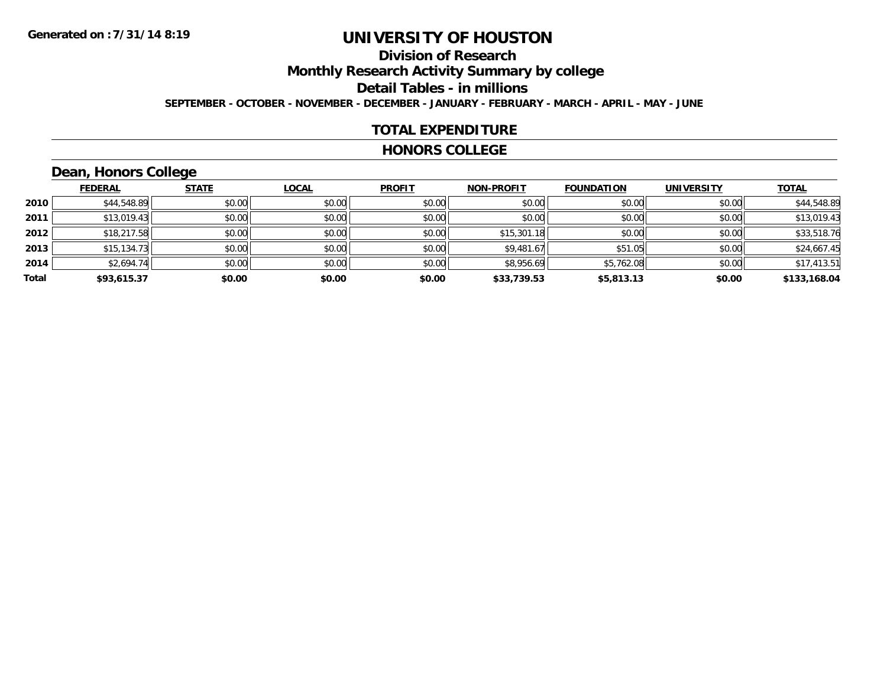Generated on :7/31/14 8:19

# UNIVERSITY OF HOUSTON

## Division of Research

## Monthly Research Activity Summary by college

## Detail Tables - in millions

**SEPTEMBER - OCTOBER - NOVEMBER - DECEMBER - JANUARY - FEBRUARY - MARCH - APRIL - MAY - JUNE**

## TOTAL EXPENDITURE

## HONORS COLLEGE

### Dean, Honors College

| | FEDERAL | STATE | LOCAL | PROFIT | NON-PROFIT | FOUNDATION | UNIVERSITY | TOTAL |
|---|---|---|---|---|---|---|---|---|
| 2010 | $44,548.89 | $0.00 | $0.00 | $0.00 | $0.00 | $0.00 | $0.00 | $44,548.89 |
| 2011 | $13,019.43 | $0.00 | $0.00 | $0.00 | $0.00 | $0.00 | $0.00 | $13,019.43 |
| 2012 | $18,217.58 | $0.00 | $0.00 | $0.00 | $15,301.18 | $0.00 | $0.00 | $33,518.76 |
| 2013 | $15,134.73 | $0.00 | $0.00 | $0.00 | $9,481.67 | $51.05 | $0.00 | $24,667.45 |
| 2014 | $2,694.74 | $0.00 | $0.00 | $0.00 | $8,956.69 | $5,762.08 | $0.00 | $17,413.51 |
| **Total** | **$93,615.37** | **$0.00** | **$0.00** | **$0.00** | **$33,739.53** | **$5,813.13** | **$0.00** | **$133,168.04** |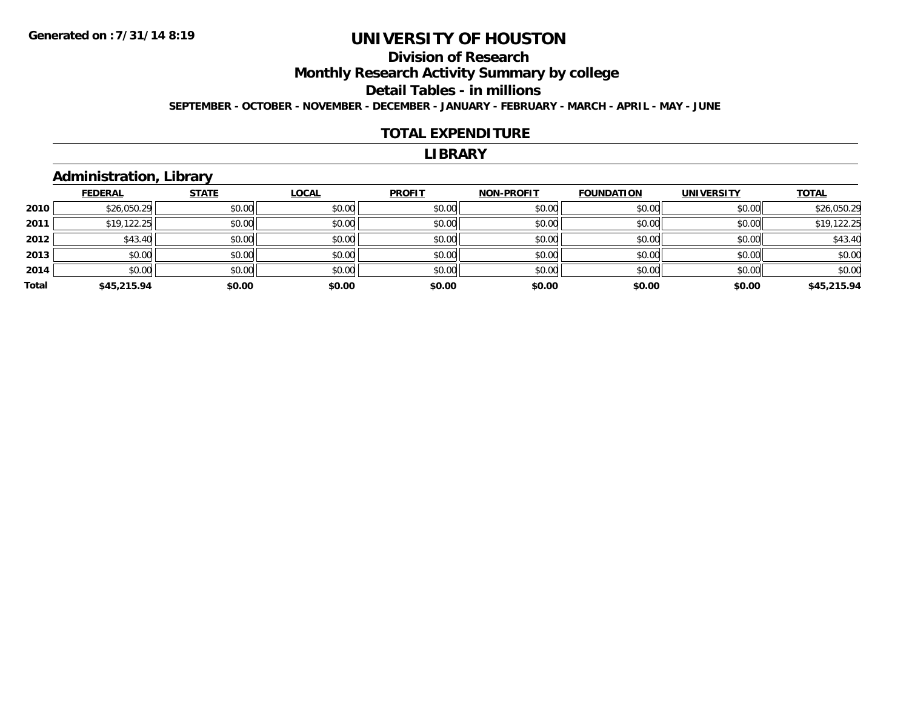**Generated on :7/31/14 8:19**

# UNIVERSITY OF HOUSTON

## Division of Research

## Monthly Research Activity Summary by college

## Detail Tables - in millions

**SEPTEMBER - OCTOBER - NOVEMBER - DECEMBER - JANUARY - FEBRUARY - MARCH - APRIL - MAY - JUNE**

## TOTAL EXPENDITURE

## LIBRARY

### Administration, Library

| | FEDERAL | STATE | LOCAL | PROFIT | NON-PROFIT | FOUNDATION | UNIVERSITY | TOTAL |
|---|---|---|---|---|---|---|---|---|
| 2010 | $26,050.29 | $0.00 | $0.00 | $0.00 | $0.00 | $0.00 | $0.00 | $26,050.29 |
| 2011 | $19,122.25 | $0.00 | $0.00 | $0.00 | $0.00 | $0.00 | $0.00 | $19,122.25 |
| 2012 | $43.40 | $0.00 | $0.00 | $0.00 | $0.00 | $0.00 | $0.00 | $43.40 |
| 2013 | $0.00 | $0.00 | $0.00 | $0.00 | $0.00 | $0.00 | $0.00 | $0.00 |
| 2014 | $0.00 | $0.00 | $0.00 | $0.00 | $0.00 | $0.00 | $0.00 | $0.00 |
| **Total** | **$45,215.94** | **$0.00** | **$0.00** | **$0.00** | **$0.00** | **$0.00** | **$0.00** | **$45,215.94** |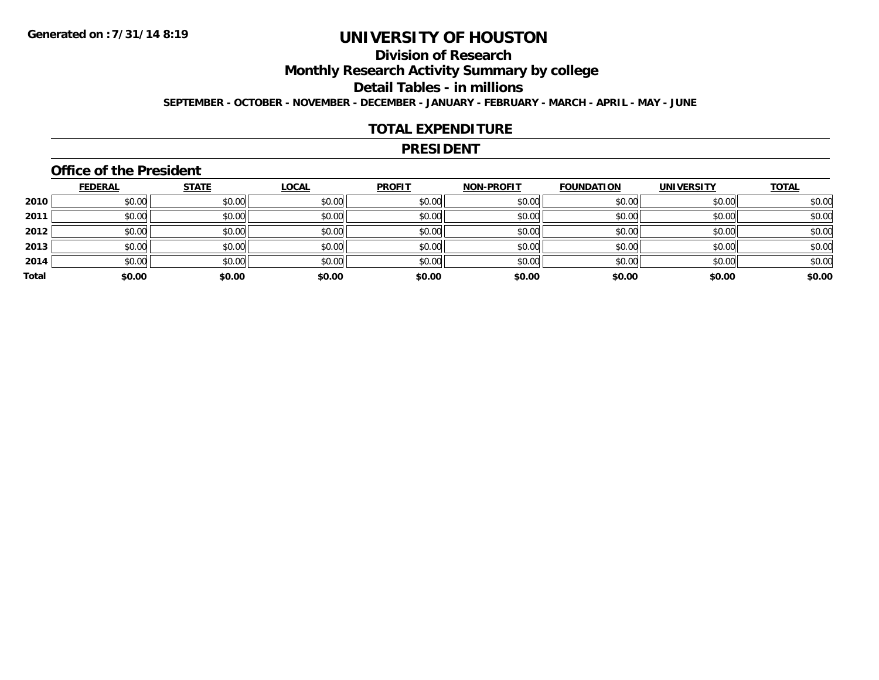**Generated on :7/31/14 8:19**

# UNIVERSITY OF HOUSTON

## Division of Research

## Monthly Research Activity Summary by college

## Detail Tables - in millions

**SEPTEMBER - OCTOBER - NOVEMBER - DECEMBER - JANUARY - FEBRUARY - MARCH - APRIL - MAY - JUNE**

## TOTAL EXPENDITURE

## PRESIDENT

### Office of the President

| | FEDERAL | STATE | LOCAL | PROFIT | NON-PROFIT | FOUNDATION | UNIVERSITY | TOTAL |
|---|---|---|---|---|---|---|---|---|
| 2010 | $0.00 | $0.00 | $0.00 | $0.00 | $0.00 | $0.00 | $0.00 | $0.00 |
| 2011 | $0.00 | $0.00 | $0.00 | $0.00 | $0.00 | $0.00 | $0.00 | $0.00 |
| 2012 | $0.00 | $0.00 | $0.00 | $0.00 | $0.00 | $0.00 | $0.00 | $0.00 |
| 2013 | $0.00 | $0.00 | $0.00 | $0.00 | $0.00 | $0.00 | $0.00 | $0.00 |
| 2014 | $0.00 | $0.00 | $0.00 | $0.00 | $0.00 | $0.00 | $0.00 | $0.00 |
| **Total** | **$0.00** | **$0.00** | **$0.00** | **$0.00** | **$0.00** | **$0.00** | **$0.00** | **$0.00** |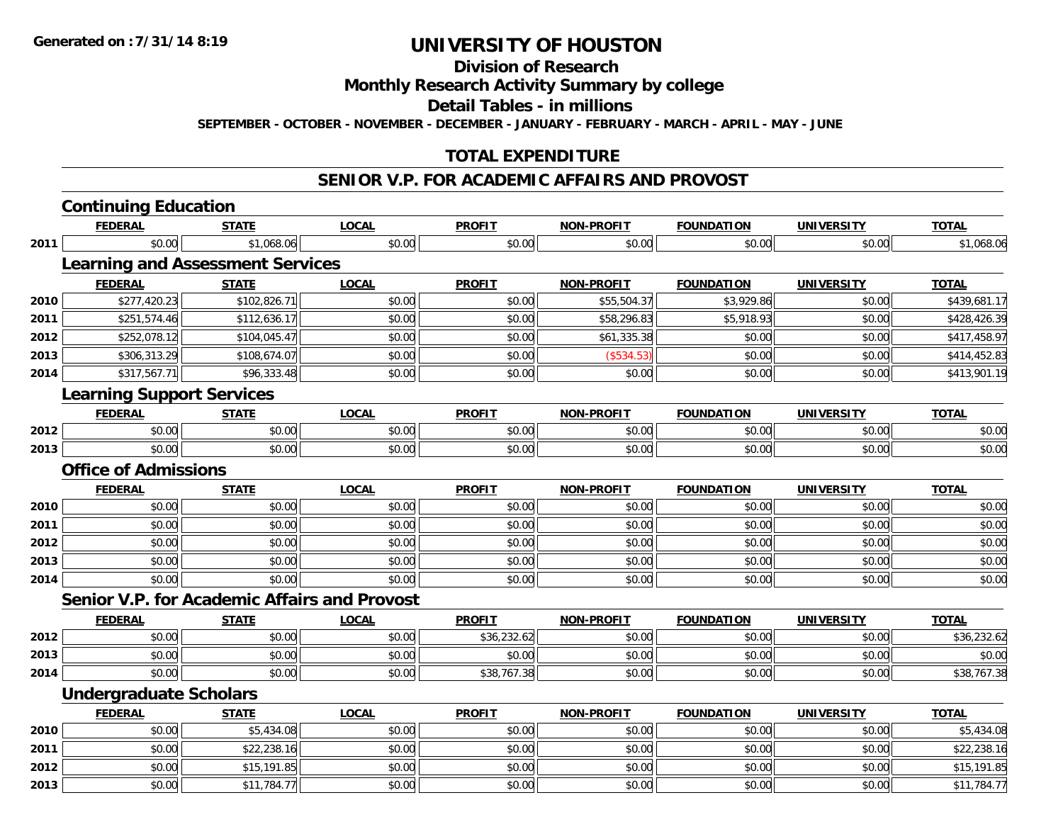# UNIVERSITY OF HOUSTON

## Division of Research

## Monthly Research Activity Summary by college

## Detail Tables - in millions

**SEPTEMBER - OCTOBER - NOVEMBER - DECEMBER - JANUARY - FEBRUARY - MARCH - APRIL - MAY - JUNE**

## TOTAL EXPENDITURE

## SENIOR V.P. FOR ACADEMIC AFFAIRS AND PROVOST

### Continuing Education

| | FEDERAL | STATE | LOCAL | PROFIT | NON-PROFIT | FOUNDATION | UNIVERSITY | TOTAL |
|---|---|---|---|---|---|---|---|---|
| 2011 | $0.00 | $1,068.06 | $0.00 | $0.00 | $0.00 | $0.00 | $0.00 | $1,068.06 |

### Learning and Assessment Services

| | FEDERAL | STATE | LOCAL | PROFIT | NON-PROFIT | FOUNDATION | UNIVERSITY | TOTAL |
|---|---|---|---|---|---|---|---|---|
| 2010 | $277,420.23 | $102,826.71 | $0.00 | $0.00 | $55,504.37 | $3,929.86 | $0.00 | $439,681.17 |
| 2011 | $251,574.46 | $112,636.17 | $0.00 | $0.00 | $58,296.83 | $5,918.93 | $0.00 | $428,426.39 |
| 2012 | $252,078.12 | $104,045.47 | $0.00 | $0.00 | $61,335.38 | $0.00 | $0.00 | $417,458.97 |
| 2013 | $306,313.29 | $108,674.07 | $0.00 | $0.00 | ($534.53) | $0.00 | $0.00 | $414,452.83 |
| 2014 | $317,567.71 | $96,333.48 | $0.00 | $0.00 | $0.00 | $0.00 | $0.00 | $413,901.19 |

### Learning Support Services

| | FEDERAL | STATE | LOCAL | PROFIT | NON-PROFIT | FOUNDATION | UNIVERSITY | TOTAL |
|---|---|---|---|---|---|---|---|---|
| 2012 | $0.00 | $0.00 | $0.00 | $0.00 | $0.00 | $0.00 | $0.00 | $0.00 |
| 2013 | $0.00 | $0.00 | $0.00 | $0.00 | $0.00 | $0.00 | $0.00 | $0.00 |

### Office of Admissions

| | FEDERAL | STATE | LOCAL | PROFIT | NON-PROFIT | FOUNDATION | UNIVERSITY | TOTAL |
|---|---|---|---|---|---|---|---|---|
| 2010 | $0.00 | $0.00 | $0.00 | $0.00 | $0.00 | $0.00 | $0.00 | $0.00 |
| 2011 | $0.00 | $0.00 | $0.00 | $0.00 | $0.00 | $0.00 | $0.00 | $0.00 |
| 2012 | $0.00 | $0.00 | $0.00 | $0.00 | $0.00 | $0.00 | $0.00 | $0.00 |
| 2013 | $0.00 | $0.00 | $0.00 | $0.00 | $0.00 | $0.00 | $0.00 | $0.00 |
| 2014 | $0.00 | $0.00 | $0.00 | $0.00 | $0.00 | $0.00 | $0.00 | $0.00 |

### Senior V.P. for Academic Affairs and Provost

| | FEDERAL | STATE | LOCAL | PROFIT | NON-PROFIT | FOUNDATION | UNIVERSITY | TOTAL |
|---|---|---|---|---|---|---|---|---|
| 2012 | $0.00 | $0.00 | $0.00 | $36,232.62 | $0.00 | $0.00 | $0.00 | $36,232.62 |
| 2013 | $0.00 | $0.00 | $0.00 | $0.00 | $0.00 | $0.00 | $0.00 | $0.00 |
| 2014 | $0.00 | $0.00 | $0.00 | $38,767.38 | $0.00 | $0.00 | $0.00 | $38,767.38 |

### Undergraduate Scholars

| | FEDERAL | STATE | LOCAL | PROFIT | NON-PROFIT | FOUNDATION | UNIVERSITY | TOTAL |
|---|---|---|---|---|---|---|---|---|
| 2010 | $0.00 | $5,434.08 | $0.00 | $0.00 | $0.00 | $0.00 | $0.00 | $5,434.08 |
| 2011 | $0.00 | $22,238.16 | $0.00 | $0.00 | $0.00 | $0.00 | $0.00 | $22,238.16 |
| 2012 | $0.00 | $15,191.85 | $0.00 | $0.00 | $0.00 | $0.00 | $0.00 | $15,191.85 |
| 2013 | $0.00 | $11,784.77 | $0.00 | $0.00 | $0.00 | $0.00 | $0.00 | $11,784.77 |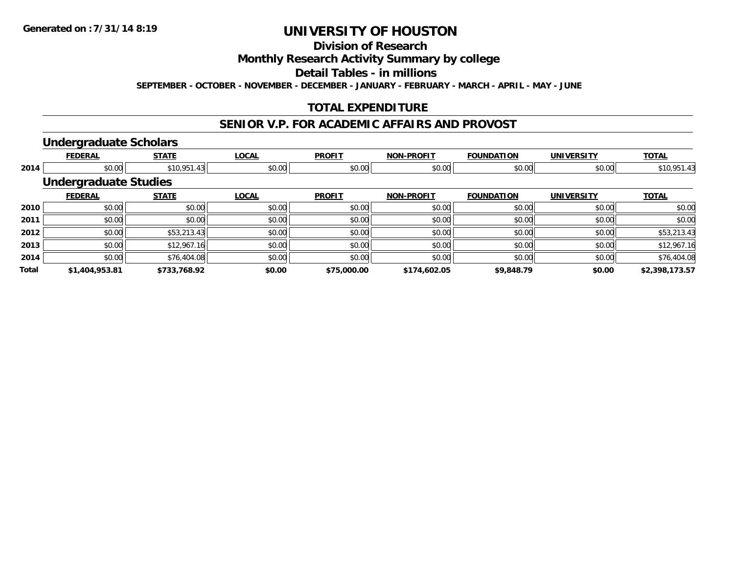# UNIVERSITY OF HOUSTON

## Division of Research

## Monthly Research Activity Summary by college

## Detail Tables - in millions

**SEPTEMBER - OCTOBER - NOVEMBER - DECEMBER - JANUARY - FEBRUARY - MARCH - APRIL - MAY - JUNE**

**Generated on : 7/31/14 8:19**

## TOTAL EXPENDITURE

## SENIOR V.P. FOR ACADEMIC AFFAIRS AND PROVOST

### Undergraduate Scholars

| | FEDERAL | STATE | LOCAL | PROFIT | NON-PROFIT | FOUNDATION | UNIVERSITY | TOTAL |
|---|---|---|---|---|---|---|---|---|
| 2014 | $0.00 | $10,951.43 | $0.00 | $0.00 | $0.00 | $0.00 | $0.00 | $10,951.43 |

### Undergraduate Studies

| | FEDERAL | STATE | LOCAL | PROFIT | NON-PROFIT | FOUNDATION | UNIVERSITY | TOTAL |
|---|---|---|---|---|---|---|---|---|
| 2010 | $0.00 | $0.00 | $0.00 | $0.00 | $0.00 | $0.00 | $0.00 | $0.00 |
| 2011 | $0.00 | $0.00 | $0.00 | $0.00 | $0.00 | $0.00 | $0.00 | $0.00 |
| 2012 | $0.00 | $53,213.43 | $0.00 | $0.00 | $0.00 | $0.00 | $0.00 | $53,213.43 |
| 2013 | $0.00 | $12,967.16 | $0.00 | $0.00 | $0.00 | $0.00 | $0.00 | $12,967.16 |
| 2014 | $0.00 | $76,404.08 | $0.00 | $0.00 | $0.00 | $0.00 | $0.00 | $76,404.08 |
| **Total** | **$1,404,953.81** | **$733,768.92** | **$0.00** | **$75,000.00** | **$174,602.05** | **$9,848.79** | **$0.00** | **$2,398,173.57** |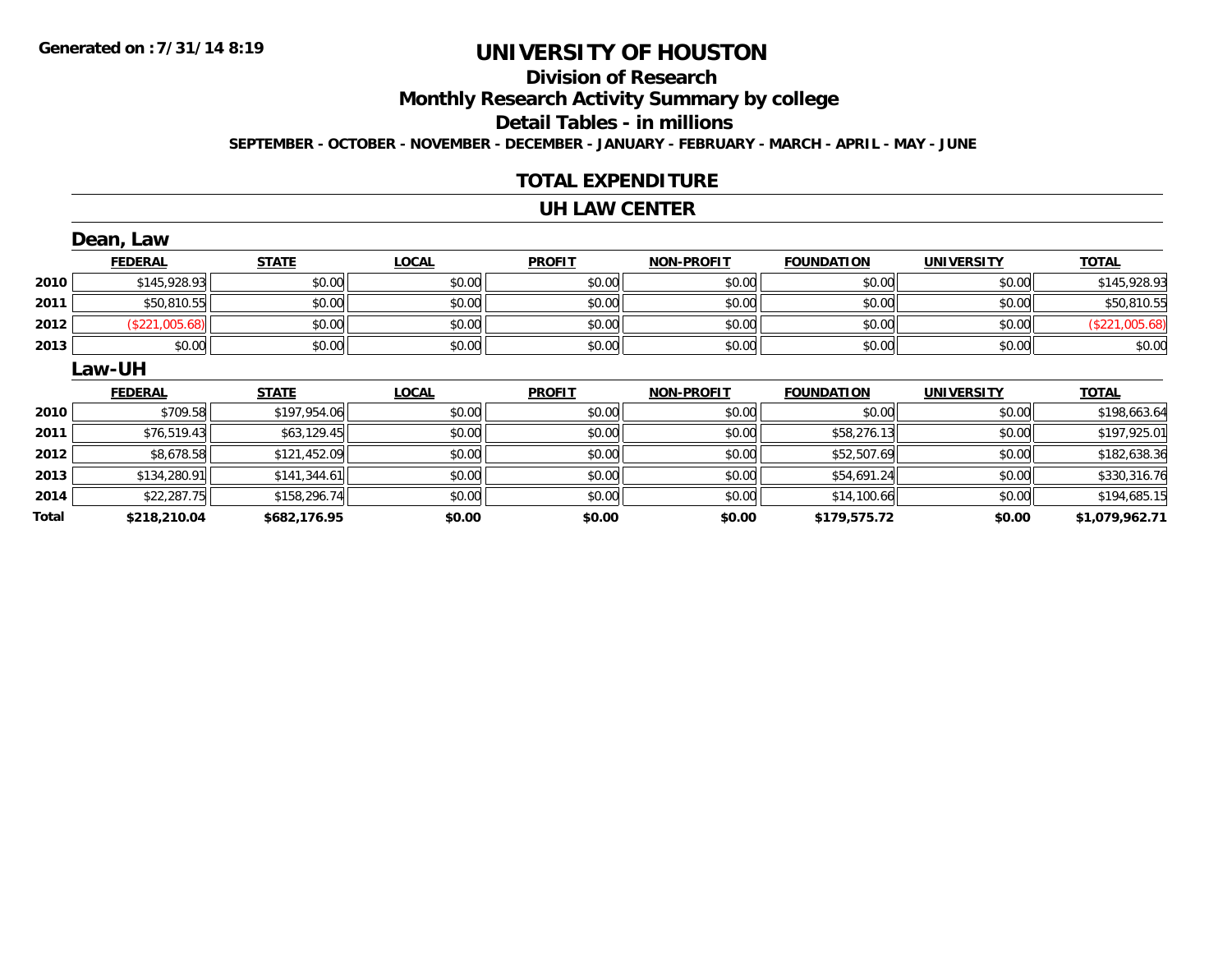**Generated on :7/31/14 8:19**

# UNIVERSITY OF HOUSTON

## Division of Research

## Monthly Research Activity Summary by college

## Detail Tables - in millions

**SEPTEMBER - OCTOBER - NOVEMBER - DECEMBER - JANUARY - FEBRUARY - MARCH - APRIL - MAY - JUNE**

## TOTAL EXPENDITURE

## UH LAW CENTER

### Dean, Law

| | FEDERAL | STATE | LOCAL | PROFIT | NON-PROFIT | FOUNDATION | UNIVERSITY | TOTAL |
|---|---|---|---|---|---|---|---|---|
| 2010 | $145,928.93 | $0.00 | $0.00 | $0.00 | $0.00 | $0.00 | $0.00 | $145,928.93 |
| 2011 | $50,810.55 | $0.00 | $0.00 | $0.00 | $0.00 | $0.00 | $0.00 | $50,810.55 |
| 2012 | ($221,005.68) | $0.00 | $0.00 | $0.00 | $0.00 | $0.00 | $0.00 | ($221,005.68) |
| 2013 | $0.00 | $0.00 | $0.00 | $0.00 | $0.00 | $0.00 | $0.00 | $0.00 |

### Law-UH

| | FEDERAL | STATE | LOCAL | PROFIT | NON-PROFIT | FOUNDATION | UNIVERSITY | TOTAL |
|---|---|---|---|---|---|---|---|---|
| 2010 | $709.58 | $197,954.06 | $0.00 | $0.00 | $0.00 | $0.00 | $0.00 | $198,663.64 |
| 2011 | $76,519.43 | $63,129.45 | $0.00 | $0.00 | $0.00 | $58,276.13 | $0.00 | $197,925.01 |
| 2012 | $8,678.58 | $121,452.09 | $0.00 | $0.00 | $0.00 | $52,507.69 | $0.00 | $182,638.36 |
| 2013 | $134,280.91 | $141,344.61 | $0.00 | $0.00 | $0.00 | $54,691.24 | $0.00 | $330,316.76 |
| 2014 | $22,287.75 | $158,296.74 | $0.00 | $0.00 | $0.00 | $14,100.66 | $0.00 | $194,685.15 |
| **Total** | **$218,210.04** | **$682,176.95** | **$0.00** | **$0.00** | **$0.00** | **$179,575.72** | **$0.00** | **$1,079,962.71** |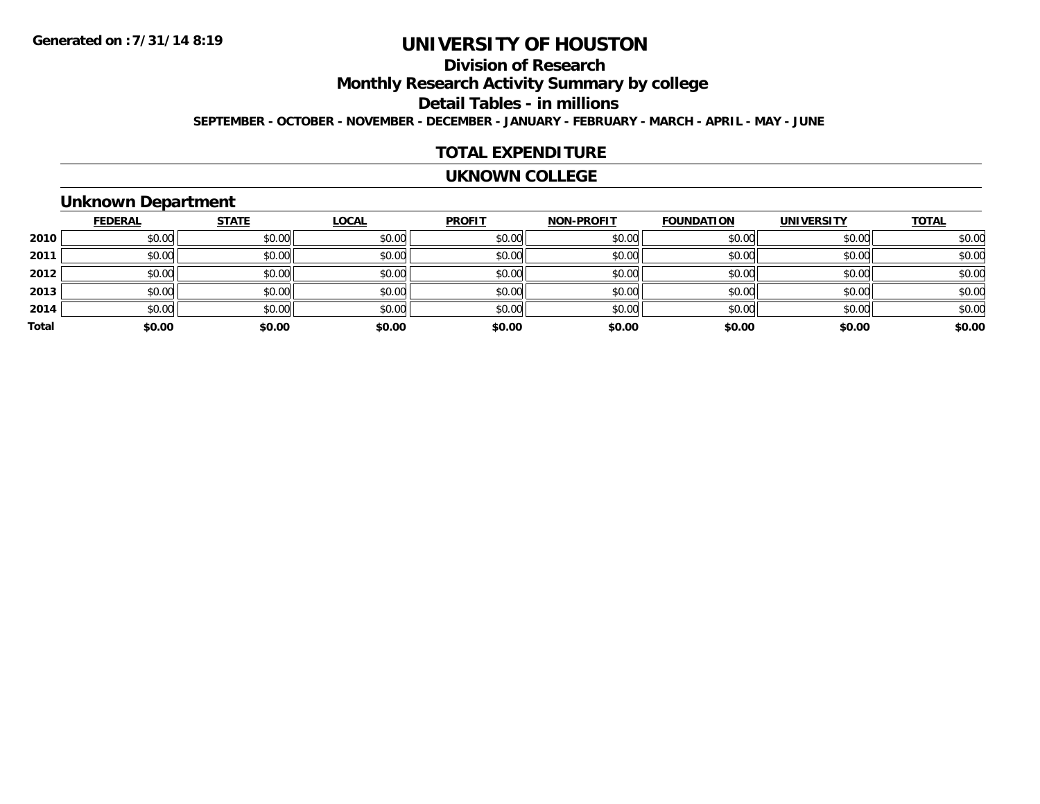# UNIVERSITY OF HOUSTON

## Division of Research

## Monthly Research Activity Summary by college

## Detail Tables - in millions

**SEPTEMBER - OCTOBER - NOVEMBER - DECEMBER - JANUARY - FEBRUARY - MARCH - APRIL - MAY - JUNE**

**Generated on : 7/31/14 8:19**

## TOTAL EXPENDITURE

## UKNOWN COLLEGE

### Unknown Department

| | FEDERAL | STATE | LOCAL | PROFIT | NON-PROFIT | FOUNDATION | UNIVERSITY | TOTAL |
|---|---|---|---|---|---|---|---|---|
| 2010 | $0.00 | $0.00 | $0.00 | $0.00 | $0.00 | $0.00 | $0.00 | $0.00 |
| 2011 | $0.00 | $0.00 | $0.00 | $0.00 | $0.00 | $0.00 | $0.00 | $0.00 |
| 2012 | $0.00 | $0.00 | $0.00 | $0.00 | $0.00 | $0.00 | $0.00 | $0.00 |
| 2013 | $0.00 | $0.00 | $0.00 | $0.00 | $0.00 | $0.00 | $0.00 | $0.00 |
| 2014 | $0.00 | $0.00 | $0.00 | $0.00 | $0.00 | $0.00 | $0.00 | $0.00 |
| **Total** | **$0.00** | **$0.00** | **$0.00** | **$0.00** | **$0.00** | **$0.00** | **$0.00** | **$0.00** |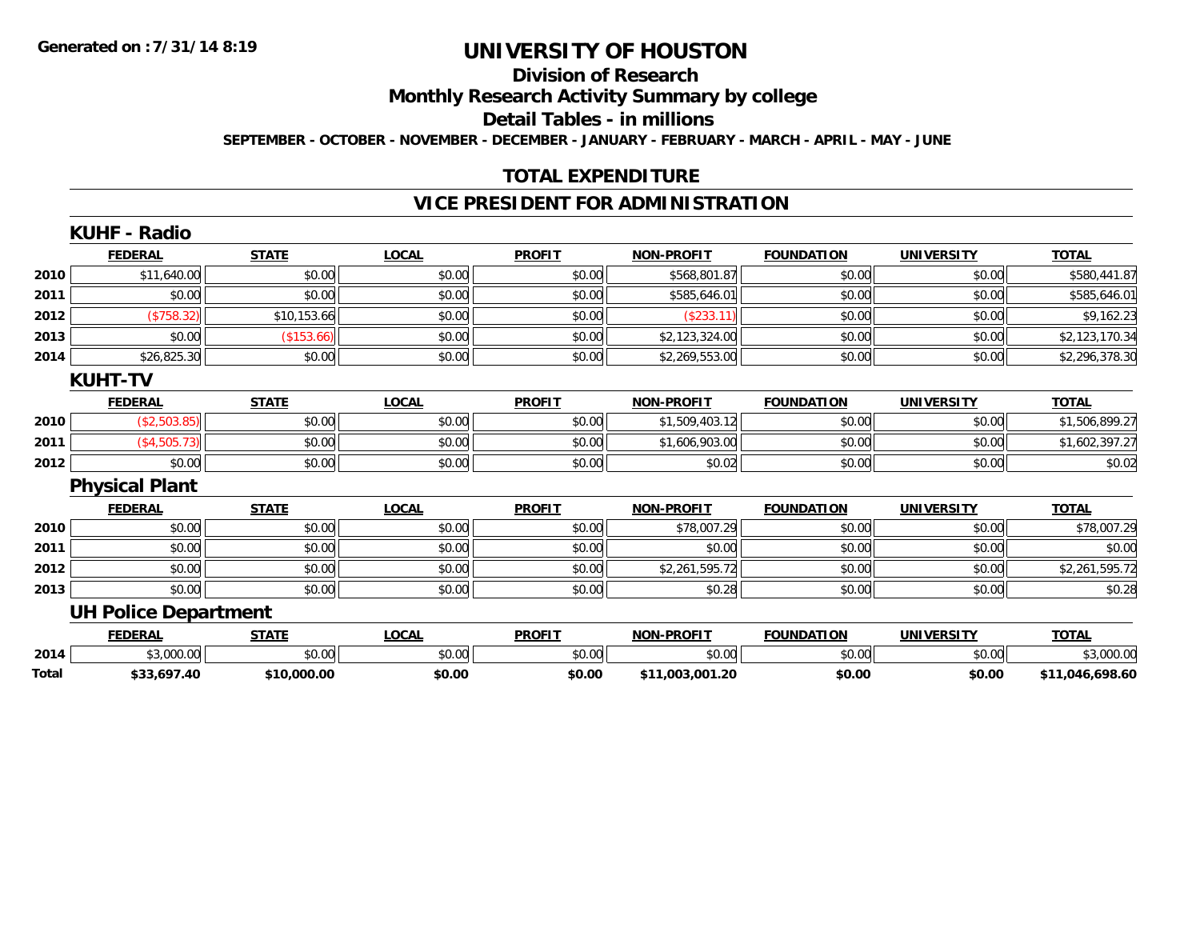**Generated on :7/31/14 8:19**

# UNIVERSITY OF HOUSTON

## Division of Research

## Monthly Research Activity Summary by college

## Detail Tables - in millions

**SEPTEMBER - OCTOBER - NOVEMBER - DECEMBER - JANUARY - FEBRUARY - MARCH - APRIL - MAY - JUNE**

## TOTAL EXPENDITURE

## VICE PRESIDENT FOR ADMINISTRATION

### KUHF - Radio

| | FEDERAL | STATE | LOCAL | PROFIT | NON-PROFIT | FOUNDATION | UNIVERSITY | TOTAL |
|---|---|---|---|---|---|---|---|---|
| 2010 | $11,640.00 | $0.00 | $0.00 | $0.00 | $568,801.87 | $0.00 | $0.00 | $580,441.87 |
| 2011 | $0.00 | $0.00 | $0.00 | $0.00 | $585,646.01 | $0.00 | $0.00 | $585,646.01 |
| 2012 | ($758.32) | $10,153.66 | $0.00 | $0.00 | ($233.11) | $0.00 | $0.00 | $9,162.23 |
| 2013 | $0.00 | ($153.66) | $0.00 | $0.00 | $2,123,324.00 | $0.00 | $0.00 | $2,123,170.34 |
| 2014 | $26,825.30 | $0.00 | $0.00 | $0.00 | $2,269,553.00 | $0.00 | $0.00 | $2,296,378.30 |

### KUHT-TV

| | FEDERAL | STATE | LOCAL | PROFIT | NON-PROFIT | FOUNDATION | UNIVERSITY | TOTAL |
|---|---|---|---|---|---|---|---|---|
| 2010 | ($2,503.85) | $0.00 | $0.00 | $0.00 | $1,509,403.12 | $0.00 | $0.00 | $1,506,899.27 |
| 2011 | ($4,505.73) | $0.00 | $0.00 | $0.00 | $1,606,903.00 | $0.00 | $0.00 | $1,602,397.27 |
| 2012 | $0.00 | $0.00 | $0.00 | $0.00 | $0.02 | $0.00 | $0.00 | $0.02 |

### Physical Plant

| | FEDERAL | STATE | LOCAL | PROFIT | NON-PROFIT | FOUNDATION | UNIVERSITY | TOTAL |
|---|---|---|---|---|---|---|---|---|
| 2010 | $0.00 | $0.00 | $0.00 | $0.00 | $78,007.29 | $0.00 | $0.00 | $78,007.29 |
| 2011 | $0.00 | $0.00 | $0.00 | $0.00 | $0.00 | $0.00 | $0.00 | $0.00 |
| 2012 | $0.00 | $0.00 | $0.00 | $0.00 | $2,261,595.72 | $0.00 | $0.00 | $2,261,595.72 |
| 2013 | $0.00 | $0.00 | $0.00 | $0.00 | $0.28 | $0.00 | $0.00 | $0.28 |

### UH Police Department

| | FEDERAL | STATE | LOCAL | PROFIT | NON-PROFIT | FOUNDATION | UNIVERSITY | TOTAL |
|---|---|---|---|---|---|---|---|---|
| 2014 | $3,000.00 | $0.00 | $0.00 | $0.00 | $0.00 | $0.00 | $0.00 | $3,000.00 |
| **Total** | **$33,697.40** | **$10,000.00** | **$0.00** | **$0.00** | **$11,003,001.20** | **$0.00** | **$0.00** | **$11,046,698.60** |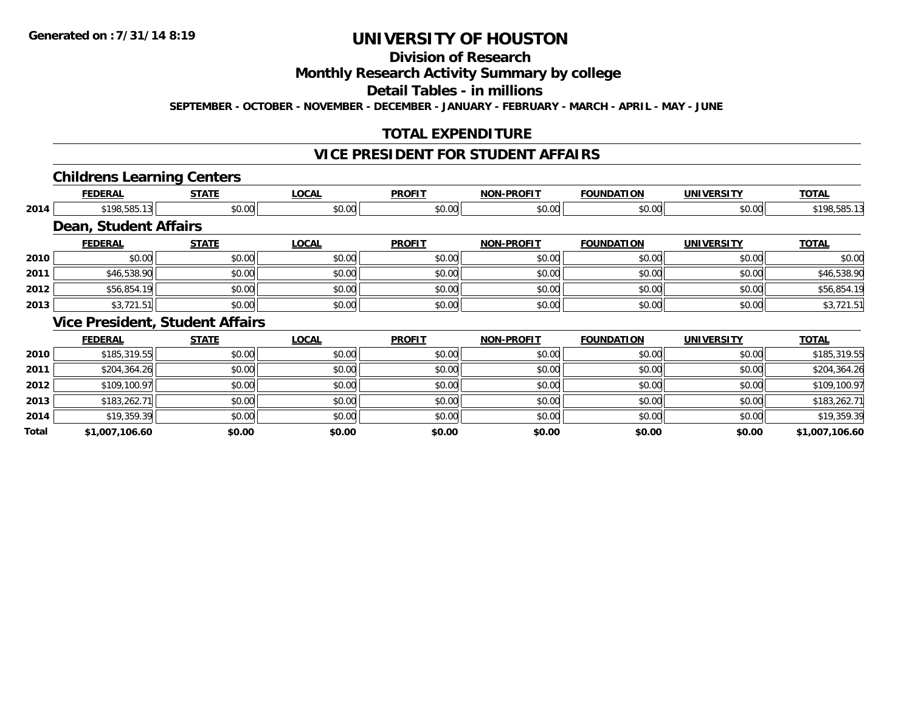# UNIVERSITY OF HOUSTON

## Division of Research

## Monthly Research Activity Summary by college

## Detail Tables - in millions

**SEPTEMBER - OCTOBER - NOVEMBER - DECEMBER - JANUARY - FEBRUARY - MARCH - APRIL - MAY - JUNE**

## TOTAL EXPENDITURE

## VICE PRESIDENT FOR STUDENT AFFAIRS

### Childrens Learning Centers

| | FEDERAL | STATE | LOCAL | PROFIT | NON-PROFIT | FOUNDATION | UNIVERSITY | TOTAL |
|---|---|---|---|---|---|---|---|---|
| 2014 | $198,585.13 | $0.00 | $0.00 | $0.00 | $0.00 | $0.00 | $0.00 | $198,585.13 |

### Dean, Student Affairs

| | FEDERAL | STATE | LOCAL | PROFIT | NON-PROFIT | FOUNDATION | UNIVERSITY | TOTAL |
|---|---|---|---|---|---|---|---|---|
| 2010 | $0.00 | $0.00 | $0.00 | $0.00 | $0.00 | $0.00 | $0.00 | $0.00 |
| 2011 | $46,538.90 | $0.00 | $0.00 | $0.00 | $0.00 | $0.00 | $0.00 | $46,538.90 |
| 2012 | $56,854.19 | $0.00 | $0.00 | $0.00 | $0.00 | $0.00 | $0.00 | $56,854.19 |
| 2013 | $3,721.51 | $0.00 | $0.00 | $0.00 | $0.00 | $0.00 | $0.00 | $3,721.51 |

### Vice President, Student Affairs

| | FEDERAL | STATE | LOCAL | PROFIT | NON-PROFIT | FOUNDATION | UNIVERSITY | TOTAL |
|---|---|---|---|---|---|---|---|---|
| 2010 | $185,319.55 | $0.00 | $0.00 | $0.00 | $0.00 | $0.00 | $0.00 | $185,319.55 |
| 2011 | $204,364.26 | $0.00 | $0.00 | $0.00 | $0.00 | $0.00 | $0.00 | $204,364.26 |
| 2012 | $109,100.97 | $0.00 | $0.00 | $0.00 | $0.00 | $0.00 | $0.00 | $109,100.97 |
| 2013 | $183,262.71 | $0.00 | $0.00 | $0.00 | $0.00 | $0.00 | $0.00 | $183,262.71 |
| 2014 | $19,359.39 | $0.00 | $0.00 | $0.00 | $0.00 | $0.00 | $0.00 | $19,359.39 |
| **Total** | **$1,007,106.60** | **$0.00** | **$0.00** | **$0.00** | **$0.00** | **$0.00** | **$0.00** | **$1,007,106.60** |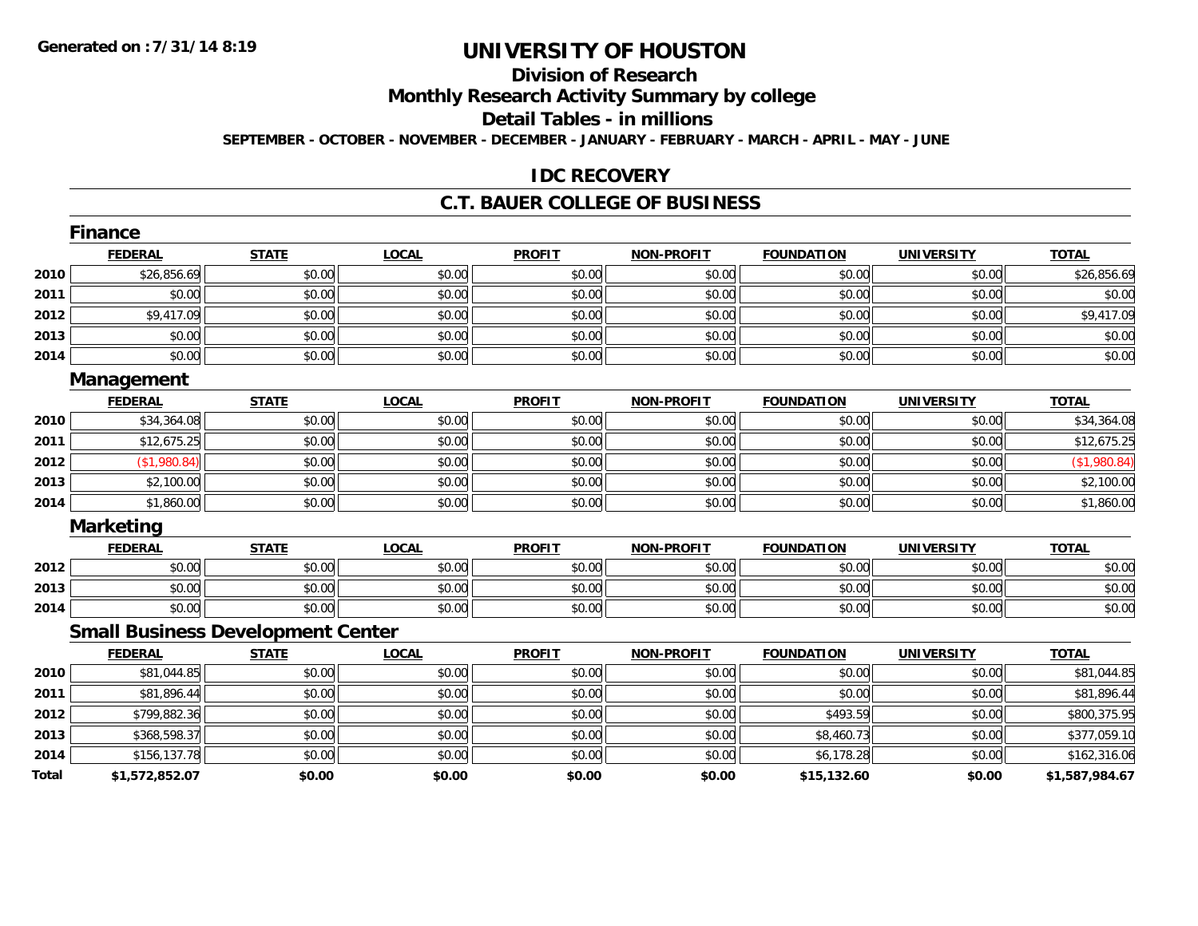**Generated on :7/31/14 8:19**

# UNIVERSITY OF HOUSTON

## Division of Research

## Monthly Research Activity Summary by college

## Detail Tables - in millions

**SEPTEMBER - OCTOBER - NOVEMBER - DECEMBER - JANUARY - FEBRUARY - MARCH - APRIL - MAY - JUNE**

## IDC RECOVERY

## C.T. BAUER COLLEGE OF BUSINESS

### Finance

| | FEDERAL | STATE | LOCAL | PROFIT | NON-PROFIT | FOUNDATION | UNIVERSITY | TOTAL |
|---|---|---|---|---|---|---|---|---|
| 2010 | $26,856.69 | $0.00 | $0.00 | $0.00 | $0.00 | $0.00 | $0.00 | $26,856.69 |
| 2011 | $0.00 | $0.00 | $0.00 | $0.00 | $0.00 | $0.00 | $0.00 | $0.00 |
| 2012 | $9,417.09 | $0.00 | $0.00 | $0.00 | $0.00 | $0.00 | $0.00 | $9,417.09 |
| 2013 | $0.00 | $0.00 | $0.00 | $0.00 | $0.00 | $0.00 | $0.00 | $0.00 |
| 2014 | $0.00 | $0.00 | $0.00 | $0.00 | $0.00 | $0.00 | $0.00 | $0.00 |

### Management

| | FEDERAL | STATE | LOCAL | PROFIT | NON-PROFIT | FOUNDATION | UNIVERSITY | TOTAL |
|---|---|---|---|---|---|---|---|---|
| 2010 | $34,364.08 | $0.00 | $0.00 | $0.00 | $0.00 | $0.00 | $0.00 | $34,364.08 |
| 2011 | $12,675.25 | $0.00 | $0.00 | $0.00 | $0.00 | $0.00 | $0.00 | $12,675.25 |
| 2012 | ($1,980.84) | $0.00 | $0.00 | $0.00 | $0.00 | $0.00 | $0.00 | ($1,980.84) |
| 2013 | $2,100.00 | $0.00 | $0.00 | $0.00 | $0.00 | $0.00 | $0.00 | $2,100.00 |
| 2014 | $1,860.00 | $0.00 | $0.00 | $0.00 | $0.00 | $0.00 | $0.00 | $1,860.00 |

### Marketing

| | FEDERAL | STATE | LOCAL | PROFIT | NON-PROFIT | FOUNDATION | UNIVERSITY | TOTAL |
|---|---|---|---|---|---|---|---|---|
| 2012 | $0.00 | $0.00 | $0.00 | $0.00 | $0.00 | $0.00 | $0.00 | $0.00 |
| 2013 | $0.00 | $0.00 | $0.00 | $0.00 | $0.00 | $0.00 | $0.00 | $0.00 |
| 2014 | $0.00 | $0.00 | $0.00 | $0.00 | $0.00 | $0.00 | $0.00 | $0.00 |

### Small Business Development Center

| | FEDERAL | STATE | LOCAL | PROFIT | NON-PROFIT | FOUNDATION | UNIVERSITY | TOTAL |
|---|---|---|---|---|---|---|---|---|
| 2010 | $81,044.85 | $0.00 | $0.00 | $0.00 | $0.00 | $0.00 | $0.00 | $81,044.85 |
| 2011 | $81,896.44 | $0.00 | $0.00 | $0.00 | $0.00 | $0.00 | $0.00 | $81,896.44 |
| 2012 | $799,882.36 | $0.00 | $0.00 | $0.00 | $0.00 | $493.59 | $0.00 | $800,375.95 |
| 2013 | $368,598.37 | $0.00 | $0.00 | $0.00 | $0.00 | $8,460.73 | $0.00 | $377,059.10 |
| 2014 | $156,137.78 | $0.00 | $0.00 | $0.00 | $0.00 | $6,178.28 | $0.00 | $162,316.06 |
| **Total** | **$1,572,852.07** | **$0.00** | **$0.00** | **$0.00** | **$0.00** | **$15,132.60** | **$0.00** | **$1,587,984.67** |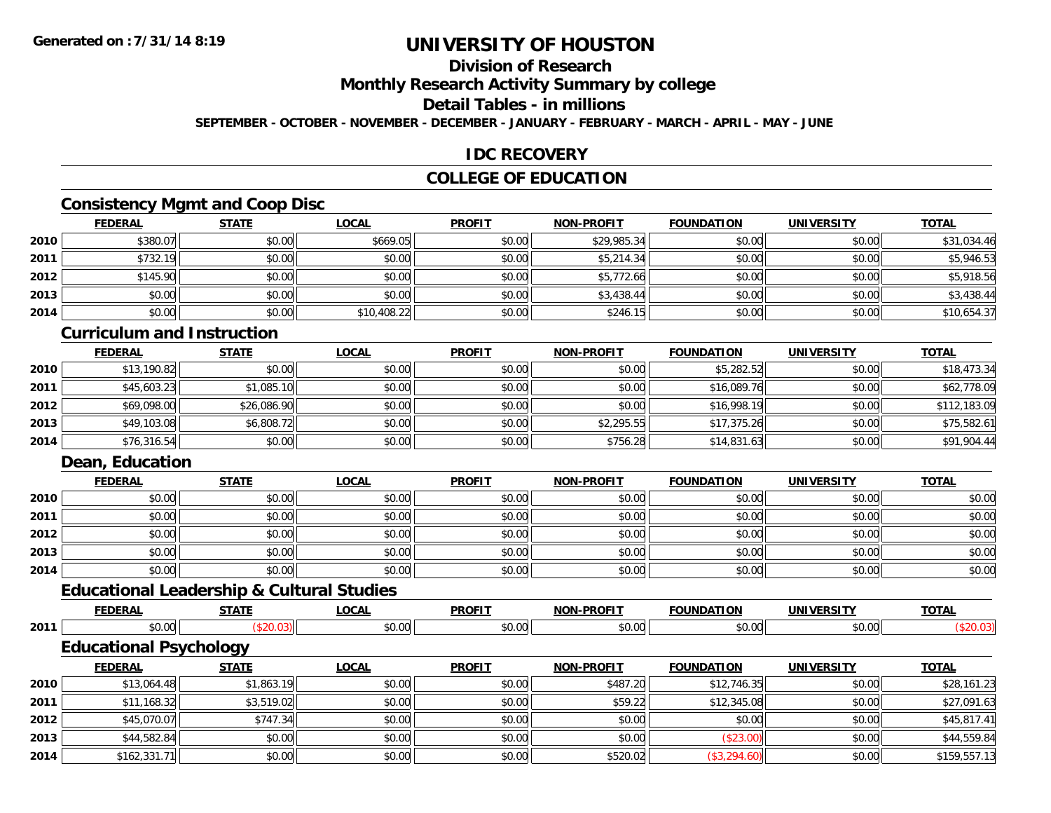# UNIVERSITY OF HOUSTON

## Division of Research

## Monthly Research Activity Summary by college

## Detail Tables - in millions

**SEPTEMBER - OCTOBER - NOVEMBER - DECEMBER - JANUARY - FEBRUARY - MARCH - APRIL - MAY - JUNE**

## IDC RECOVERY

## COLLEGE OF EDUCATION

### Consistency Mgmt and Coop Disc

| | FEDERAL | STATE | LOCAL | PROFIT | NON-PROFIT | FOUNDATION | UNIVERSITY | TOTAL |
|---|---|---|---|---|---|---|---|---|
| 2010 | $380.07 | $0.00 | $669.05 | $0.00 | $29,985.34 | $0.00 | $0.00 | $31,034.46 |
| 2011 | $732.19 | $0.00 | $0.00 | $0.00 | $5,214.34 | $0.00 | $0.00 | $5,946.53 |
| 2012 | $145.90 | $0.00 | $0.00 | $0.00 | $5,772.66 | $0.00 | $0.00 | $5,918.56 |
| 2013 | $0.00 | $0.00 | $0.00 | $0.00 | $3,438.44 | $0.00 | $0.00 | $3,438.44 |
| 2014 | $0.00 | $0.00 | $10,408.22 | $0.00 | $246.15 | $0.00 | $0.00 | $10,654.37 |

### Curriculum and Instruction

| | FEDERAL | STATE | LOCAL | PROFIT | NON-PROFIT | FOUNDATION | UNIVERSITY | TOTAL |
|---|---|---|---|---|---|---|---|---|
| 2010 | $13,190.82 | $0.00 | $0.00 | $0.00 | $0.00 | $5,282.52 | $0.00 | $18,473.34 |
| 2011 | $45,603.23 | $1,085.10 | $0.00 | $0.00 | $0.00 | $16,089.76 | $0.00 | $62,778.09 |
| 2012 | $69,098.00 | $26,086.90 | $0.00 | $0.00 | $0.00 | $16,998.19 | $0.00 | $112,183.09 |
| 2013 | $49,103.08 | $6,808.72 | $0.00 | $0.00 | $2,295.55 | $17,375.26 | $0.00 | $75,582.61 |
| 2014 | $76,316.54 | $0.00 | $0.00 | $0.00 | $756.28 | $14,831.63 | $0.00 | $91,904.44 |

### Dean, Education

| | FEDERAL | STATE | LOCAL | PROFIT | NON-PROFIT | FOUNDATION | UNIVERSITY | TOTAL |
|---|---|---|---|---|---|---|---|---|
| 2010 | $0.00 | $0.00 | $0.00 | $0.00 | $0.00 | $0.00 | $0.00 | $0.00 |
| 2011 | $0.00 | $0.00 | $0.00 | $0.00 | $0.00 | $0.00 | $0.00 | $0.00 |
| 2012 | $0.00 | $0.00 | $0.00 | $0.00 | $0.00 | $0.00 | $0.00 | $0.00 |
| 2013 | $0.00 | $0.00 | $0.00 | $0.00 | $0.00 | $0.00 | $0.00 | $0.00 |
| 2014 | $0.00 | $0.00 | $0.00 | $0.00 | $0.00 | $0.00 | $0.00 | $0.00 |

### Educational Leadership & Cultural Studies

| | FEDERAL | STATE | LOCAL | PROFIT | NON-PROFIT | FOUNDATION | UNIVERSITY | TOTAL |
|---|---|---|---|---|---|---|---|---|
| 2011 | $0.00 | ($20.03) | $0.00 | $0.00 | $0.00 | $0.00 | $0.00 | ($20.03) |

### Educational Psychology

| | FEDERAL | STATE | LOCAL | PROFIT | NON-PROFIT | FOUNDATION | UNIVERSITY | TOTAL |
|---|---|---|---|---|---|---|---|---|
| 2010 | $13,064.48 | $1,863.19 | $0.00 | $0.00 | $487.20 | $12,746.35 | $0.00 | $28,161.23 |
| 2011 | $11,168.32 | $3,519.02 | $0.00 | $0.00 | $59.22 | $12,345.08 | $0.00 | $27,091.63 |
| 2012 | $45,070.07 | $747.34 | $0.00 | $0.00 | $0.00 | $0.00 | $0.00 | $45,817.41 |
| 2013 | $44,582.84 | $0.00 | $0.00 | $0.00 | $0.00 | ($23.00) | $0.00 | $44,559.84 |
| 2014 | $162,331.71 | $0.00 | $0.00 | $0.00 | $520.02 | ($3,294.60) | $0.00 | $159,557.13 |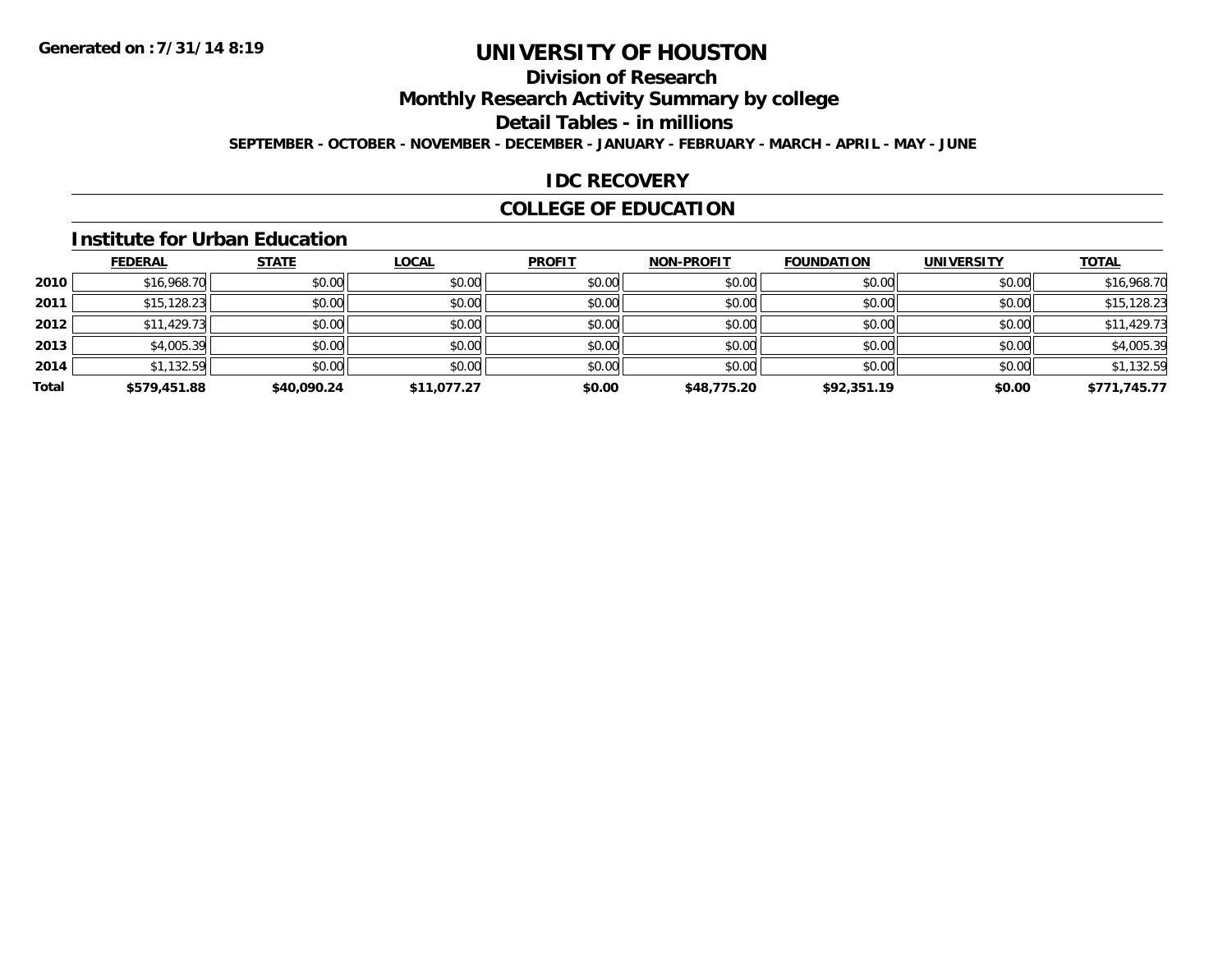**Generated on :7/31/14 8:19**

# UNIVERSITY OF HOUSTON

## Division of Research

## Monthly Research Activity Summary by college

## Detail Tables - in millions

**SEPTEMBER - OCTOBER - NOVEMBER - DECEMBER - JANUARY - FEBRUARY - MARCH - APRIL - MAY - JUNE**

## IDC RECOVERY

## COLLEGE OF EDUCATION

### Institute for Urban Education

| | FEDERAL | STATE | LOCAL | PROFIT | NON-PROFIT | FOUNDATION | UNIVERSITY | TOTAL |
|---|---|---|---|---|---|---|---|---|
| **2010** | $16,968.70 | $0.00 | $0.00 | $0.00 | $0.00 | $0.00 | $0.00 | $16,968.70 |
| **2011** | $15,128.23 | $0.00 | $0.00 | $0.00 | $0.00 | $0.00 | $0.00 | $15,128.23 |
| **2012** | $11,429.73 | $0.00 | $0.00 | $0.00 | $0.00 | $0.00 | $0.00 | $11,429.73 |
| **2013** | $4,005.39 | $0.00 | $0.00 | $0.00 | $0.00 | $0.00 | $0.00 | $4,005.39 |
| **2014** | $1,132.59 | $0.00 | $0.00 | $0.00 | $0.00 | $0.00 | $0.00 | $1,132.59 |
| **Total** | **$579,451.88** | **$40,090.24** | **$11,077.27** | **$0.00** | **$48,775.20** | **$92,351.19** | **$0.00** | **$771,745.77** |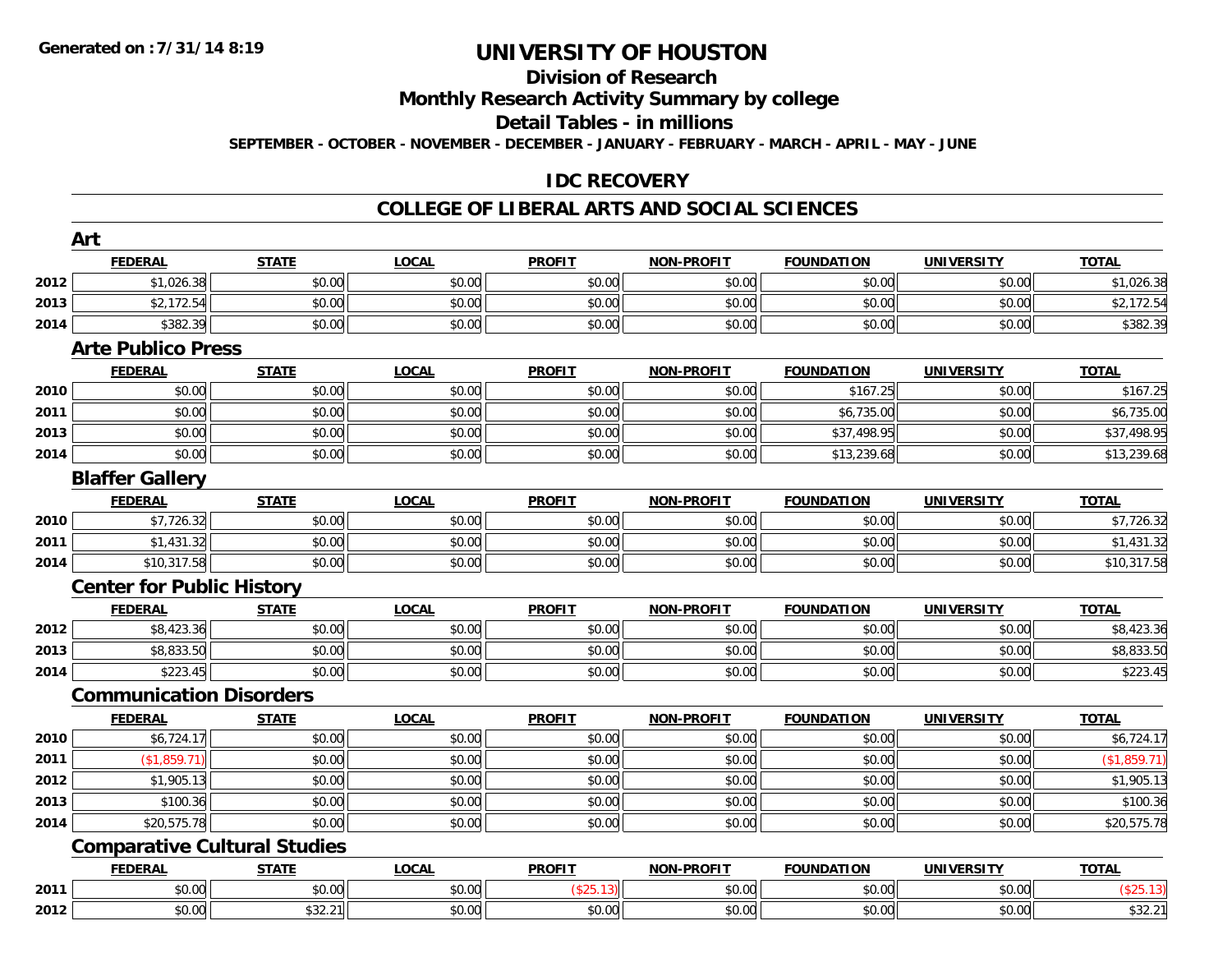# UNIVERSITY OF HOUSTON

## Division of Research

## Monthly Research Activity Summary by college

## Detail Tables - in millions

**SEPTEMBER - OCTOBER - NOVEMBER - DECEMBER - JANUARY - FEBRUARY - MARCH - APRIL - MAY - JUNE**

## IDC RECOVERY

## COLLEGE OF LIBERAL ARTS AND SOCIAL SCIENCES

### Art

| | FEDERAL | STATE | LOCAL | PROFIT | NON-PROFIT | FOUNDATION | UNIVERSITY | TOTAL |
|---|---|---|---|---|---|---|---|---|
| 2012 | $1,026.38 | $0.00 | $0.00 | $0.00 | $0.00 | $0.00 | $0.00 | $1,026.38 |
| 2013 | $2,172.54 | $0.00 | $0.00 | $0.00 | $0.00 | $0.00 | $0.00 | $2,172.54 |
| 2014 | $382.39 | $0.00 | $0.00 | $0.00 | $0.00 | $0.00 | $0.00 | $382.39 |

### Arte Publico Press

| | FEDERAL | STATE | LOCAL | PROFIT | NON-PROFIT | FOUNDATION | UNIVERSITY | TOTAL |
|---|---|---|---|---|---|---|---|---|
| 2010 | $0.00 | $0.00 | $0.00 | $0.00 | $0.00 | $167.25 | $0.00 | $167.25 |
| 2011 | $0.00 | $0.00 | $0.00 | $0.00 | $0.00 | $6,735.00 | $0.00 | $6,735.00 |
| 2013 | $0.00 | $0.00 | $0.00 | $0.00 | $0.00 | $37,498.95 | $0.00 | $37,498.95 |
| 2014 | $0.00 | $0.00 | $0.00 | $0.00 | $0.00 | $13,239.68 | $0.00 | $13,239.68 |

### Blaffer Gallery

| | FEDERAL | STATE | LOCAL | PROFIT | NON-PROFIT | FOUNDATION | UNIVERSITY | TOTAL |
|---|---|---|---|---|---|---|---|---|
| 2010 | $7,726.32 | $0.00 | $0.00 | $0.00 | $0.00 | $0.00 | $0.00 | $7,726.32 |
| 2011 | $1,431.32 | $0.00 | $0.00 | $0.00 | $0.00 | $0.00 | $0.00 | $1,431.32 |
| 2014 | $10,317.58 | $0.00 | $0.00 | $0.00 | $0.00 | $0.00 | $0.00 | $10,317.58 |

### Center for Public History

| | FEDERAL | STATE | LOCAL | PROFIT | NON-PROFIT | FOUNDATION | UNIVERSITY | TOTAL |
|---|---|---|---|---|---|---|---|---|
| 2012 | $8,423.36 | $0.00 | $0.00 | $0.00 | $0.00 | $0.00 | $0.00 | $8,423.36 |
| 2013 | $8,833.50 | $0.00 | $0.00 | $0.00 | $0.00 | $0.00 | $0.00 | $8,833.50 |
| 2014 | $223.45 | $0.00 | $0.00 | $0.00 | $0.00 | $0.00 | $0.00 | $223.45 |

### Communication Disorders

| | FEDERAL | STATE | LOCAL | PROFIT | NON-PROFIT | FOUNDATION | UNIVERSITY | TOTAL |
|---|---|---|---|---|---|---|---|---|
| 2010 | $6,724.17 | $0.00 | $0.00 | $0.00 | $0.00 | $0.00 | $0.00 | $6,724.17 |
| 2011 | ($1,859.71) | $0.00 | $0.00 | $0.00 | $0.00 | $0.00 | $0.00 | ($1,859.71) |
| 2012 | $1,905.13 | $0.00 | $0.00 | $0.00 | $0.00 | $0.00 | $0.00 | $1,905.13 |
| 2013 | $100.36 | $0.00 | $0.00 | $0.00 | $0.00 | $0.00 | $0.00 | $100.36 |
| 2014 | $20,575.78 | $0.00 | $0.00 | $0.00 | $0.00 | $0.00 | $0.00 | $20,575.78 |

### Comparative Cultural Studies

| | FEDERAL | STATE | LOCAL | PROFIT | NON-PROFIT | FOUNDATION | UNIVERSITY | TOTAL |
|---|---|---|---|---|---|---|---|---|
| 2011 | $0.00 | $0.00 | $0.00 | ($25.13) | $0.00 | $0.00 | $0.00 | ($25.13) |
| 2012 | $0.00 | $32.21 | $0.00 | $0.00 | $0.00 | $0.00 | $0.00 | $32.21 |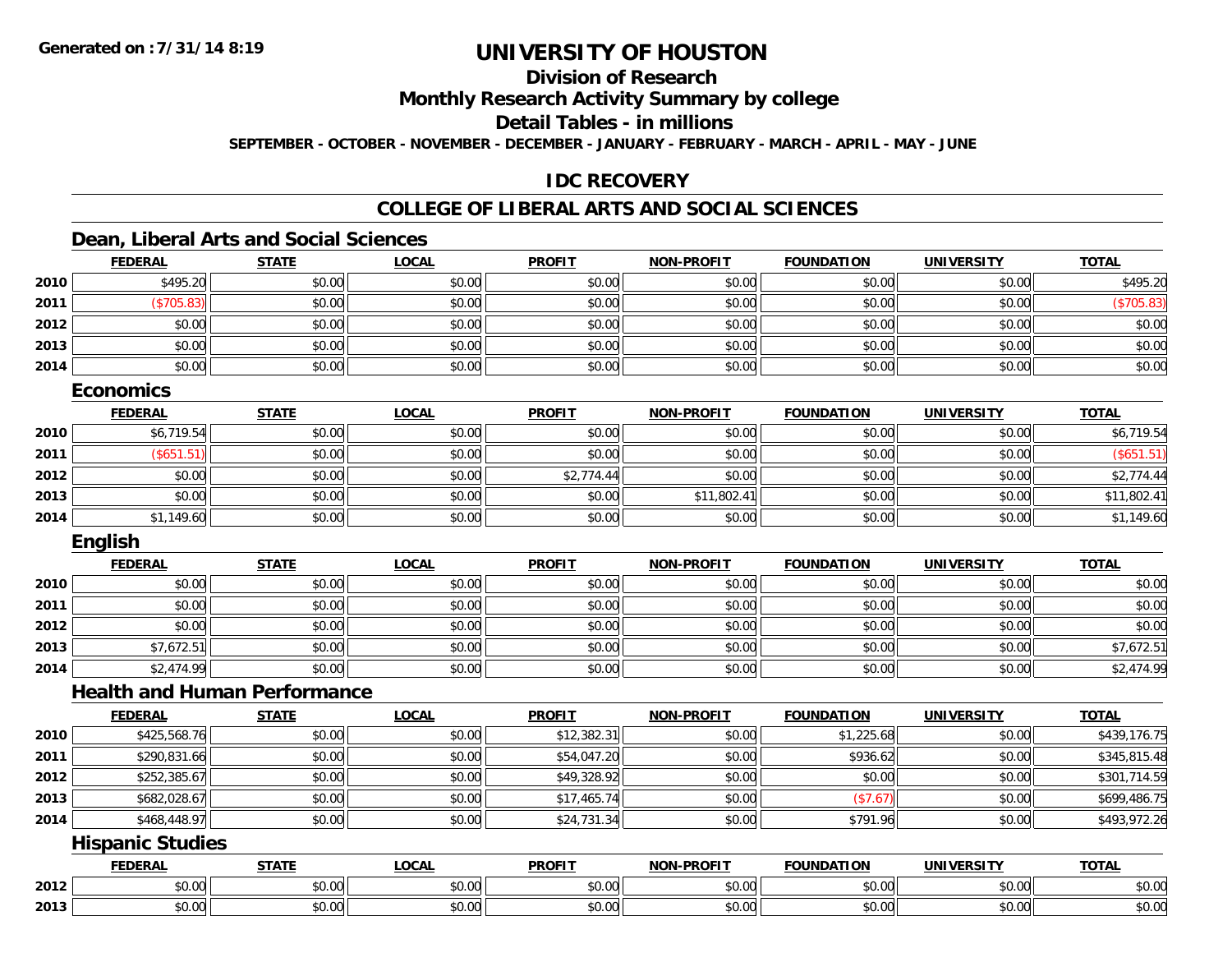# UNIVERSITY OF HOUSTON

## Division of Research

## Monthly Research Activity Summary by college

## Detail Tables - in millions

**SEPTEMBER - OCTOBER - NOVEMBER - DECEMBER - JANUARY - FEBRUARY - MARCH - APRIL - MAY - JUNE**

## IDC RECOVERY

## COLLEGE OF LIBERAL ARTS AND SOCIAL SCIENCES

### Dean, Liberal Arts and Social Sciences

| | FEDERAL | STATE | LOCAL | PROFIT | NON-PROFIT | FOUNDATION | UNIVERSITY | TOTAL |
|---|---|---|---|---|---|---|---|---|
| 2010 | $495.20 | $0.00 | $0.00 | $0.00 | $0.00 | $0.00 | $0.00 | $495.20 |
| 2011 | ($705.83) | $0.00 | $0.00 | $0.00 | $0.00 | $0.00 | $0.00 | ($705.83) |
| 2012 | $0.00 | $0.00 | $0.00 | $0.00 | $0.00 | $0.00 | $0.00 | $0.00 |
| 2013 | $0.00 | $0.00 | $0.00 | $0.00 | $0.00 | $0.00 | $0.00 | $0.00 |
| 2014 | $0.00 | $0.00 | $0.00 | $0.00 | $0.00 | $0.00 | $0.00 | $0.00 |

### Economics

| | FEDERAL | STATE | LOCAL | PROFIT | NON-PROFIT | FOUNDATION | UNIVERSITY | TOTAL |
|---|---|---|---|---|---|---|---|---|
| 2010 | $6,719.54 | $0.00 | $0.00 | $0.00 | $0.00 | $0.00 | $0.00 | $6,719.54 |
| 2011 | ($651.51) | $0.00 | $0.00 | $0.00 | $0.00 | $0.00 | $0.00 | ($651.51) |
| 2012 | $0.00 | $0.00 | $0.00 | $2,774.44 | $0.00 | $0.00 | $0.00 | $2,774.44 |
| 2013 | $0.00 | $0.00 | $0.00 | $0.00 | $11,802.41 | $0.00 | $0.00 | $11,802.41 |
| 2014 | $1,149.60 | $0.00 | $0.00 | $0.00 | $0.00 | $0.00 | $0.00 | $1,149.60 |

### English

| | FEDERAL | STATE | LOCAL | PROFIT | NON-PROFIT | FOUNDATION | UNIVERSITY | TOTAL |
|---|---|---|---|---|---|---|---|---|
| 2010 | $0.00 | $0.00 | $0.00 | $0.00 | $0.00 | $0.00 | $0.00 | $0.00 |
| 2011 | $0.00 | $0.00 | $0.00 | $0.00 | $0.00 | $0.00 | $0.00 | $0.00 |
| 2012 | $0.00 | $0.00 | $0.00 | $0.00 | $0.00 | $0.00 | $0.00 | $0.00 |
| 2013 | $7,672.51 | $0.00 | $0.00 | $0.00 | $0.00 | $0.00 | $0.00 | $7,672.51 |
| 2014 | $2,474.99 | $0.00 | $0.00 | $0.00 | $0.00 | $0.00 | $0.00 | $2,474.99 |

### Health and Human Performance

| | FEDERAL | STATE | LOCAL | PROFIT | NON-PROFIT | FOUNDATION | UNIVERSITY | TOTAL |
|---|---|---|---|---|---|---|---|---|
| 2010 | $425,568.76 | $0.00 | $0.00 | $12,382.31 | $0.00 | $1,225.68 | $0.00 | $439,176.75 |
| 2011 | $290,831.66 | $0.00 | $0.00 | $54,047.20 | $0.00 | $936.62 | $0.00 | $345,815.48 |
| 2012 | $252,385.67 | $0.00 | $0.00 | $49,328.92 | $0.00 | $0.00 | $0.00 | $301,714.59 |
| 2013 | $682,028.67 | $0.00 | $0.00 | $17,465.74 | $0.00 | ($7.67) | $0.00 | $699,486.75 |
| 2014 | $468,448.97 | $0.00 | $0.00 | $24,731.34 | $0.00 | $791.96 | $0.00 | $493,972.26 |

### Hispanic Studies

| | FEDERAL | STATE | LOCAL | PROFIT | NON-PROFIT | FOUNDATION | UNIVERSITY | TOTAL |
|---|---|---|---|---|---|---|---|---|
| 2012 | $0.00 | $0.00 | $0.00 | $0.00 | $0.00 | $0.00 | $0.00 | $0.00 |
| 2013 | $0.00 | $0.00 | $0.00 | $0.00 | $0.00 | $0.00 | $0.00 | $0.00 |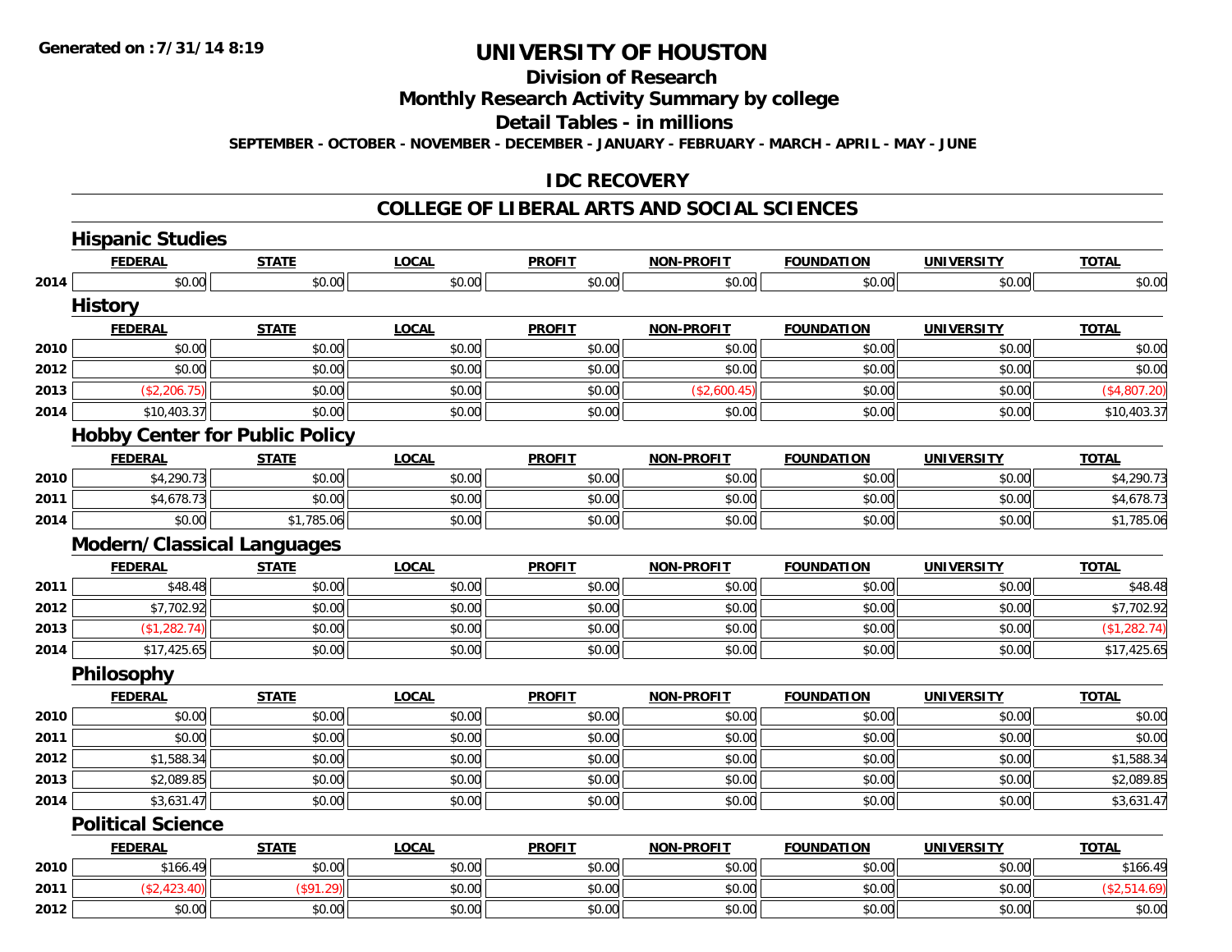**Generated on :7/31/14 8:19**

# UNIVERSITY OF HOUSTON

## Division of Research

## Monthly Research Activity Summary by college

## Detail Tables - in millions

**SEPTEMBER - OCTOBER - NOVEMBER - DECEMBER - JANUARY - FEBRUARY - MARCH - APRIL - MAY - JUNE**

## IDC RECOVERY

## COLLEGE OF LIBERAL ARTS AND SOCIAL SCIENCES

### Hispanic Studies

| | FEDERAL | STATE | LOCAL | PROFIT | NON-PROFIT | FOUNDATION | UNIVERSITY | TOTAL |
|---|---|---|---|---|---|---|---|---|
| 2014 | $0.00 | $0.00 | $0.00 | $0.00 | $0.00 | $0.00 | $0.00 | $0.00 |

### History

| | FEDERAL | STATE | LOCAL | PROFIT | NON-PROFIT | FOUNDATION | UNIVERSITY | TOTAL |
|---|---|---|---|---|---|---|---|---|
| 2010 | $0.00 | $0.00 | $0.00 | $0.00 | $0.00 | $0.00 | $0.00 | $0.00 |
| 2012 | $0.00 | $0.00 | $0.00 | $0.00 | $0.00 | $0.00 | $0.00 | $0.00 |
| 2013 | ($2,206.75) | $0.00 | $0.00 | $0.00 | ($2,600.45) | $0.00 | $0.00 | ($4,807.20) |
| 2014 | $10,403.37 | $0.00 | $0.00 | $0.00 | $0.00 | $0.00 | $0.00 | $10,403.37 |

### Hobby Center for Public Policy

| | FEDERAL | STATE | LOCAL | PROFIT | NON-PROFIT | FOUNDATION | UNIVERSITY | TOTAL |
|---|---|---|---|---|---|---|---|---|
| 2010 | $4,290.73 | $0.00 | $0.00 | $0.00 | $0.00 | $0.00 | $0.00 | $4,290.73 |
| 2011 | $4,678.73 | $0.00 | $0.00 | $0.00 | $0.00 | $0.00 | $0.00 | $4,678.73 |
| 2014 | $0.00 | $1,785.06 | $0.00 | $0.00 | $0.00 | $0.00 | $0.00 | $1,785.06 |

### Modern/Classical Languages

| | FEDERAL | STATE | LOCAL | PROFIT | NON-PROFIT | FOUNDATION | UNIVERSITY | TOTAL |
|---|---|---|---|---|---|---|---|---|
| 2011 | $48.48 | $0.00 | $0.00 | $0.00 | $0.00 | $0.00 | $0.00 | $48.48 |
| 2012 | $7,702.92 | $0.00 | $0.00 | $0.00 | $0.00 | $0.00 | $0.00 | $7,702.92 |
| 2013 | ($1,282.74) | $0.00 | $0.00 | $0.00 | $0.00 | $0.00 | $0.00 | ($1,282.74) |
| 2014 | $17,425.65 | $0.00 | $0.00 | $0.00 | $0.00 | $0.00 | $0.00 | $17,425.65 |

### Philosophy

| | FEDERAL | STATE | LOCAL | PROFIT | NON-PROFIT | FOUNDATION | UNIVERSITY | TOTAL |
|---|---|---|---|---|---|---|---|---|
| 2010 | $0.00 | $0.00 | $0.00 | $0.00 | $0.00 | $0.00 | $0.00 | $0.00 |
| 2011 | $0.00 | $0.00 | $0.00 | $0.00 | $0.00 | $0.00 | $0.00 | $0.00 |
| 2012 | $1,588.34 | $0.00 | $0.00 | $0.00 | $0.00 | $0.00 | $0.00 | $1,588.34 |
| 2013 | $2,089.85 | $0.00 | $0.00 | $0.00 | $0.00 | $0.00 | $0.00 | $2,089.85 |
| 2014 | $3,631.47 | $0.00 | $0.00 | $0.00 | $0.00 | $0.00 | $0.00 | $3,631.47 |

### Political Science

| | FEDERAL | STATE | LOCAL | PROFIT | NON-PROFIT | FOUNDATION | UNIVERSITY | TOTAL |
|---|---|---|---|---|---|---|---|---|
| 2010 | $166.49 | $0.00 | $0.00 | $0.00 | $0.00 | $0.00 | $0.00 | $166.49 |
| 2011 | ($2,423.40) | ($91.29) | $0.00 | $0.00 | $0.00 | $0.00 | $0.00 | ($2,514.69) |
| 2012 | $0.00 | $0.00 | $0.00 | $0.00 | $0.00 | $0.00 | $0.00 | $0.00 |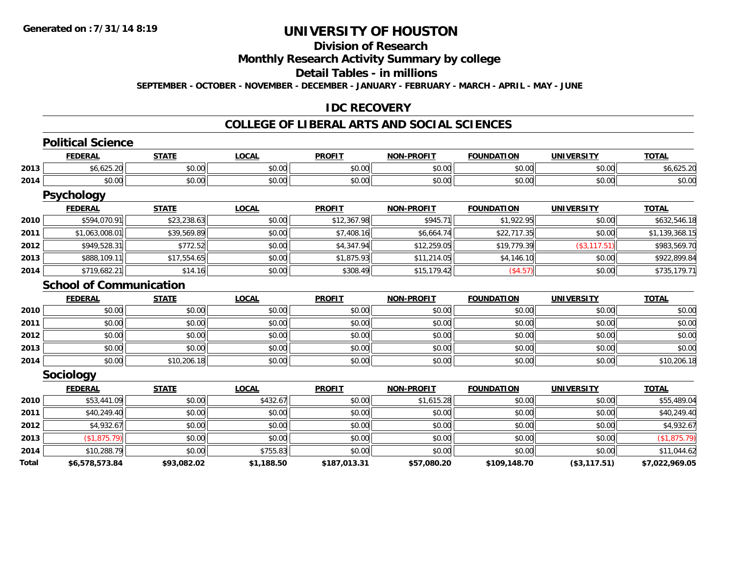Generated on :7/31/14 8:19

# UNIVERSITY OF HOUSTON

## Division of Research

## Monthly Research Activity Summary by college

## Detail Tables - in millions

SEPTEMBER - OCTOBER - NOVEMBER - DECEMBER - JANUARY - FEBRUARY - MARCH - APRIL - MAY - JUNE

## IDC RECOVERY

## COLLEGE OF LIBERAL ARTS AND SOCIAL SCIENCES

### Political Science

| | FEDERAL | STATE | LOCAL | PROFIT | NON-PROFIT | FOUNDATION | UNIVERSITY | TOTAL |
|---|---|---|---|---|---|---|---|---|
| 2013 | $6,625.20 | $0.00 | $0.00 | $0.00 | $0.00 | $0.00 | $0.00 | $6,625.20 |
| 2014 | $0.00 | $0.00 | $0.00 | $0.00 | $0.00 | $0.00 | $0.00 | $0.00 |

### Psychology

| | FEDERAL | STATE | LOCAL | PROFIT | NON-PROFIT | FOUNDATION | UNIVERSITY | TOTAL |
|---|---|---|---|---|---|---|---|---|
| 2010 | $594,070.91 | $23,238.63 | $0.00 | $12,367.98 | $945.71 | $1,922.95 | $0.00 | $632,546.18 |
| 2011 | $1,063,008.01 | $39,569.89 | $0.00 | $7,408.16 | $6,664.74 | $22,717.35 | $0.00 | $1,139,368.15 |
| 2012 | $949,528.31 | $772.52 | $0.00 | $4,347.94 | $12,259.05 | $19,779.39 | ($3,117.51) | $983,569.70 |
| 2013 | $888,109.11 | $17,554.65 | $0.00 | $1,875.93 | $11,214.05 | $4,146.10 | $0.00 | $922,899.84 |
| 2014 | $719,682.21 | $14.16 | $0.00 | $308.49 | $15,179.42 | ($4.57) | $0.00 | $735,179.71 |

### School of Communication

| | FEDERAL | STATE | LOCAL | PROFIT | NON-PROFIT | FOUNDATION | UNIVERSITY | TOTAL |
|---|---|---|---|---|---|---|---|---|
| 2010 | $0.00 | $0.00 | $0.00 | $0.00 | $0.00 | $0.00 | $0.00 | $0.00 |
| 2011 | $0.00 | $0.00 | $0.00 | $0.00 | $0.00 | $0.00 | $0.00 | $0.00 |
| 2012 | $0.00 | $0.00 | $0.00 | $0.00 | $0.00 | $0.00 | $0.00 | $0.00 |
| 2013 | $0.00 | $0.00 | $0.00 | $0.00 | $0.00 | $0.00 | $0.00 | $0.00 |
| 2014 | $0.00 | $10,206.18 | $0.00 | $0.00 | $0.00 | $0.00 | $0.00 | $10,206.18 |

### Sociology

| | FEDERAL | STATE | LOCAL | PROFIT | NON-PROFIT | FOUNDATION | UNIVERSITY | TOTAL |
|---|---|---|---|---|---|---|---|---|
| 2010 | $53,441.09 | $0.00 | $432.67 | $0.00 | $1,615.28 | $0.00 | $0.00 | $55,489.04 |
| 2011 | $40,249.40 | $0.00 | $0.00 | $0.00 | $0.00 | $0.00 | $0.00 | $40,249.40 |
| 2012 | $4,932.67 | $0.00 | $0.00 | $0.00 | $0.00 | $0.00 | $0.00 | $4,932.67 |
| 2013 | ($1,875.79) | $0.00 | $0.00 | $0.00 | $0.00 | $0.00 | $0.00 | ($1,875.79) |
| 2014 | $10,288.79 | $0.00 | $755.83 | $0.00 | $0.00 | $0.00 | $0.00 | $11,044.62 |
| **Total** | **$6,578,573.84** | **$93,082.02** | **$1,188.50** | **$187,013.31** | **$57,080.20** | **$109,148.70** | **($3,117.51)** | **$7,022,969.05** |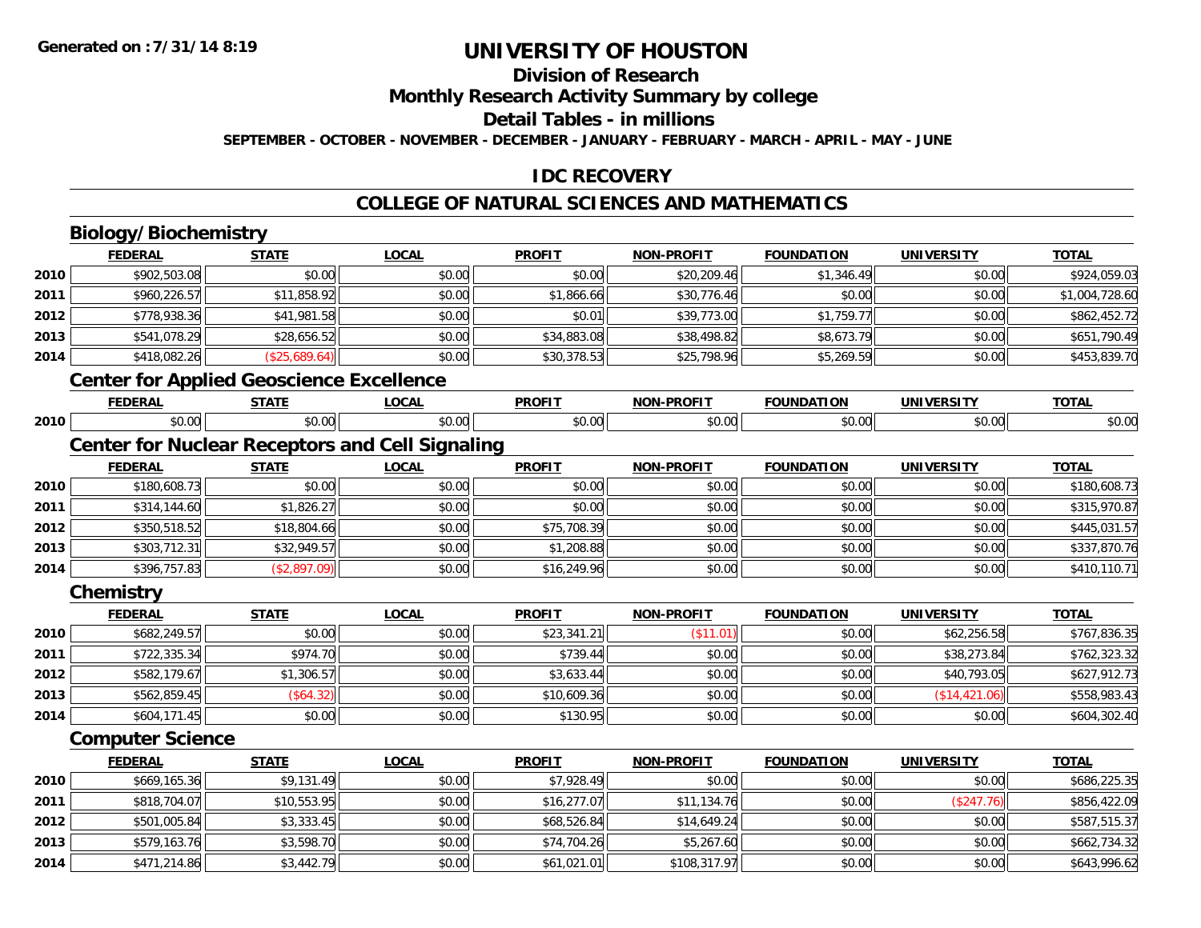**Generated on :7/31/14 8:19**

# UNIVERSITY OF HOUSTON

## Division of Research

## Monthly Research Activity Summary by college

## Detail Tables - in millions

**SEPTEMBER - OCTOBER - NOVEMBER - DECEMBER - JANUARY - FEBRUARY - MARCH - APRIL - MAY - JUNE**

## IDC RECOVERY

## COLLEGE OF NATURAL SCIENCES AND MATHEMATICS

### Biology/Biochemistry

| | FEDERAL | STATE | LOCAL | PROFIT | NON-PROFIT | FOUNDATION | UNIVERSITY | TOTAL |
|---|---|---|---|---|---|---|---|---|
| 2010 | $902,503.08 | $0.00 | $0.00 | $0.00 | $20,209.46 | $1,346.49 | $0.00 | $924,059.03 |
| 2011 | $960,226.57 | $11,858.92 | $0.00 | $1,866.66 | $30,776.46 | $0.00 | $0.00 | $1,004,728.60 |
| 2012 | $778,938.36 | $41,981.58 | $0.00 | $0.01 | $39,773.00 | $1,759.77 | $0.00 | $862,452.72 |
| 2013 | $541,078.29 | $28,656.52 | $0.00 | $34,883.08 | $38,498.82 | $8,673.79 | $0.00 | $651,790.49 |
| 2014 | $418,082.26 | ($25,689.64) | $0.00 | $30,378.53 | $25,798.96 | $5,269.59 | $0.00 | $453,839.70 |

### Center for Applied Geoscience Excellence

| | FEDERAL | STATE | LOCAL | PROFIT | NON-PROFIT | FOUNDATION | UNIVERSITY | TOTAL |
|---|---|---|---|---|---|---|---|---|
| 2010 | $0.00 | $0.00 | $0.00 | $0.00 | $0.00 | $0.00 | $0.00 | $0.00 |

### Center for Nuclear Receptors and Cell Signaling

| | FEDERAL | STATE | LOCAL | PROFIT | NON-PROFIT | FOUNDATION | UNIVERSITY | TOTAL |
|---|---|---|---|---|---|---|---|---|
| 2010 | $180,608.73 | $0.00 | $0.00 | $0.00 | $0.00 | $0.00 | $0.00 | $180,608.73 |
| 2011 | $314,144.60 | $1,826.27 | $0.00 | $0.00 | $0.00 | $0.00 | $0.00 | $315,970.87 |
| 2012 | $350,518.52 | $18,804.66 | $0.00 | $75,708.39 | $0.00 | $0.00 | $0.00 | $445,031.57 |
| 2013 | $303,712.31 | $32,949.57 | $0.00 | $1,208.88 | $0.00 | $0.00 | $0.00 | $337,870.76 |
| 2014 | $396,757.83 | ($2,897.09) | $0.00 | $16,249.96 | $0.00 | $0.00 | $0.00 | $410,110.71 |

### Chemistry

| | FEDERAL | STATE | LOCAL | PROFIT | NON-PROFIT | FOUNDATION | UNIVERSITY | TOTAL |
|---|---|---|---|---|---|---|---|---|
| 2010 | $682,249.57 | $0.00 | $0.00 | $23,341.21 | ($11.01) | $0.00 | $62,256.58 | $767,836.35 |
| 2011 | $722,335.34 | $974.70 | $0.00 | $739.44 | $0.00 | $0.00 | $38,273.84 | $762,323.32 |
| 2012 | $582,179.67 | $1,306.57 | $0.00 | $3,633.44 | $0.00 | $0.00 | $40,793.05 | $627,912.73 |
| 2013 | $562,859.45 | ($64.32) | $0.00 | $10,609.36 | $0.00 | $0.00 | ($14,421.06) | $558,983.43 |
| 2014 | $604,171.45 | $0.00 | $0.00 | $130.95 | $0.00 | $0.00 | $0.00 | $604,302.40 |

### Computer Science

| | FEDERAL | STATE | LOCAL | PROFIT | NON-PROFIT | FOUNDATION | UNIVERSITY | TOTAL |
|---|---|---|---|---|---|---|---|---|
| 2010 | $669,165.36 | $9,131.49 | $0.00 | $7,928.49 | $0.00 | $0.00 | $0.00 | $686,225.35 |
| 2011 | $818,704.07 | $10,553.95 | $0.00 | $16,277.07 | $11,134.76 | $0.00 | ($247.76) | $856,422.09 |
| 2012 | $501,005.84 | $3,333.45 | $0.00 | $68,526.84 | $14,649.24 | $0.00 | $0.00 | $587,515.37 |
| 2013 | $579,163.76 | $3,598.70 | $0.00 | $74,704.26 | $5,267.60 | $0.00 | $0.00 | $662,734.32 |
| 2014 | $471,214.86 | $3,442.79 | $0.00 | $61,021.01 | $108,317.97 | $0.00 | $0.00 | $643,996.62 |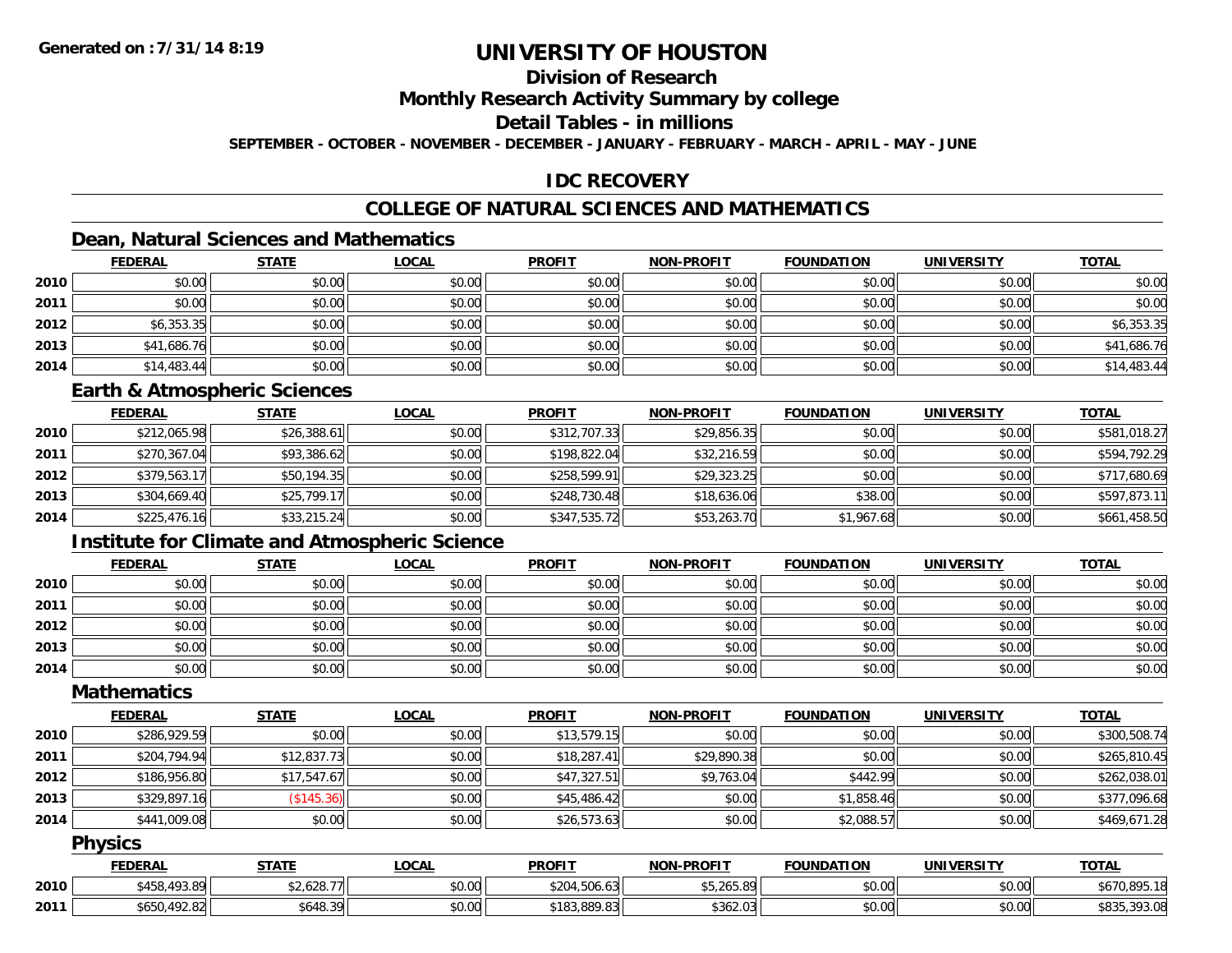# UNIVERSITY OF HOUSTON

## Division of Research

## Monthly Research Activity Summary by college

## Detail Tables - in millions

**SEPTEMBER - OCTOBER - NOVEMBER - DECEMBER - JANUARY - FEBRUARY - MARCH - APRIL - MAY - JUNE**

## IDC RECOVERY

## COLLEGE OF NATURAL SCIENCES AND MATHEMATICS

### Dean, Natural Sciences and Mathematics

| | FEDERAL | STATE | LOCAL | PROFIT | NON-PROFIT | FOUNDATION | UNIVERSITY | TOTAL |
|---|---|---|---|---|---|---|---|---|
| 2010 | $0.00 | $0.00 | $0.00 | $0.00 | $0.00 | $0.00 | $0.00 | $0.00 |
| 2011 | $0.00 | $0.00 | $0.00 | $0.00 | $0.00 | $0.00 | $0.00 | $0.00 |
| 2012 | $6,353.35 | $0.00 | $0.00 | $0.00 | $0.00 | $0.00 | $0.00 | $6,353.35 |
| 2013 | $41,686.76 | $0.00 | $0.00 | $0.00 | $0.00 | $0.00 | $0.00 | $41,686.76 |
| 2014 | $14,483.44 | $0.00 | $0.00 | $0.00 | $0.00 | $0.00 | $0.00 | $14,483.44 |

### Earth & Atmospheric Sciences

| | FEDERAL | STATE | LOCAL | PROFIT | NON-PROFIT | FOUNDATION | UNIVERSITY | TOTAL |
|---|---|---|---|---|---|---|---|---|
| 2010 | $212,065.98 | $26,388.61 | $0.00 | $312,707.33 | $29,856.35 | $0.00 | $0.00 | $581,018.27 |
| 2011 | $270,367.04 | $93,386.62 | $0.00 | $198,822.04 | $32,216.59 | $0.00 | $0.00 | $594,792.29 |
| 2012 | $379,563.17 | $50,194.35 | $0.00 | $258,599.91 | $29,323.25 | $0.00 | $0.00 | $717,680.69 |
| 2013 | $304,669.40 | $25,799.17 | $0.00 | $248,730.48 | $18,636.06 | $38.00 | $0.00 | $597,873.11 |
| 2014 | $225,476.16 | $33,215.24 | $0.00 | $347,535.72 | $53,263.70 | $1,967.68 | $0.00 | $661,458.50 |

### Institute for Climate and Atmospheric Science

| | FEDERAL | STATE | LOCAL | PROFIT | NON-PROFIT | FOUNDATION | UNIVERSITY | TOTAL |
|---|---|---|---|---|---|---|---|---|
| 2010 | $0.00 | $0.00 | $0.00 | $0.00 | $0.00 | $0.00 | $0.00 | $0.00 |
| 2011 | $0.00 | $0.00 | $0.00 | $0.00 | $0.00 | $0.00 | $0.00 | $0.00 |
| 2012 | $0.00 | $0.00 | $0.00 | $0.00 | $0.00 | $0.00 | $0.00 | $0.00 |
| 2013 | $0.00 | $0.00 | $0.00 | $0.00 | $0.00 | $0.00 | $0.00 | $0.00 |
| 2014 | $0.00 | $0.00 | $0.00 | $0.00 | $0.00 | $0.00 | $0.00 | $0.00 |

### Mathematics

| | FEDERAL | STATE | LOCAL | PROFIT | NON-PROFIT | FOUNDATION | UNIVERSITY | TOTAL |
|---|---|---|---|---|---|---|---|---|
| 2010 | $286,929.59 | $0.00 | $0.00 | $13,579.15 | $0.00 | $0.00 | $0.00 | $300,508.74 |
| 2011 | $204,794.94 | $12,837.73 | $0.00 | $18,287.41 | $29,890.38 | $0.00 | $0.00 | $265,810.45 |
| 2012 | $186,956.80 | $17,547.67 | $0.00 | $47,327.51 | $9,763.04 | $442.99 | $0.00 | $262,038.01 |
| 2013 | $329,897.16 | ($145.36) | $0.00 | $45,486.42 | $0.00 | $1,858.46 | $0.00 | $377,096.68 |
| 2014 | $441,009.08 | $0.00 | $0.00 | $26,573.63 | $0.00 | $2,088.57 | $0.00 | $469,671.28 |

### Physics

| | FEDERAL | STATE | LOCAL | PROFIT | NON-PROFIT | FOUNDATION | UNIVERSITY | TOTAL |
|---|---|---|---|---|---|---|---|---|
| 2010 | $458,493.89 | $2,628.77 | $0.00 | $204,506.63 | $5,265.89 | $0.00 | $0.00 | $670,895.18 |
| 2011 | $650,492.82 | $648.39 | $0.00 | $183,889.83 | $362.03 | $0.00 | $0.00 | $835,393.08 |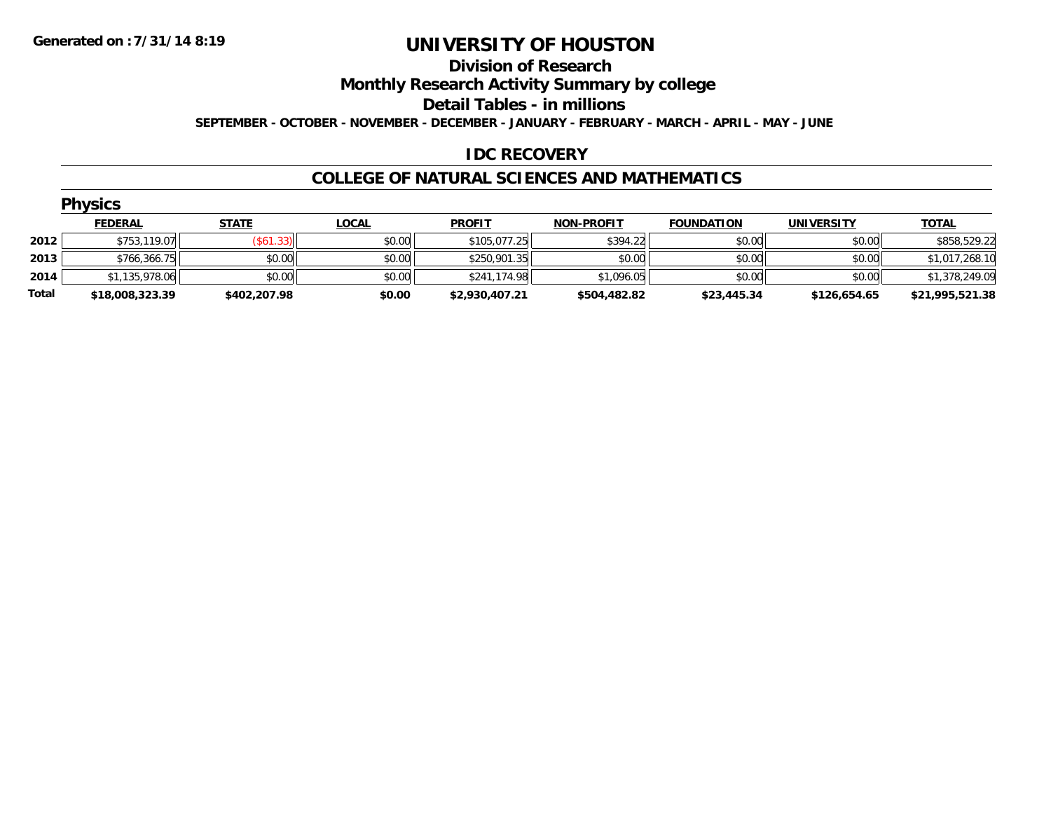Generated on :7/31/14 8:19

# UNIVERSITY OF HOUSTON

## Division of Research

## Monthly Research Activity Summary by college

## Detail Tables - in millions

**SEPTEMBER - OCTOBER - NOVEMBER - DECEMBER - JANUARY - FEBRUARY - MARCH - APRIL - MAY - JUNE**

### IDC RECOVERY

### COLLEGE OF NATURAL SCIENCES AND MATHEMATICS

**Physics**

| | FEDERAL | STATE | LOCAL | PROFIT | NON-PROFIT | FOUNDATION | UNIVERSITY | TOTAL |
|---|---|---|---|---|---|---|---|---|
| **2012** | $753,119.07 | ($61.33) | $0.00 | $105,077.25 | $394.22 | $0.00 | $0.00 | $858,529.22 |
| **2013** | $766,366.75 | $0.00 | $0.00 | $250,901.35 | $0.00 | $0.00 | $0.00 | $1,017,268.10 |
| **2014** | $1,135,978.06 | $0.00 | $0.00 | $241,174.98 | $1,096.05 | $0.00 | $0.00 | $1,378,249.09 |
| **Total** | **$18,008,323.39** | **$402,207.98** | **$0.00** | **$2,930,407.21** | **$504,482.82** | **$23,445.34** | **$126,654.65** | **$21,995,521.38** |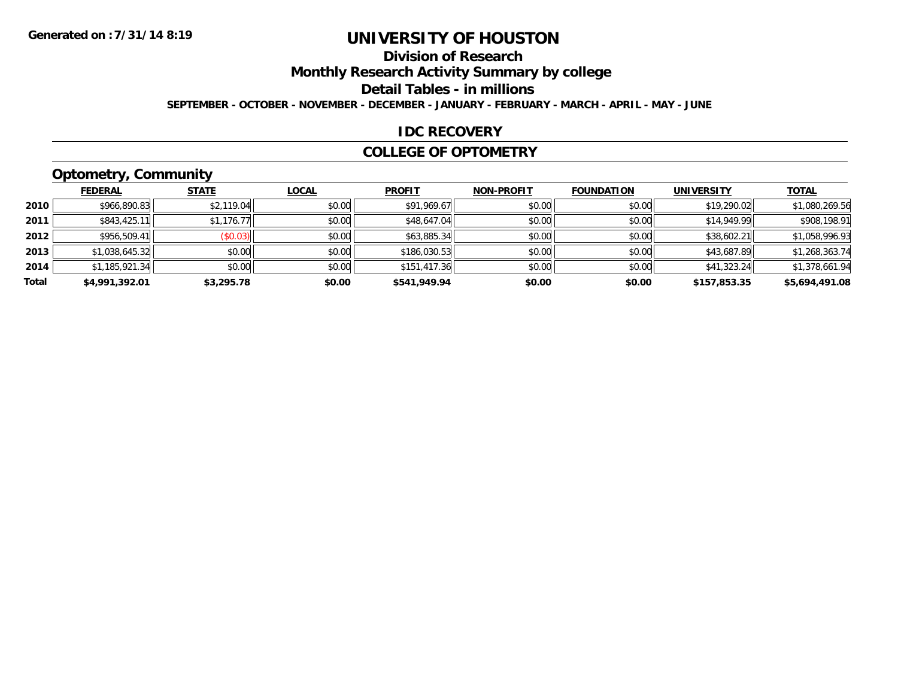Generated on :7/31/14 8:19

# UNIVERSITY OF HOUSTON

## Division of Research

## Monthly Research Activity Summary by college

## Detail Tables - in millions

SEPTEMBER - OCTOBER - NOVEMBER - DECEMBER - JANUARY - FEBRUARY - MARCH - APRIL - MAY - JUNE

## IDC RECOVERY

## COLLEGE OF OPTOMETRY

### Optometry, Community

| | FEDERAL | STATE | LOCAL | PROFIT | NON-PROFIT | FOUNDATION | UNIVERSITY | TOTAL |
|---|---|---|---|---|---|---|---|---|
| 2010 | $966,890.83 | $2,119.04 | $0.00 | $91,969.67 | $0.00 | $0.00 | $19,290.02 | $1,080,269.56 |
| 2011 | $843,425.11 | $1,176.77 | $0.00 | $48,647.04 | $0.00 | $0.00 | $14,949.99 | $908,198.91 |
| 2012 | $956,509.41 | ($0.03) | $0.00 | $63,885.34 | $0.00 | $0.00 | $38,602.21 | $1,058,996.93 |
| 2013 | $1,038,645.32 | $0.00 | $0.00 | $186,030.53 | $0.00 | $0.00 | $43,687.89 | $1,268,363.74 |
| 2014 | $1,185,921.34 | $0.00 | $0.00 | $151,417.36 | $0.00 | $0.00 | $41,323.24 | $1,378,661.94 |
| **Total** | **$4,991,392.01** | **$3,295.78** | **$0.00** | **$541,949.94** | **$0.00** | **$0.00** | **$157,853.35** | **$5,694,491.08** |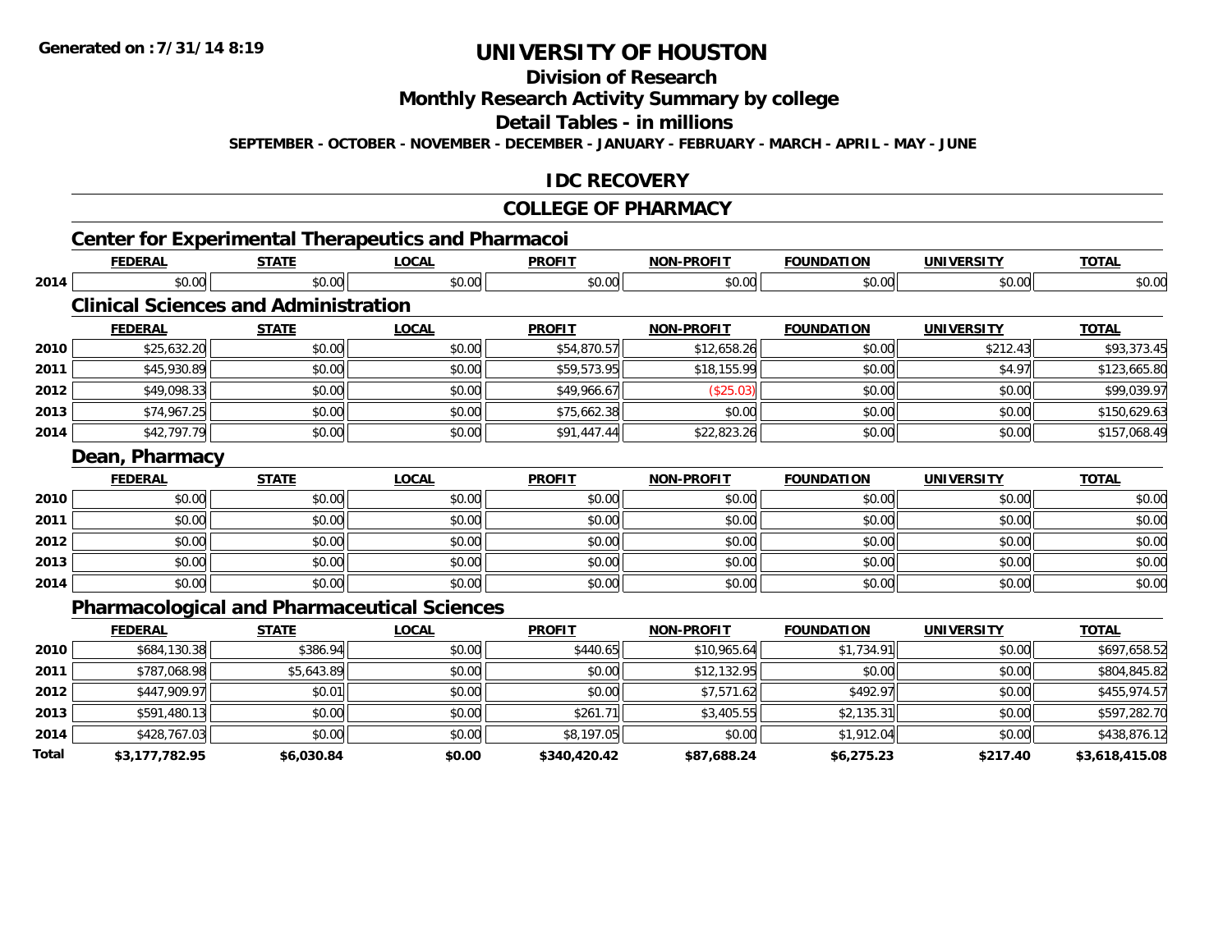# UNIVERSITY OF HOUSTON

## Division of Research

## Monthly Research Activity Summary by college

## Detail Tables - in millions

**SEPTEMBER - OCTOBER - NOVEMBER - DECEMBER - JANUARY - FEBRUARY - MARCH - APRIL - MAY - JUNE**

## IDC RECOVERY

## COLLEGE OF PHARMACY

### Center for Experimental Therapeutics and Pharmacoi

| | FEDERAL | STATE | LOCAL | PROFIT | NON-PROFIT | FOUNDATION | UNIVERSITY | TOTAL |
|---|---|---|---|---|---|---|---|---|
| 2014 | $0.00 | $0.00 | $0.00 | $0.00 | $0.00 | $0.00 | $0.00 | $0.00 |

### Clinical Sciences and Administration

| | FEDERAL | STATE | LOCAL | PROFIT | NON-PROFIT | FOUNDATION | UNIVERSITY | TOTAL |
|---|---|---|---|---|---|---|---|---|
| 2010 | $25,632.20 | $0.00 | $0.00 | $54,870.57 | $12,658.26 | $0.00 | $212.43 | $93,373.45 |
| 2011 | $45,930.89 | $0.00 | $0.00 | $59,573.95 | $18,155.99 | $0.00 | $4.97 | $123,665.80 |
| 2012 | $49,098.33 | $0.00 | $0.00 | $49,966.67 | ($25.03) | $0.00 | $0.00 | $99,039.97 |
| 2013 | $74,967.25 | $0.00 | $0.00 | $75,662.38 | $0.00 | $0.00 | $0.00 | $150,629.63 |
| 2014 | $42,797.79 | $0.00 | $0.00 | $91,447.44 | $22,823.26 | $0.00 | $0.00 | $157,068.49 |

### Dean, Pharmacy

| | FEDERAL | STATE | LOCAL | PROFIT | NON-PROFIT | FOUNDATION | UNIVERSITY | TOTAL |
|---|---|---|---|---|---|---|---|---|
| 2010 | $0.00 | $0.00 | $0.00 | $0.00 | $0.00 | $0.00 | $0.00 | $0.00 |
| 2011 | $0.00 | $0.00 | $0.00 | $0.00 | $0.00 | $0.00 | $0.00 | $0.00 |
| 2012 | $0.00 | $0.00 | $0.00 | $0.00 | $0.00 | $0.00 | $0.00 | $0.00 |
| 2013 | $0.00 | $0.00 | $0.00 | $0.00 | $0.00 | $0.00 | $0.00 | $0.00 |
| 2014 | $0.00 | $0.00 | $0.00 | $0.00 | $0.00 | $0.00 | $0.00 | $0.00 |

### Pharmacological and Pharmaceutical Sciences

| | FEDERAL | STATE | LOCAL | PROFIT | NON-PROFIT | FOUNDATION | UNIVERSITY | TOTAL |
|---|---|---|---|---|---|---|---|---|
| 2010 | $684,130.38 | $386.94 | $0.00 | $440.65 | $10,965.64 | $1,734.91 | $0.00 | $697,658.52 |
| 2011 | $787,068.98 | $5,643.89 | $0.00 | $0.00 | $12,132.95 | $0.00 | $0.00 | $804,845.82 |
| 2012 | $447,909.97 | $0.01 | $0.00 | $0.00 | $7,571.62 | $492.97 | $0.00 | $455,974.57 |
| 2013 | $591,480.13 | $0.00 | $0.00 | $261.71 | $3,405.55 | $2,135.31 | $0.00 | $597,282.70 |
| 2014 | $428,767.03 | $0.00 | $0.00 | $8,197.05 | $0.00 | $1,912.04 | $0.00 | $438,876.12 |
| **Total** | **$3,177,782.95** | **$6,030.84** | **$0.00** | **$340,420.42** | **$87,688.24** | **$6,275.23** | **$217.40** | **$3,618,415.08** |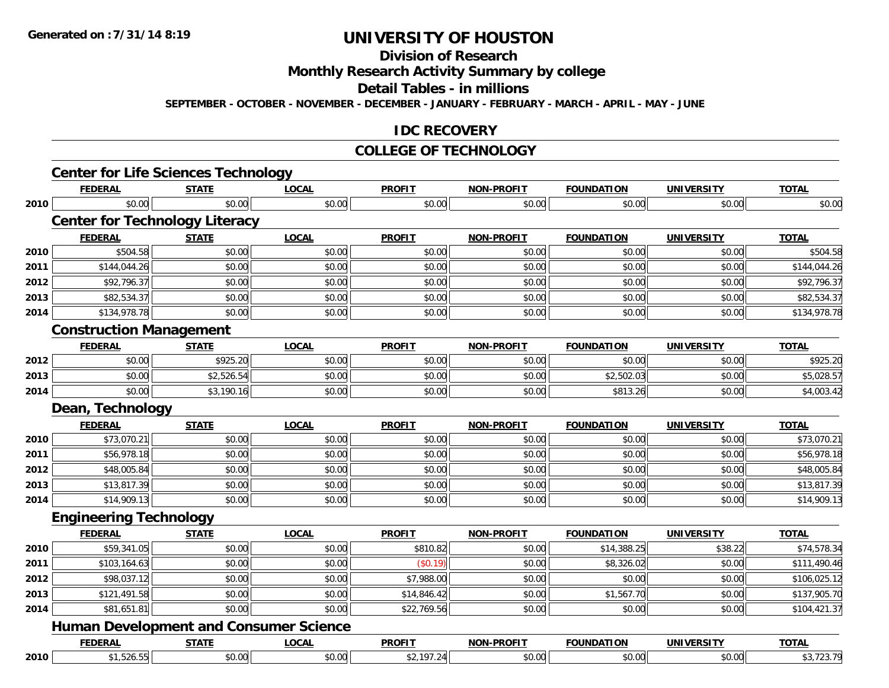# UNIVERSITY OF HOUSTON

## Division of Research

## Monthly Research Activity Summary by college

## Detail Tables - in millions

**SEPTEMBER - OCTOBER - NOVEMBER - DECEMBER - JANUARY - FEBRUARY - MARCH - APRIL - MAY - JUNE**

## IDC RECOVERY

## COLLEGE OF TECHNOLOGY

### Center for Life Sciences Technology

| | FEDERAL | STATE | LOCAL | PROFIT | NON-PROFIT | FOUNDATION | UNIVERSITY | TOTAL |
|---|---|---|---|---|---|---|---|---|
| 2010 | $0.00 | $0.00 | $0.00 | $0.00 | $0.00 | $0.00 | $0.00 | $0.00 |

### Center for Technology Literacy

| | FEDERAL | STATE | LOCAL | PROFIT | NON-PROFIT | FOUNDATION | UNIVERSITY | TOTAL |
|---|---|---|---|---|---|---|---|---|
| 2010 | $504.58 | $0.00 | $0.00 | $0.00 | $0.00 | $0.00 | $0.00 | $504.58 |
| 2011 | $144,044.26 | $0.00 | $0.00 | $0.00 | $0.00 | $0.00 | $0.00 | $144,044.26 |
| 2012 | $92,796.37 | $0.00 | $0.00 | $0.00 | $0.00 | $0.00 | $0.00 | $92,796.37 |
| 2013 | $82,534.37 | $0.00 | $0.00 | $0.00 | $0.00 | $0.00 | $0.00 | $82,534.37 |
| 2014 | $134,978.78 | $0.00 | $0.00 | $0.00 | $0.00 | $0.00 | $0.00 | $134,978.78 |

### Construction Management

| | FEDERAL | STATE | LOCAL | PROFIT | NON-PROFIT | FOUNDATION | UNIVERSITY | TOTAL |
|---|---|---|---|---|---|---|---|---|
| 2012 | $0.00 | $925.20 | $0.00 | $0.00 | $0.00 | $0.00 | $0.00 | $925.20 |
| 2013 | $0.00 | $2,526.54 | $0.00 | $0.00 | $0.00 | $2,502.03 | $0.00 | $5,028.57 |
| 2014 | $0.00 | $3,190.16 | $0.00 | $0.00 | $0.00 | $813.26 | $0.00 | $4,003.42 |

### Dean, Technology

| | FEDERAL | STATE | LOCAL | PROFIT | NON-PROFIT | FOUNDATION | UNIVERSITY | TOTAL |
|---|---|---|---|---|---|---|---|---|
| 2010 | $73,070.21 | $0.00 | $0.00 | $0.00 | $0.00 | $0.00 | $0.00 | $73,070.21 |
| 2011 | $56,978.18 | $0.00 | $0.00 | $0.00 | $0.00 | $0.00 | $0.00 | $56,978.18 |
| 2012 | $48,005.84 | $0.00 | $0.00 | $0.00 | $0.00 | $0.00 | $0.00 | $48,005.84 |
| 2013 | $13,817.39 | $0.00 | $0.00 | $0.00 | $0.00 | $0.00 | $0.00 | $13,817.39 |
| 2014 | $14,909.13 | $0.00 | $0.00 | $0.00 | $0.00 | $0.00 | $0.00 | $14,909.13 |

### Engineering Technology

| | FEDERAL | STATE | LOCAL | PROFIT | NON-PROFIT | FOUNDATION | UNIVERSITY | TOTAL |
|---|---|---|---|---|---|---|---|---|
| 2010 | $59,341.05 | $0.00 | $0.00 | $810.82 | $0.00 | $14,388.25 | $38.22 | $74,578.34 |
| 2011 | $103,164.63 | $0.00 | $0.00 | ($0.19) | $0.00 | $8,326.02 | $0.00 | $111,490.46 |
| 2012 | $98,037.12 | $0.00 | $0.00 | $7,988.00 | $0.00 | $0.00 | $0.00 | $106,025.12 |
| 2013 | $121,491.58 | $0.00 | $0.00 | $14,846.42 | $0.00 | $1,567.70 | $0.00 | $137,905.70 |
| 2014 | $81,651.81 | $0.00 | $0.00 | $22,769.56 | $0.00 | $0.00 | $0.00 | $104,421.37 |

### Human Development and Consumer Science

| | FEDERAL | STATE | LOCAL | PROFIT | NON-PROFIT | FOUNDATION | UNIVERSITY | TOTAL |
|---|---|---|---|---|---|---|---|---|
| 2010 | $1,526.55 | $0.00 | $0.00 | $2,197.24 | $0.00 | $0.00 | $0.00 | $3,723.79 |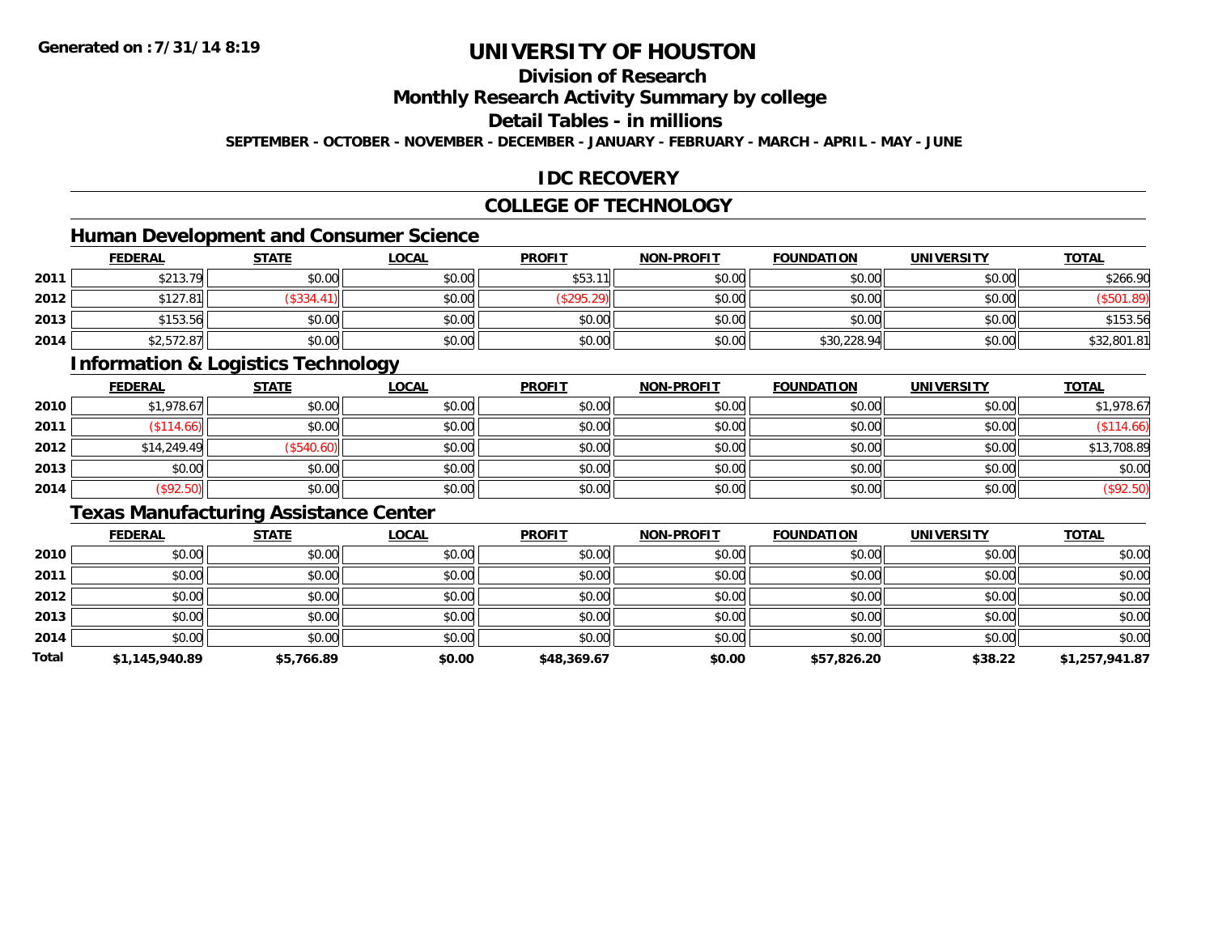# UNIVERSITY OF HOUSTON

## Division of Research

## Monthly Research Activity Summary by college

## Detail Tables - in millions

**SEPTEMBER - OCTOBER - NOVEMBER - DECEMBER - JANUARY - FEBRUARY - MARCH - APRIL - MAY - JUNE**

Generated on : 7/31/14 8:19

## IDC RECOVERY

## COLLEGE OF TECHNOLOGY

### Human Development and Consumer Science

| | FEDERAL | STATE | LOCAL | PROFIT | NON-PROFIT | FOUNDATION | UNIVERSITY | TOTAL |
|---|---|---|---|---|---|---|---|---|
| 2011 | $213.79 | $0.00 | $0.00 | $53.11 | $0.00 | $0.00 | $0.00 | $266.90 |
| 2012 | $127.81 | ($334.41) | $0.00 | ($295.29) | $0.00 | $0.00 | $0.00 | ($501.89) |
| 2013 | $153.56 | $0.00 | $0.00 | $0.00 | $0.00 | $0.00 | $0.00 | $153.56 |
| 2014 | $2,572.87 | $0.00 | $0.00 | $0.00 | $0.00 | $30,228.94 | $0.00 | $32,801.81 |

### Information & Logistics Technology

| | FEDERAL | STATE | LOCAL | PROFIT | NON-PROFIT | FOUNDATION | UNIVERSITY | TOTAL |
|---|---|---|---|---|---|---|---|---|
| 2010 | $1,978.67 | $0.00 | $0.00 | $0.00 | $0.00 | $0.00 | $0.00 | $1,978.67 |
| 2011 | ($114.66) | $0.00 | $0.00 | $0.00 | $0.00 | $0.00 | $0.00 | ($114.66) |
| 2012 | $14,249.49 | ($540.60) | $0.00 | $0.00 | $0.00 | $0.00 | $0.00 | $13,708.89 |
| 2013 | $0.00 | $0.00 | $0.00 | $0.00 | $0.00 | $0.00 | $0.00 | $0.00 |
| 2014 | ($92.50) | $0.00 | $0.00 | $0.00 | $0.00 | $0.00 | $0.00 | ($92.50) |

### Texas Manufacturing Assistance Center

| | FEDERAL | STATE | LOCAL | PROFIT | NON-PROFIT | FOUNDATION | UNIVERSITY | TOTAL |
|---|---|---|---|---|---|---|---|---|
| 2010 | $0.00 | $0.00 | $0.00 | $0.00 | $0.00 | $0.00 | $0.00 | $0.00 |
| 2011 | $0.00 | $0.00 | $0.00 | $0.00 | $0.00 | $0.00 | $0.00 | $0.00 |
| 2012 | $0.00 | $0.00 | $0.00 | $0.00 | $0.00 | $0.00 | $0.00 | $0.00 |
| 2013 | $0.00 | $0.00 | $0.00 | $0.00 | $0.00 | $0.00 | $0.00 | $0.00 |
| 2014 | $0.00 | $0.00 | $0.00 | $0.00 | $0.00 | $0.00 | $0.00 | $0.00 |
| **Total** | **$1,145,940.89** | **$5,766.89** | **$0.00** | **$48,369.67** | **$0.00** | **$57,826.20** | **$38.22** | **$1,257,941.87** |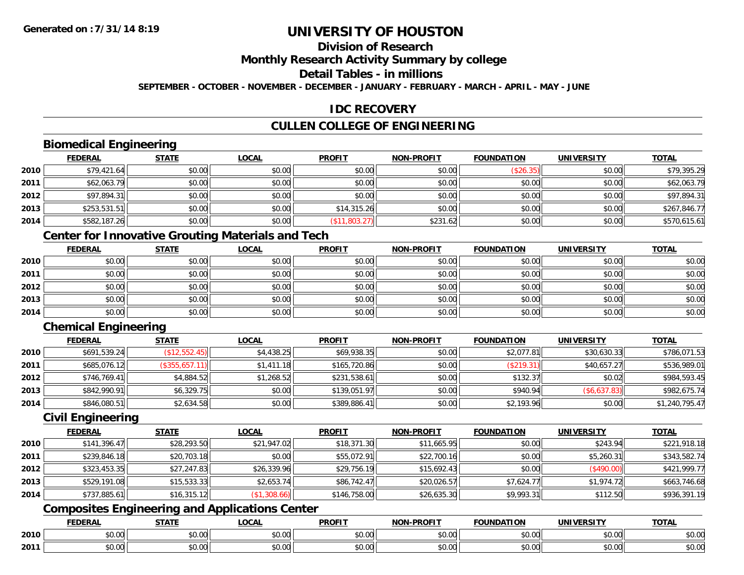Generated on :7/31/14 8:19

# UNIVERSITY OF HOUSTON

## Division of Research

## Monthly Research Activity Summary by college

## Detail Tables - in millions

**SEPTEMBER - OCTOBER - NOVEMBER - DECEMBER - JANUARY - FEBRUARY - MARCH - APRIL - MAY - JUNE**

## IDC RECOVERY

## CULLEN COLLEGE OF ENGINEERING

### Biomedical Engineering

| | FEDERAL | STATE | LOCAL | PROFIT | NON-PROFIT | FOUNDATION | UNIVERSITY | TOTAL |
|---|---|---|---|---|---|---|---|---|
| 2010 | $79,421.64 | $0.00 | $0.00 | $0.00 | $0.00 | ($26.35) | $0.00 | $79,395.29 |
| 2011 | $62,063.79 | $0.00 | $0.00 | $0.00 | $0.00 | $0.00 | $0.00 | $62,063.79 |
| 2012 | $97,894.31 | $0.00 | $0.00 | $0.00 | $0.00 | $0.00 | $0.00 | $97,894.31 |
| 2013 | $253,531.51 | $0.00 | $0.00 | $14,315.26 | $0.00 | $0.00 | $0.00 | $267,846.77 |
| 2014 | $582,187.26 | $0.00 | $0.00 | ($11,803.27) | $231.62 | $0.00 | $0.00 | $570,615.61 |

### Center for Innovative Grouting Materials and Tech

| | FEDERAL | STATE | LOCAL | PROFIT | NON-PROFIT | FOUNDATION | UNIVERSITY | TOTAL |
|---|---|---|---|---|---|---|---|---|
| 2010 | $0.00 | $0.00 | $0.00 | $0.00 | $0.00 | $0.00 | $0.00 | $0.00 |
| 2011 | $0.00 | $0.00 | $0.00 | $0.00 | $0.00 | $0.00 | $0.00 | $0.00 |
| 2012 | $0.00 | $0.00 | $0.00 | $0.00 | $0.00 | $0.00 | $0.00 | $0.00 |
| 2013 | $0.00 | $0.00 | $0.00 | $0.00 | $0.00 | $0.00 | $0.00 | $0.00 |
| 2014 | $0.00 | $0.00 | $0.00 | $0.00 | $0.00 | $0.00 | $0.00 | $0.00 |

### Chemical Engineering

| | FEDERAL | STATE | LOCAL | PROFIT | NON-PROFIT | FOUNDATION | UNIVERSITY | TOTAL |
|---|---|---|---|---|---|---|---|---|
| 2010 | $691,539.24 | ($12,552.45) | $4,438.25 | $69,938.35 | $0.00 | $2,077.81 | $30,630.33 | $786,071.53 |
| 2011 | $685,076.12 | ($355,657.11) | $1,411.18 | $165,720.86 | $0.00 | ($219.31) | $40,657.27 | $536,989.01 |
| 2012 | $746,769.41 | $4,884.52 | $1,268.52 | $231,538.61 | $0.00 | $132.37 | $0.02 | $984,593.45 |
| 2013 | $842,990.91 | $6,329.75 | $0.00 | $139,051.97 | $0.00 | $940.94 | ($6,637.83) | $982,675.74 |
| 2014 | $846,080.51 | $2,634.58 | $0.00 | $389,886.41 | $0.00 | $2,193.96 | $0.00 | $1,240,795.47 |

### Civil Engineering

| | FEDERAL | STATE | LOCAL | PROFIT | NON-PROFIT | FOUNDATION | UNIVERSITY | TOTAL |
|---|---|---|---|---|---|---|---|---|
| 2010 | $141,396.47 | $28,293.50 | $21,947.02 | $18,371.30 | $11,665.95 | $0.00 | $243.94 | $221,918.18 |
| 2011 | $239,846.18 | $20,703.18 | $0.00 | $55,072.91 | $22,700.16 | $0.00 | $5,260.31 | $343,582.74 |
| 2012 | $323,453.35 | $27,247.83 | $26,339.96 | $29,756.19 | $15,692.43 | $0.00 | ($490.00) | $421,999.77 |
| 2013 | $529,191.08 | $15,533.33 | $2,653.74 | $86,742.47 | $20,026.57 | $7,624.77 | $1,974.72 | $663,746.68 |
| 2014 | $737,885.61 | $16,315.12 | ($1,308.66) | $146,758.00 | $26,635.30 | $9,993.31 | $112.50 | $936,391.19 |

### Composites Engineering and Applications Center

| | FEDERAL | STATE | LOCAL | PROFIT | NON-PROFIT | FOUNDATION | UNIVERSITY | TOTAL |
|---|---|---|---|---|---|---|---|---|
| 2010 | $0.00 | $0.00 | $0.00 | $0.00 | $0.00 | $0.00 | $0.00 | $0.00 |
| 2011 | $0.00 | $0.00 | $0.00 | $0.00 | $0.00 | $0.00 | $0.00 | $0.00 |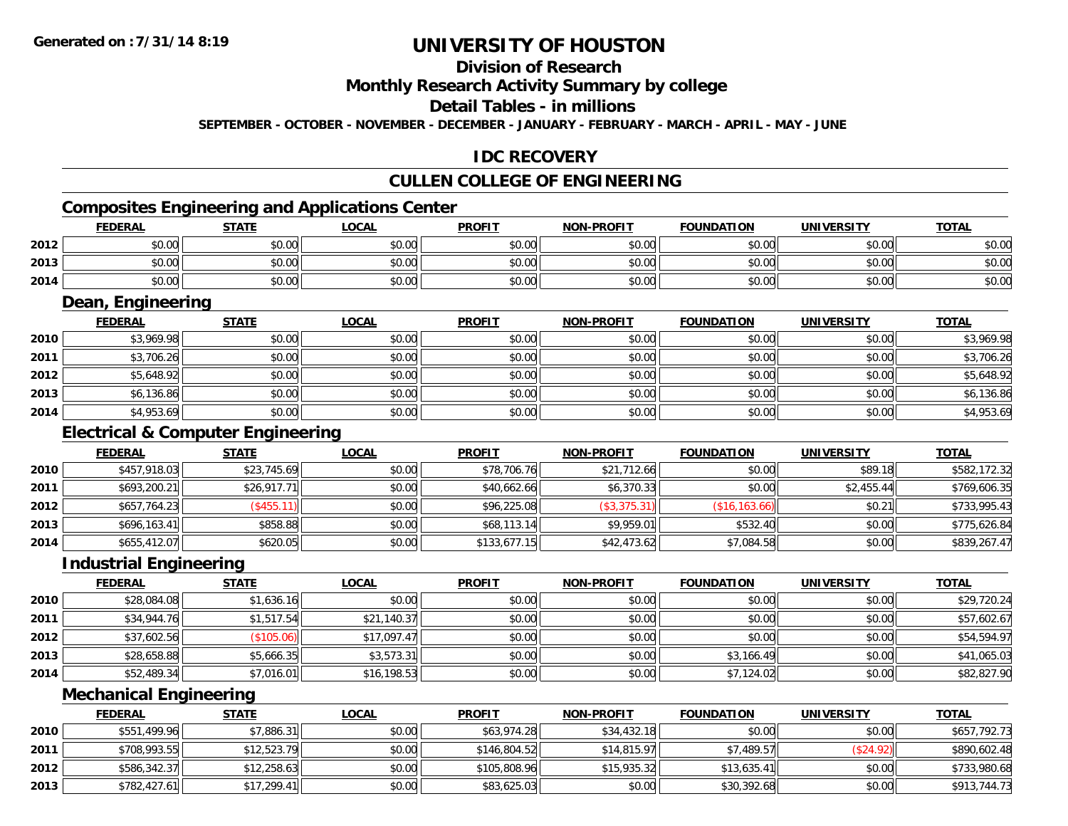# UNIVERSITY OF HOUSTON

## Division of Research

## Monthly Research Activity Summary by college

## Detail Tables - in millions

SEPTEMBER - OCTOBER - NOVEMBER - DECEMBER - JANUARY - FEBRUARY - MARCH - APRIL - MAY - JUNE

## IDC RECOVERY

## CULLEN COLLEGE OF ENGINEERING

### Composites Engineering and Applications Center

| | FEDERAL | STATE | LOCAL | PROFIT | NON-PROFIT | FOUNDATION | UNIVERSITY | TOTAL |
|---|---|---|---|---|---|---|---|---|
| 2012 | $0.00 | $0.00 | $0.00 | $0.00 | $0.00 | $0.00 | $0.00 | $0.00 |
| 2013 | $0.00 | $0.00 | $0.00 | $0.00 | $0.00 | $0.00 | $0.00 | $0.00 |
| 2014 | $0.00 | $0.00 | $0.00 | $0.00 | $0.00 | $0.00 | $0.00 | $0.00 |

### Dean, Engineering

| | FEDERAL | STATE | LOCAL | PROFIT | NON-PROFIT | FOUNDATION | UNIVERSITY | TOTAL |
|---|---|---|---|---|---|---|---|---|
| 2010 | $3,969.98 | $0.00 | $0.00 | $0.00 | $0.00 | $0.00 | $0.00 | $3,969.98 |
| 2011 | $3,706.26 | $0.00 | $0.00 | $0.00 | $0.00 | $0.00 | $0.00 | $3,706.26 |
| 2012 | $5,648.92 | $0.00 | $0.00 | $0.00 | $0.00 | $0.00 | $0.00 | $5,648.92 |
| 2013 | $6,136.86 | $0.00 | $0.00 | $0.00 | $0.00 | $0.00 | $0.00 | $6,136.86 |
| 2014 | $4,953.69 | $0.00 | $0.00 | $0.00 | $0.00 | $0.00 | $0.00 | $4,953.69 |

### Electrical & Computer Engineering

| | FEDERAL | STATE | LOCAL | PROFIT | NON-PROFIT | FOUNDATION | UNIVERSITY | TOTAL |
|---|---|---|---|---|---|---|---|---|
| 2010 | $457,918.03 | $23,745.69 | $0.00 | $78,706.76 | $21,712.66 | $0.00 | $89.18 | $582,172.32 |
| 2011 | $693,200.21 | $26,917.71 | $0.00 | $40,662.66 | $6,370.33 | $0.00 | $2,455.44 | $769,606.35 |
| 2012 | $657,764.23 | ($455.11) | $0.00 | $96,225.08 | ($3,375.31) | ($16,163.66) | $0.21 | $733,995.43 |
| 2013 | $696,163.41 | $858.88 | $0.00 | $68,113.14 | $9,959.01 | $532.40 | $0.00 | $775,626.84 |
| 2014 | $655,412.07 | $620.05 | $0.00 | $133,677.15 | $42,473.62 | $7,084.58 | $0.00 | $839,267.47 |

### Industrial Engineering

| | FEDERAL | STATE | LOCAL | PROFIT | NON-PROFIT | FOUNDATION | UNIVERSITY | TOTAL |
|---|---|---|---|---|---|---|---|---|
| 2010 | $28,084.08 | $1,636.16 | $0.00 | $0.00 | $0.00 | $0.00 | $0.00 | $29,720.24 |
| 2011 | $34,944.76 | $1,517.54 | $21,140.37 | $0.00 | $0.00 | $0.00 | $0.00 | $57,602.67 |
| 2012 | $37,602.56 | ($105.06) | $17,097.47 | $0.00 | $0.00 | $0.00 | $0.00 | $54,594.97 |
| 2013 | $28,658.88 | $5,666.35 | $3,573.31 | $0.00 | $0.00 | $3,166.49 | $0.00 | $41,065.03 |
| 2014 | $52,489.34 | $7,016.01 | $16,198.53 | $0.00 | $0.00 | $7,124.02 | $0.00 | $82,827.90 |

### Mechanical Engineering

| | FEDERAL | STATE | LOCAL | PROFIT | NON-PROFIT | FOUNDATION | UNIVERSITY | TOTAL |
|---|---|---|---|---|---|---|---|---|
| 2010 | $551,499.96 | $7,886.31 | $0.00 | $63,974.28 | $34,432.18 | $0.00 | $0.00 | $657,792.73 |
| 2011 | $708,993.55 | $12,523.79 | $0.00 | $146,804.52 | $14,815.97 | $7,489.57 | ($24.92) | $890,602.48 |
| 2012 | $586,342.37 | $12,258.63 | $0.00 | $105,808.96 | $15,935.32 | $13,635.41 | $0.00 | $733,980.68 |
| 2013 | $782,427.61 | $17,299.41 | $0.00 | $83,625.03 | $0.00 | $30,392.68 | $0.00 | $913,744.73 |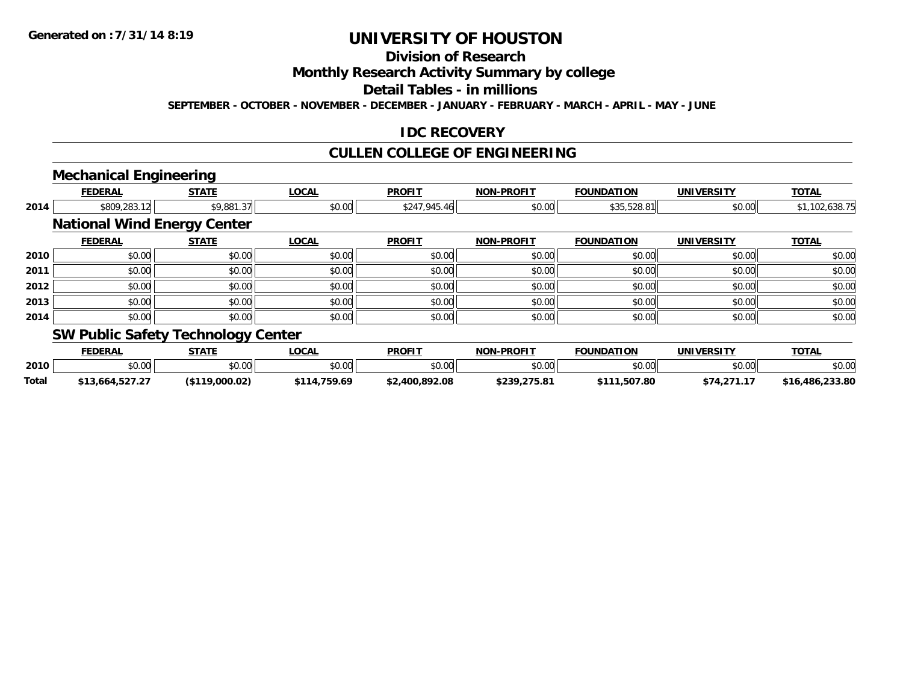# UNIVERSITY OF HOUSTON

## Division of Research

## Monthly Research Activity Summary by college

## Detail Tables - in millions

**SEPTEMBER - OCTOBER - NOVEMBER - DECEMBER - JANUARY - FEBRUARY - MARCH - APRIL - MAY - JUNE**

## IDC RECOVERY

## CULLEN COLLEGE OF ENGINEERING

### Mechanical Engineering

| | FEDERAL | STATE | LOCAL | PROFIT | NON-PROFIT | FOUNDATION | UNIVERSITY | TOTAL |
|---|---|---|---|---|---|---|---|---|
| 2014 | $809,283.12 | $9,881.37 | $0.00 | $247,945.46 | $0.00 | $35,528.81 | $0.00 | $1,102,638.75 |

### National Wind Energy Center

| | FEDERAL | STATE | LOCAL | PROFIT | NON-PROFIT | FOUNDATION | UNIVERSITY | TOTAL |
|---|---|---|---|---|---|---|---|---|
| 2010 | $0.00 | $0.00 | $0.00 | $0.00 | $0.00 | $0.00 | $0.00 | $0.00 |
| 2011 | $0.00 | $0.00 | $0.00 | $0.00 | $0.00 | $0.00 | $0.00 | $0.00 |
| 2012 | $0.00 | $0.00 | $0.00 | $0.00 | $0.00 | $0.00 | $0.00 | $0.00 |
| 2013 | $0.00 | $0.00 | $0.00 | $0.00 | $0.00 | $0.00 | $0.00 | $0.00 |
| 2014 | $0.00 | $0.00 | $0.00 | $0.00 | $0.00 | $0.00 | $0.00 | $0.00 |

### SW Public Safety Technology Center

| | FEDERAL | STATE | LOCAL | PROFIT | NON-PROFIT | FOUNDATION | UNIVERSITY | TOTAL |
|---|---|---|---|---|---|---|---|---|
| 2010 | $0.00 | $0.00 | $0.00 | $0.00 | $0.00 | $0.00 | $0.00 | $0.00 |
| **Total** | **$13,664,527.27** | **($119,000.02)** | **$114,759.69** | **$2,400,892.08** | **$239,275.81** | **$111,507.80** | **$74,271.17** | **$16,486,233.80** |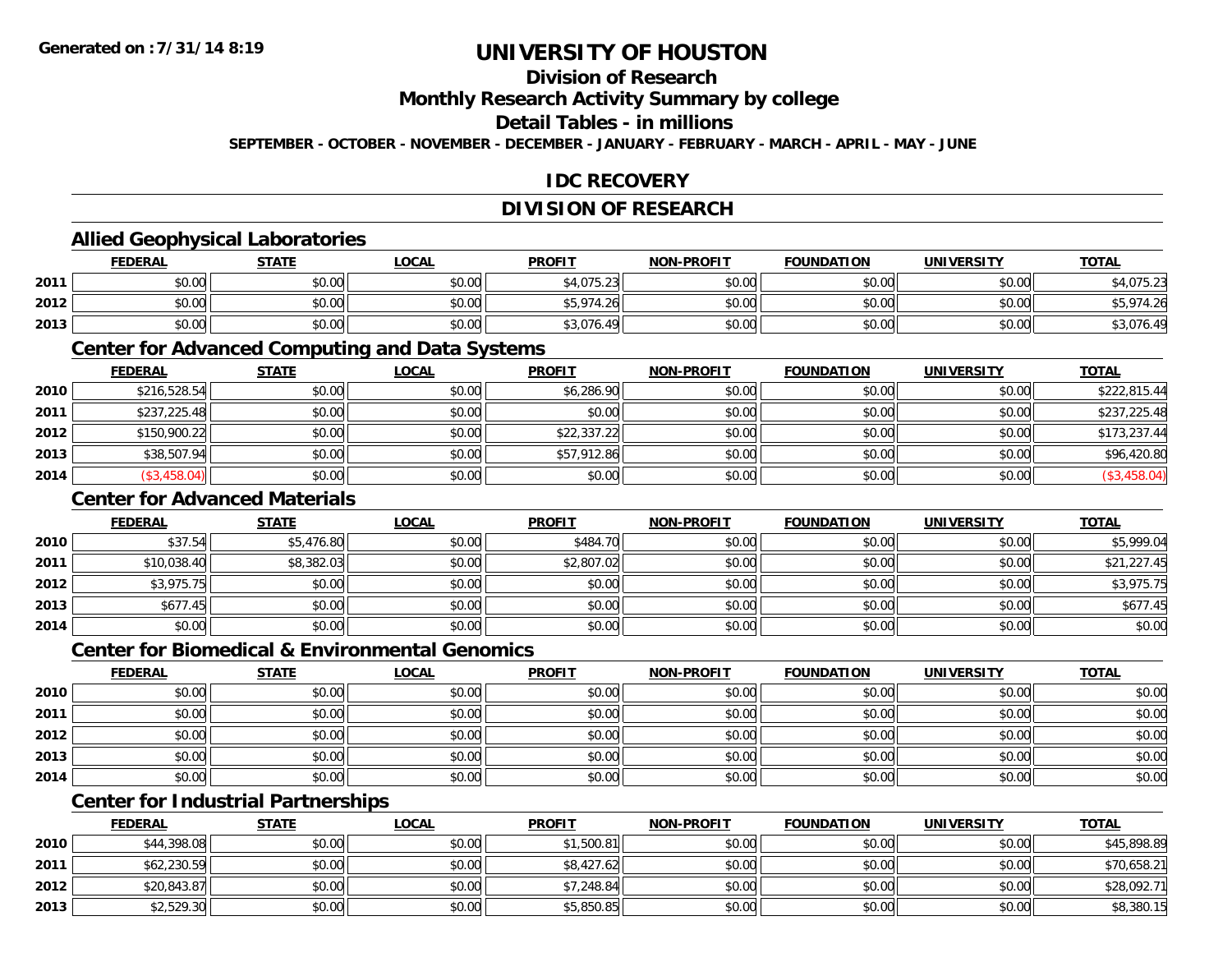Generated on :7/31/14 8:19

# UNIVERSITY OF HOUSTON

## Division of Research

## Monthly Research Activity Summary by college

## Detail Tables - in millions

**SEPTEMBER - OCTOBER - NOVEMBER - DECEMBER - JANUARY - FEBRUARY - MARCH - APRIL - MAY - JUNE**

## IDC RECOVERY

## DIVISION OF RESEARCH

### Allied Geophysical Laboratories

| | FEDERAL | STATE | LOCAL | PROFIT | NON-PROFIT | FOUNDATION | UNIVERSITY | TOTAL |
|---|---|---|---|---|---|---|---|---|
| 2011 | $0.00 | $0.00 | $0.00 | $4,075.23 | $0.00 | $0.00 | $0.00 | $4,075.23 |
| 2012 | $0.00 | $0.00 | $0.00 | $5,974.26 | $0.00 | $0.00 | $0.00 | $5,974.26 |
| 2013 | $0.00 | $0.00 | $0.00 | $3,076.49 | $0.00 | $0.00 | $0.00 | $3,076.49 |

### Center for Advanced Computing and Data Systems

| | FEDERAL | STATE | LOCAL | PROFIT | NON-PROFIT | FOUNDATION | UNIVERSITY | TOTAL |
|---|---|---|---|---|---|---|---|---|
| 2010 | $216,528.54 | $0.00 | $0.00 | $6,286.90 | $0.00 | $0.00 | $0.00 | $222,815.44 |
| 2011 | $237,225.48 | $0.00 | $0.00 | $0.00 | $0.00 | $0.00 | $0.00 | $237,225.48 |
| 2012 | $150,900.22 | $0.00 | $0.00 | $22,337.22 | $0.00 | $0.00 | $0.00 | $173,237.44 |
| 2013 | $38,507.94 | $0.00 | $0.00 | $57,912.86 | $0.00 | $0.00 | $0.00 | $96,420.80 |
| 2014 | ($3,458.04) | $0.00 | $0.00 | $0.00 | $0.00 | $0.00 | $0.00 | ($3,458.04) |

### Center for Advanced Materials

| | FEDERAL | STATE | LOCAL | PROFIT | NON-PROFIT | FOUNDATION | UNIVERSITY | TOTAL |
|---|---|---|---|---|---|---|---|---|
| 2010 | $37.54 | $5,476.80 | $0.00 | $484.70 | $0.00 | $0.00 | $0.00 | $5,999.04 |
| 2011 | $10,038.40 | $8,382.03 | $0.00 | $2,807.02 | $0.00 | $0.00 | $0.00 | $21,227.45 |
| 2012 | $3,975.75 | $0.00 | $0.00 | $0.00 | $0.00 | $0.00 | $0.00 | $3,975.75 |
| 2013 | $677.45 | $0.00 | $0.00 | $0.00 | $0.00 | $0.00 | $0.00 | $677.45 |
| 2014 | $0.00 | $0.00 | $0.00 | $0.00 | $0.00 | $0.00 | $0.00 | $0.00 |

### Center for Biomedical & Environmental Genomics

| | FEDERAL | STATE | LOCAL | PROFIT | NON-PROFIT | FOUNDATION | UNIVERSITY | TOTAL |
|---|---|---|---|---|---|---|---|---|
| 2010 | $0.00 | $0.00 | $0.00 | $0.00 | $0.00 | $0.00 | $0.00 | $0.00 |
| 2011 | $0.00 | $0.00 | $0.00 | $0.00 | $0.00 | $0.00 | $0.00 | $0.00 |
| 2012 | $0.00 | $0.00 | $0.00 | $0.00 | $0.00 | $0.00 | $0.00 | $0.00 |
| 2013 | $0.00 | $0.00 | $0.00 | $0.00 | $0.00 | $0.00 | $0.00 | $0.00 |
| 2014 | $0.00 | $0.00 | $0.00 | $0.00 | $0.00 | $0.00 | $0.00 | $0.00 |

### Center for Industrial Partnerships

| | FEDERAL | STATE | LOCAL | PROFIT | NON-PROFIT | FOUNDATION | UNIVERSITY | TOTAL |
|---|---|---|---|---|---|---|---|---|
| 2010 | $44,398.08 | $0.00 | $0.00 | $1,500.81 | $0.00 | $0.00 | $0.00 | $45,898.89 |
| 2011 | $62,230.59 | $0.00 | $0.00 | $8,427.62 | $0.00 | $0.00 | $0.00 | $70,658.21 |
| 2012 | $20,843.87 | $0.00 | $0.00 | $7,248.84 | $0.00 | $0.00 | $0.00 | $28,092.71 |
| 2013 | $2,529.30 | $0.00 | $0.00 | $5,850.85 | $0.00 | $0.00 | $0.00 | $8,380.15 |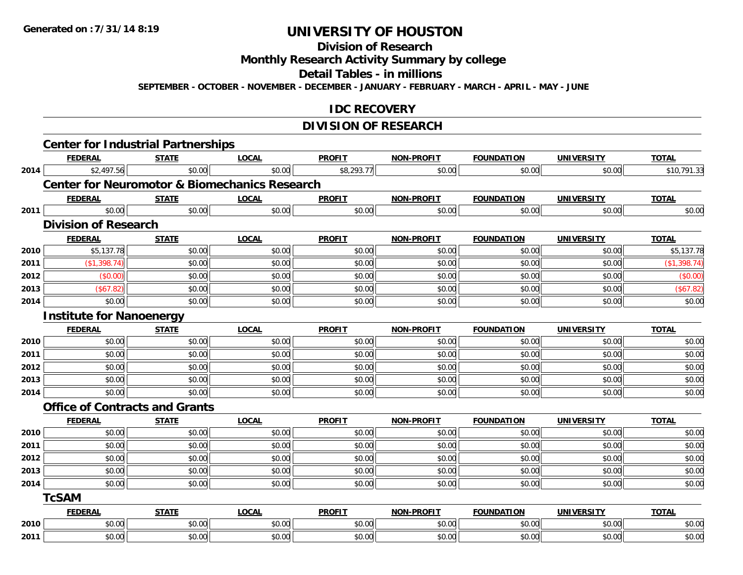# UNIVERSITY OF HOUSTON

## Division of Research

## Monthly Research Activity Summary by college

## Detail Tables - in millions

**SEPTEMBER - OCTOBER - NOVEMBER - DECEMBER - JANUARY - FEBRUARY - MARCH - APRIL - MAY - JUNE**

## IDC RECOVERY

## DIVISION OF RESEARCH

### Center for Industrial Partnerships

| | FEDERAL | STATE | LOCAL | PROFIT | NON-PROFIT | FOUNDATION | UNIVERSITY | TOTAL |
|---|---|---|---|---|---|---|---|---|
| 2014 | $2,497.56 | $0.00 | $0.00 | $8,293.77 | $0.00 | $0.00 | $0.00 | $10,791.33 |

### Center for Neuromotor & Biomechanics Research

| | FEDERAL | STATE | LOCAL | PROFIT | NON-PROFIT | FOUNDATION | UNIVERSITY | TOTAL |
|---|---|---|---|---|---|---|---|---|
| 2011 | $0.00 | $0.00 | $0.00 | $0.00 | $0.00 | $0.00 | $0.00 | $0.00 |

### Division of Research

| | FEDERAL | STATE | LOCAL | PROFIT | NON-PROFIT | FOUNDATION | UNIVERSITY | TOTAL |
|---|---|---|---|---|---|---|---|---|
| 2010 | $5,137.78 | $0.00 | $0.00 | $0.00 | $0.00 | $0.00 | $0.00 | $5,137.78 |
| 2011 | ($1,398.74) | $0.00 | $0.00 | $0.00 | $0.00 | $0.00 | $0.00 | ($1,398.74) |
| 2012 | ($0.00) | $0.00 | $0.00 | $0.00 | $0.00 | $0.00 | $0.00 | ($0.00) |
| 2013 | ($67.82) | $0.00 | $0.00 | $0.00 | $0.00 | $0.00 | $0.00 | ($67.82) |
| 2014 | $0.00 | $0.00 | $0.00 | $0.00 | $0.00 | $0.00 | $0.00 | $0.00 |

### Institute for Nanoenergy

| | FEDERAL | STATE | LOCAL | PROFIT | NON-PROFIT | FOUNDATION | UNIVERSITY | TOTAL |
|---|---|---|---|---|---|---|---|---|
| 2010 | $0.00 | $0.00 | $0.00 | $0.00 | $0.00 | $0.00 | $0.00 | $0.00 |
| 2011 | $0.00 | $0.00 | $0.00 | $0.00 | $0.00 | $0.00 | $0.00 | $0.00 |
| 2012 | $0.00 | $0.00 | $0.00 | $0.00 | $0.00 | $0.00 | $0.00 | $0.00 |
| 2013 | $0.00 | $0.00 | $0.00 | $0.00 | $0.00 | $0.00 | $0.00 | $0.00 |
| 2014 | $0.00 | $0.00 | $0.00 | $0.00 | $0.00 | $0.00 | $0.00 | $0.00 |

### Office of Contracts and Grants

| | FEDERAL | STATE | LOCAL | PROFIT | NON-PROFIT | FOUNDATION | UNIVERSITY | TOTAL |
|---|---|---|---|---|---|---|---|---|
| 2010 | $0.00 | $0.00 | $0.00 | $0.00 | $0.00 | $0.00 | $0.00 | $0.00 |
| 2011 | $0.00 | $0.00 | $0.00 | $0.00 | $0.00 | $0.00 | $0.00 | $0.00 |
| 2012 | $0.00 | $0.00 | $0.00 | $0.00 | $0.00 | $0.00 | $0.00 | $0.00 |
| 2013 | $0.00 | $0.00 | $0.00 | $0.00 | $0.00 | $0.00 | $0.00 | $0.00 |
| 2014 | $0.00 | $0.00 | $0.00 | $0.00 | $0.00 | $0.00 | $0.00 | $0.00 |

### TcSAM

| | FEDERAL | STATE | LOCAL | PROFIT | NON-PROFIT | FOUNDATION | UNIVERSITY | TOTAL |
|---|---|---|---|---|---|---|---|---|
| 2010 | $0.00 | $0.00 | $0.00 | $0.00 | $0.00 | $0.00 | $0.00 | $0.00 |
| 2011 | $0.00 | $0.00 | $0.00 | $0.00 | $0.00 | $0.00 | $0.00 | $0.00 |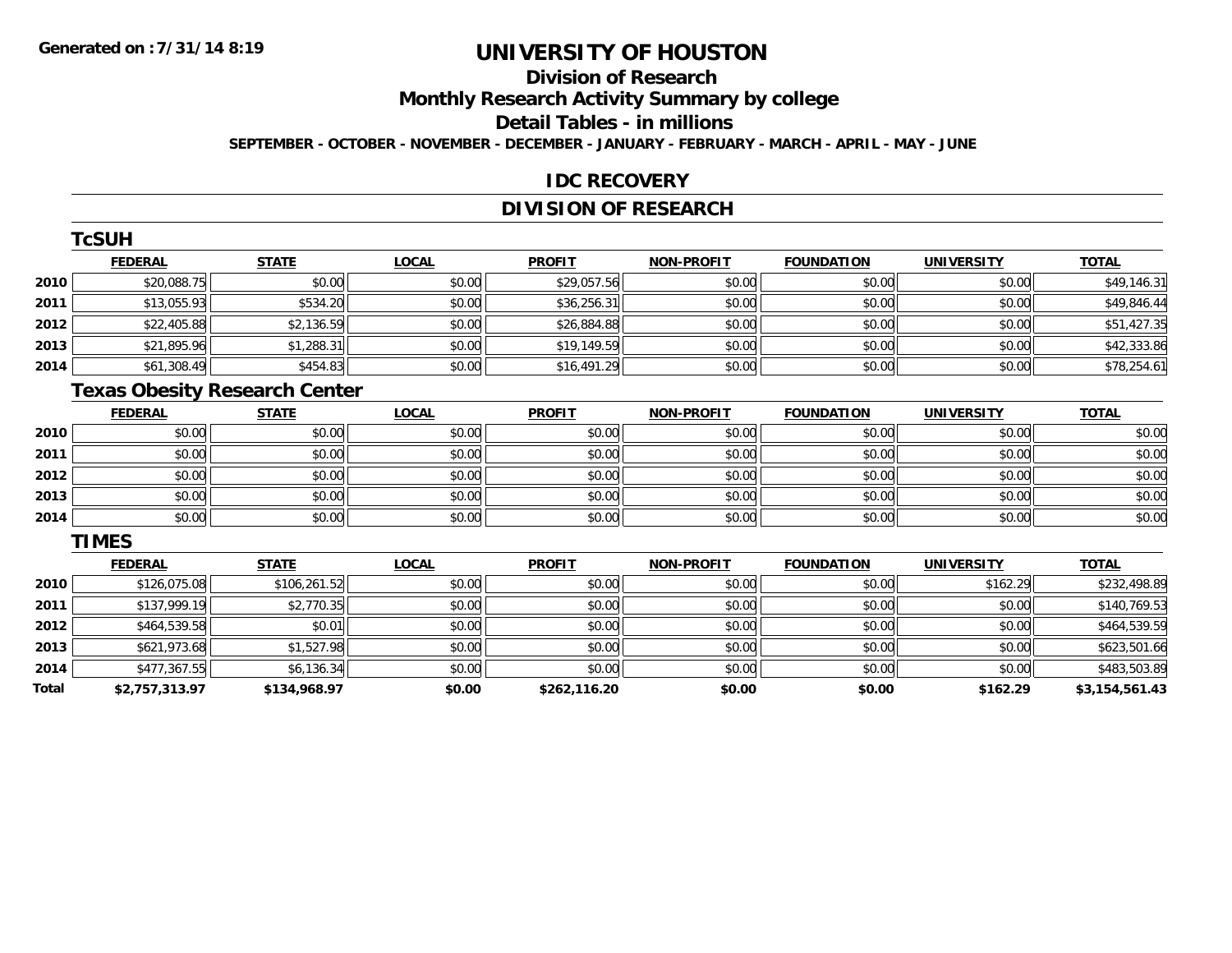Generated on :7/31/14 8:19

# UNIVERSITY OF HOUSTON

## Division of Research

## Monthly Research Activity Summary by college

## Detail Tables - in millions

**SEPTEMBER - OCTOBER - NOVEMBER - DECEMBER - JANUARY - FEBRUARY - MARCH - APRIL - MAY - JUNE**

## IDC RECOVERY

## DIVISION OF RESEARCH

### TcSUH

| | FEDERAL | STATE | LOCAL | PROFIT | NON-PROFIT | FOUNDATION | UNIVERSITY | TOTAL |
|---|---|---|---|---|---|---|---|---|
| 2010 | $20,088.75 | $0.00 | $0.00 | $29,057.56 | $0.00 | $0.00 | $0.00 | $49,146.31 |
| 2011 | $13,055.93 | $534.20 | $0.00 | $36,256.31 | $0.00 | $0.00 | $0.00 | $49,846.44 |
| 2012 | $22,405.88 | $2,136.59 | $0.00 | $26,884.88 | $0.00 | $0.00 | $0.00 | $51,427.35 |
| 2013 | $21,895.96 | $1,288.31 | $0.00 | $19,149.59 | $0.00 | $0.00 | $0.00 | $42,333.86 |
| 2014 | $61,308.49 | $454.83 | $0.00 | $16,491.29 | $0.00 | $0.00 | $0.00 | $78,254.61 |

### Texas Obesity Research Center

| | FEDERAL | STATE | LOCAL | PROFIT | NON-PROFIT | FOUNDATION | UNIVERSITY | TOTAL |
|---|---|---|---|---|---|---|---|---|
| 2010 | $0.00 | $0.00 | $0.00 | $0.00 | $0.00 | $0.00 | $0.00 | $0.00 |
| 2011 | $0.00 | $0.00 | $0.00 | $0.00 | $0.00 | $0.00 | $0.00 | $0.00 |
| 2012 | $0.00 | $0.00 | $0.00 | $0.00 | $0.00 | $0.00 | $0.00 | $0.00 |
| 2013 | $0.00 | $0.00 | $0.00 | $0.00 | $0.00 | $0.00 | $0.00 | $0.00 |
| 2014 | $0.00 | $0.00 | $0.00 | $0.00 | $0.00 | $0.00 | $0.00 | $0.00 |

### TIMES

| | FEDERAL | STATE | LOCAL | PROFIT | NON-PROFIT | FOUNDATION | UNIVERSITY | TOTAL |
|---|---|---|---|---|---|---|---|---|
| 2010 | $126,075.08 | $106,261.52 | $0.00 | $0.00 | $0.00 | $0.00 | $162.29 | $232,498.89 |
| 2011 | $137,999.19 | $2,770.35 | $0.00 | $0.00 | $0.00 | $0.00 | $0.00 | $140,769.53 |
| 2012 | $464,539.58 | $0.01 | $0.00 | $0.00 | $0.00 | $0.00 | $0.00 | $464,539.59 |
| 2013 | $621,973.68 | $1,527.98 | $0.00 | $0.00 | $0.00 | $0.00 | $0.00 | $623,501.66 |
| 2014 | $477,367.55 | $6,136.34 | $0.00 | $0.00 | $0.00 | $0.00 | $0.00 | $483,503.89 |
| **Total** | **$2,757,313.97** | **$134,968.97** | **$0.00** | **$262,116.20** | **$0.00** | **$0.00** | **$162.29** | **$3,154,561.43** |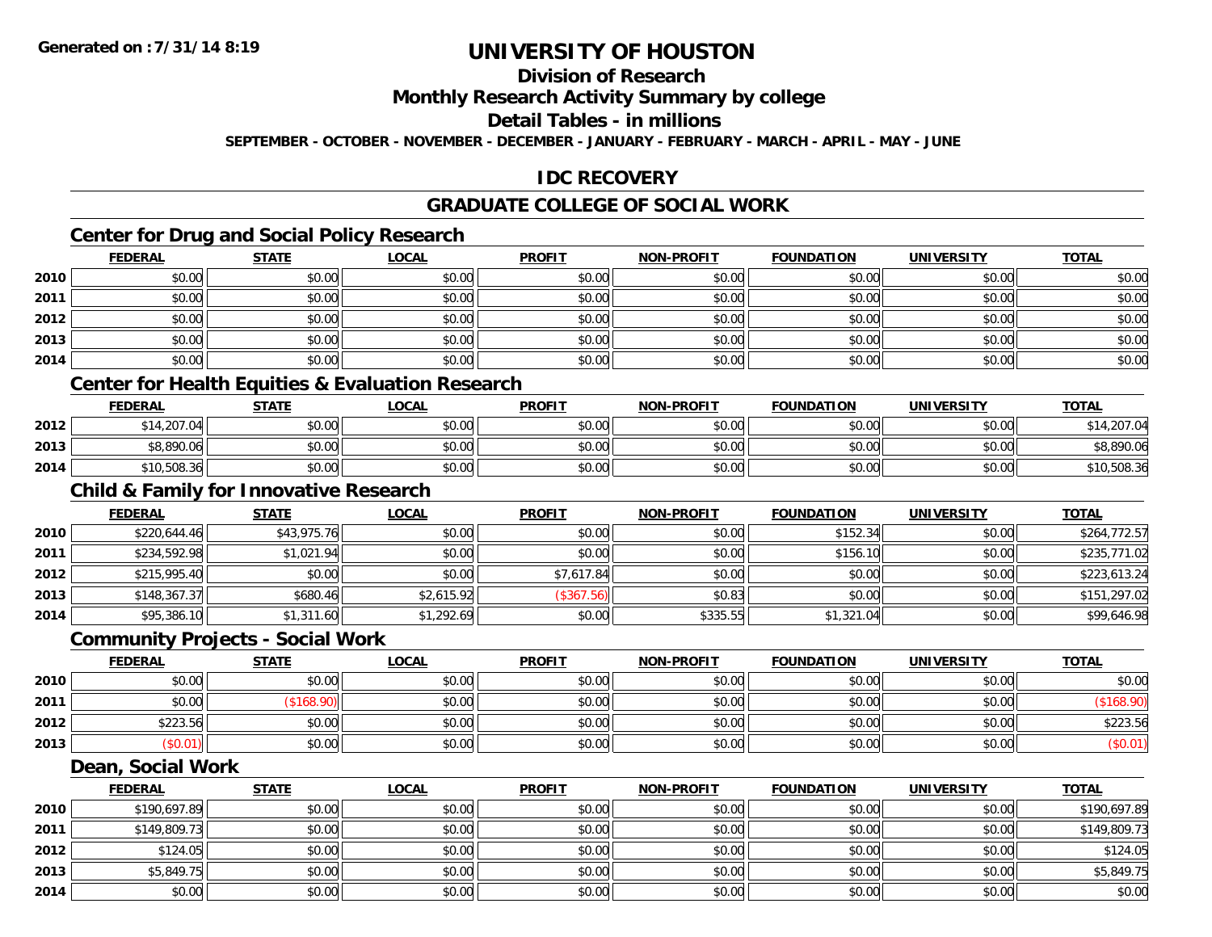# UNIVERSITY OF HOUSTON

## Division of Research

## Monthly Research Activity Summary by college

## Detail Tables - in millions

**SEPTEMBER - OCTOBER - NOVEMBER - DECEMBER - JANUARY - FEBRUARY - MARCH - APRIL - MAY - JUNE**

## IDC RECOVERY

## GRADUATE COLLEGE OF SOCIAL WORK

### Center for Drug and Social Policy Research

| | FEDERAL | STATE | LOCAL | PROFIT | NON-PROFIT | FOUNDATION | UNIVERSITY | TOTAL |
|---|---|---|---|---|---|---|---|---|
| 2010 | $0.00 | $0.00 | $0.00 | $0.00 | $0.00 | $0.00 | $0.00 | $0.00 |
| 2011 | $0.00 | $0.00 | $0.00 | $0.00 | $0.00 | $0.00 | $0.00 | $0.00 |
| 2012 | $0.00 | $0.00 | $0.00 | $0.00 | $0.00 | $0.00 | $0.00 | $0.00 |
| 2013 | $0.00 | $0.00 | $0.00 | $0.00 | $0.00 | $0.00 | $0.00 | $0.00 |
| 2014 | $0.00 | $0.00 | $0.00 | $0.00 | $0.00 | $0.00 | $0.00 | $0.00 |

### Center for Health Equities & Evaluation Research

| | FEDERAL | STATE | LOCAL | PROFIT | NON-PROFIT | FOUNDATION | UNIVERSITY | TOTAL |
|---|---|---|---|---|---|---|---|---|
| 2012 | $14,207.04 | $0.00 | $0.00 | $0.00 | $0.00 | $0.00 | $0.00 | $14,207.04 |
| 2013 | $8,890.06 | $0.00 | $0.00 | $0.00 | $0.00 | $0.00 | $0.00 | $8,890.06 |
| 2014 | $10,508.36 | $0.00 | $0.00 | $0.00 | $0.00 | $0.00 | $0.00 | $10,508.36 |

### Child & Family for Innovative Research

| | FEDERAL | STATE | LOCAL | PROFIT | NON-PROFIT | FOUNDATION | UNIVERSITY | TOTAL |
|---|---|---|---|---|---|---|---|---|
| 2010 | $220,644.46 | $43,975.76 | $0.00 | $0.00 | $0.00 | $152.34 | $0.00 | $264,772.57 |
| 2011 | $234,592.98 | $1,021.94 | $0.00 | $0.00 | $0.00 | $156.10 | $0.00 | $235,771.02 |
| 2012 | $215,995.40 | $0.00 | $0.00 | $7,617.84 | $0.00 | $0.00 | $0.00 | $223,613.24 |
| 2013 | $148,367.37 | $680.46 | $2,615.92 | ($367.56) | $0.83 | $0.00 | $0.00 | $151,297.02 |
| 2014 | $95,386.10 | $1,311.60 | $1,292.69 | $0.00 | $335.55 | $1,321.04 | $0.00 | $99,646.98 |

### Community Projects - Social Work

| | FEDERAL | STATE | LOCAL | PROFIT | NON-PROFIT | FOUNDATION | UNIVERSITY | TOTAL |
|---|---|---|---|---|---|---|---|---|
| 2010 | $0.00 | $0.00 | $0.00 | $0.00 | $0.00 | $0.00 | $0.00 | $0.00 |
| 2011 | $0.00 | ($168.90) | $0.00 | $0.00 | $0.00 | $0.00 | $0.00 | ($168.90) |
| 2012 | $223.56 | $0.00 | $0.00 | $0.00 | $0.00 | $0.00 | $0.00 | $223.56 |
| 2013 | ($0.01) | $0.00 | $0.00 | $0.00 | $0.00 | $0.00 | $0.00 | ($0.01) |

### Dean, Social Work

| | FEDERAL | STATE | LOCAL | PROFIT | NON-PROFIT | FOUNDATION | UNIVERSITY | TOTAL |
|---|---|---|---|---|---|---|---|---|
| 2010 | $190,697.89 | $0.00 | $0.00 | $0.00 | $0.00 | $0.00 | $0.00 | $190,697.89 |
| 2011 | $149,809.73 | $0.00 | $0.00 | $0.00 | $0.00 | $0.00 | $0.00 | $149,809.73 |
| 2012 | $124.05 | $0.00 | $0.00 | $0.00 | $0.00 | $0.00 | $0.00 | $124.05 |
| 2013 | $5,849.75 | $0.00 | $0.00 | $0.00 | $0.00 | $0.00 | $0.00 | $5,849.75 |
| 2014 | $0.00 | $0.00 | $0.00 | $0.00 | $0.00 | $0.00 | $0.00 | $0.00 |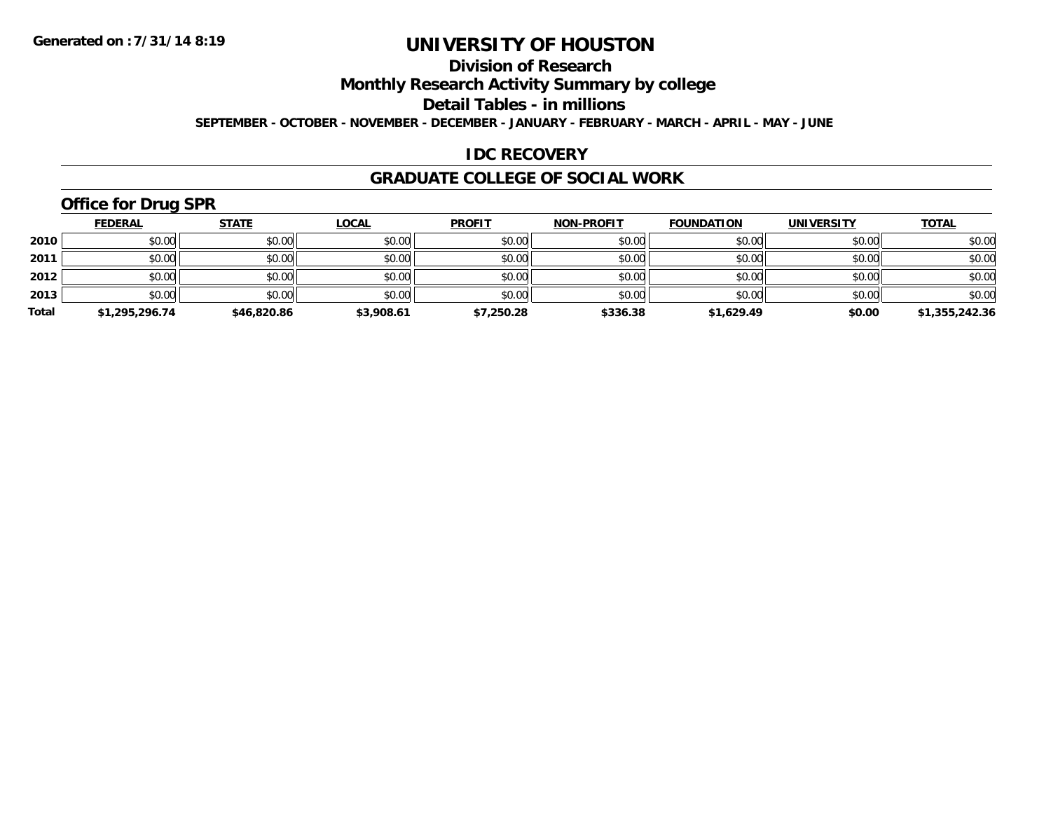Generated on :7/31/14 8:19

# UNIVERSITY OF HOUSTON

## Division of Research

## Monthly Research Activity Summary by college

## Detail Tables - in millions

**SEPTEMBER - OCTOBER - NOVEMBER - DECEMBER - JANUARY - FEBRUARY - MARCH - APRIL - MAY - JUNE**

## IDC RECOVERY

## GRADUATE COLLEGE OF SOCIAL WORK

### Office for Drug SPR

| | FEDERAL | STATE | LOCAL | PROFIT | NON-PROFIT | FOUNDATION | UNIVERSITY | TOTAL |
|---|---|---|---|---|---|---|---|---|
| 2010 | $0.00 | $0.00 | $0.00 | $0.00 | $0.00 | $0.00 | $0.00 | $0.00 |
| 2011 | $0.00 | $0.00 | $0.00 | $0.00 | $0.00 | $0.00 | $0.00 | $0.00 |
| 2012 | $0.00 | $0.00 | $0.00 | $0.00 | $0.00 | $0.00 | $0.00 | $0.00 |
| 2013 | $0.00 | $0.00 | $0.00 | $0.00 | $0.00 | $0.00 | $0.00 | $0.00 |
| **Total** | **$1,295,296.74** | **$46,820.86** | **$3,908.61** | **$7,250.28** | **$336.38** | **$1,629.49** | **$0.00** | **$1,355,242.36** |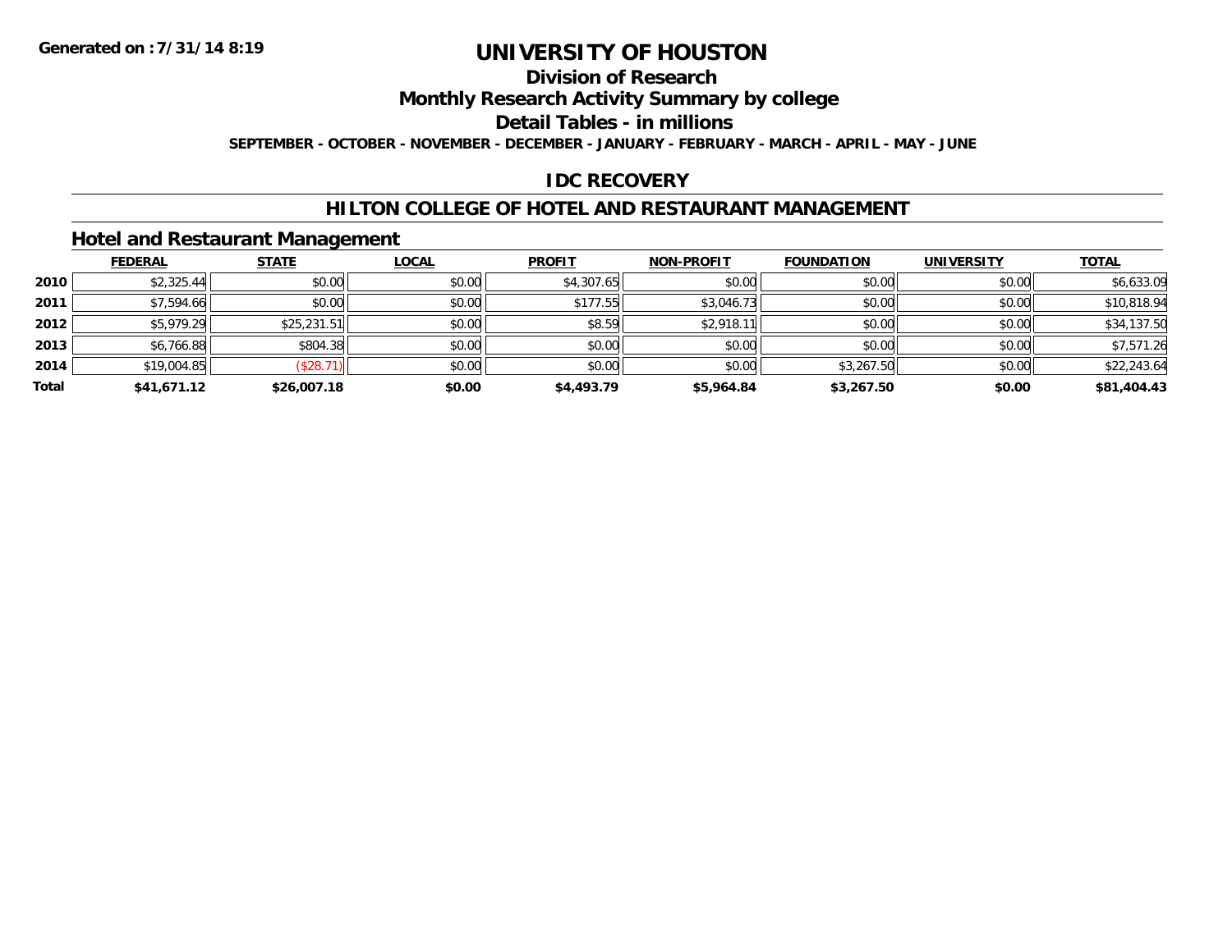Generated on :7/31/14 8:19

# UNIVERSITY OF HOUSTON

## Division of Research

## Monthly Research Activity Summary by college

## Detail Tables - in millions

**SEPTEMBER - OCTOBER - NOVEMBER - DECEMBER - JANUARY - FEBRUARY - MARCH - APRIL - MAY - JUNE**

## IDC RECOVERY

## HILTON COLLEGE OF HOTEL AND RESTAURANT MANAGEMENT

### Hotel and Restaurant Management

| | FEDERAL | STATE | LOCAL | PROFIT | NON-PROFIT | FOUNDATION | UNIVERSITY | TOTAL |
|---|---|---|---|---|---|---|---|---|
| 2010 | $2,325.44 | $0.00 | $0.00 | $4,307.65 | $0.00 | $0.00 | $0.00 | $6,633.09 |
| 2011 | $7,594.66 | $0.00 | $0.00 | $177.55 | $3,046.73 | $0.00 | $0.00 | $10,818.94 |
| 2012 | $5,979.29 | $25,231.51 | $0.00 | $8.59 | $2,918.11 | $0.00 | $0.00 | $34,137.50 |
| 2013 | $6,766.88 | $804.38 | $0.00 | $0.00 | $0.00 | $0.00 | $0.00 | $7,571.26 |
| 2014 | $19,004.85 | ($28.71) | $0.00 | $0.00 | $0.00 | $3,267.50 | $0.00 | $22,243.64 |
| **Total** | **$41,671.12** | **$26,007.18** | **$0.00** | **$4,493.79** | **$5,964.84** | **$3,267.50** | **$0.00** | **$81,404.43** |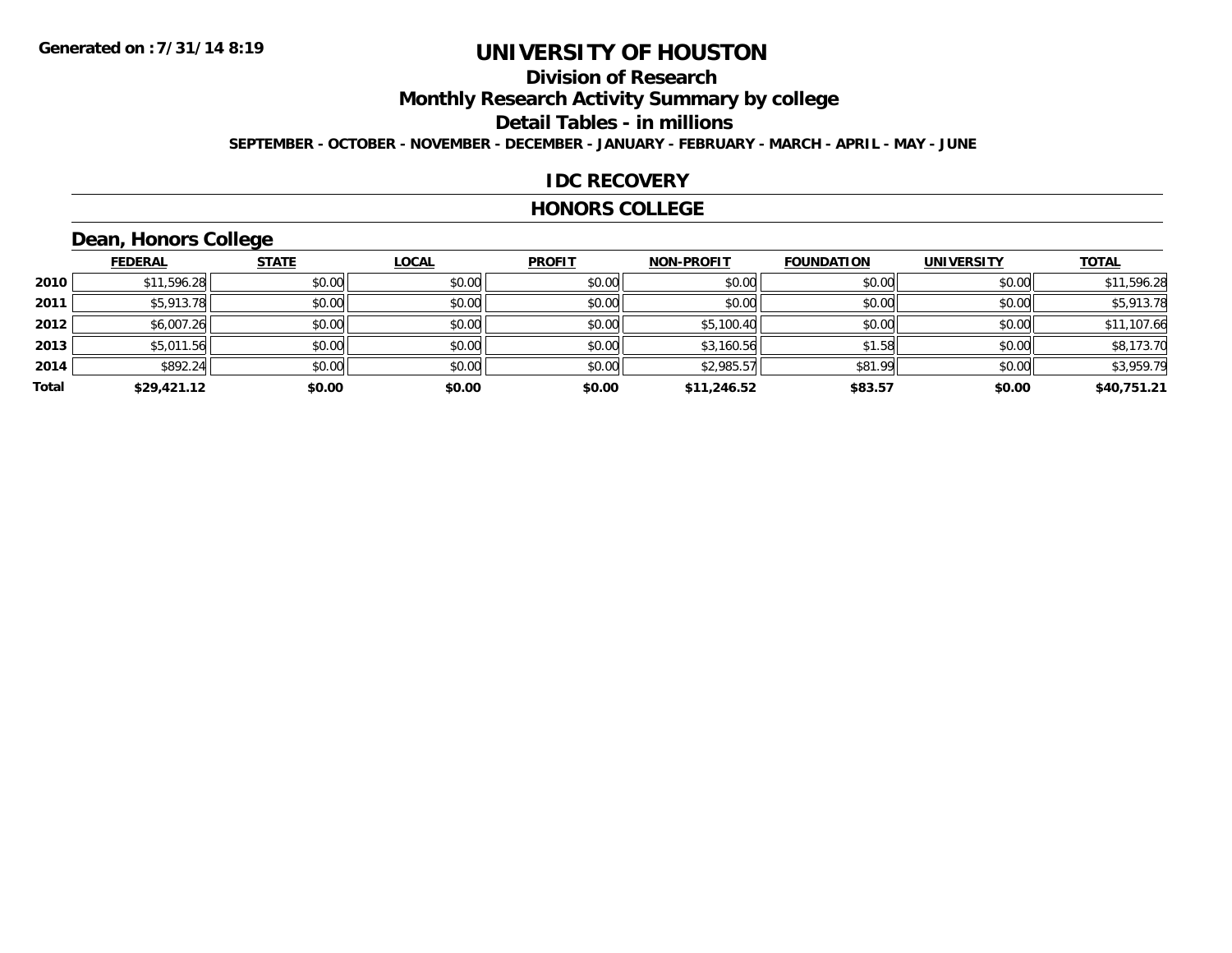**Generated on :7/31/14 8:19**

# UNIVERSITY OF HOUSTON

## Division of Research

## Monthly Research Activity Summary by college

## Detail Tables - in millions

**SEPTEMBER - OCTOBER - NOVEMBER - DECEMBER - JANUARY - FEBRUARY - MARCH - APRIL - MAY - JUNE**

## IDC RECOVERY

## HONORS COLLEGE

### Dean, Honors College

| | FEDERAL | STATE | LOCAL | PROFIT | NON-PROFIT | FOUNDATION | UNIVERSITY | TOTAL |
|---|---|---|---|---|---|---|---|---|
| 2010 | $11,596.28 | $0.00 | $0.00 | $0.00 | $0.00 | $0.00 | $0.00 | $11,596.28 |
| 2011 | $5,913.78 | $0.00 | $0.00 | $0.00 | $0.00 | $0.00 | $0.00 | $5,913.78 |
| 2012 | $6,007.26 | $0.00 | $0.00 | $0.00 | $5,100.40 | $0.00 | $0.00 | $11,107.66 |
| 2013 | $5,011.56 | $0.00 | $0.00 | $0.00 | $3,160.56 | $1.58 | $0.00 | $8,173.70 |
| 2014 | $892.24 | $0.00 | $0.00 | $0.00 | $2,985.57 | $81.99 | $0.00 | $3,959.79 |
| **Total** | **$29,421.12** | **$0.00** | **$0.00** | **$0.00** | **$11,246.52** | **$83.57** | **$0.00** | **$40,751.21** |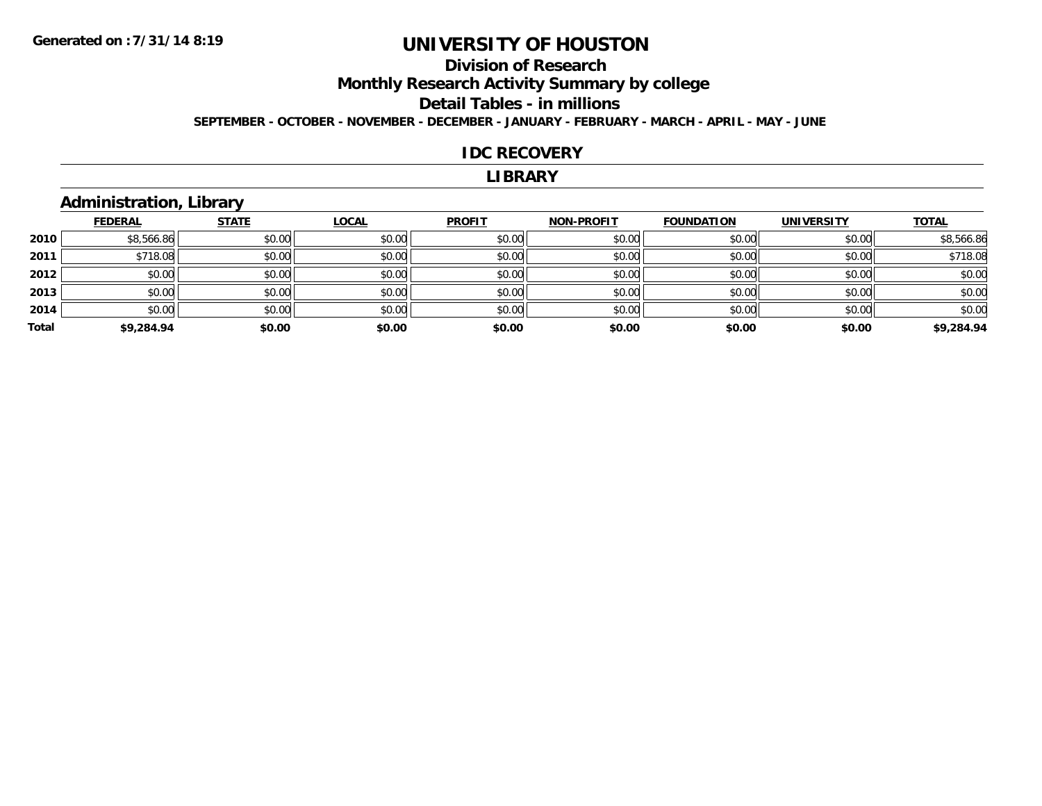Generated on :7/31/14 8:19

# UNIVERSITY OF HOUSTON

## Division of Research

## Monthly Research Activity Summary by college

## Detail Tables - in millions

**SEPTEMBER - OCTOBER - NOVEMBER - DECEMBER - JANUARY - FEBRUARY - MARCH - APRIL - MAY - JUNE**

## IDC RECOVERY

## LIBRARY

### Administration, Library

| | FEDERAL | STATE | LOCAL | PROFIT | NON-PROFIT | FOUNDATION | UNIVERSITY | TOTAL |
|---|---|---|---|---|---|---|---|---|
| 2010 | $8,566.86 | $0.00 | $0.00 | $0.00 | $0.00 | $0.00 | $0.00 | $8,566.86 |
| 2011 | $718.08 | $0.00 | $0.00 | $0.00 | $0.00 | $0.00 | $0.00 | $718.08 |
| 2012 | $0.00 | $0.00 | $0.00 | $0.00 | $0.00 | $0.00 | $0.00 | $0.00 |
| 2013 | $0.00 | $0.00 | $0.00 | $0.00 | $0.00 | $0.00 | $0.00 | $0.00 |
| 2014 | $0.00 | $0.00 | $0.00 | $0.00 | $0.00 | $0.00 | $0.00 | $0.00 |
| **Total** | **$9,284.94** | **$0.00** | **$0.00** | **$0.00** | **$0.00** | **$0.00** | **$0.00** | **$9,284.94** |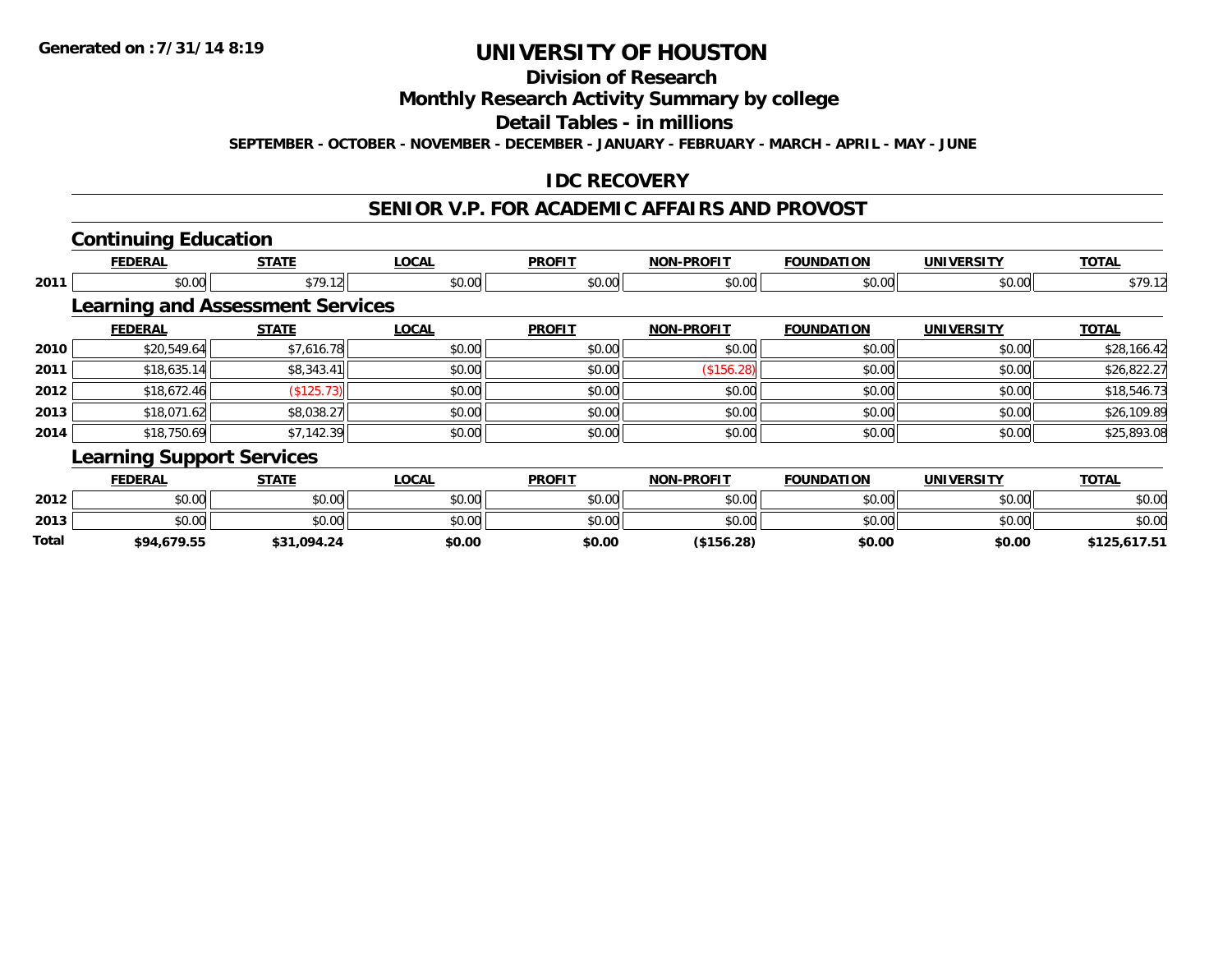**Generated on :7/31/14 8:19**

# UNIVERSITY OF HOUSTON

## Division of Research

## Monthly Research Activity Summary by college

## Detail Tables - in millions

**SEPTEMBER - OCTOBER - NOVEMBER - DECEMBER - JANUARY - FEBRUARY - MARCH - APRIL - MAY - JUNE**

## IDC RECOVERY

## SENIOR V.P. FOR ACADEMIC AFFAIRS AND PROVOST

### Continuing Education

| | FEDERAL | STATE | LOCAL | PROFIT | NON-PROFIT | FOUNDATION | UNIVERSITY | TOTAL |
|---|---|---|---|---|---|---|---|---|
| 2011 | $0.00 | $79.12 | $0.00 | $0.00 | $0.00 | $0.00 | $0.00 | $79.12 |

### Learning and Assessment Services

| | FEDERAL | STATE | LOCAL | PROFIT | NON-PROFIT | FOUNDATION | UNIVERSITY | TOTAL |
|---|---|---|---|---|---|---|---|---|
| 2010 | $20,549.64 | $7,616.78 | $0.00 | $0.00 | $0.00 | $0.00 | $0.00 | $28,166.42 |
| 2011 | $18,635.14 | $8,343.41 | $0.00 | $0.00 | ($156.28) | $0.00 | $0.00 | $26,822.27 |
| 2012 | $18,672.46 | ($125.73) | $0.00 | $0.00 | $0.00 | $0.00 | $0.00 | $18,546.73 |
| 2013 | $18,071.62 | $8,038.27 | $0.00 | $0.00 | $0.00 | $0.00 | $0.00 | $26,109.89 |
| 2014 | $18,750.69 | $7,142.39 | $0.00 | $0.00 | $0.00 | $0.00 | $0.00 | $25,893.08 |

### Learning Support Services

| | FEDERAL | STATE | LOCAL | PROFIT | NON-PROFIT | FOUNDATION | UNIVERSITY | TOTAL |
|---|---|---|---|---|---|---|---|---|
| 2012 | $0.00 | $0.00 | $0.00 | $0.00 | $0.00 | $0.00 | $0.00 | $0.00 |
| 2013 | $0.00 | $0.00 | $0.00 | $0.00 | $0.00 | $0.00 | $0.00 | $0.00 |
| **Total** | **$94,679.55** | **$31,094.24** | **$0.00** | **$0.00** | **($156.28)** | **$0.00** | **$0.00** | **$125,617.51** |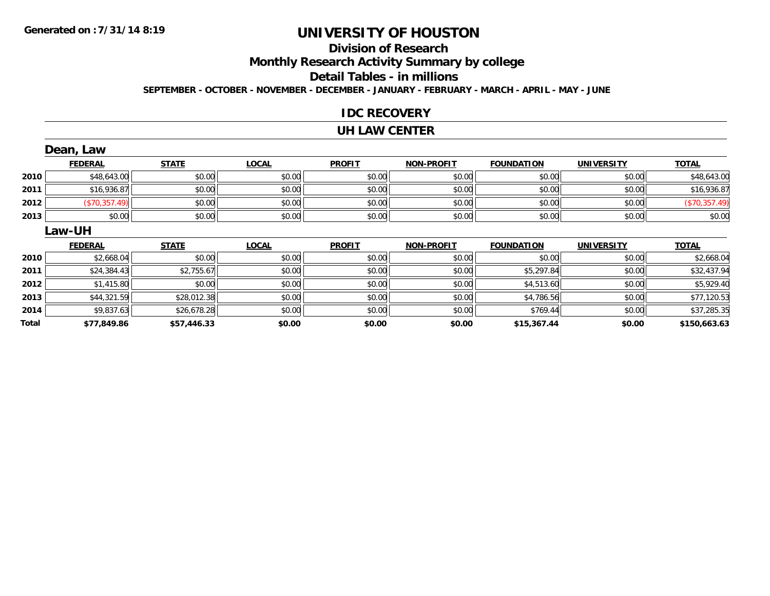Generated on :7/31/14 8:19

# UNIVERSITY OF HOUSTON

## Division of Research

## Monthly Research Activity Summary by college

## Detail Tables - in millions

SEPTEMBER - OCTOBER - NOVEMBER - DECEMBER - JANUARY - FEBRUARY - MARCH - APRIL - MAY - JUNE

## IDC RECOVERY

## UH LAW CENTER

### Dean, Law

| | FEDERAL | STATE | LOCAL | PROFIT | NON-PROFIT | FOUNDATION | UNIVERSITY | TOTAL |
|---|---|---|---|---|---|---|---|---|
| 2010 | $48,643.00 | $0.00 | $0.00 | $0.00 | $0.00 | $0.00 | $0.00 | $48,643.00 |
| 2011 | $16,936.87 | $0.00 | $0.00 | $0.00 | $0.00 | $0.00 | $0.00 | $16,936.87 |
| 2012 | ($70,357.49) | $0.00 | $0.00 | $0.00 | $0.00 | $0.00 | $0.00 | ($70,357.49) |
| 2013 | $0.00 | $0.00 | $0.00 | $0.00 | $0.00 | $0.00 | $0.00 | $0.00 |

### Law-UH

| | FEDERAL | STATE | LOCAL | PROFIT | NON-PROFIT | FOUNDATION | UNIVERSITY | TOTAL |
|---|---|---|---|---|---|---|---|---|
| 2010 | $2,668.04 | $0.00 | $0.00 | $0.00 | $0.00 | $0.00 | $0.00 | $2,668.04 |
| 2011 | $24,384.43 | $2,755.67 | $0.00 | $0.00 | $0.00 | $5,297.84 | $0.00 | $32,437.94 |
| 2012 | $1,415.80 | $0.00 | $0.00 | $0.00 | $0.00 | $4,513.60 | $0.00 | $5,929.40 |
| 2013 | $44,321.59 | $28,012.38 | $0.00 | $0.00 | $0.00 | $4,786.56 | $0.00 | $77,120.53 |
| 2014 | $9,837.63 | $26,678.28 | $0.00 | $0.00 | $0.00 | $769.44 | $0.00 | $37,285.35 |
| **Total** | **$77,849.86** | **$57,446.33** | **$0.00** | **$0.00** | **$0.00** | **$15,367.44** | **$0.00** | **$150,663.63** |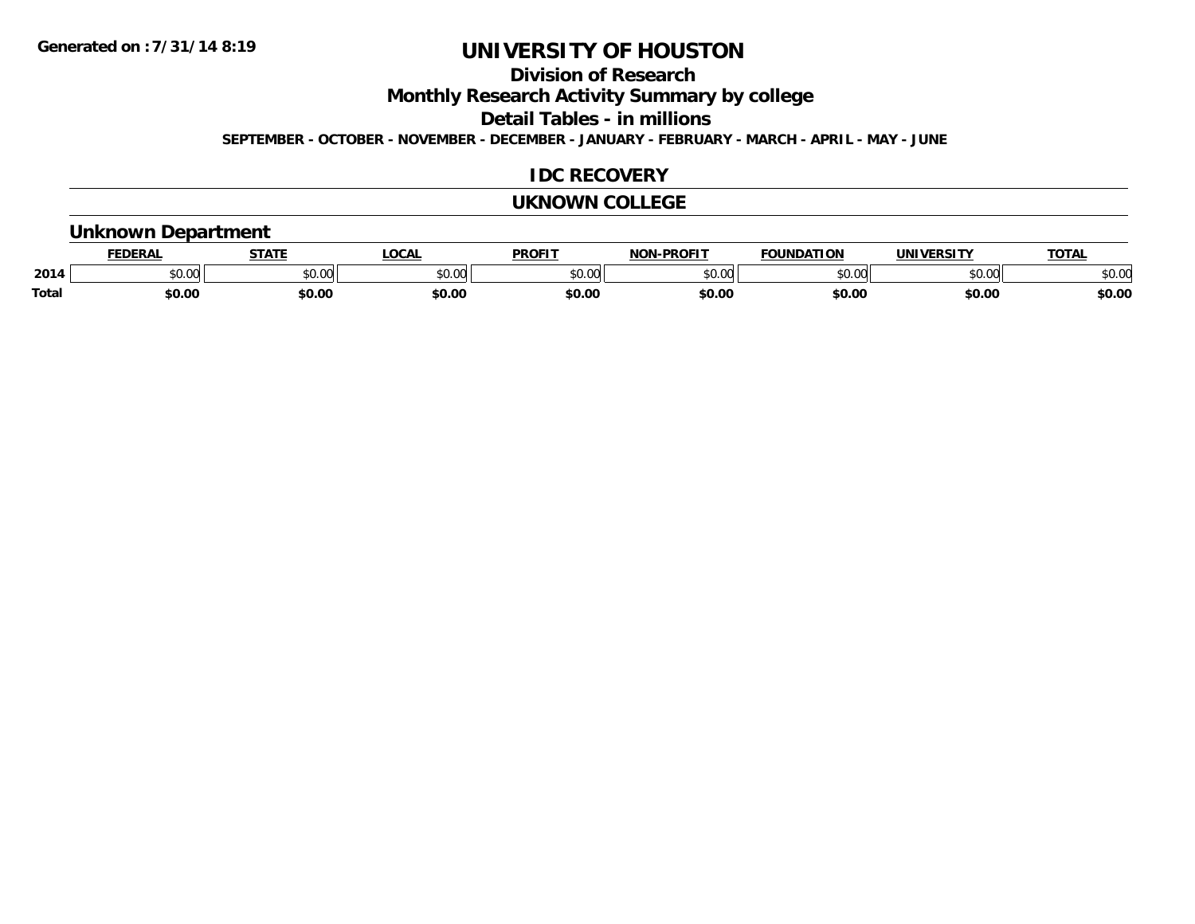**Generated on :7/31/14 8:19**

# UNIVERSITY OF HOUSTON

## Division of Research

## Monthly Research Activity Summary by college

## Detail Tables - in millions

**SEPTEMBER - OCTOBER - NOVEMBER - DECEMBER - JANUARY - FEBRUARY - MARCH - APRIL - MAY - JUNE**

## IDC RECOVERY

## UKNOWN COLLEGE

### Unknown Department

| | FEDERAL | STATE | LOCAL | PROFIT | NON-PROFIT | FOUNDATION | UNIVERSITY | TOTAL |
|---|---|---|---|---|---|---|---|---|
| 2014 | $0.00 | $0.00 | $0.00 | $0.00 | $0.00 | $0.00 | $0.00 | $0.00 |
| **Total** | **$0.00** | **$0.00** | **$0.00** | **$0.00** | **$0.00** | **$0.00** | **$0.00** | **$0.00** |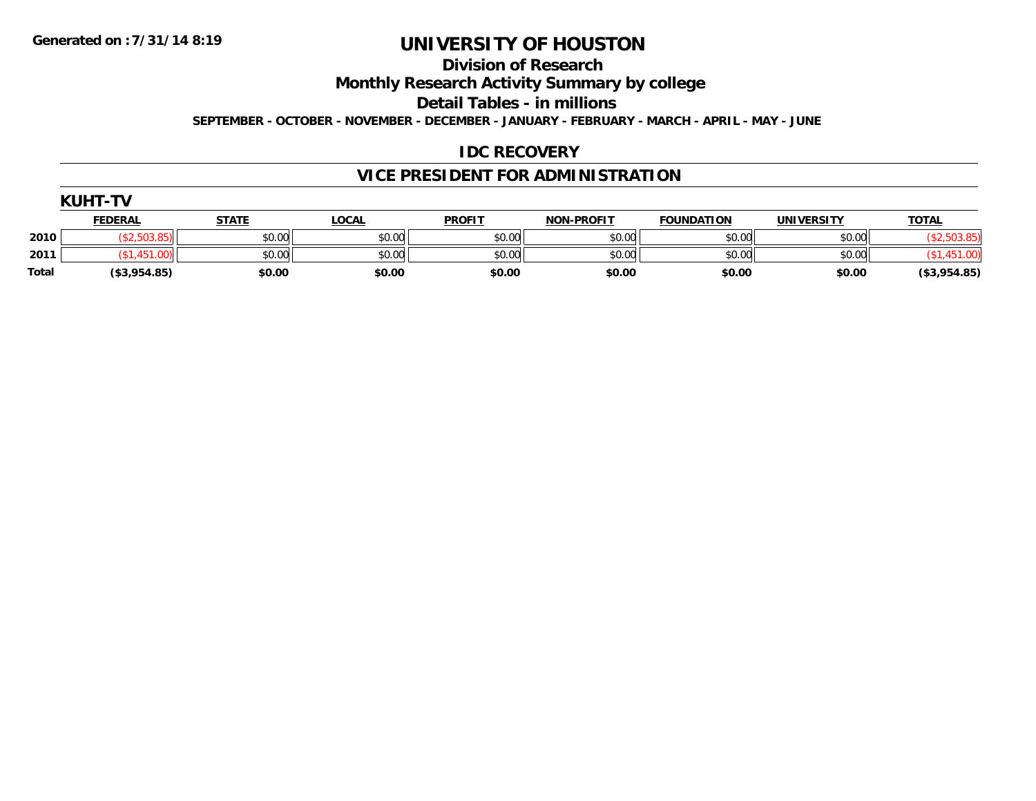Generated on :7/31/14 8:19

# UNIVERSITY OF HOUSTON

## Division of Research

## Monthly Research Activity Summary by college

## Detail Tables - in millions

**SEPTEMBER - OCTOBER - NOVEMBER - DECEMBER - JANUARY - FEBRUARY - MARCH - APRIL - MAY - JUNE**

## IDC RECOVERY

## VICE PRESIDENT FOR ADMINISTRATION

### KUHT-TV

| | FEDERAL | STATE | LOCAL | PROFIT | NON-PROFIT | FOUNDATION | UNIVERSITY | TOTAL |
|---|---|---|---|---|---|---|---|---|
| **2010** | ($2,503.85) | $0.00 | $0.00 | $0.00 | $0.00 | $0.00 | $0.00 | ($2,503.85) |
| **2011** | ($1,451.00) | $0.00 | $0.00 | $0.00 | $0.00 | $0.00 | $0.00 | ($1,451.00) |
| **Total** | **($3,954.85)** | **$0.00** | **$0.00** | **$0.00** | **$0.00** | **$0.00** | **$0.00** | **($3,954.85)** |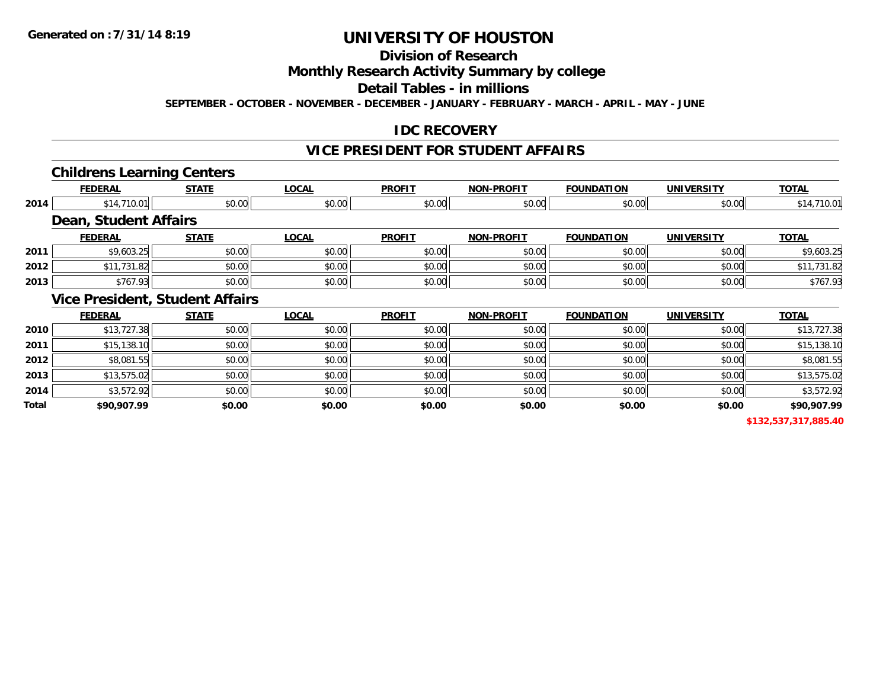Generated on :7/31/14 8:19

# UNIVERSITY OF HOUSTON

## Division of Research

## Monthly Research Activity Summary by college

## Detail Tables - in millions

SEPTEMBER - OCTOBER - NOVEMBER - DECEMBER - JANUARY - FEBRUARY - MARCH - APRIL - MAY - JUNE

## IDC RECOVERY

## VICE PRESIDENT FOR STUDENT AFFAIRS

### Childrens Learning Centers

| | FEDERAL | STATE | LOCAL | PROFIT | NON-PROFIT | FOUNDATION | UNIVERSITY | TOTAL |
|---|---|---|---|---|---|---|---|---|
| 2014 | $14,710.01 | $0.00 | $0.00 | $0.00 | $0.00 | $0.00 | $0.00 | $14,710.01 |

### Dean, Student Affairs

| | FEDERAL | STATE | LOCAL | PROFIT | NON-PROFIT | FOUNDATION | UNIVERSITY | TOTAL |
|---|---|---|---|---|---|---|---|---|
| 2011 | $9,603.25 | $0.00 | $0.00 | $0.00 | $0.00 | $0.00 | $0.00 | $9,603.25 |
| 2012 | $11,731.82 | $0.00 | $0.00 | $0.00 | $0.00 | $0.00 | $0.00 | $11,731.82 |
| 2013 | $767.93 | $0.00 | $0.00 | $0.00 | $0.00 | $0.00 | $0.00 | $767.93 |

### Vice President, Student Affairs

| | FEDERAL | STATE | LOCAL | PROFIT | NON-PROFIT | FOUNDATION | UNIVERSITY | TOTAL |
|---|---|---|---|---|---|---|---|---|
| 2010 | $13,727.38 | $0.00 | $0.00 | $0.00 | $0.00 | $0.00 | $0.00 | $13,727.38 |
| 2011 | $15,138.10 | $0.00 | $0.00 | $0.00 | $0.00 | $0.00 | $0.00 | $15,138.10 |
| 2012 | $8,081.55 | $0.00 | $0.00 | $0.00 | $0.00 | $0.00 | $0.00 | $8,081.55 |
| 2013 | $13,575.02 | $0.00 | $0.00 | $0.00 | $0.00 | $0.00 | $0.00 | $13,575.02 |
| 2014 | $3,572.92 | $0.00 | $0.00 | $0.00 | $0.00 | $0.00 | $0.00 | $3,572.92 |
| **Total** | **$90,907.99** | **$0.00** | **$0.00** | **$0.00** | **$0.00** | **$0.00** | **$0.00** | **$90,907.99** |

**$132,537,317,885.40**